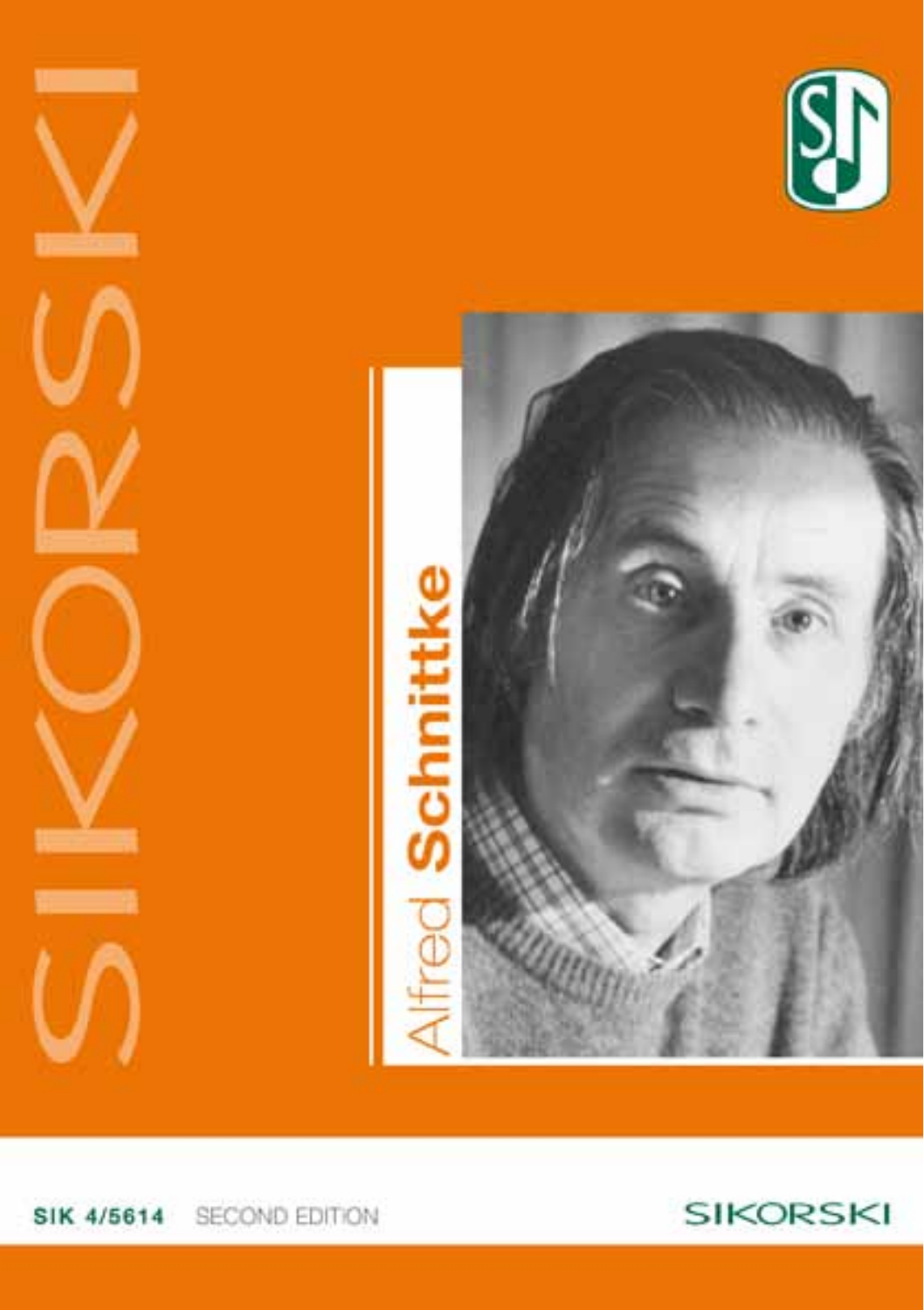SIKORSKI

# Alfred **Schnittke**

SIK 4/5614 SECOND EDITION

SIKORSKI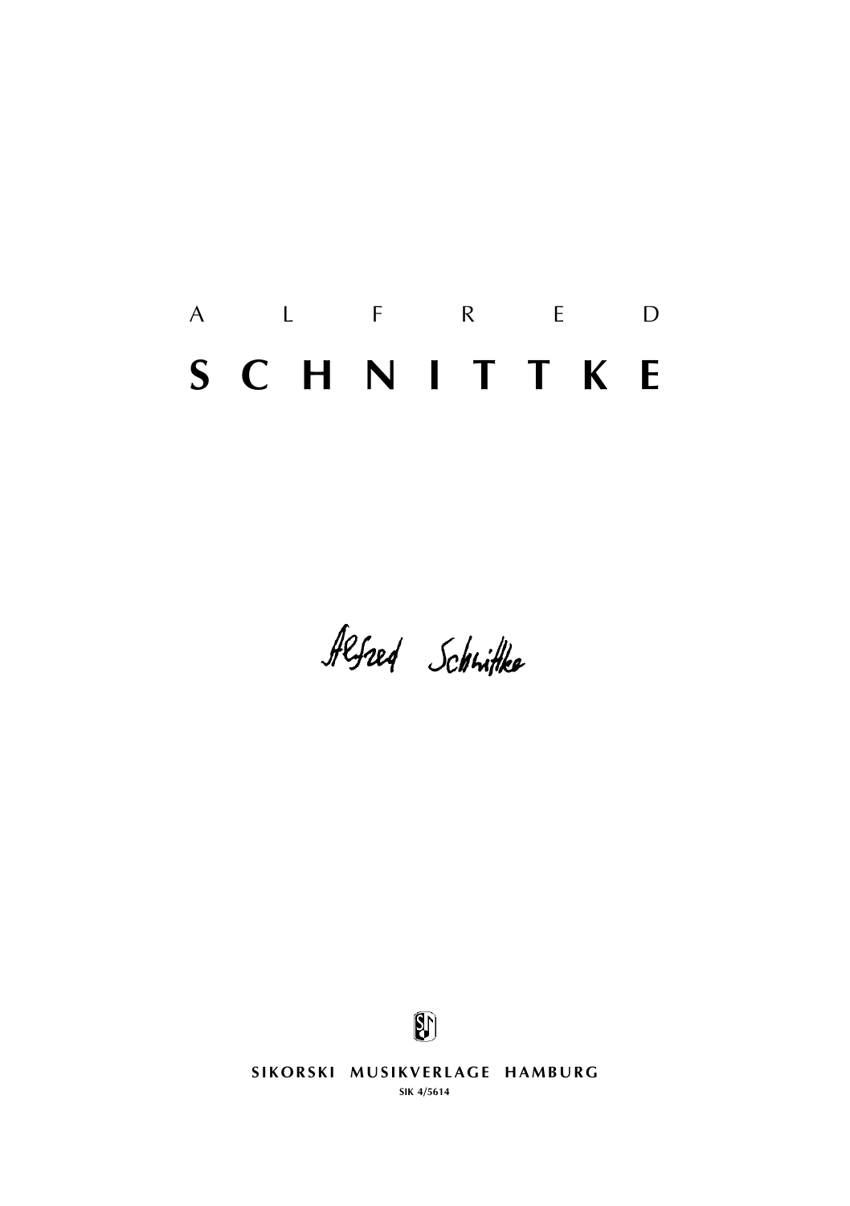A L F R E D

# S C H N I T T K E

Alfred Schnittke

SIKORSKI MUSIKVERLAGE HAMBURG

SIK 4/5614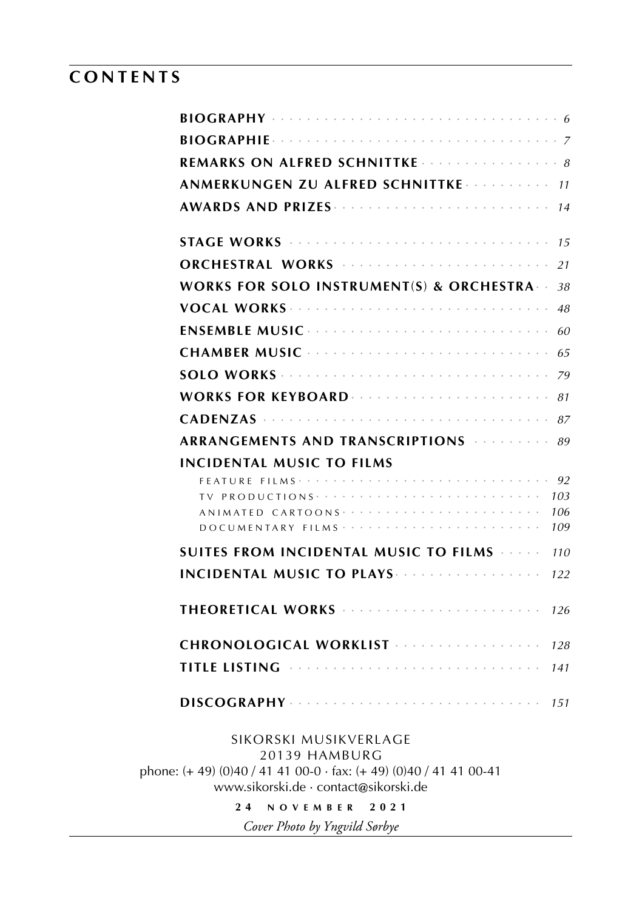# CONTENTS

| | |
|---|---|
| **BIOGRAPHY** | 6 |
| **BIOGRAPHIE** | 7 |
| **REMARKS ON ALFRED SCHNITTKE** | 8 |
| **ANMERKUNGEN ZU ALFRED SCHNITTKE** | 11 |
| **AWARDS AND PRIZES** | 14 |
| **STAGE WORKS** | 15 |
| **ORCHESTRAL WORKS** | 21 |
| **WORKS FOR SOLO INSTRUMENT(S) & ORCHESTRA** | 38 |
| **VOCAL WORKS** | 48 |
| **ENSEMBLE MUSIC** | 60 |
| **CHAMBER MUSIC** | 65 |
| **SOLO WORKS** | 79 |
| **WORKS FOR KEYBOARD** | 81 |
| **CADENZAS** | 87 |
| **ARRANGEMENTS AND TRANSCRIPTIONS** | 89 |
| **INCIDENTAL MUSIC TO FILMS** | |
| FEATURE FILMS | 92 |
| TV PRODUCTIONS | 103 |
| ANIMATED CARTOONS | 106 |
| DOCUMENTARY FILMS | 109 |
| **SUITES FROM INCIDENTAL MUSIC TO FILMS** | 110 |
| **INCIDENTAL MUSIC TO PLAYS** | 122 |
| **THEORETICAL WORKS** | 126 |
| **CHRONOLOGICAL WORKLIST** | 128 |
| **TITLE LISTING** | 141 |
| **DISCOGRAPHY** | 151 |

SIKORSKI MUSIKVERLAGE
20139 HAMBURG
phone: (+ 49) (0)40 / 41 41 00-0 · fax: (+ 49) (0)40 / 41 41 00-41
www.sikorski.de · contact@sikorski.de

**24 NOVEMBER 2021**

*Cover Photo by Yngvild Sørbye*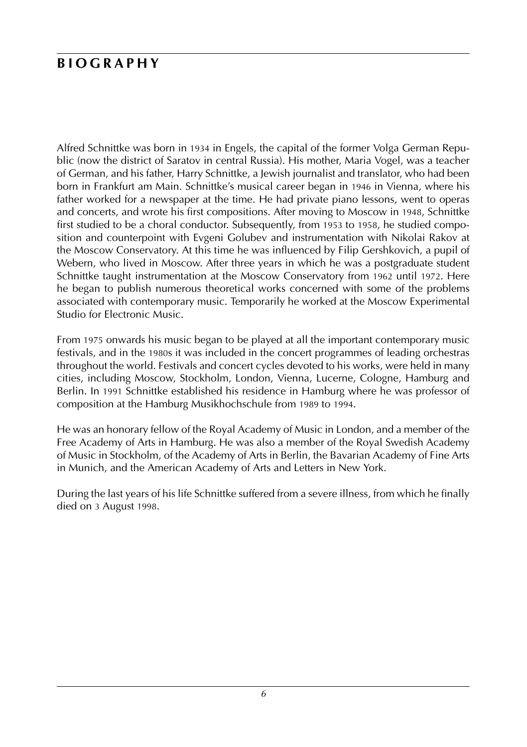## BIOGRAPHY

Alfred Schnittke was born in 1934 in Engels, the capital of the former Volga German Republic (now the district of Saratov in central Russia). His mother, Maria Vogel, was a teacher of German, and his father, Harry Schnittke, a Jewish journalist and translator, who had been born in Frankfurt am Main. Schnittke's musical career began in 1946 in Vienna, where his father worked for a newspaper at the time. He had private piano lessons, went to operas and concerts, and wrote his first compositions. After moving to Moscow in 1948, Schnittke first studied to be a choral conductor. Subsequently, from 1953 to 1958, he studied composition and counterpoint with Evgeni Golubev and instrumentation with Nikolai Rakov at the Moscow Conservatory. At this time he was influenced by Filip Gershkovich, a pupil of Webern, who lived in Moscow. After three years in which he was a postgraduate student Schnittke taught instrumentation at the Moscow Conservatory from 1962 until 1972. Here he began to publish numerous theoretical works concerned with some of the problems associated with contemporary music. Temporarily he worked at the Moscow Experimental Studio for Electronic Music.

From 1975 onwards his music began to be played at all the important contemporary music festivals, and in the 1980s it was included in the concert programmes of leading orchestras throughout the world. Festivals and concert cycles devoted to his works, were held in many cities, including Moscow, Stockholm, London, Vienna, Lucerne, Cologne, Hamburg and Berlin. In 1991 Schnittke established his residence in Hamburg where he was professor of composition at the Hamburg Musikhochschule from 1989 to 1994.

He was an honorary fellow of the Royal Academy of Music in London, and a member of the Free Academy of Arts in Hamburg. He was also a member of the Royal Swedish Academy of Music in Stockholm, of the Academy of Arts in Berlin, the Bavarian Academy of Fine Arts in Munich, and the American Academy of Arts and Letters in New York.

During the last years of his life Schnittke suffered from a severe illness, from which he finally died on 3 August 1998.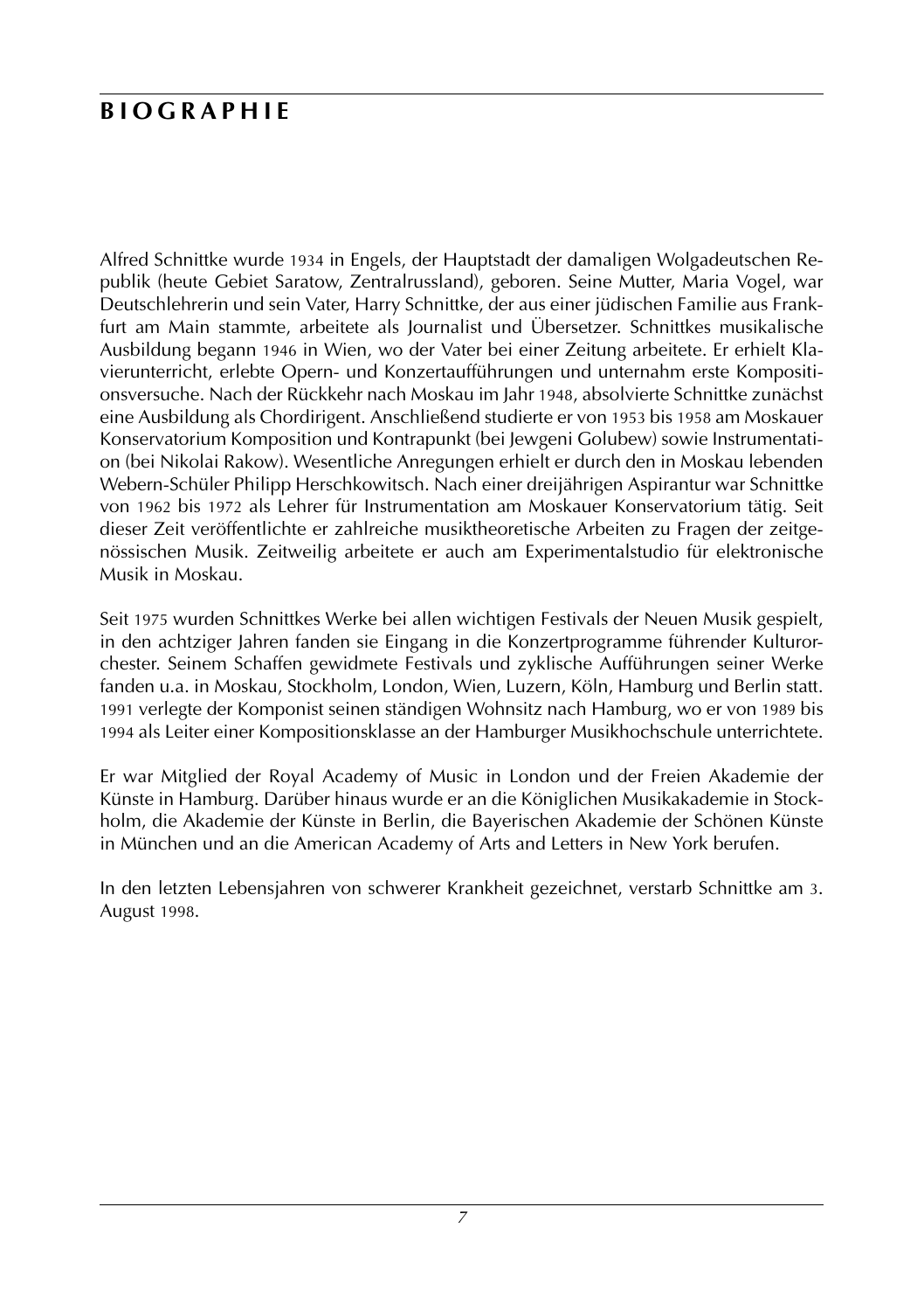# BIOGRAPHIE

Alfred Schnittke wurde 1934 in Engels, der Hauptstadt der damaligen Wolgadeutschen Republik (heute Gebiet Saratow, Zentralrussland), geboren. Seine Mutter, Maria Vogel, war Deutschlehrerin und sein Vater, Harry Schnittke, der aus einer jüdischen Familie aus Frankfurt am Main stammte, arbeitete als Journalist und Übersetzer. Schnittkes musikalische Ausbildung begann 1946 in Wien, wo der Vater bei einer Zeitung arbeitete. Er erhielt Klavierunterricht, erlebte Opern- und Konzertaufführungen und unternahm erste Kompositionsversuche. Nach der Rückkehr nach Moskau im Jahr 1948, absolvierte Schnittke zunächst eine Ausbildung als Chordirigent. Anschließend studierte er von 1953 bis 1958 am Moskauer Konservatorium Komposition und Kontrapunkt (bei Jewgeni Golubew) sowie Instrumentation (bei Nikolai Rakow). Wesentliche Anregungen erhielt er durch den in Moskau lebenden Webern-Schüler Philipp Herschkowitsch. Nach einer dreijährigen Aspirantur war Schnittke von 1962 bis 1972 als Lehrer für Instrumentation am Moskauer Konservatorium tätig. Seit dieser Zeit veröffentlichte er zahlreiche musiktheoretische Arbeiten zu Fragen der zeitgenössischen Musik. Zeitweilig arbeitete er auch am Experimentalstudio für elektronische Musik in Moskau.

Seit 1975 wurden Schnittkes Werke bei allen wichtigen Festivals der Neuen Musik gespielt, in den achtziger Jahren fanden sie Eingang in die Konzertprogramme führender Kulturorchester. Seinem Schaffen gewidmete Festivals und zyklische Aufführungen seiner Werke fanden u.a. in Moskau, Stockholm, London, Wien, Luzern, Köln, Hamburg und Berlin statt. 1991 verlegte der Komponist seinen ständigen Wohnsitz nach Hamburg, wo er von 1989 bis 1994 als Leiter einer Kompositionsklasse an der Hamburger Musikhochschule unterrichtete.

Er war Mitglied der Royal Academy of Music in London und der Freien Akademie der Künste in Hamburg. Darüber hinaus wurde er an die Königlichen Musikakademie in Stockholm, die Akademie der Künste in Berlin, die Bayerischen Akademie der Schönen Künste in München und an die American Academy of Arts and Letters in New York berufen.

In den letzten Lebensjahren von schwerer Krankheit gezeichnet, verstarb Schnittke am 3. August 1998.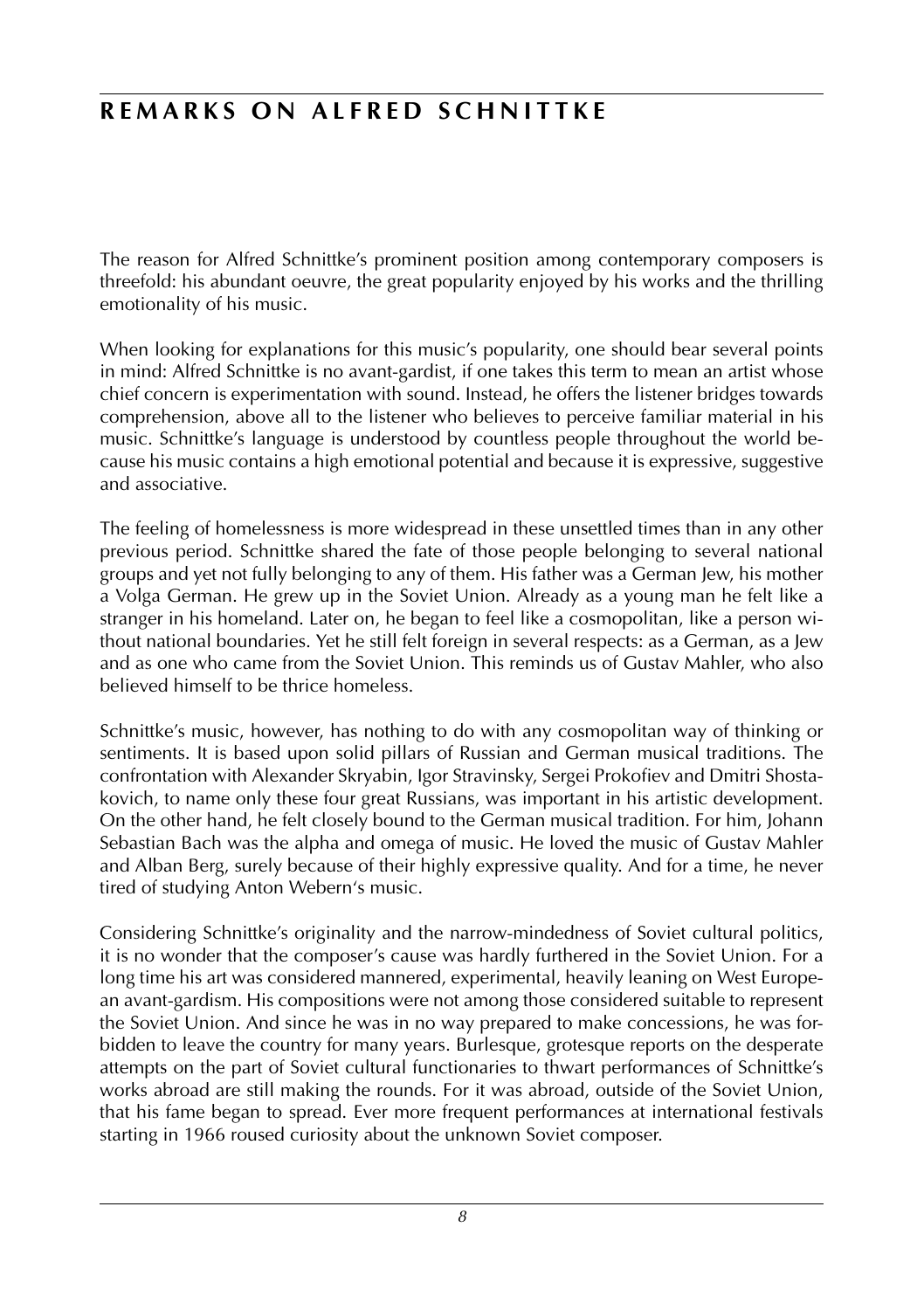# REMARKS ON ALFRED SCHNITTKE

The reason for Alfred Schnittke's prominent position among contemporary composers is threefold: his abundant oeuvre, the great popularity enjoyed by his works and the thrilling emotionality of his music.

When looking for explanations for this music's popularity, one should bear several points in mind: Alfred Schnittke is no avant-gardist, if one takes this term to mean an artist whose chief concern is experimentation with sound. Instead, he offers the listener bridges towards comprehension, above all to the listener who believes to perceive familiar material in his music. Schnittke's language is understood by countless people throughout the world because his music contains a high emotional potential and because it is expressive, suggestive and associative.

The feeling of homelessness is more widespread in these unsettled times than in any other previous period. Schnittke shared the fate of those people belonging to several national groups and yet not fully belonging to any of them. His father was a German Jew, his mother a Volga German. He grew up in the Soviet Union. Already as a young man he felt like a stranger in his homeland. Later on, he began to feel like a cosmopolitan, like a person without national boundaries. Yet he still felt foreign in several respects: as a German, as a Jew and as one who came from the Soviet Union. This reminds us of Gustav Mahler, who also believed himself to be thrice homeless.

Schnittke's music, however, has nothing to do with any cosmopolitan way of thinking or sentiments. It is based upon solid pillars of Russian and German musical traditions. The confrontation with Alexander Skryabin, Igor Stravinsky, Sergei Prokofiev and Dmitri Shostakovich, to name only these four great Russians, was important in his artistic development. On the other hand, he felt closely bound to the German musical tradition. For him, Johann Sebastian Bach was the alpha and omega of music. He loved the music of Gustav Mahler and Alban Berg, surely because of their highly expressive quality. And for a time, he never tired of studying Anton Webern's music.

Considering Schnittke's originality and the narrow-mindedness of Soviet cultural politics, it is no wonder that the composer's cause was hardly furthered in the Soviet Union. For a long time his art was considered mannered, experimental, heavily leaning on West European avant-gardism. His compositions were not among those considered suitable to represent the Soviet Union. And since he was in no way prepared to make concessions, he was forbidden to leave the country for many years. Burlesque, grotesque reports on the desperate attempts on the part of Soviet cultural functionaries to thwart performances of Schnittke's works abroad are still making the rounds. For it was abroad, outside of the Soviet Union, that his fame began to spread. Ever more frequent performances at international festivals starting in 1966 roused curiosity about the unknown Soviet composer.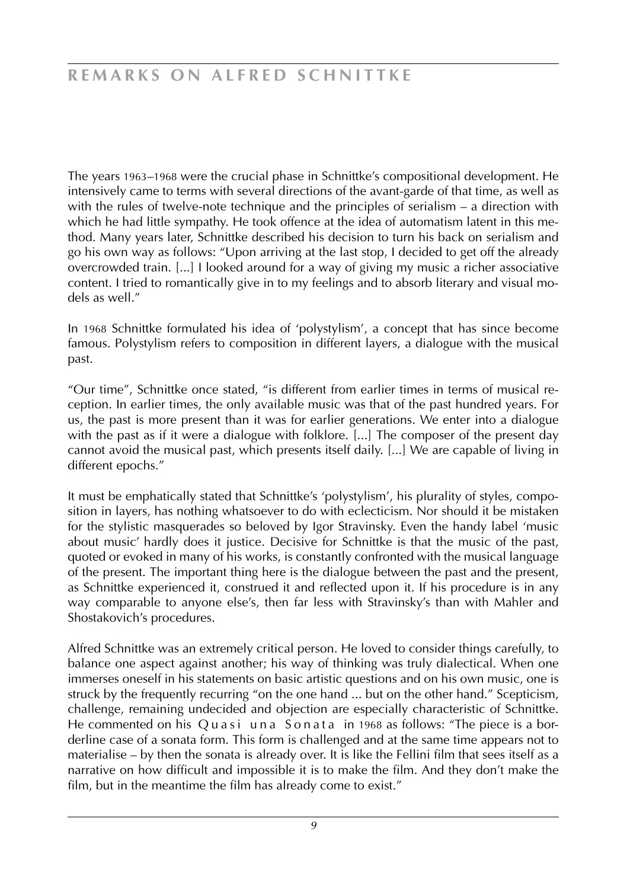# REMARKS ON ALFRED SCHNITTKE

The years 1963–1968 were the crucial phase in Schnittke's compositional development. He intensively came to terms with several directions of the avant-garde of that time, as well as with the rules of twelve-note technique and the principles of serialism – a direction with which he had little sympathy. He took offence at the idea of automatism latent in this method. Many years later, Schnittke described his decision to turn his back on serialism and go his own way as follows: "Upon arriving at the last stop, I decided to get off the already overcrowded train. [...] I looked around for a way of giving my music a richer associative content. I tried to romantically give in to my feelings and to absorb literary and visual models as well."

In 1968 Schnittke formulated his idea of 'polystylism', a concept that has since become famous. Polystylism refers to composition in different layers, a dialogue with the musical past.

"Our time", Schnittke once stated, "is different from earlier times in terms of musical reception. In earlier times, the only available music was that of the past hundred years. For us, the past is more present than it was for earlier generations. We enter into a dialogue with the past as if it were a dialogue with folklore. [...] The composer of the present day cannot avoid the musical past, which presents itself daily. [...] We are capable of living in different epochs."

It must be emphatically stated that Schnittke's 'polystylism', his plurality of styles, composition in layers, has nothing whatsoever to do with eclecticism. Nor should it be mistaken for the stylistic masquerades so beloved by Igor Stravinsky. Even the handy label 'music about music' hardly does it justice. Decisive for Schnittke is that the music of the past, quoted or evoked in many of his works, is constantly confronted with the musical language of the present. The important thing here is the dialogue between the past and the present, as Schnittke experienced it, construed it and reflected upon it. If his procedure is in any way comparable to anyone else's, then far less with Stravinsky's than with Mahler and Shostakovich's procedures.

Alfred Schnittke was an extremely critical person. He loved to consider things carefully, to balance one aspect against another; his way of thinking was truly dialectical. When one immerses oneself in his statements on basic artistic questions and on his own music, one is struck by the frequently recurring "on the one hand ... but on the other hand." Scepticism, challenge, remaining undecided and objection are especially characteristic of Schnittke. He commented on his Quasi una Sonata in 1968 as follows: "The piece is a borderline case of a sonata form. This form is challenged and at the same time appears not to materialise – by then the sonata is already over. It is like the Fellini film that sees itself as a narrative on how difficult and impossible it is to make the film. And they don't make the film, but in the meantime the film has already come to exist."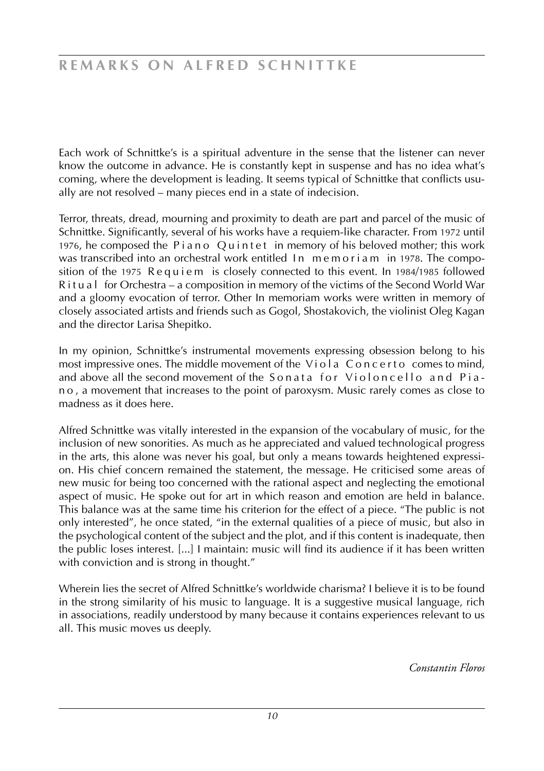# REMARKS ON ALFRED SCHNITTKE

Each work of Schnittke's is a spiritual adventure in the sense that the listener can never know the outcome in advance. He is constantly kept in suspense and has no idea what's coming, where the development is leading. It seems typical of Schnittke that conflicts usually are not resolved – many pieces end in a state of indecision.

Terror, threats, dread, mourning and proximity to death are part and parcel of the music of Schnittke. Significantly, several of his works have a requiem-like character. From 1972 until 1976, he composed the Piano Quintet in memory of his beloved mother; this work was transcribed into an orchestral work entitled In memoriam in 1978. The composition of the 1975 Requiem is closely connected to this event. In 1984/1985 followed Ritual for Orchestra – a composition in memory of the victims of the Second World War and a gloomy evocation of terror. Other In memoriam works were written in memory of closely associated artists and friends such as Gogol, Shostakovich, the violinist Oleg Kagan and the director Larisa Shepitko.

In my opinion, Schnittke's instrumental movements expressing obsession belong to his most impressive ones. The middle movement of the Viola Concerto comes to mind, and above all the second movement of the Sonata for Violoncello and Piano, a movement that increases to the point of paroxysm. Music rarely comes as close to madness as it does here.

Alfred Schnittke was vitally interested in the expansion of the vocabulary of music, for the inclusion of new sonorities. As much as he appreciated and valued technological progress in the arts, this alone was never his goal, but only a means towards heightened expression. His chief concern remained the statement, the message. He criticised some areas of new music for being too concerned with the rational aspect and neglecting the emotional aspect of music. He spoke out for art in which reason and emotion are held in balance. This balance was at the same time his criterion for the effect of a piece. "The public is not only interested", he once stated, "in the external qualities of a piece of music, but also in the psychological content of the subject and the plot, and if this content is inadequate, then the public loses interest. [...] I maintain: music will find its audience if it has been written with conviction and is strong in thought."

Wherein lies the secret of Alfred Schnittke's worldwide charisma? I believe it is to be found in the strong similarity of his music to language. It is a suggestive musical language, rich in associations, readily understood by many because it contains experiences relevant to us all. This music moves us deeply.

*Constantin Floros*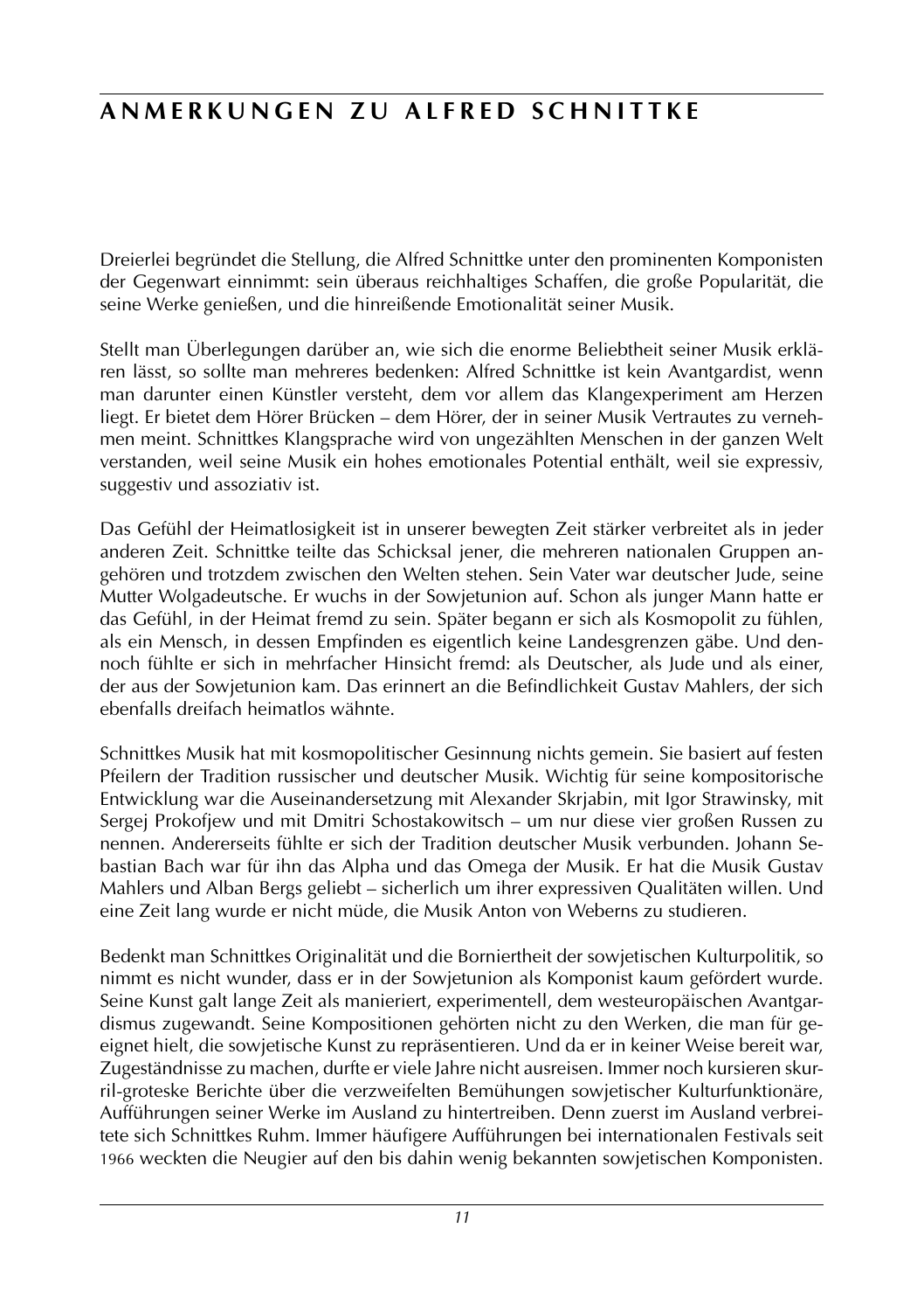# ANMERKUNGEN ZU ALFRED SCHNITTKE

Dreierlei begründet die Stellung, die Alfred Schnittke unter den prominenten Komponisten der Gegenwart einnimmt: sein überaus reichhaltiges Schaffen, die große Popularität, die seine Werke genießen, und die hinreißende Emotionalität seiner Musik.

Stellt man Überlegungen darüber an, wie sich die enorme Beliebtheit seiner Musik erklären lässt, so sollte man mehreres bedenken: Alfred Schnittke ist kein Avantgardist, wenn man darunter einen Künstler versteht, dem vor allem das Klangexperiment am Herzen liegt. Er bietet dem Hörer Brücken – dem Hörer, der in seiner Musik Vertrautes zu vernehmen meint. Schnittkes Klangsprache wird von ungezählten Menschen in der ganzen Welt verstanden, weil seine Musik ein hohes emotionales Potential enthält, weil sie expressiv, suggestiv und assoziativ ist.

Das Gefühl der Heimatlosigkeit ist in unserer bewegten Zeit stärker verbreitet als in jeder anderen Zeit. Schnittke teilte das Schicksal jener, die mehreren nationalen Gruppen angehören und trotzdem zwischen den Welten stehen. Sein Vater war deutscher Jude, seine Mutter Wolgadeutsche. Er wuchs in der Sowjetunion auf. Schon als junger Mann hatte er das Gefühl, in der Heimat fremd zu sein. Später begann er sich als Kosmopolit zu fühlen, als ein Mensch, in dessen Empfinden es eigentlich keine Landesgrenzen gäbe. Und dennoch fühlte er sich in mehrfacher Hinsicht fremd: als Deutscher, als Jude und als einer, der aus der Sowjetunion kam. Das erinnert an die Befindlichkeit Gustav Mahlers, der sich ebenfalls dreifach heimatlos wähnte.

Schnittkes Musik hat mit kosmopolitischer Gesinnung nichts gemein. Sie basiert auf festen Pfeilern der Tradition russischer und deutscher Musik. Wichtig für seine kompositorische Entwicklung war die Auseinandersetzung mit Alexander Skrjabin, mit Igor Strawinsky, mit Sergej Prokofjew und mit Dmitri Schostakowitsch – um nur diese vier großen Russen zu nennen. Andererseits fühlte er sich der Tradition deutscher Musik verbunden. Johann Sebastian Bach war für ihn das Alpha und das Omega der Musik. Er hat die Musik Gustav Mahlers und Alban Bergs geliebt – sicherlich um ihrer expressiven Qualitäten willen. Und eine Zeit lang wurde er nicht müde, die Musik Anton von Weberns zu studieren.

Bedenkt man Schnittkes Originalität und die Borniertheit der sowjetischen Kulturpolitik, so nimmt es nicht wunder, dass er in der Sowjetunion als Komponist kaum gefördert wurde. Seine Kunst galt lange Zeit als manieriert, experimentell, dem westeuropäischen Avantgardismus zugewandt. Seine Kompositionen gehörten nicht zu den Werken, die man für geeignet hielt, die sowjetische Kunst zu repräsentieren. Und da er in keiner Weise bereit war, Zugeständnisse zu machen, durfte er viele Jahre nicht ausreisen. Immer noch kursieren skurril-groteske Berichte über die verzweifelten Bemühungen sowjetischer Kulturfunktionäre, Aufführungen seiner Werke im Ausland zu hintertreiben. Denn zuerst im Ausland verbreitete sich Schnittkes Ruhm. Immer häufigere Aufführungen bei internationalen Festivals seit 1966 weckten die Neugier auf den bis dahin wenig bekannten sowjetischen Komponisten.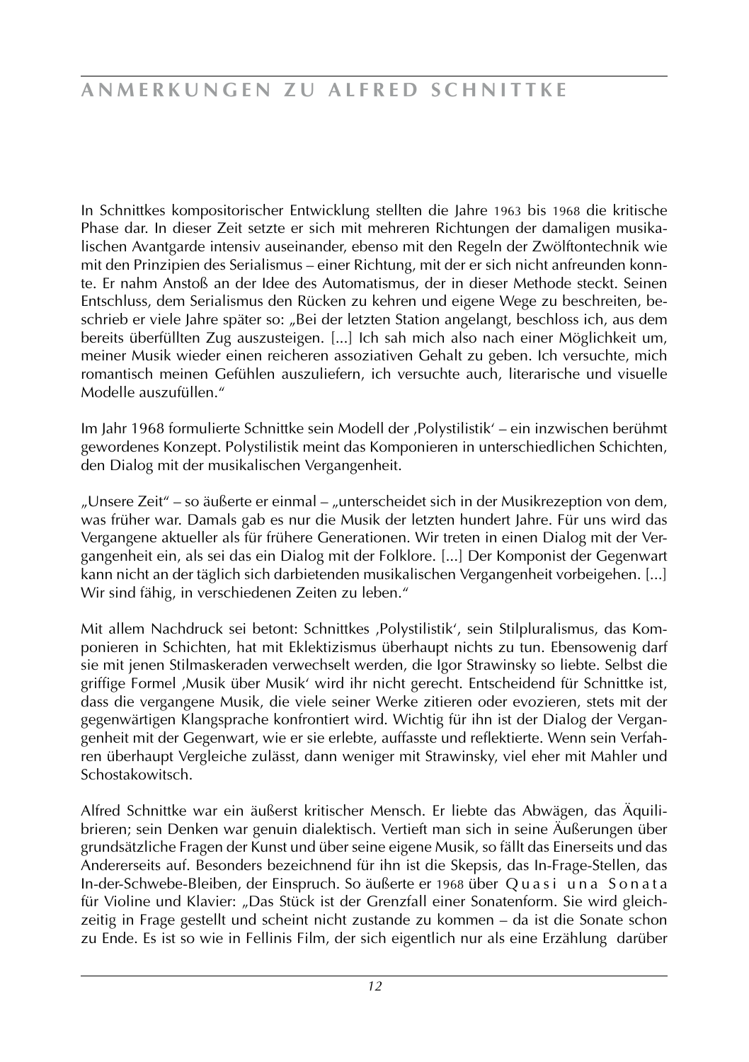# ANMERKUNGEN ZU ALFRED SCHNITTKE

In Schnittkes kompositorischer Entwicklung stellten die Jahre 1963 bis 1968 die kritische Phase dar. In dieser Zeit setzte er sich mit mehreren Richtungen der damaligen musikalischen Avantgarde intensiv auseinander, ebenso mit den Regeln der Zwölftontechnik wie mit den Prinzipien des Serialismus – einer Richtung, mit der er sich nicht anfreunden konnte. Er nahm Anstoß an der Idee des Automatismus, der in dieser Methode steckt. Seinen Entschluss, dem Serialismus den Rücken zu kehren und eigene Wege zu beschreiten, beschrieb er viele Jahre später so: „Bei der letzten Station angelangt, beschloss ich, aus dem bereits überfüllten Zug auszusteigen. [...] Ich sah mich also nach einer Möglichkeit um, meiner Musik wieder einen reicheren assoziativen Gehalt zu geben. Ich versuchte, mich romantisch meinen Gefühlen auszuliefern, ich versuchte auch, literarische und visuelle Modelle auszufüllen."

Im Jahr 1968 formulierte Schnittke sein Modell der ‚Polystilistik' – ein inzwischen berühmt gewordenes Konzept. Polystilistik meint das Komponieren in unterschiedlichen Schichten, den Dialog mit der musikalischen Vergangenheit.

„Unsere Zeit" – so äußerte er einmal – „unterscheidet sich in der Musikrezeption von dem, was früher war. Damals gab es nur die Musik der letzten hundert Jahre. Für uns wird das Vergangene aktueller als für frühere Generationen. Wir treten in einen Dialog mit der Vergangenheit ein, als sei das ein Dialog mit der Folklore. [...] Der Komponist der Gegenwart kann nicht an der täglich sich darbietenden musikalischen Vergangenheit vorbeigehen. [...] Wir sind fähig, in verschiedenen Zeiten zu leben."

Mit allem Nachdruck sei betont: Schnittkes ‚Polystilistik', sein Stilpluralismus, das Komponieren in Schichten, hat mit Eklektizismus überhaupt nichts zu tun. Ebensowenig darf sie mit jenen Stilmaskeraden verwechselt werden, die Igor Strawinsky so liebte. Selbst die griffige Formel ‚Musik über Musik' wird ihr nicht gerecht. Entscheidend für Schnittke ist, dass die vergangene Musik, die viele seiner Werke zitieren oder evozieren, stets mit der gegenwärtigen Klangsprache konfrontiert wird. Wichtig für ihn ist der Dialog der Vergangenheit mit der Gegenwart, wie er sie erlebte, auffasste und reflektierte. Wenn sein Verfahren überhaupt Vergleiche zulässt, dann weniger mit Strawinsky, viel eher mit Mahler und Schostakowitsch.

Alfred Schnittke war ein äußerst kritischer Mensch. Er liebte das Abwägen, das Äquilibrieren; sein Denken war genuin dialektisch. Vertieft man sich in seine Äußerungen über grundsätzliche Fragen der Kunst und über seine eigene Musik, so fällt das Einerseits und das Andererseits auf. Besonders bezeichnend für ihn ist die Skepsis, das In-Frage-Stellen, das In-der-Schwebe-Bleiben, der Einspruch. So äußerte er 1968 über Quasi una Sonata für Violine und Klavier: „Das Stück ist der Grenzfall einer Sonatenform. Sie wird gleichzeitig in Frage gestellt und scheint nicht zustande zu kommen – da ist die Sonate schon zu Ende. Es ist so wie in Fellinis Film, der sich eigentlich nur als eine Erzählung darüber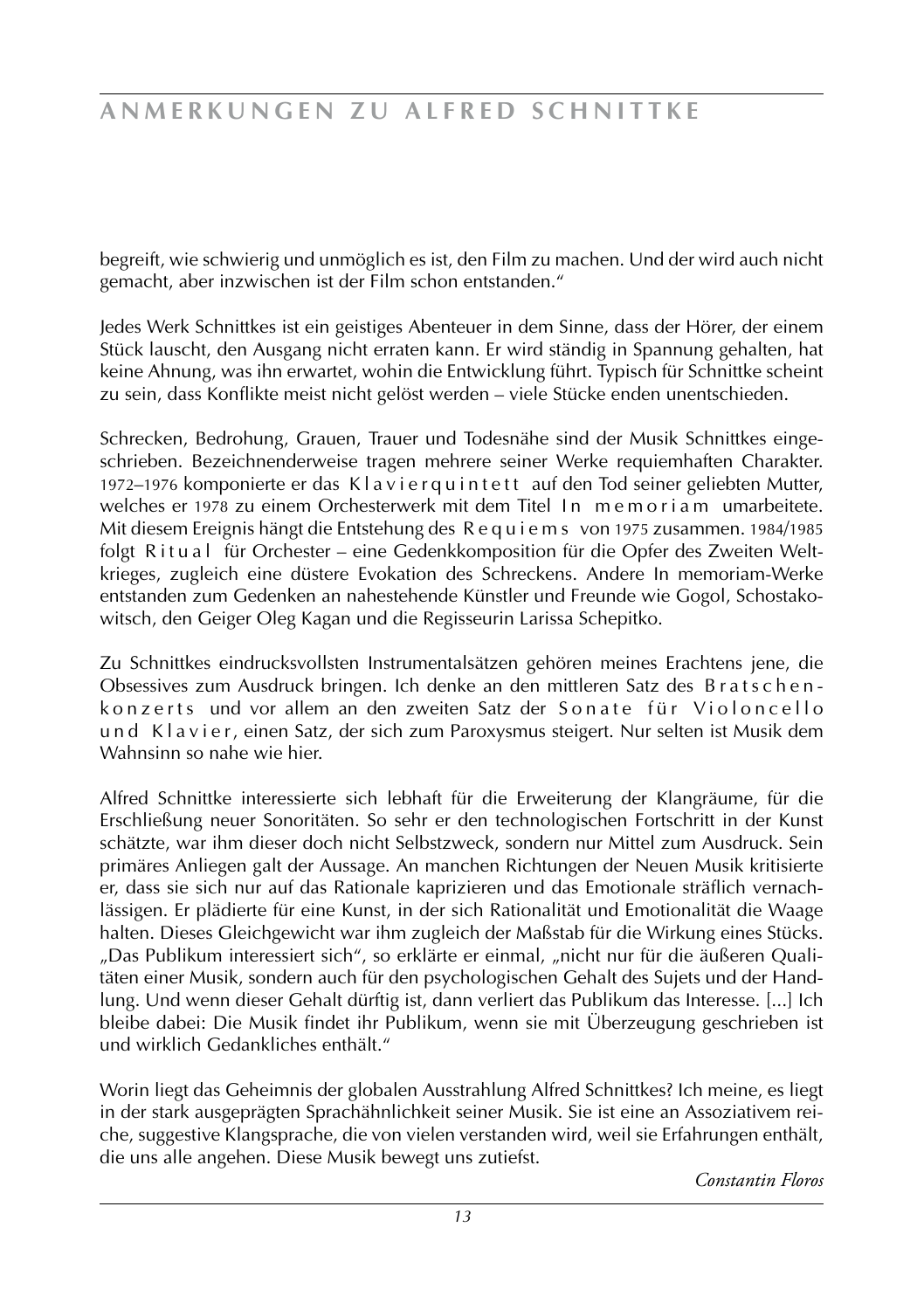begreift, wie schwierig und unmöglich es ist, den Film zu machen. Und der wird auch nicht gemacht, aber inzwischen ist der Film schon entstanden."

Jedes Werk Schnittkes ist ein geistiges Abenteuer in dem Sinne, dass der Hörer, der einem Stück lauscht, den Ausgang nicht erraten kann. Er wird ständig in Spannung gehalten, hat keine Ahnung, was ihn erwartet, wohin die Entwicklung führt. Typisch für Schnittke scheint zu sein, dass Konflikte meist nicht gelöst werden – viele Stücke enden unentschieden.

Schrecken, Bedrohung, Grauen, Trauer und Todesnähe sind der Musik Schnittkes eingeschrieben. Bezeichnenderweise tragen mehrere seiner Werke requiemhaften Charakter. 1972–1976 komponierte er das Klavierquintett auf den Tod seiner geliebten Mutter, welches er 1978 zu einem Orchesterwerk mit dem Titel In memoriam umarbeitete. Mit diesem Ereignis hängt die Entstehung des Requiems von 1975 zusammen. 1984/1985 folgt Ritual für Orchester – eine Gedenkkomposition für die Opfer des Zweiten Weltkrieges, zugleich eine düstere Evokation des Schreckens. Andere In memoriam-Werke entstanden zum Gedenken an nahestehende Künstler und Freunde wie Gogol, Schostakowitsch, den Geiger Oleg Kagan und die Regisseurin Larissa Schepitko.

Zu Schnittkes eindrucksvollsten Instrumentalsätzen gehören meines Erachtens jene, die Obsessives zum Ausdruck bringen. Ich denke an den mittleren Satz des Bratschenkonzerts und vor allem an den zweiten Satz der Sonate für Violoncello und Klavier, einen Satz, der sich zum Paroxysmus steigert. Nur selten ist Musik dem Wahnsinn so nahe wie hier.

Alfred Schnittke interessierte sich lebhaft für die Erweiterung der Klangräume, für die Erschließung neuer Sonoritäten. So sehr er den technologischen Fortschritt in der Kunst schätzte, war ihm dieser doch nicht Selbstzweck, sondern nur Mittel zum Ausdruck. Sein primäres Anliegen galt der Aussage. An manchen Richtungen der Neuen Musik kritisierte er, dass sie sich nur auf das Rationale kaprizieren und das Emotionale sträflich vernachlässigen. Er plädierte für eine Kunst, in der sich Rationalität und Emotionalität die Waage halten. Dieses Gleichgewicht war ihm zugleich der Maßstab für die Wirkung eines Stücks. „Das Publikum interessiert sich", so erklärte er einmal, „nicht nur für die äußeren Qualitäten einer Musik, sondern auch für den psychologischen Gehalt des Sujets und der Handlung. Und wenn dieser Gehalt dürftig ist, dann verliert das Publikum das Interesse. [...] Ich bleibe dabei: Die Musik findet ihr Publikum, wenn sie mit Überzeugung geschrieben ist und wirklich Gedankliches enthält."

Worin liegt das Geheimnis der globalen Ausstrahlung Alfred Schnittkes? Ich meine, es liegt in der stark ausgeprägten Sprachähnlichkeit seiner Musik. Sie ist eine an Assoziativem reiche, suggestive Klangsprache, die von vielen verstanden wird, weil sie Erfahrungen enthält, die uns alle angehen. Diese Musik bewegt uns zutiefst.

*Constantin Floros*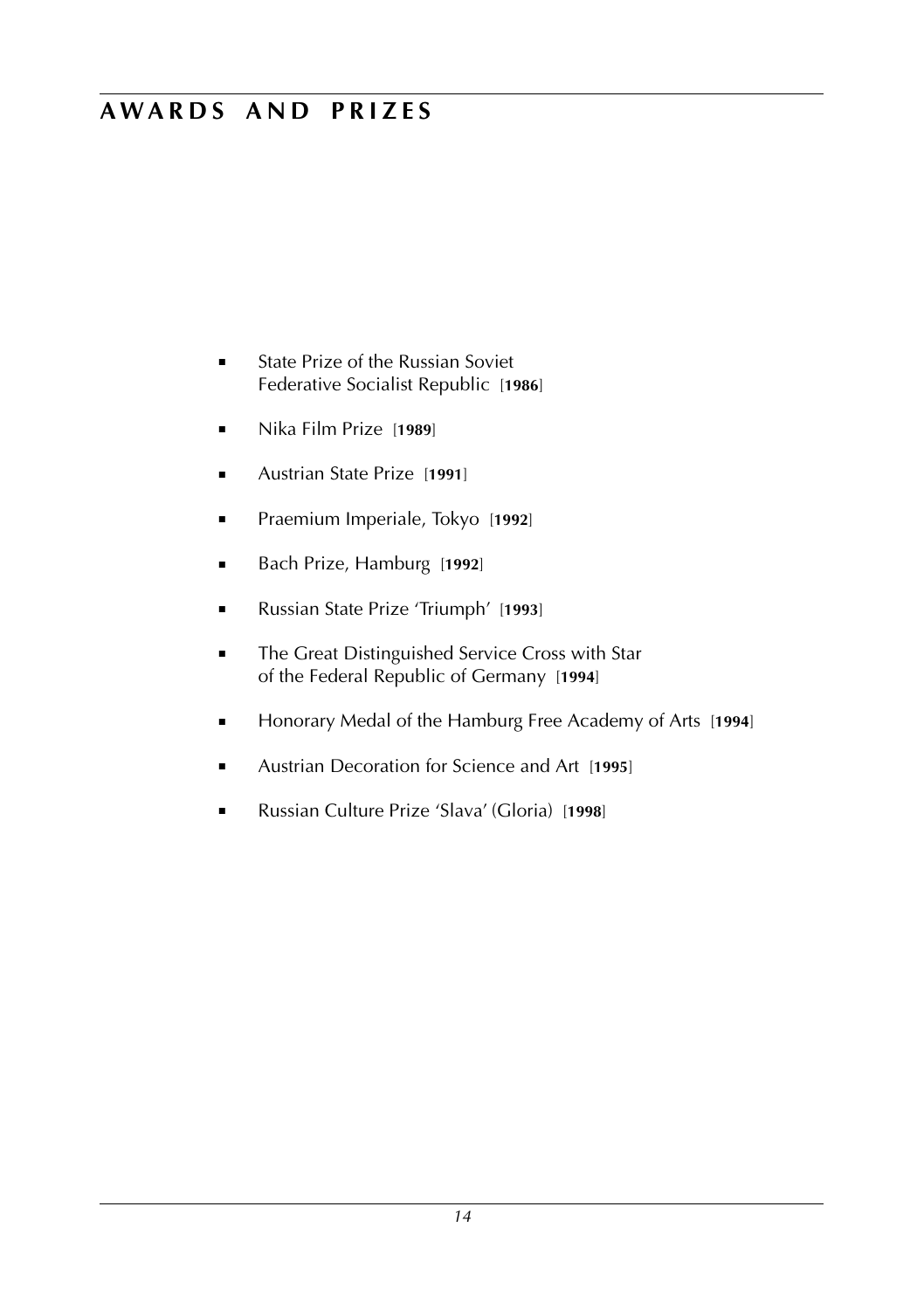# AWARDS AND PRIZES

- State Prize of the Russian Soviet Federative Socialist Republic [**1986**]
- Nika Film Prize [**1989**]
- Austrian State Prize [**1991**]
- Praemium Imperiale, Tokyo [**1992**]
- Bach Prize, Hamburg [**1992**]
- Russian State Prize 'Triumph' [**1993**]
- The Great Distinguished Service Cross with Star of the Federal Republic of Germany [**1994**]
- Honorary Medal of the Hamburg Free Academy of Arts [**1994**]
- Austrian Decoration for Science and Art [**1995**]
- Russian Culture Prize 'Slava' (Gloria) [**1998**]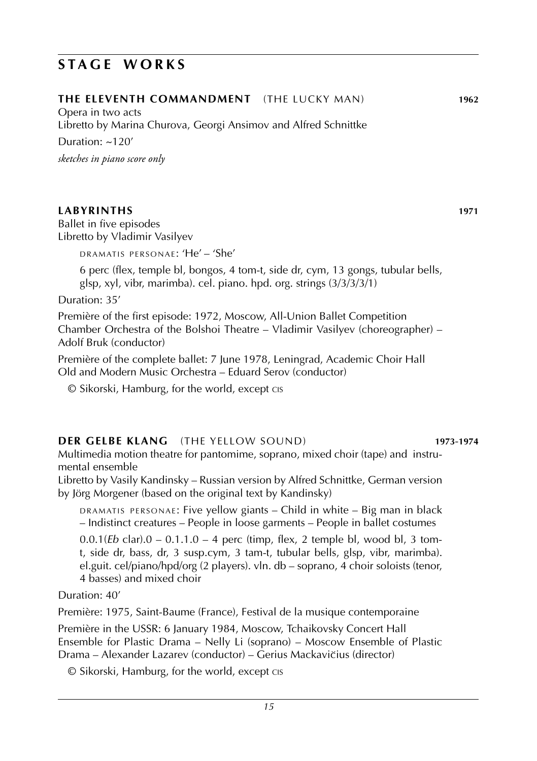# STAGE WORKS

## THE ELEVENTH COMMANDMENT (THE LUCKY MAN) **1962**

Opera in two acts
Libretto by Marina Churova, Georgi Ansimov and Alfred Schnittke

Duration: ~120'

*sketches in piano score only*

## LABYRINTHS **1971**

Ballet in five episodes
Libretto by Vladimir Vasilyev

DRAMATIS PERSONAE: 'He' – 'She'

6 perc (flex, temple bl, bongos, 4 tom-t, side dr, cym, 13 gongs, tubular bells, glsp, xyl, vibr, marimba). cel. piano. hpd. org. strings (3/3/3/3/1)

Duration: 35'

Première of the first episode: 1972, Moscow, All-Union Ballet Competition
Chamber Orchestra of the Bolshoi Theatre – Vladimir Vasilyev (choreographer) – Adolf Bruk (conductor)

Première of the complete ballet: 7 June 1978, Leningrad, Academic Choir Hall
Old and Modern Music Orchestra – Eduard Serov (conductor)

© Sikorski, Hamburg, for the world, except CIS

## DER GELBE KLANG (THE YELLOW SOUND) **1973-1974**

Multimedia motion theatre for pantomime, soprano, mixed choir (tape) and instrumental ensemble
Libretto by Vasily Kandinsky – Russian version by Alfred Schnittke, German version by Jörg Morgener (based on the original text by Kandinsky)

DRAMATIS PERSONAE: Five yellow giants – Child in white – Big man in black – Indistinct creatures – People in loose garments – People in ballet costumes

0.0.1(*Eb* clar).0 – 0.1.1.0 – 4 perc (timp, flex, 2 temple bl, wood bl, 3 tom-t, side dr, bass, dr, 3 susp.cym, 3 tam-t, tubular bells, glsp, vibr, marimba). el.guit. cel/piano/hpd/org (2 players). vln. db – soprano, 4 choir soloists (tenor, 4 basses) and mixed choir

Duration: 40'

Première: 1975, Saint-Baume (France), Festival de la musique contemporaine

Première in the USSR: 6 January 1984, Moscow, Tchaikovsky Concert Hall
Ensemble for Plastic Drama – Nelly Li (soprano) – Moscow Ensemble of Plastic Drama – Alexander Lazarev (conductor) – Gerius Mackavičius (director)

© Sikorski, Hamburg, for the world, except CIS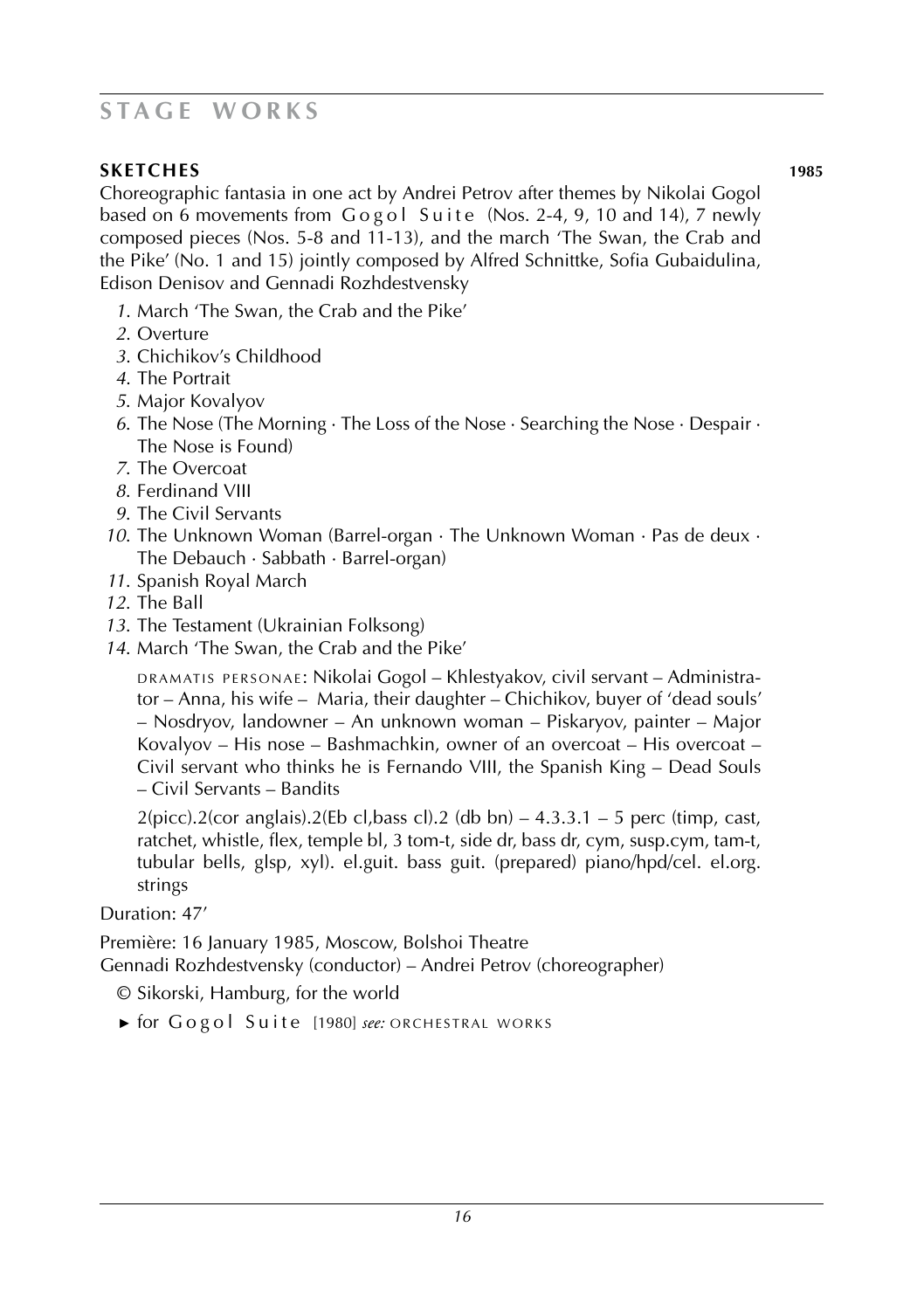# STAGE WORKS

**SKETCHES** **1985**

Choreographic fantasia in one act by Andrei Petrov after themes by Nikolai Gogol based on 6 movements from Gogol Suite (Nos. 2-4, 9, 10 and 14), 7 newly composed pieces (Nos. 5-8 and 11-13), and the march 'The Swan, the Crab and the Pike' (No. 1 and 15) jointly composed by Alfred Schnittke, Sofia Gubaidulina, Edison Denisov and Gennadi Rozhdestvensky

*1*. March 'The Swan, the Crab and the Pike'
*2*. Overture
*3*. Chichikov's Childhood
*4*. The Portrait
*5*. Major Kovalyov
*6*. The Nose (The Morning · The Loss of the Nose · Searching the Nose · Despair · The Nose is Found)
*7*. The Overcoat
*8*. Ferdinand VIII
*9*. The Civil Servants
*10*. The Unknown Woman (Barrel-organ · The Unknown Woman · Pas de deux · The Debauch · Sabbath · Barrel-organ)
*11*. Spanish Royal March
*12*. The Ball
*13*. The Testament (Ukrainian Folksong)
*14*. March 'The Swan, the Crab and the Pike'

DRAMATIS PERSONAE: Nikolai Gogol – Khlestyakov, civil servant – Administrator – Anna, his wife – Maria, their daughter – Chichikov, buyer of 'dead souls' – Nosdryov, landowner – An unknown woman – Piskaryov, painter – Major Kovalyov – His nose – Bashmachkin, owner of an overcoat – His overcoat – Civil servant who thinks he is Fernando VIII, the Spanish King – Dead Souls – Civil Servants – Bandits

2(picc).2(cor anglais).2(Eb cl,bass cl).2 (db bn) – 4.3.3.1 – 5 perc (timp, cast, ratchet, whistle, flex, temple bl, 3 tom-t, side dr, bass dr, cym, susp.cym, tam-t, tubular bells, glsp, xyl). el.guit. bass guit. (prepared) piano/hpd/cel. el.org. strings

Duration: 47'

Première: 16 January 1985, Moscow, Bolshoi Theatre
Gennadi Rozhdestvensky (conductor) – Andrei Petrov (choreographer)

© Sikorski, Hamburg, for the world

► for Gogol Suite [1980] *see:* ORCHESTRAL WORKS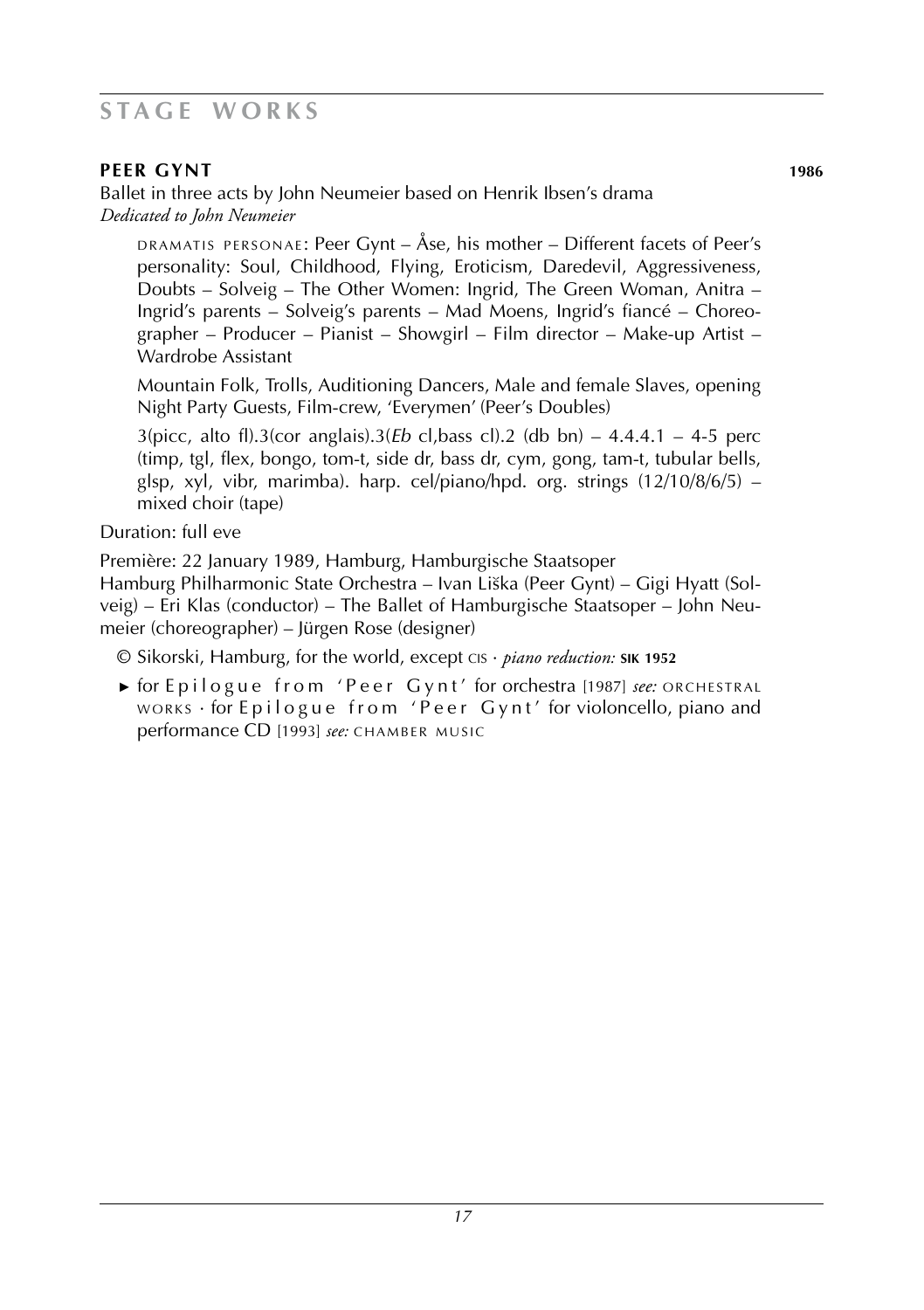## STAGE WORKS

### PEER GYNT **1986**

Ballet in three acts by John Neumeier based on Henrik Ibsen's drama
*Dedicated to John Neumeier*

DRAMATIS PERSONAE: Peer Gynt – Åse, his mother – Different facets of Peer's personality: Soul, Childhood, Flying, Eroticism, Daredevil, Aggressiveness, Doubts – Solveig – The Other Women: Ingrid, The Green Woman, Anitra – Ingrid's parents – Solveig's parents – Mad Moens, Ingrid's fiancé – Choreographer – Producer – Pianist – Showgirl – Film director – Make-up Artist – Wardrobe Assistant

Mountain Folk, Trolls, Auditioning Dancers, Male and female Slaves, opening Night Party Guests, Film-crew, 'Everymen' (Peer's Doubles)

3(picc, alto fl).3(cor anglais).3(*Eb* cl,bass cl).2 (db bn) – 4.4.4.1 – 4-5 perc (timp, tgl, flex, bongo, tom-t, side dr, bass dr, cym, gong, tam-t, tubular bells, glsp, xyl, vibr, marimba). harp. cel/piano/hpd. org. strings (12/10/8/6/5) – mixed choir (tape)

Duration: full eve

Première: 22 January 1989, Hamburg, Hamburgische Staatsoper
Hamburg Philharmonic State Orchestra – Ivan Liška (Peer Gynt) – Gigi Hyatt (Solveig) – Eri Klas (conductor) – The Ballet of Hamburgische Staatsoper – John Neumeier (choreographer) – Jürgen Rose (designer)

© Sikorski, Hamburg, for the world, except CIS · *piano reduction:* **SIK 1952**

► for Epilogue from 'Peer Gynt' for orchestra [1987] *see:* ORCHESTRAL WORKS · for Epilogue from 'Peer Gynt' for violoncello, piano and performance CD [1993] *see:* CHAMBER MUSIC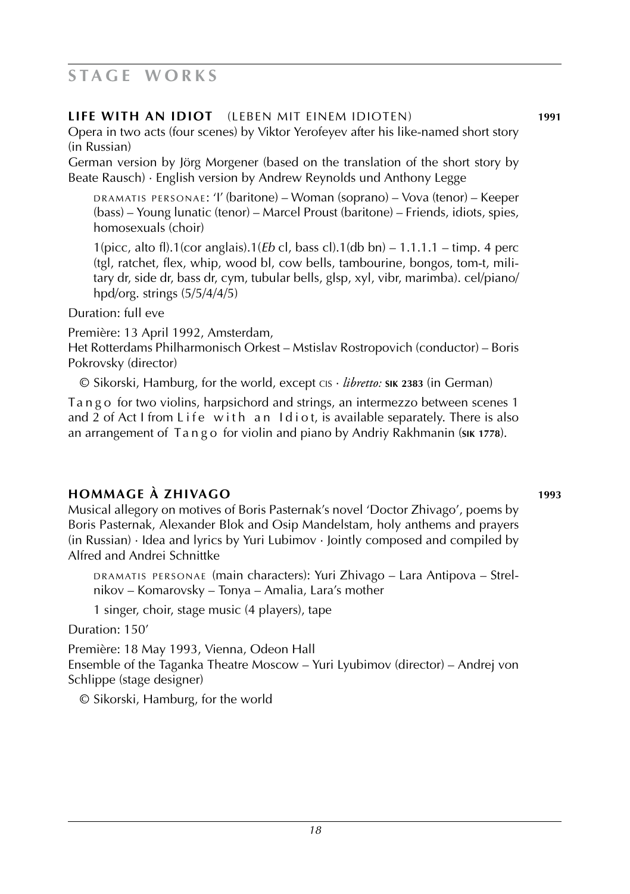# STAGE WORKS

## LIFE WITH AN IDIOT (LEBEN MIT EINEM IDIOTEN) **1991**

Opera in two acts (four scenes) by Viktor Yerofeyev after his like-named short story (in Russian)

German version by Jörg Morgener (based on the translation of the short story by Beate Rausch) · English version by Andrew Reynolds und Anthony Legge

DRAMATIS PERSONAE: 'I' (baritone) – Woman (soprano) – Vova (tenor) – Keeper (bass) – Young lunatic (tenor) – Marcel Proust (baritone) – Friends, idiots, spies, homosexuals (choir)

1(picc, alto fl).1(cor anglais).1(*Eb* cl, bass cl).1(db bn) – 1.1.1.1 – timp. 4 perc (tgl, ratchet, flex, whip, wood bl, cow bells, tambourine, bongos, tom-t, military dr, side dr, bass dr, cym, tubular bells, glsp, xyl, vibr, marimba). cel/piano/hpd/org. strings (5/5/4/4/5)

Duration: full eve

Première: 13 April 1992, Amsterdam,
Het Rotterdams Philharmonisch Orkest – Mstislav Rostropovich (conductor) – Boris Pokrovsky (director)

© Sikorski, Hamburg, for the world, except CIS · *libretto:* **SIK 2383** (in German)

Tango for two violins, harpsichord and strings, an intermezzo between scenes 1 and 2 of Act I from Life with an Idiot, is available separately. There is also an arrangement of Tango for violin and piano by Andriy Rakhmanin (**SIK 1778**).

## HOMMAGE À ZHIVAGO **1993**

Musical allegory on motives of Boris Pasternak's novel 'Doctor Zhivago', poems by Boris Pasternak, Alexander Blok and Osip Mandelstam, holy anthems and prayers (in Russian) · Idea and lyrics by Yuri Lubimov · Jointly composed and compiled by Alfred and Andrei Schnittke

DRAMATIS PERSONAE (main characters): Yuri Zhivago – Lara Antipova – Strelnikov – Komarovsky – Tonya – Amalia, Lara's mother

1 singer, choir, stage music (4 players), tape

Duration: 150'

Première: 18 May 1993, Vienna, Odeon Hall
Ensemble of the Taganka Theatre Moscow – Yuri Lyubimov (director) – Andrej von Schlippe (stage designer)

© Sikorski, Hamburg, for the world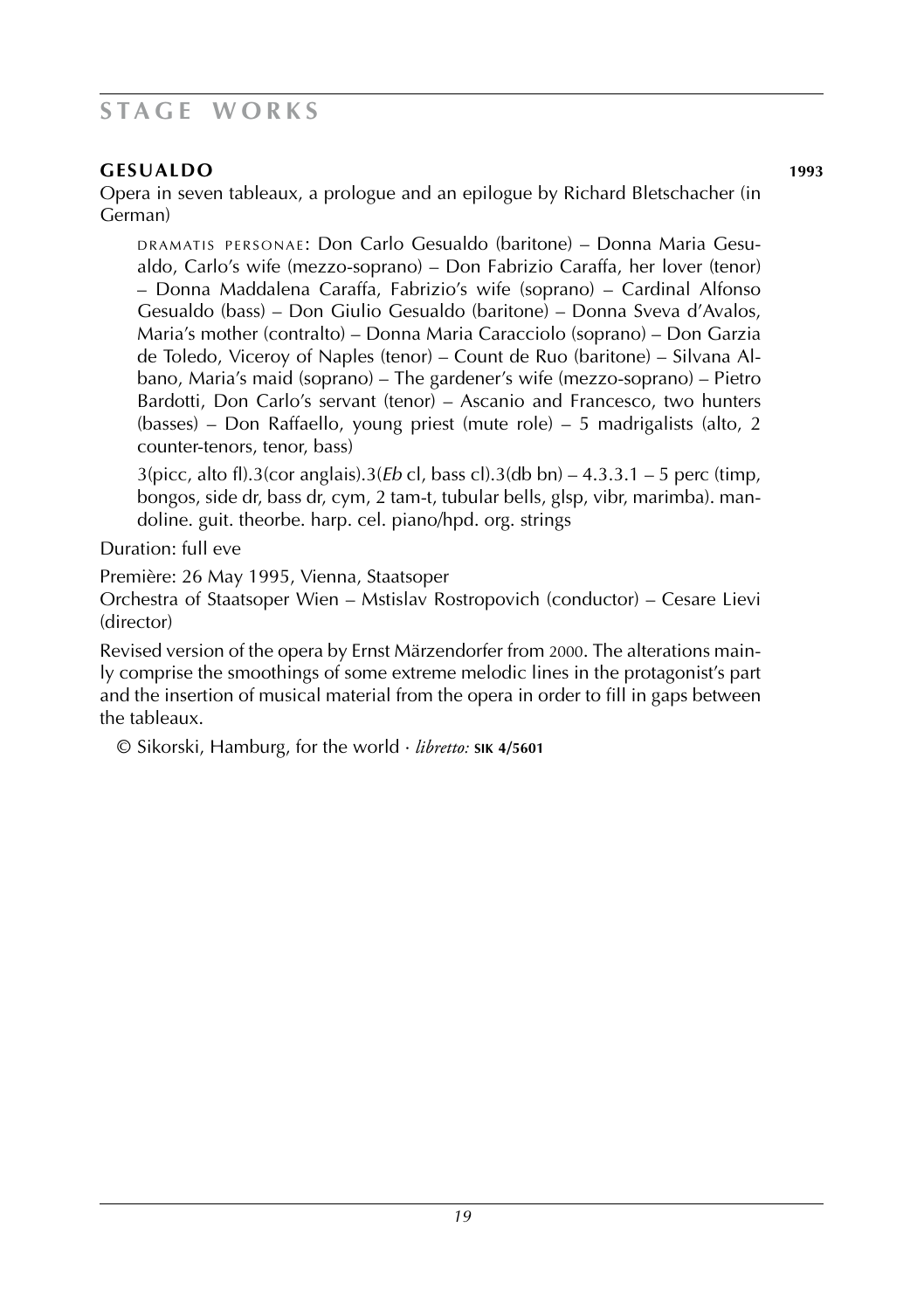# STAGE WORKS

**GESUALDO** **1993**

Opera in seven tableaux, a prologue and an epilogue by Richard Bletschacher (in German)

DRAMATIS PERSONAE: Don Carlo Gesualdo (baritone) – Donna Maria Gesualdo, Carlo's wife (mezzo-soprano) – Don Fabrizio Caraffa, her lover (tenor) – Donna Maddalena Caraffa, Fabrizio's wife (soprano) – Cardinal Alfonso Gesualdo (bass) – Don Giulio Gesualdo (baritone) – Donna Sveva d'Avalos, Maria's mother (contralto) – Donna Maria Caracciolo (soprano) – Don Garzia de Toledo, Viceroy of Naples (tenor) – Count de Ruo (baritone) – Silvana Albano, Maria's maid (soprano) – The gardener's wife (mezzo-soprano) – Pietro Bardotti, Don Carlo's servant (tenor) – Ascanio and Francesco, two hunters (basses) – Don Raffaello, young priest (mute role) – 5 madrigalists (alto, 2 counter-tenors, tenor, bass)

3(picc, alto fl).3(cor anglais).3(*Eb* cl, bass cl).3(db bn) – 4.3.3.1 – 5 perc (timp, bongos, side dr, bass dr, cym, 2 tam-t, tubular bells, glsp, vibr, marimba). mandoline. guit. theorbe. harp. cel. piano/hpd. org. strings

Duration: full eve

Première: 26 May 1995, Vienna, Staatsoper

Orchestra of Staatsoper Wien – Mstislav Rostropovich (conductor) – Cesare Lievi (director)

Revised version of the opera by Ernst Märzendorfer from 2000. The alterations mainly comprise the smoothings of some extreme melodic lines in the protagonist's part and the insertion of musical material from the opera in order to fill in gaps between the tableaux.

© Sikorski, Hamburg, for the world · *libretto:* **SIK 4/5601**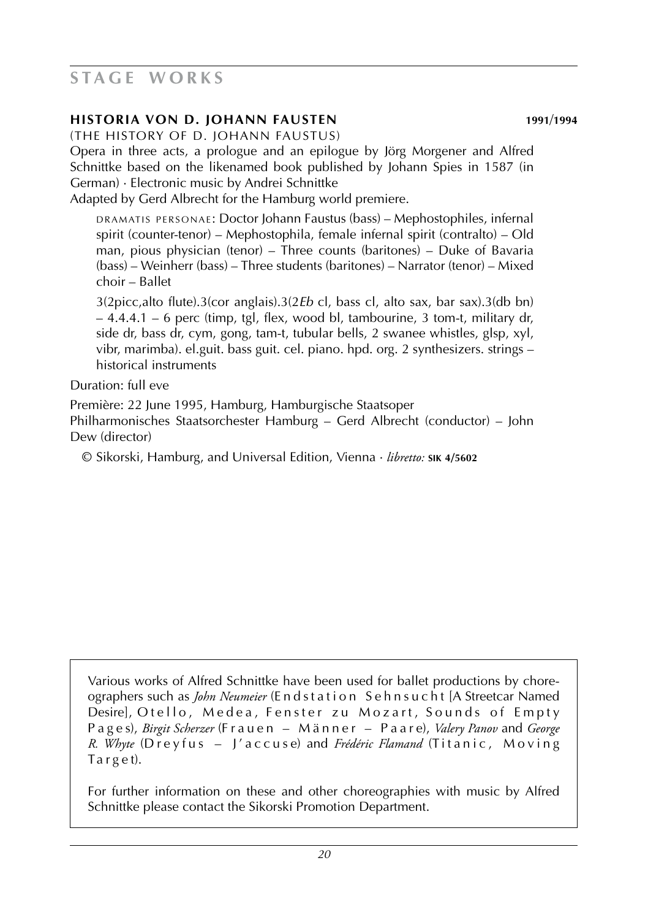# STAGE WORKS

### HISTORIA VON D. JOHANN FAUSTEN 1991/1994

(THE HISTORY OF D. JOHANN FAUSTUS)

Opera in three acts, a prologue and an epilogue by Jörg Morgener and Alfred Schnittke based on the likenamed book published by Johann Spies in 1587 (in German) · Electronic music by Andrei Schnittke

Adapted by Gerd Albrecht for the Hamburg world premiere.

DRAMATIS PERSONAE: Doctor Johann Faustus (bass) – Mephostophiles, infernal spirit (counter-tenor) – Mephostophila, female infernal spirit (contralto) – Old man, pious physician (tenor) – Three counts (baritones) – Duke of Bavaria (bass) – Weinherr (bass) – Three students (baritones) – Narrator (tenor) – Mixed choir – Ballet

3(2picc,alto flute).3(cor anglais).3(2*Eb* cl, bass cl, alto sax, bar sax).3(db bn) – 4.4.4.1 – 6 perc (timp, tgl, flex, wood bl, tambourine, 3 tom-t, military dr, side dr, bass dr, cym, gong, tam-t, tubular bells, 2 swanee whistles, glsp, xyl, vibr, marimba). el.guit. bass guit. cel. piano. hpd. org. 2 synthesizers. strings – historical instruments

Duration: full eve

Première: 22 June 1995, Hamburg, Hamburgische Staatsoper
Philharmonisches Staatsorchester Hamburg – Gerd Albrecht (conductor) – John Dew (director)

© Sikorski, Hamburg, and Universal Edition, Vienna · *libretto:* **SIK 4/5602**

Various works of Alfred Schnittke have been used for ballet productions by choreographers such as *John Neumeier* (Endstation Sehnsucht [A Streetcar Named Desire], Otello, Medea, Fenster zu Mozart, Sounds of Empty Pages), *Birgit Scherzer* (Frauen – Männer – Paare), *Valery Panov* and *George R. Whyte* (Dreyfus – J'accuse) and *Frédéric Flamand* (Titanic, Moving Target).

For further information on these and other choreographies with music by Alfred Schnittke please contact the Sikorski Promotion Department.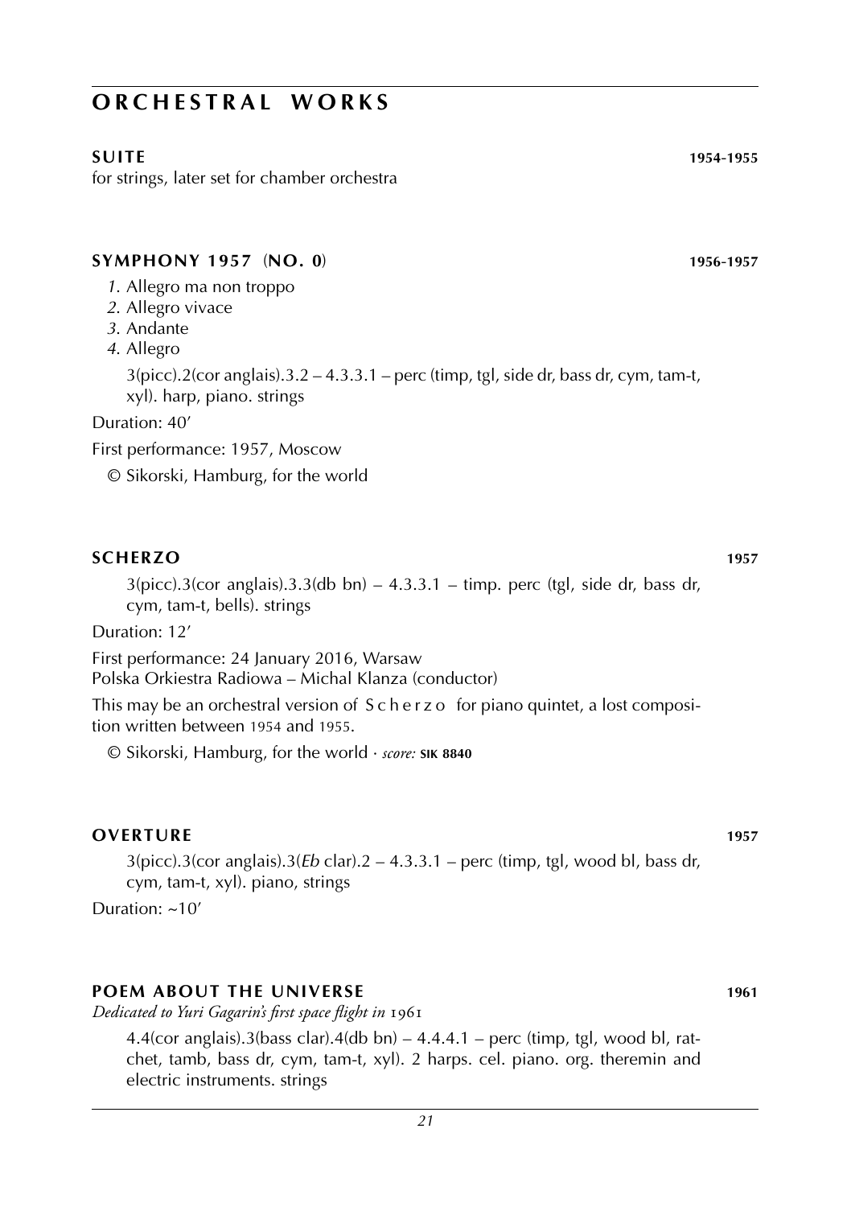# ORCHESTRAL WORKS

**SUITE** **1954-1955**

for strings, later set for chamber orchestra

**SYMPHONY 1957 (NO. 0)** **1956-1957**

*1.* Allegro ma non troppo
*2.* Allegro vivace
*3.* Andante
*4.* Allegro

3(picc).2(cor anglais).3.2 – 4.3.3.1 – perc (timp, tgl, side dr, bass dr, cym, tam-t, xyl). harp, piano. strings

Duration: 40'

First performance: 1957, Moscow

© Sikorski, Hamburg, for the world

**SCHERZO** **1957**

3(picc).3(cor anglais).3.3(db bn) – 4.3.3.1 – timp. perc (tgl, side dr, bass dr, cym, tam-t, bells). strings

Duration: 12'

First performance: 24 January 2016, Warsaw
Polska Orkiestra Radiowa – Michal Klanza (conductor)

This may be an orchestral version of Scherzo for piano quintet, a lost composition written between 1954 and 1955.

© Sikorski, Hamburg, for the world · *score:* **SIK 8840**

**OVERTURE** **1957**

3(picc).3(cor anglais).3(*Eb* clar).2 – 4.3.3.1 – perc (timp, tgl, wood bl, bass dr, cym, tam-t, xyl). piano, strings

Duration: ~10'

**POEM ABOUT THE UNIVERSE** **1961**

*Dedicated to Yuri Gagarin's first space flight in 1961*

4.4(cor anglais).3(bass clar).4(db bn) – 4.4.4.1 – perc (timp, tgl, wood bl, ratchet, tamb, bass dr, cym, tam-t, xyl). 2 harps. cel. piano. org. theremin and electric instruments. strings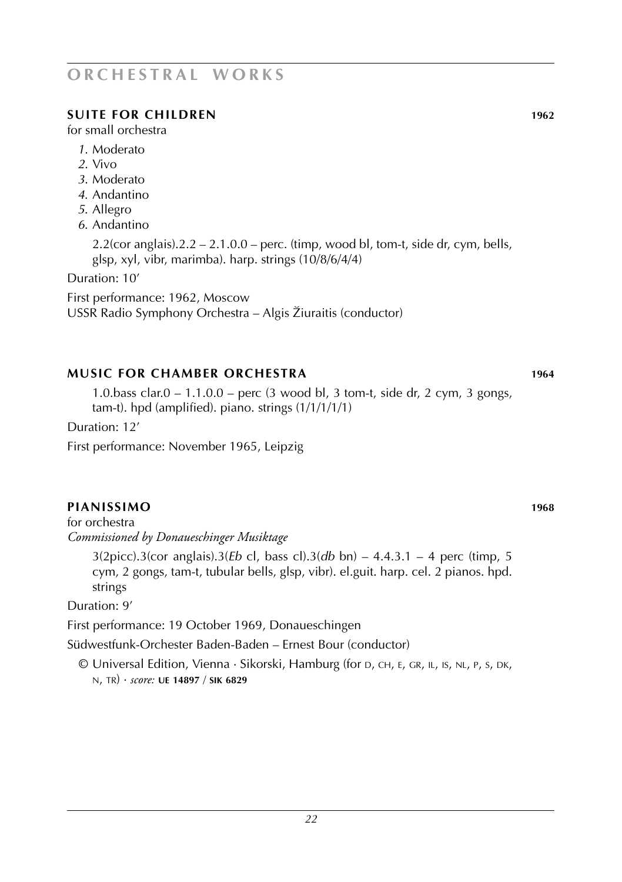# ORCHESTRAL WORKS

## SUITE FOR CHILDREN 1962

for small orchestra

1. Moderato
2. Vivo
3. Moderato
4. Andantino
5. Allegro
6. Andantino

2.2(cor anglais).2.2 – 2.1.0.0 – perc. (timp, wood bl, tom-t, side dr, cym, bells, glsp, xyl, vibr, marimba). harp. strings (10/8/6/4/4)

Duration: 10′

First performance: 1962, Moscow
USSR Radio Symphony Orchestra – Algis Žiuraitis (conductor)

## MUSIC FOR CHAMBER ORCHESTRA 1964

1.0.bass clar.0 – 1.1.0.0 – perc (3 wood bl, 3 tom-t, side dr, 2 cym, 3 gongs, tam-t). hpd (amplified). piano. strings (1/1/1/1/1)

Duration: 12′

First performance: November 1965, Leipzig

## PIANISSIMO 1968

for orchestra
*Commissioned by Donaueschinger Musiktage*

3(2picc).3(cor anglais).3(*Eb* cl, bass cl).3(*db* bn) – 4.4.3.1 – 4 perc (timp, 5 cym, 2 gongs, tam-t, tubular bells, glsp, vibr). el.guit. harp. cel. 2 pianos. hpd. strings

Duration: 9′

First performance: 19 October 1969, Donaueschingen

Südwestfunk-Orchester Baden-Baden – Ernest Bour (conductor)

© Universal Edition, Vienna · Sikorski, Hamburg (for D, CH, E, GR, IL, IS, NL, P, S, DK, N, TR) · *score:* **UE 14897** / **SIK 6829**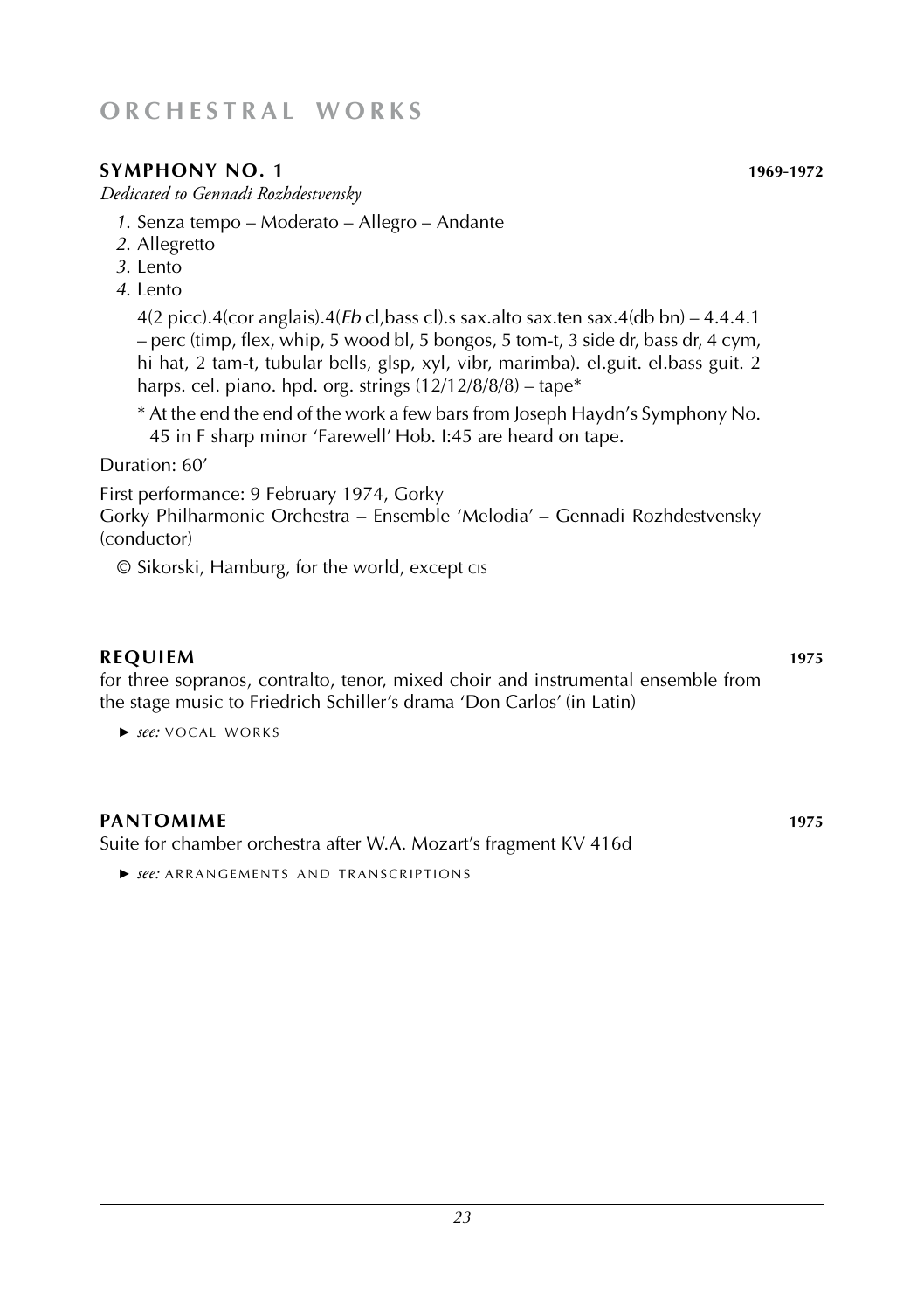# ORCHESTRAL WORKS

## SYMPHONY NO. 1 — 1969-1972

*Dedicated to Gennadi Rozhdestvensky*

*1.* Senza tempo – Moderato – Allegro – Andante
*2.* Allegretto
*3.* Lento
*4.* Lento

4(2 picc).4(cor anglais).4(*Eb* cl,bass cl).s sax.alto sax.ten sax.4(db bn) – 4.4.4.1 – perc (timp, flex, whip, 5 wood bl, 5 bongos, 5 tom-t, 3 side dr, bass dr, 4 cym, hi hat, 2 tam-t, tubular bells, glsp, xyl, vibr, marimba). el.guit. el.bass guit. 2 harps. cel. piano. hpd. org. strings (12/12/8/8/8) – tape*

\* At the end the end of the work a few bars from Joseph Haydn's Symphony No. 45 in F sharp minor 'Farewell' Hob. I:45 are heard on tape.

Duration: 60'

First performance: 9 February 1974, Gorky
Gorky Philharmonic Orchestra – Ensemble 'Melodia' – Gennadi Rozhdestvensky (conductor)

© Sikorski, Hamburg, for the world, except CIS

## REQUIEM — 1975

for three sopranos, contralto, tenor, mixed choir and instrumental ensemble from the stage music to Friedrich Schiller's drama 'Don Carlos' (in Latin)

► *see:* VOCAL WORKS

## PANTOMIME — 1975

Suite for chamber orchestra after W.A. Mozart's fragment KV 416d

► *see:* ARRANGEMENTS AND TRANSCRIPTIONS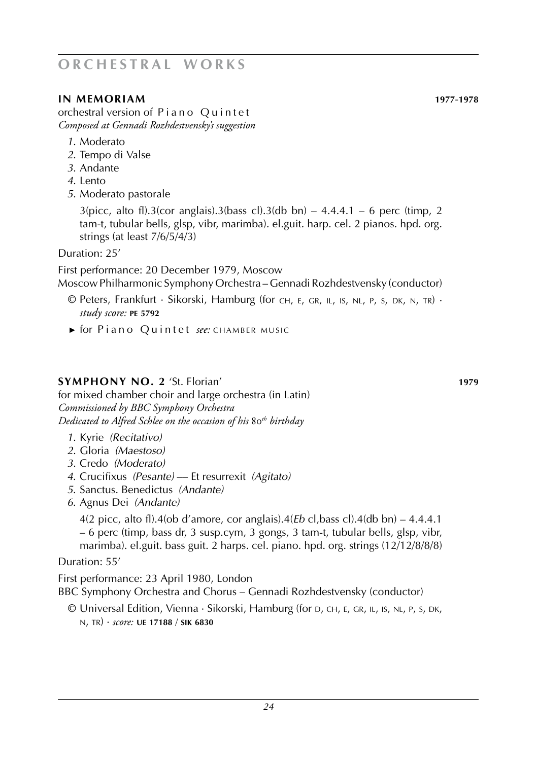# ORCHESTRAL WORKS

## IN MEMORIAM 1977-1978

orchestral version of Piano Quintet
*Composed at Gennadi Rozhdestvensky's suggestion*

1. Moderato
2. Tempo di Valse
3. Andante
4. Lento
5. Moderato pastorale

3(picc, alto fl).3(cor anglais).3(bass cl).3(db bn) – 4.4.4.1 – 6 perc (timp, 2 tam-t, tubular bells, glsp, vibr, marimba). el.guit. harp. cel. 2 pianos. hpd. org. strings (at least 7/6/5/4/3)

Duration: 25'

First performance: 20 December 1979, Moscow
Moscow Philharmonic Symphony Orchestra – Gennadi Rozhdestvensky (conductor)

© Peters, Frankfurt · Sikorski, Hamburg (for CH, E, GR, IL, IS, NL, P, S, DK, N, TR) · *study score:* **PE 5792**

► for Piano Quintet *see:* CHAMBER MUSIC

## SYMPHONY NO. 2 'St. Florian' 1979

for mixed chamber choir and large orchestra (in Latin)
*Commissioned by BBC Symphony Orchestra*
*Dedicated to Alfred Schlee on the occasion of his 80th birthday*

1. Kyrie *(Recitativo)*
2. Gloria *(Maestoso)*
3. Credo *(Moderato)*
4. Crucifixus *(Pesante)* — Et resurrexit *(Agitato)*
5. Sanctus. Benedictus *(Andante)*
6. Agnus Dei *(Andante)*

4(2 picc, alto fl).4(ob d'amore, cor anglais).4(*Eb* cl,bass cl).4(db bn) – 4.4.4.1 – 6 perc (timp, bass dr, 3 susp.cym, 3 gongs, 3 tam-t, tubular bells, glsp, vibr, marimba). el.guit. bass guit. 2 harps. cel. piano. hpd. org. strings (12/12/8/8/8)

Duration: 55'

First performance: 23 April 1980, London
BBC Symphony Orchestra and Chorus – Gennadi Rozhdestvensky (conductor)

© Universal Edition, Vienna · Sikorski, Hamburg (for D, CH, E, GR, IL, IS, NL, P, S, DK, N, TR) · *score:* **UE 17188** / **SIK 6830**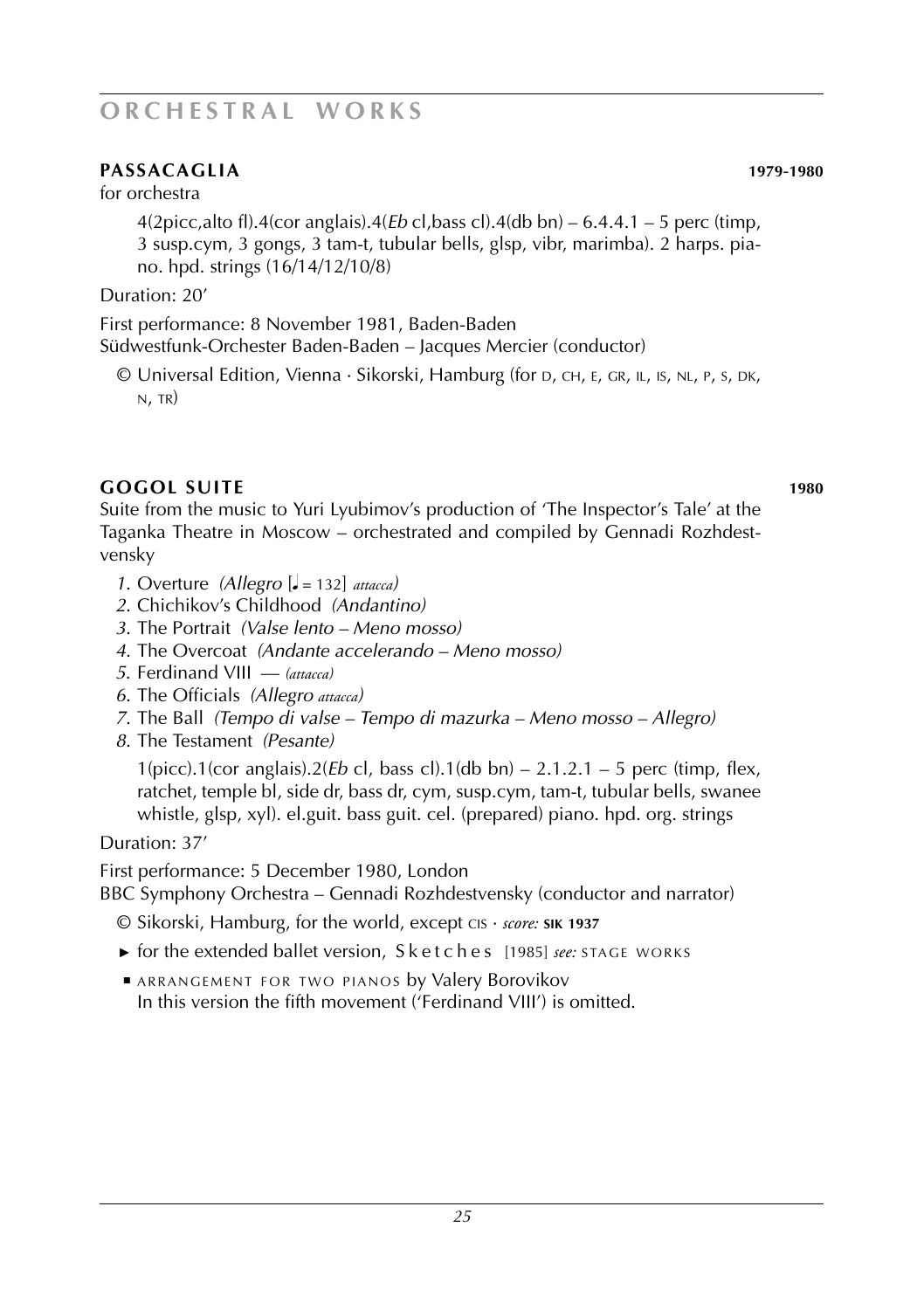# ORCHESTRAL WORKS

## PASSACAGLIA 1979-1980

for orchestra

4(2picc,alto fl).4(cor anglais).4(*Eb* cl,bass cl).4(db bn) – 6.4.4.1 – 5 perc (timp, 3 susp.cym, 3 gongs, 3 tam-t, tubular bells, glsp, vibr, marimba). 2 harps. piano. hpd. strings (16/14/12/10/8)

Duration: 20'

First performance: 8 November 1981, Baden-Baden
Südwestfunk-Orchester Baden-Baden – Jacques Mercier (conductor)

© Universal Edition, Vienna · Sikorski, Hamburg (for D, CH, E, GR, IL, IS, NL, P, S, DK, N, TR)

## GOGOL SUITE 1980

Suite from the music to Yuri Lyubimov's production of 'The Inspector's Tale' at the Taganka Theatre in Moscow – orchestrated and compiled by Gennadi Rozhdestvensky

1. Overture *(Allegro [♩ = 132] attacca)*
2. Chichikov's Childhood *(Andantino)*
3. The Portrait *(Valse lento – Meno mosso)*
4. The Overcoat *(Andante accelerando – Meno mosso)*
5. Ferdinand VIII — *(attacca)*
6. The Officials *(Allegro attacca)*
7. The Ball *(Tempo di valse – Tempo di mazurka – Meno mosso – Allegro)*
8. The Testament *(Pesante)*

1(picc).1(cor anglais).2(*Eb* cl, bass cl).1(db bn) – 2.1.2.1 – 5 perc (timp, flex, ratchet, temple bl, side dr, bass dr, cym, susp.cym, tam-t, tubular bells, swanee whistle, glsp, xyl). el.guit. bass guit. cel. (prepared) piano. hpd. org. strings

Duration: 37'

First performance: 5 December 1980, London
BBC Symphony Orchestra – Gennadi Rozhdestvensky (conductor and narrator)

© Sikorski, Hamburg, for the world, except CIS · *score:* **SIK 1937**

► for the extended ballet version, Sketches [1985] *see:* STAGE WORKS

■ ARRANGEMENT FOR TWO PIANOS by Valery Borovikov
In this version the fifth movement ('Ferdinand VIII') is omitted.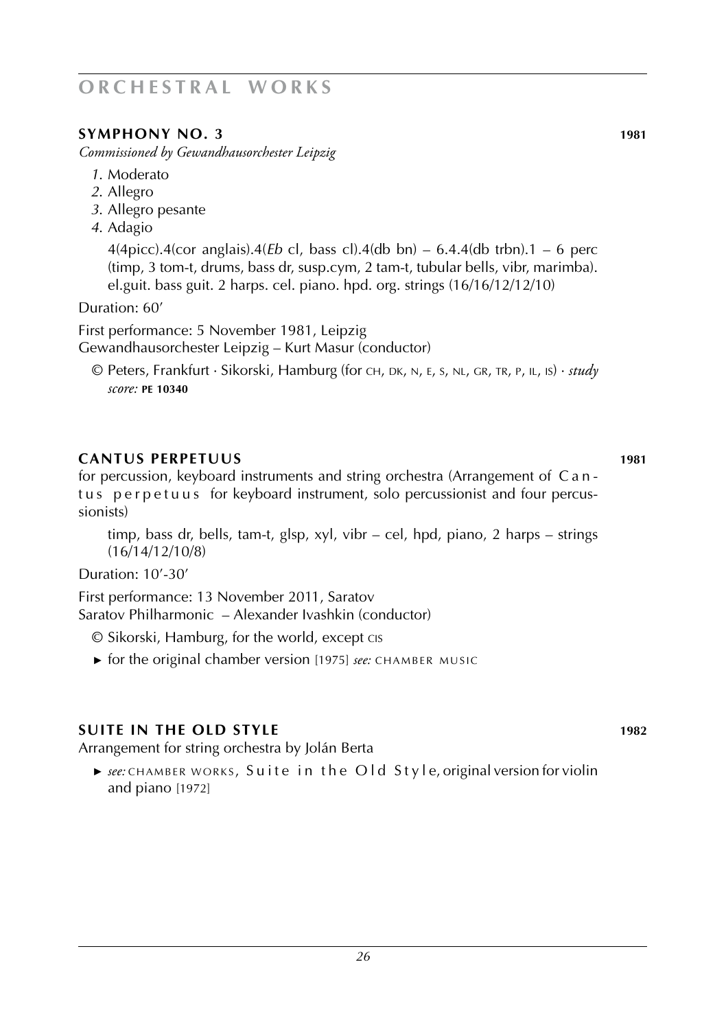# ORCHESTRAL WORKS

## SYMPHONY NO. 3 — 1981

*Commissioned by Gewandhausorchester Leipzig*

1. Moderato
2. Allegro
3. Allegro pesante
4. Adagio

4(4picc).4(cor anglais).4(*Eb* cl, bass cl).4(db bn) – 6.4.4(db trbn).1 – 6 perc (timp, 3 tom-t, drums, bass dr, susp.cym, 2 tam-t, tubular bells, vibr, marimba). el.guit. bass guit. 2 harps. cel. piano. hpd. org. strings (16/16/12/12/10)

Duration: 60'

First performance: 5 November 1981, Leipzig
Gewandhausorchester Leipzig – Kurt Masur (conductor)

© Peters, Frankfurt · Sikorski, Hamburg (for CH, DK, N, E, S, NL, GR, TR, P, IL, IS) · *study score:* **PE 10340**

## CANTUS PERPETUUS — 1981

for percussion, keyboard instruments and string orchestra (Arrangement of Cantus perpetuus for keyboard instrument, solo percussionist and four percussionists)

timp, bass dr, bells, tam-t, glsp, xyl, vibr – cel, hpd, piano, 2 harps – strings (16/14/12/10/8)

Duration: 10'-30'

First performance: 13 November 2011, Saratov
Saratov Philharmonic – Alexander Ivashkin (conductor)

© Sikorski, Hamburg, for the world, except CIS

► for the original chamber version [1975] *see:* CHAMBER MUSIC

## SUITE IN THE OLD STYLE — 1982

Arrangement for string orchestra by Jolán Berta

► *see:* CHAMBER WORKS, Suite in the Old Style, original version for violin and piano [1972]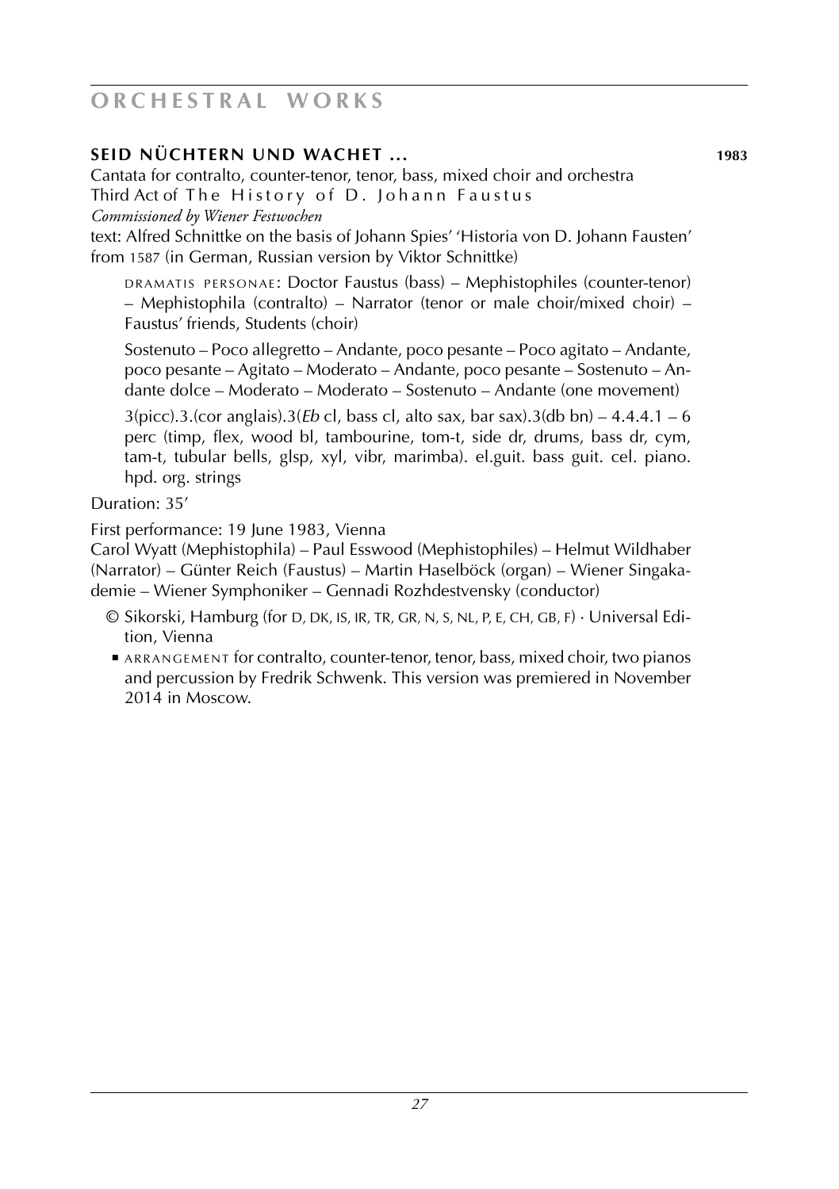## SEID NÜCHTERN UND WACHET … 1983

Cantata for contralto, counter-tenor, tenor, bass, mixed choir and orchestra
Third Act of The History of D. Johann Faustus
*Commissioned by Wiener Festwochen*
text: Alfred Schnittke on the basis of Johann Spies' 'Historia von D. Johann Fausten' from 1587 (in German, Russian version by Viktor Schnittke)

DRAMATIS PERSONAE: Doctor Faustus (bass) – Mephistophiles (counter-tenor) – Mephistophila (contralto) – Narrator (tenor or male choir/mixed choir) – Faustus' friends, Students (choir)

Sostenuto – Poco allegretto – Andante, poco pesante – Poco agitato – Andante, poco pesante – Agitato – Moderato – Andante, poco pesante – Sostenuto – Andante dolce – Moderato – Moderato – Sostenuto – Andante (one movement)

3(picc).3.(cor anglais).3(*Eb* cl, bass cl, alto sax, bar sax).3(db bn) – 4.4.4.1 – 6 perc (timp, flex, wood bl, tambourine, tom-t, side dr, drums, bass dr, cym, tam-t, tubular bells, glsp, xyl, vibr, marimba). el.guit. bass guit. cel. piano. hpd. org. strings

Duration: 35'

First performance: 19 June 1983, Vienna
Carol Wyatt (Mephistophila) – Paul Esswood (Mephistophiles) – Helmut Wildhaber (Narrator) – Günter Reich (Faustus) – Martin Haselböck (organ) – Wiener Singakademie – Wiener Symphoniker – Gennadi Rozhdestvensky (conductor)

- © Sikorski, Hamburg (for D, DK, IS, IR, TR, GR, N, S, NL, P, E, CH, GB, F) · Universal Edition, Vienna
- ARRANGEMENT for contralto, counter-tenor, tenor, bass, mixed choir, two pianos and percussion by Fredrik Schwenk. This version was premiered in November 2014 in Moscow.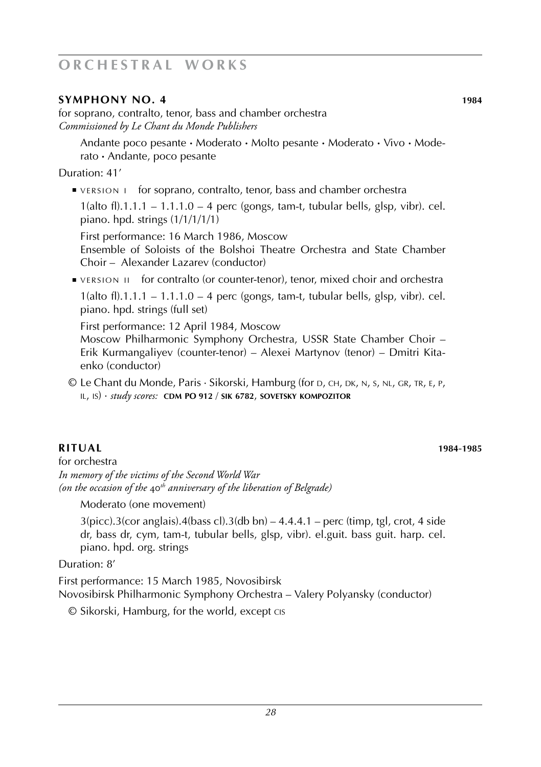# ORCHESTRAL WORKS

## SYMPHONY NO. 4 — 1984

for soprano, contralto, tenor, bass and chamber orchestra
*Commissioned by Le Chant du Monde Publishers*

Andante poco pesante • Moderato • Molto pesante • Moderato • Vivo • Moderato • Andante, poco pesante

Duration: 41'

- VERSION I for soprano, contralto, tenor, bass and chamber orchestra

  1(alto fl).1.1.1 – 1.1.1.0 – 4 perc (gongs, tam-t, tubular bells, glsp, vibr). cel. piano. hpd. strings (1/1/1/1/1)

  First performance: 16 March 1986, Moscow
  Ensemble of Soloists of the Bolshoi Theatre Orchestra and State Chamber Choir – Alexander Lazarev (conductor)

- VERSION II for contralto (or counter-tenor), tenor, mixed choir and orchestra

  1(alto fl).1.1.1 – 1.1.1.0 – 4 perc (gongs, tam-t, tubular bells, glsp, vibr). cel. piano. hpd. strings (full set)

  First performance: 12 April 1984, Moscow
  Moscow Philharmonic Symphony Orchestra, USSR State Chamber Choir – Erik Kurmangaliyev (counter-tenor) – Alexei Martynov (tenor) – Dmitri Kitaenko (conductor)

© Le Chant du Monde, Paris · Sikorski, Hamburg (for D, CH, DK, N, S, NL, GR, TR, E, P, IL, IS) · *study scores:* **CDM PO 912 / SIK 6782, SOVETSKY KOMPOZITOR**

## RITUAL — 1984-1985

for orchestra
*In memory of the victims of the Second World War*
*(on the occasion of the 40th anniversary of the liberation of Belgrade)*

Moderato (one movement)

3(picc).3(cor anglais).4(bass cl).3(db bn) – 4.4.4.1 – perc (timp, tgl, crot, 4 side dr, bass dr, cym, tam-t, tubular bells, glsp, vibr). el.guit. bass guit. harp. cel. piano. hpd. org. strings

Duration: 8'

First performance: 15 March 1985, Novosibirsk
Novosibirsk Philharmonic Symphony Orchestra – Valery Polyansky (conductor)

© Sikorski, Hamburg, for the world, except CIS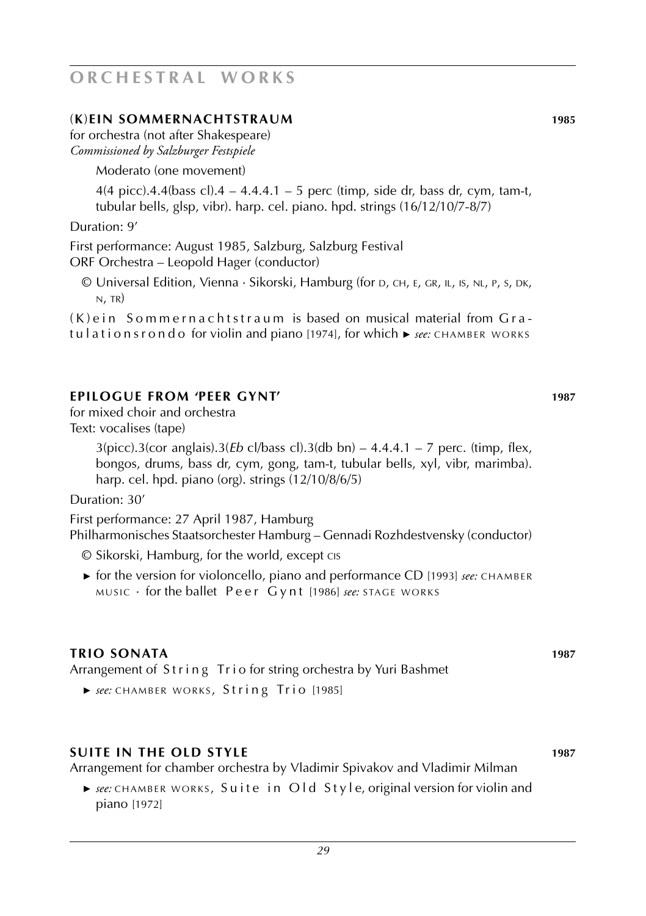# ORCHESTRAL WORKS

### (K)EIN SOMMERNACHTSTRAUM 1985

for orchestra (not after Shakespeare)
*Commissioned by Salzburger Festspiele*

Moderato (one movement)

4(4 picc).4.4(bass cl).4 – 4.4.4.1 – 5 perc (timp, side dr, bass dr, cym, tam-t, tubular bells, glsp, vibr). harp. cel. piano. hpd. strings (16/12/10/7-8/7)

Duration: 9'

First performance: August 1985, Salzburg, Salzburg Festival
ORF Orchestra – Leopold Hager (conductor)

© Universal Edition, Vienna · Sikorski, Hamburg (for D, CH, E, GR, IL, IS, NL, P, S, DK, N, TR)

(K)ein Sommernachtstraum is based on musical material from Gratulationsrondo for violin and piano [1974], for which ► *see:* CHAMBER WORKS

### EPILOGUE FROM 'PEER GYNT' 1987

for mixed choir and orchestra
Text: vocalises (tape)

3(picc).3(cor anglais).3(*Eb* cl/bass cl).3(db bn) – 4.4.4.1 – 7 perc. (timp, flex, bongos, drums, bass dr, cym, gong, tam-t, tubular bells, xyl, vibr, marimba). harp. cel. hpd. piano (org). strings (12/10/8/6/5)

Duration: 30'

First performance: 27 April 1987, Hamburg
Philharmonisches Staatsorchester Hamburg – Gennadi Rozhdestvensky (conductor)

© Sikorski, Hamburg, for the world, except CIS

► for the version for violoncello, piano and performance CD [1993] *see:* CHAMBER MUSIC · for the ballet Peer Gynt [1986] *see:* STAGE WORKS

### TRIO SONATA 1987

Arrangement of String Trio for string orchestra by Yuri Bashmet

► *see:* CHAMBER WORKS, String Trio [1985]

### SUITE IN THE OLD STYLE 1987

Arrangement for chamber orchestra by Vladimir Spivakov and Vladimir Milman

► *see:* CHAMBER WORKS, Suite in Old Style, original version for violin and piano [1972]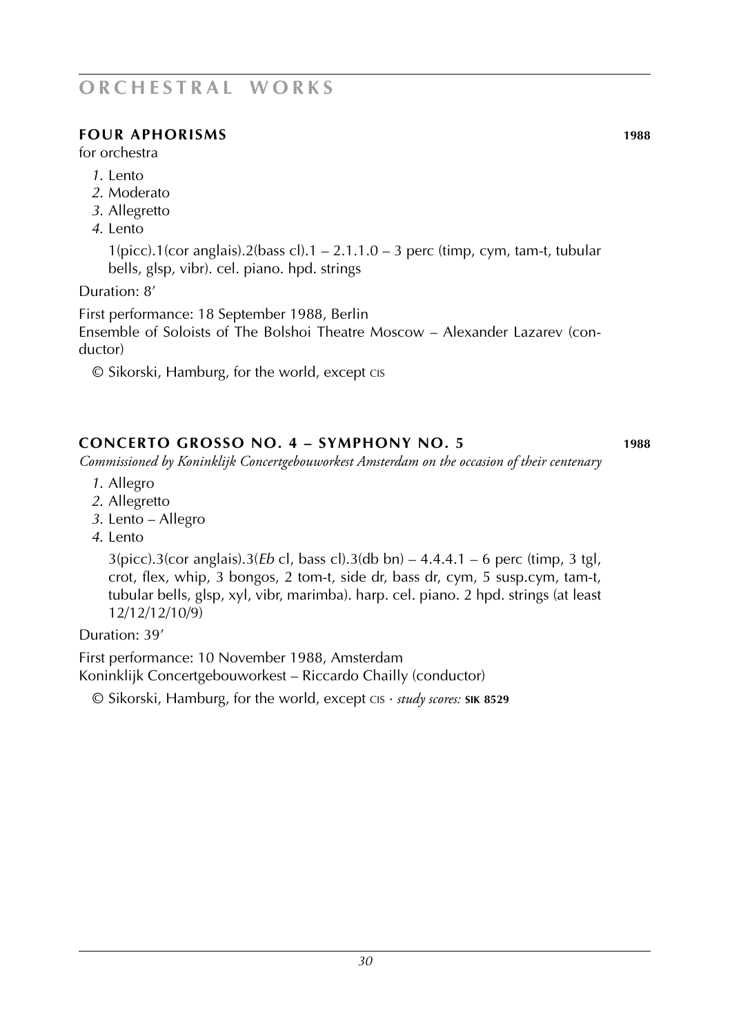# ORCHESTRAL WORKS

## FOUR APHORISMS 1988

for orchestra

*1.* Lento
*2.* Moderato
*3.* Allegretto
*4.* Lento

1(picc).1(cor anglais).2(bass cl).1 – 2.1.1.0 – 3 perc (timp, cym, tam-t, tubular bells, glsp, vibr). cel. piano. hpd. strings

Duration: 8'

First performance: 18 September 1988, Berlin
Ensemble of Soloists of The Bolshoi Theatre Moscow – Alexander Lazarev (conductor)

© Sikorski, Hamburg, for the world, except CIS

## CONCERTO GROSSO NO. 4 – SYMPHONY NO. 5 1988

*Commissioned by Koninklijk Concertgebouworkest Amsterdam on the occasion of their centenary*

*1.* Allegro
*2.* Allegretto
*3.* Lento – Allegro
*4.* Lento

3(picc).3(cor anglais).3(*Eb* cl, bass cl).3(db bn) – 4.4.4.1 – 6 perc (timp, 3 tgl, crot, flex, whip, 3 bongos, 2 tom-t, side dr, bass dr, cym, 5 susp.cym, tam-t, tubular bells, glsp, xyl, vibr, marimba). harp. cel. piano. 2 hpd. strings (at least 12/12/12/10/9)

Duration: 39'

First performance: 10 November 1988, Amsterdam
Koninklijk Concertgebouworkest – Riccardo Chailly (conductor)

© Sikorski, Hamburg, for the world, except CIS · *study scores:* **SIK 8529**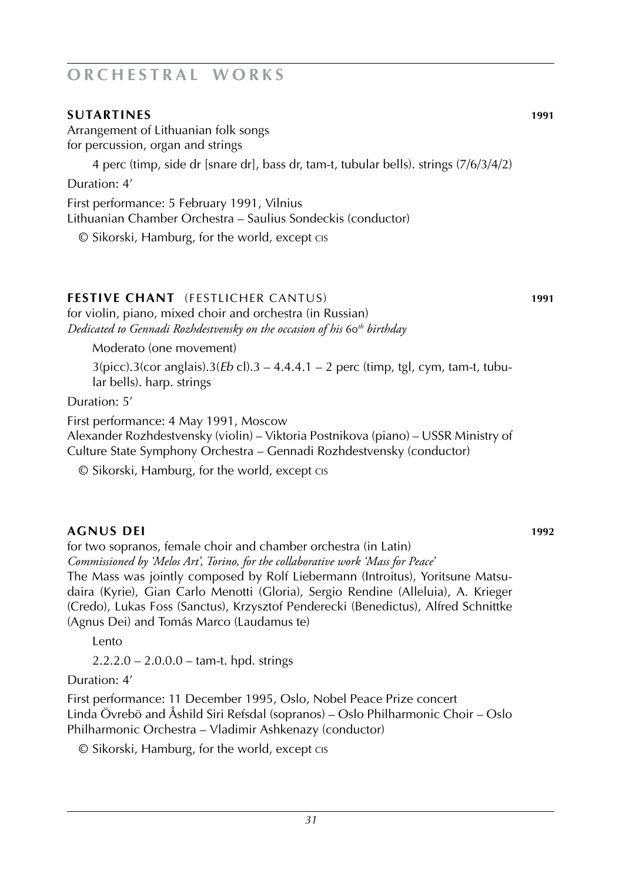# ORCHESTRAL WORKS

## SUTARTINES 1991

Arrangement of Lithuanian folk songs
for percussion, organ and strings

4 perc (timp, side dr [snare dr], bass dr, tam-t, tubular bells). strings (7/6/3/4/2)

Duration: 4'

First performance: 5 February 1991, Vilnius
Lithuanian Chamber Orchestra – Saulius Sondeckis (conductor)

© Sikorski, Hamburg, for the world, except CIS

## FESTIVE CHANT (FESTLICHER CANTUS) 1991

for violin, piano, mixed choir and orchestra (in Russian)
*Dedicated to Gennadi Rozhdestvensky on the occasion of his 60th birthday*

Moderato (one movement)

3(picc).3(cor anglais).3(*Eb* cl).3 – 4.4.4.1 – 2 perc (timp, tgl, cym, tam-t, tubular bells). harp. strings

Duration: 5'

First performance: 4 May 1991, Moscow
Alexander Rozhdestvensky (violin) – Viktoria Postnikova (piano) – USSR Ministry of Culture State Symphony Orchestra – Gennadi Rozhdestvensky (conductor)

© Sikorski, Hamburg, for the world, except CIS

## AGNUS DEI 1992

for two sopranos, female choir and chamber orchestra (in Latin)
*Commissioned by 'Melos Art', Torino, for the collaborative work 'Mass for Peace'*
The Mass was jointly composed by Rolf Liebermann (Introitus), Yoritsune Matsudaira (Kyrie), Gian Carlo Menotti (Gloria), Sergio Rendine (Alleluia), A. Krieger (Credo), Lukas Foss (Sanctus), Krzysztof Penderecki (Benedictus), Alfred Schnittke (Agnus Dei) and Tomás Marco (Laudamus te)

Lento

2.2.2.0 – 2.0.0.0 – tam-t. hpd. strings

Duration: 4'

First performance: 11 December 1995, Oslo, Nobel Peace Prize concert
Linda Övrebö and Åshild Siri Refsdal (sopranos) – Oslo Philharmonic Choir – Oslo Philharmonic Orchestra – Vladimir Ashkenazy (conductor)

© Sikorski, Hamburg, for the world, except CIS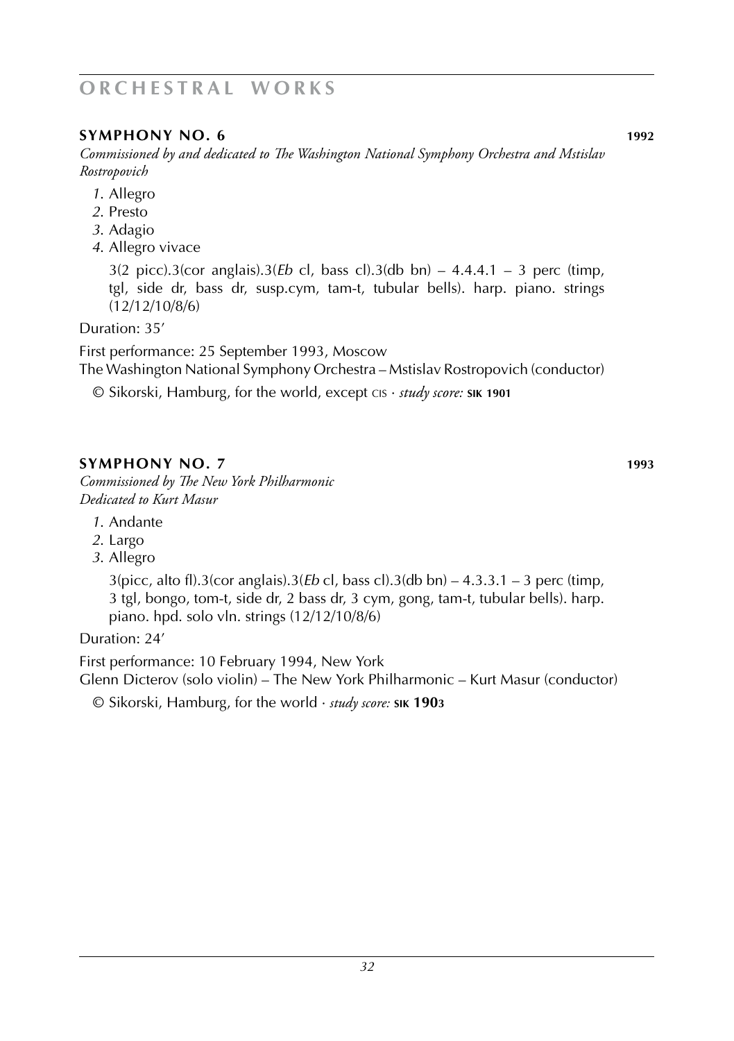# ORCHESTRAL WORKS

## SYMPHONY NO. 6 — 1992

*Commissioned by and dedicated to The Washington National Symphony Orchestra and Mstislav Rostropovich*

1. Allegro
2. Presto
3. Adagio
4. Allegro vivace

3(2 picc).3(cor anglais).3(*Eb* cl, bass cl).3(db bn) – 4.4.4.1 – 3 perc (timp, tgl, side dr, bass dr, susp.cym, tam-t, tubular bells). harp. piano. strings (12/12/10/8/6)

Duration: 35'

First performance: 25 September 1993, Moscow
The Washington National Symphony Orchestra – Mstislav Rostropovich (conductor)

© Sikorski, Hamburg, for the world, except CIS · *study score:* **SIK 1901**

## SYMPHONY NO. 7 — 1993

*Commissioned by The New York Philharmonic*
*Dedicated to Kurt Masur*

1. Andante
2. Largo
3. Allegro

3(picc, alto fl).3(cor anglais).3(*Eb* cl, bass cl).3(db bn) – 4.3.3.1 – 3 perc (timp, 3 tgl, bongo, tom-t, side dr, 2 bass dr, 3 cym, gong, tam-t, tubular bells). harp. piano. hpd. solo vln. strings (12/12/10/8/6)

Duration: 24'

First performance: 10 February 1994, New York
Glenn Dicterov (solo violin) – The New York Philharmonic – Kurt Masur (conductor)

© Sikorski, Hamburg, for the world · *study score:* **SIK 1903**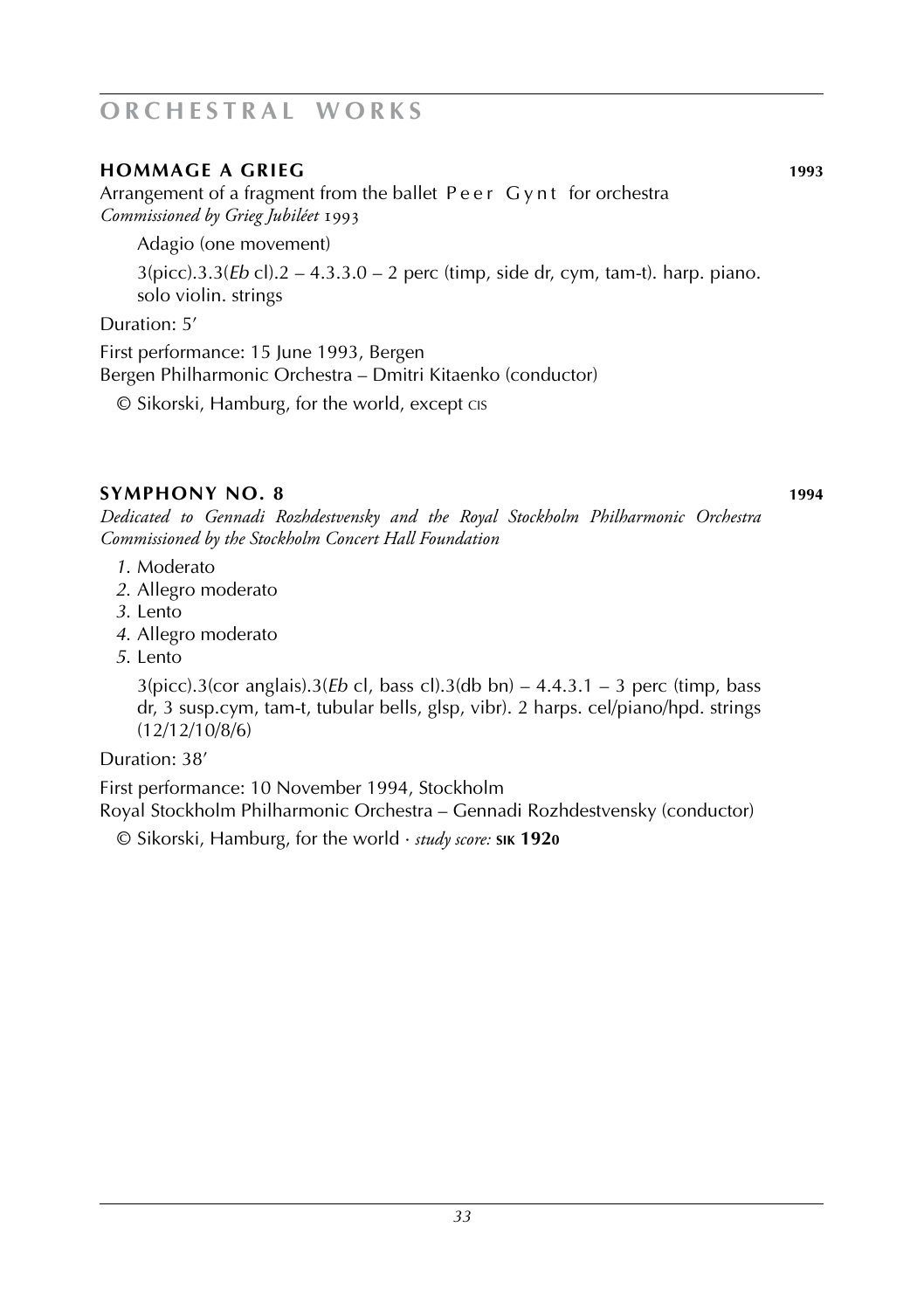# ORCHESTRAL WORKS

## HOMMAGE A GRIEG **1993**

Arrangement of a fragment from the ballet Peer Gynt for orchestra
*Commissioned by Grieg Jubiléet 1993*

Adagio (one movement)

3(picc).3.3(*Eb* cl).2 – 4.3.3.0 – 2 perc (timp, side dr, cym, tam-t). harp. piano. solo violin. strings

Duration: 5’

First performance: 15 June 1993, Bergen
Bergen Philharmonic Orchestra – Dmitri Kitaenko (conductor)

© Sikorski, Hamburg, for the world, except CIS

## SYMPHONY NO. 8 **1994**

*Dedicated to Gennadi Rozhdestvensky and the Royal Stockholm Philharmonic Orchestra*
*Commissioned by the Stockholm Concert Hall Foundation*

*1.* Moderato
*2.* Allegro moderato
*3.* Lento
*4.* Allegro moderato
*5.* Lento

3(picc).3(cor anglais).3(*Eb* cl, bass cl).3(db bn) – 4.4.3.1 – 3 perc (timp, bass dr, 3 susp.cym, tam-t, tubular bells, glsp, vibr). 2 harps. cel/piano/hpd. strings (12/12/10/8/6)

Duration: 38’

First performance: 10 November 1994, Stockholm
Royal Stockholm Philharmonic Orchestra – Gennadi Rozhdestvensky (conductor)

© Sikorski, Hamburg, for the world · *study score:* **SIK 1920**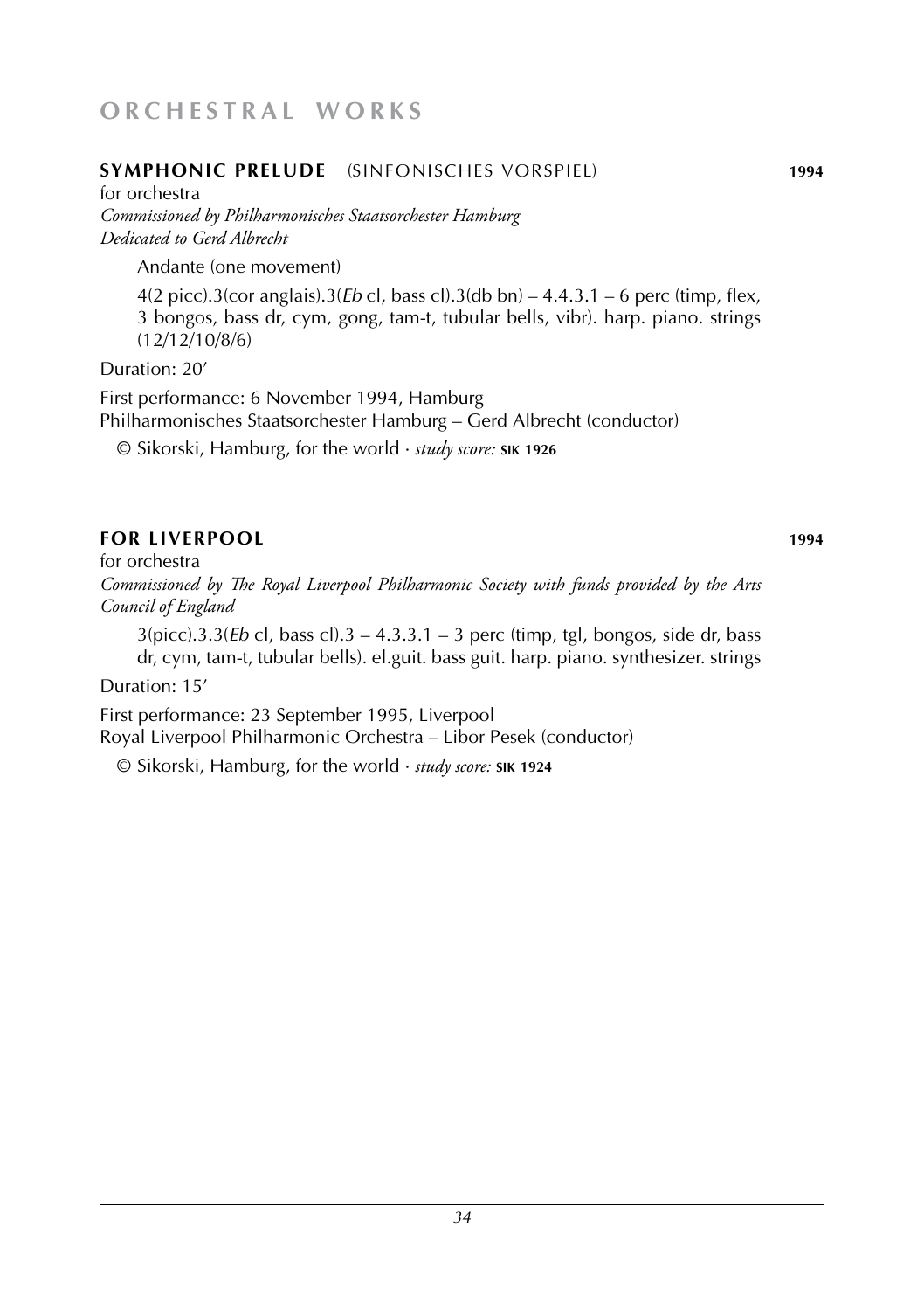# ORCHESTRAL WORKS

## SYMPHONIC PRELUDE (SINFONISCHES VORSPIEL) 1994

for orchestra
*Commissioned by Philharmonisches Staatsorchester Hamburg*
*Dedicated to Gerd Albrecht*

Andante (one movement)

4(2 picc).3(cor anglais).3(*Eb* cl, bass cl).3(db bn) – 4.4.3.1 – 6 perc (timp, flex, 3 bongos, bass dr, cym, gong, tam-t, tubular bells, vibr). harp. piano. strings (12/12/10/8/6)

Duration: 20'

First performance: 6 November 1994, Hamburg
Philharmonisches Staatsorchester Hamburg – Gerd Albrecht (conductor)

© Sikorski, Hamburg, for the world · *study score:* **SIK 1926**

## FOR LIVERPOOL 1994

for orchestra
*Commissioned by The Royal Liverpool Philharmonic Society with funds provided by the Arts Council of England*

3(picc).3.3(*Eb* cl, bass cl).3 – 4.3.3.1 – 3 perc (timp, tgl, bongos, side dr, bass dr, cym, tam-t, tubular bells). el.guit. bass guit. harp. piano. synthesizer. strings

Duration: 15'

First performance: 23 September 1995, Liverpool
Royal Liverpool Philharmonic Orchestra – Libor Pesek (conductor)

© Sikorski, Hamburg, for the world · *study score:* **SIK 1924**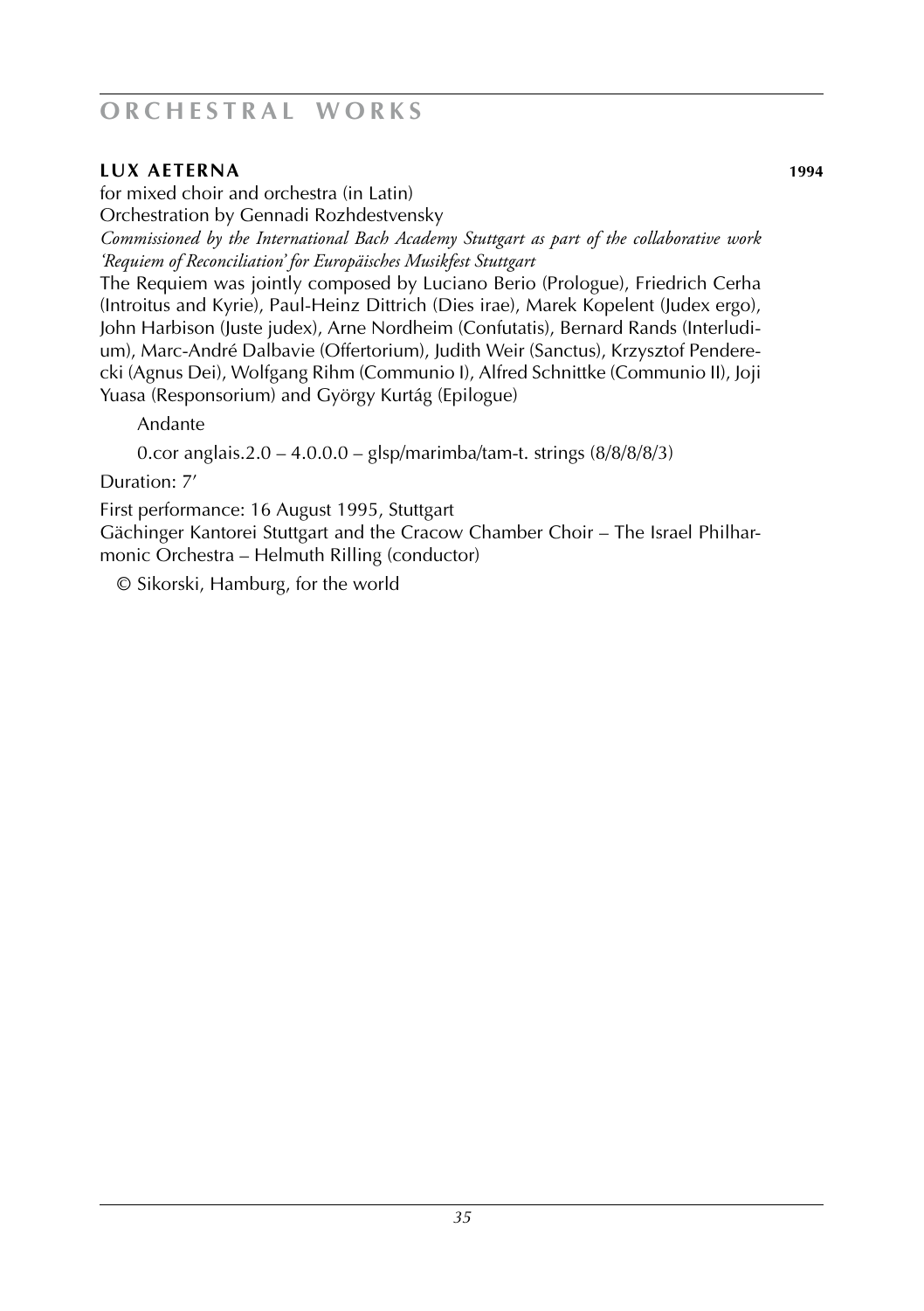# ORCHESTRAL WORKS

## LUX AETERNA 1994

for mixed choir and orchestra (in Latin)
Orchestration by Gennadi Rozhdestvensky
*Commissioned by the International Bach Academy Stuttgart as part of the collaborative work 'Requiem of Reconciliation' for Europäisches Musikfest Stuttgart*
The Requiem was jointly composed by Luciano Berio (Prologue), Friedrich Cerha (Introitus and Kyrie), Paul-Heinz Dittrich (Dies irae), Marek Kopelent (Judex ergo), John Harbison (Juste judex), Arne Nordheim (Confutatis), Bernard Rands (Interludium), Marc-André Dalbavie (Offertorium), Judith Weir (Sanctus), Krzysztof Penderecki (Agnus Dei), Wolfgang Rihm (Communio I), Alfred Schnittke (Communio II), Joji Yuasa (Responsorium) and György Kurtág (Epilogue)

Andante

0.cor anglais.2.0 – 4.0.0.0 – glsp/marimba/tam-t. strings (8/8/8/8/3)

Duration: 7'

First performance: 16 August 1995, Stuttgart
Gächinger Kantorei Stuttgart and the Cracow Chamber Choir – The Israel Philharmonic Orchestra – Helmuth Rilling (conductor)

© Sikorski, Hamburg, for the world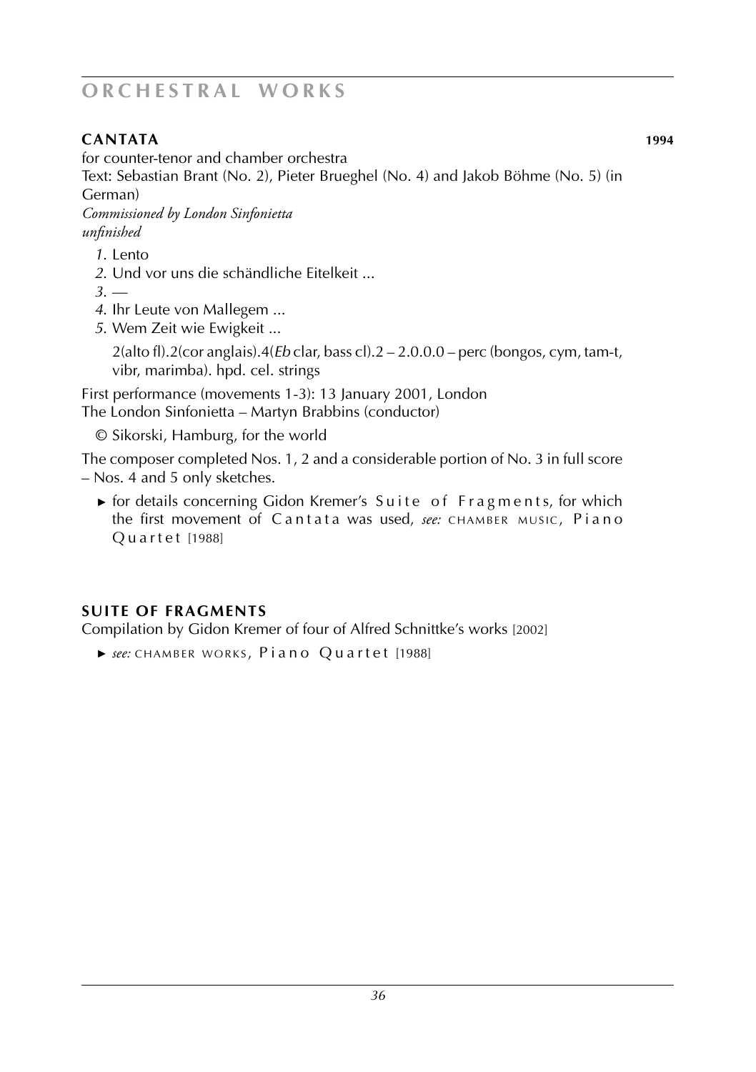# ORCHESTRAL WORKS

## CANTATA 1994

for counter-tenor and chamber orchestra
Text: Sebastian Brant (No. 2), Pieter Brueghel (No. 4) and Jakob Böhme (No. 5) (in German)
*Commissioned by London Sinfonietta*
*unfinished*

*1*. Lento
*2*. Und vor uns die schändliche Eitelkeit ...
*3*. —
*4*. Ihr Leute von Mallegem ...
*5*. Wem Zeit wie Ewigkeit ...

2(alto fl).2(cor anglais).4(*Eb* clar, bass cl).2 – 2.0.0.0 – perc (bongos, cym, tam-t, vibr, marimba). hpd. cel. strings

First performance (movements 1-3): 13 January 2001, London
The London Sinfonietta – Martyn Brabbins (conductor)

© Sikorski, Hamburg, for the world

The composer completed Nos. 1, 2 and a considerable portion of No. 3 in full score – Nos. 4 and 5 only sketches.

► for details concerning Gidon Kremer's Suite of Fragments, for which the first movement of Cantata was used, *see:* CHAMBER MUSIC, Piano Quartet [1988]

## SUITE OF FRAGMENTS

Compilation by Gidon Kremer of four of Alfred Schnittke's works [2002]

► *see:* CHAMBER WORKS, Piano Quartet [1988]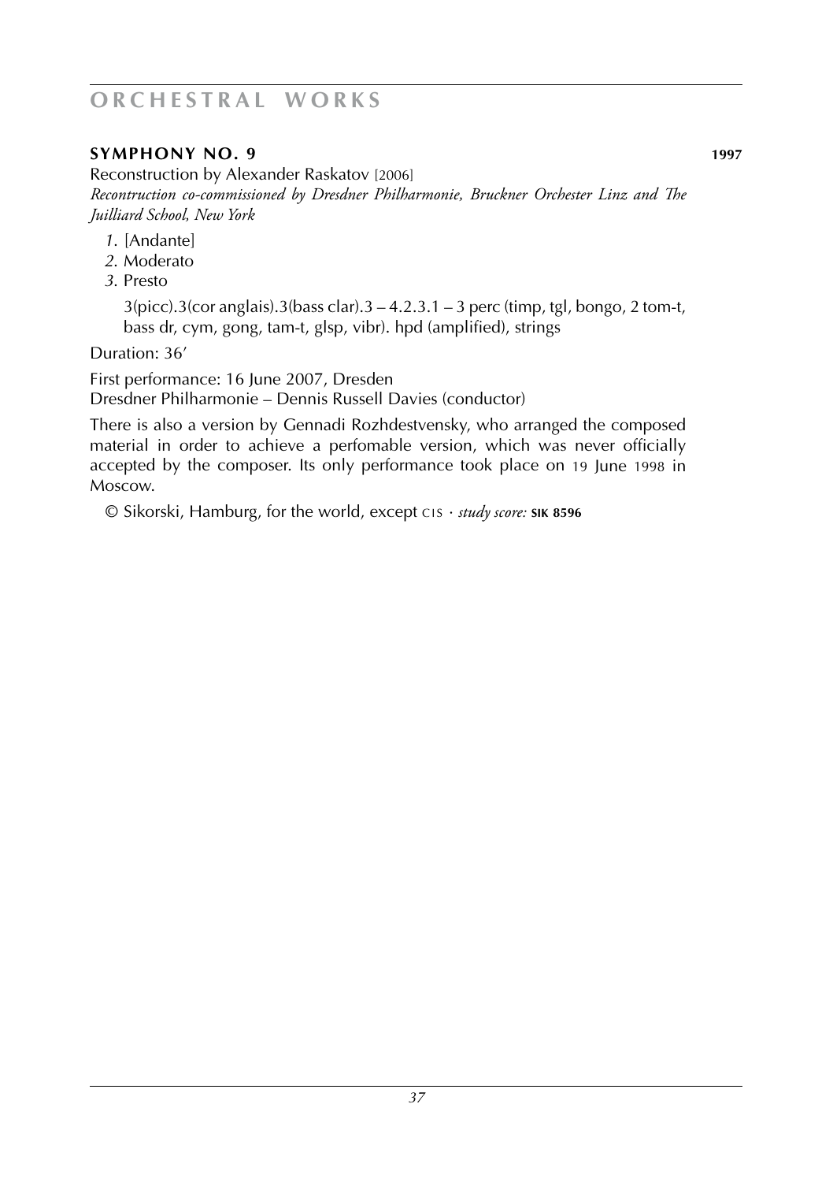## ORCHESTRAL WORKS

### SYMPHONY NO. 9 **1997**

Reconstruction by Alexander Raskatov [2006]
*Recontruction co-commissioned by Dresdner Philharmonie, Bruckner Orchester Linz and The Juilliard School, New York*

*1.* [Andante]
*2.* Moderato
*3.* Presto

3(picc).3(cor anglais).3(bass clar).3 – 4.2.3.1 – 3 perc (timp, tgl, bongo, 2 tom-t, bass dr, cym, gong, tam-t, glsp, vibr). hpd (amplified), strings

Duration: 36'

First performance: 16 June 2007, Dresden
Dresdner Philharmonie – Dennis Russell Davies (conductor)

There is also a version by Gennadi Rozhdestvensky, who arranged the composed material in order to achieve a perfomable version, which was never officially accepted by the composer. Its only performance took place on 19 June 1998 in Moscow.

© Sikorski, Hamburg, for the world, except CIS · *study score:* **SIK 8596**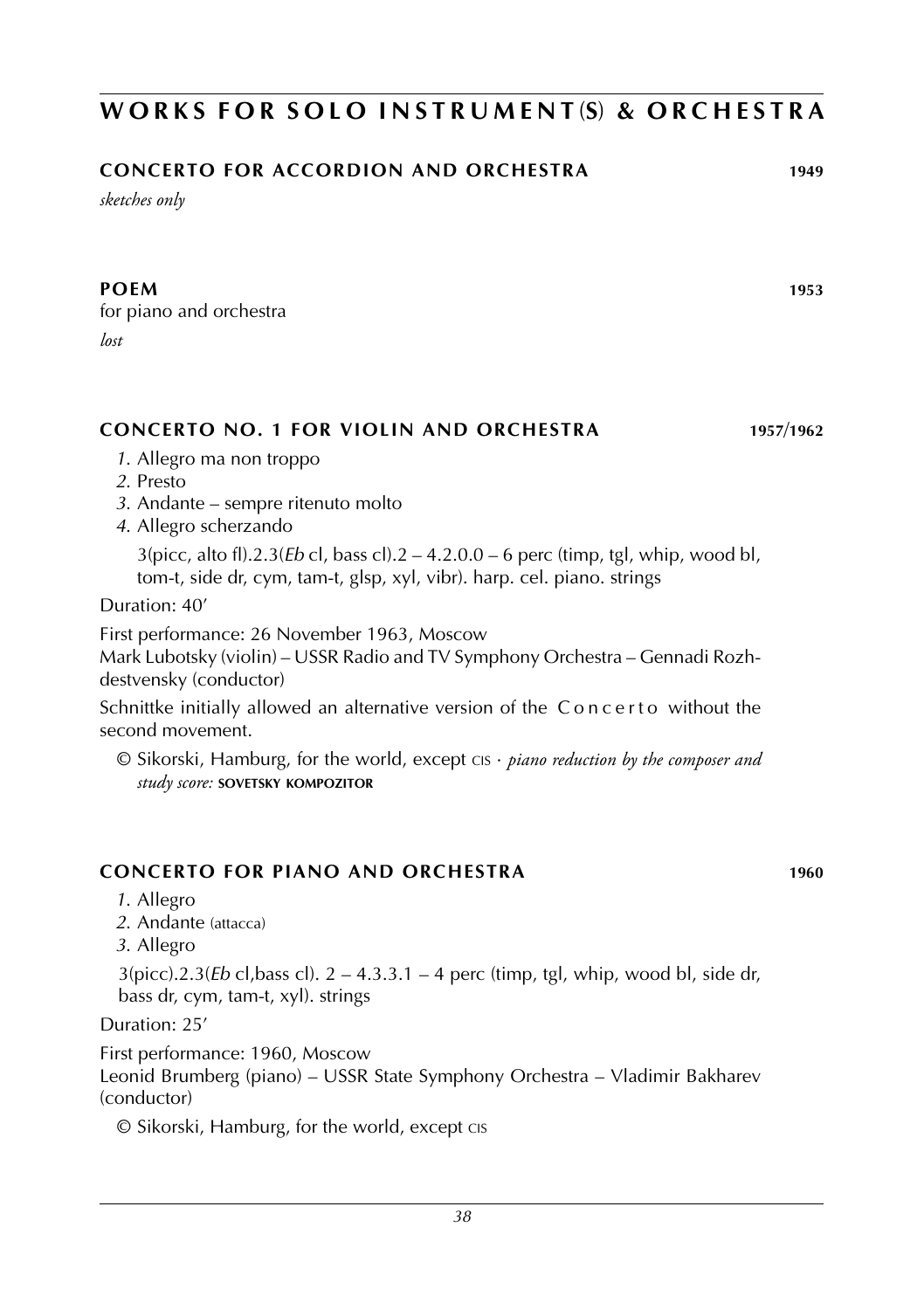# WORKS FOR SOLO INSTRUMENT(S) & ORCHESTRA

## CONCERTO FOR ACCORDION AND ORCHESTRA 1949

*sketches only*

## POEM 1953

for piano and orchestra

*lost*

## CONCERTO NO. 1 FOR VIOLIN AND ORCHESTRA 1957/1962

*1*. Allegro ma non troppo
*2*. Presto
*3*. Andante – sempre ritenuto molto
*4*. Allegro scherzando

3(picc, alto fl).2.3(*Eb* cl, bass cl).2 – 4.2.0.0 – 6 perc (timp, tgl, whip, wood bl, tom-t, side dr, cym, tam-t, glsp, xyl, vibr). harp. cel. piano. strings

Duration: 40′

First performance: 26 November 1963, Moscow
Mark Lubotsky (violin) – USSR Radio and TV Symphony Orchestra – Gennadi Rozhdestvensky (conductor)

Schnittke initially allowed an alternative version of the Concerto without the second movement.

© Sikorski, Hamburg, for the world, except CIS · *piano reduction by the composer and study score:* **SOVETSKY KOMPOZITOR**

## CONCERTO FOR PIANO AND ORCHESTRA 1960

*1*. Allegro
*2*. Andante (attacca)
*3*. Allegro

3(picc).2.3(*Eb* cl,bass cl). 2 – 4.3.3.1 – 4 perc (timp, tgl, whip, wood bl, side dr, bass dr, cym, tam-t, xyl). strings

Duration: 25′

First performance: 1960, Moscow
Leonid Brumberg (piano) – USSR State Symphony Orchestra – Vladimir Bakharev (conductor)

© Sikorski, Hamburg, for the world, except CIS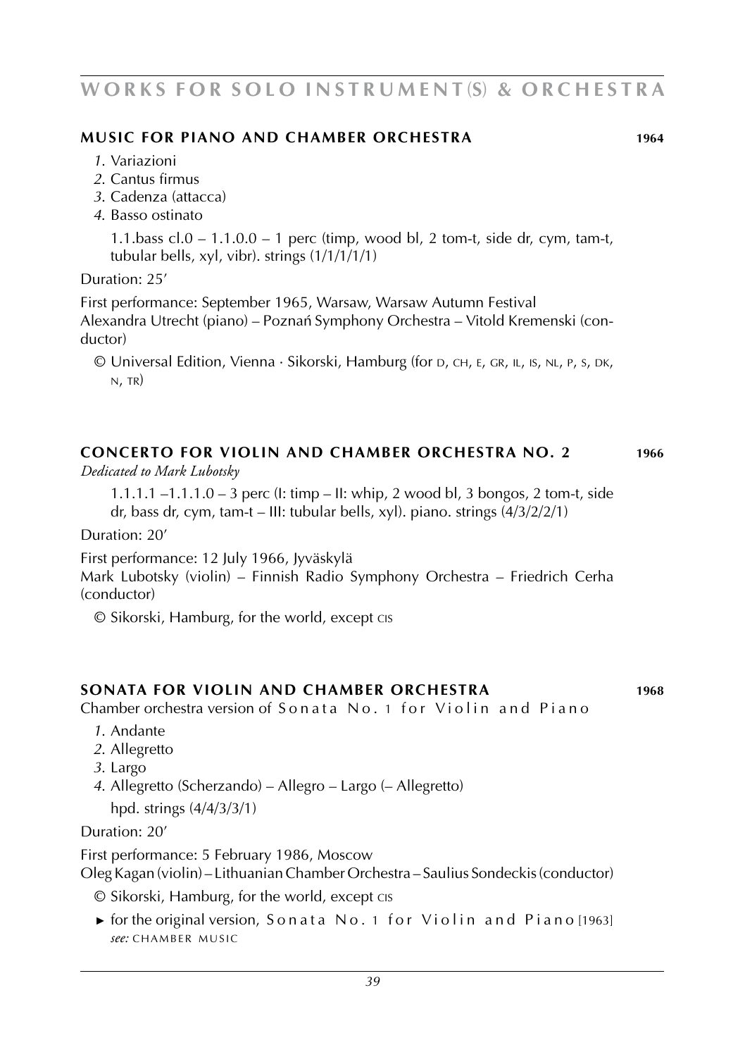## MUSIC FOR PIANO AND CHAMBER ORCHESTRA 1964

*1.* Variazioni
*2.* Cantus firmus
*3.* Cadenza (attacca)
*4.* Basso ostinato

1.1.bass cl.0 – 1.1.0.0 – 1 perc (timp, wood bl, 2 tom-t, side dr, cym, tam-t, tubular bells, xyl, vibr). strings (1/1/1/1/1)

Duration: 25'

First performance: September 1965, Warsaw, Warsaw Autumn Festival
Alexandra Utrecht (piano) – Poznań Symphony Orchestra – Vitold Kremenski (conductor)

© Universal Edition, Vienna · Sikorski, Hamburg (for D, CH, E, GR, IL, IS, NL, P, S, DK, N, TR)

## CONCERTO FOR VIOLIN AND CHAMBER ORCHESTRA NO. 2 1966

*Dedicated to Mark Lubotsky*

1.1.1.1 –1.1.1.0 – 3 perc (I: timp – II: whip, 2 wood bl, 3 bongos, 2 tom-t, side dr, bass dr, cym, tam-t – III: tubular bells, xyl). piano. strings (4/3/2/2/1)

Duration: 20'

First performance: 12 July 1966, Jyväskylä
Mark Lubotsky (violin) – Finnish Radio Symphony Orchestra – Friedrich Cerha (conductor)

© Sikorski, Hamburg, for the world, except CIS

## SONATA FOR VIOLIN AND CHAMBER ORCHESTRA 1968

Chamber orchestra version of Sonata No. 1 for Violin and Piano

*1.* Andante
*2.* Allegretto
*3.* Largo
*4.* Allegretto (Scherzando) – Allegro – Largo (– Allegretto)

hpd. strings (4/4/3/3/1)

Duration: 20'

First performance: 5 February 1986, Moscow
Oleg Kagan (violin) – Lithuanian Chamber Orchestra – Saulius Sondeckis (conductor)

© Sikorski, Hamburg, for the world, except CIS

► for the original version, Sonata No. 1 for Violin and Piano [1963] *see:* CHAMBER MUSIC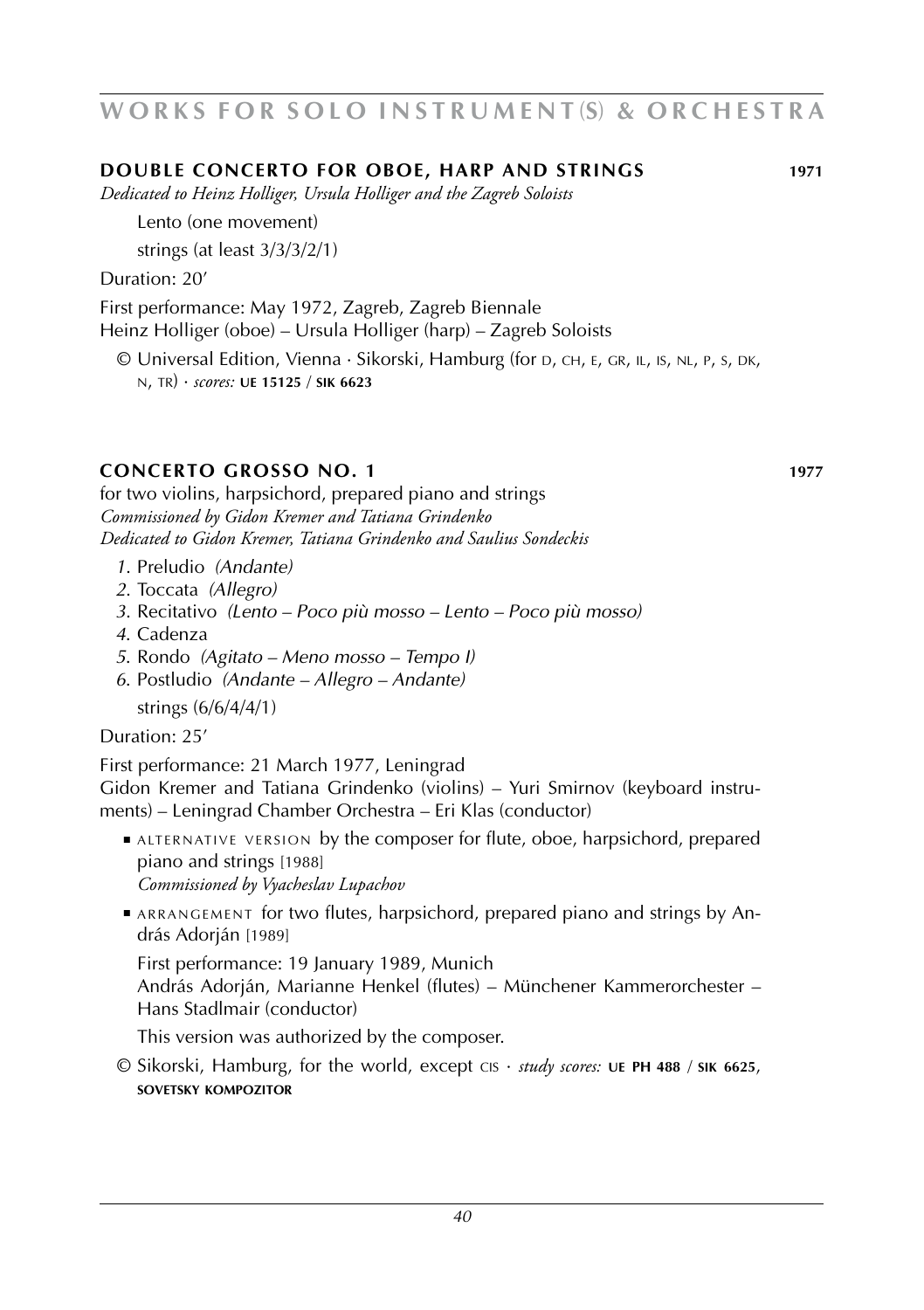# WORKS FOR SOLO INSTRUMENT(S) & ORCHESTRA

## DOUBLE CONCERTO FOR OBOE, HARP AND STRINGS 1971

*Dedicated to Heinz Holliger, Ursula Holliger and the Zagreb Soloists*

Lento (one movement)

strings (at least 3/3/3/2/1)

Duration: 20′

First performance: May 1972, Zagreb, Zagreb Biennale
Heinz Holliger (oboe) – Ursula Holliger (harp) – Zagreb Soloists

© Universal Edition, Vienna · Sikorski, Hamburg (for D, CH, E, GR, IL, IS, NL, P, S, DK, N, TR) · *scores:* **UE 15125** / **SIK 6623**

## CONCERTO GROSSO NO. 1 1977

for two violins, harpsichord, prepared piano and strings
*Commissioned by Gidon Kremer and Tatiana Grindenko*
*Dedicated to Gidon Kremer, Tatiana Grindenko and Saulius Sondeckis*

1. Preludio *(Andante)*
2. Toccata *(Allegro)*
3. Recitativo *(Lento – Poco più mosso – Lento – Poco più mosso)*
4. Cadenza
5. Rondo *(Agitato – Meno mosso – Tempo I)*
6. Postludio *(Andante – Allegro – Andante)*

strings (6/6/4/4/1)

Duration: 25′

First performance: 21 March 1977, Leningrad
Gidon Kremer and Tatiana Grindenko (violins) – Yuri Smirnov (keyboard instruments) – Leningrad Chamber Orchestra – Eri Klas (conductor)

- ALTERNATIVE VERSION by the composer for flute, oboe, harpsichord, prepared piano and strings [1988]
  *Commissioned by Vyacheslav Lupachov*
- ARRANGEMENT for two flutes, harpsichord, prepared piano and strings by András Adorján [1989]

  First performance: 19 January 1989, Munich
  András Adorján, Marianne Henkel (flutes) – Münchener Kammerorchester – Hans Stadlmair (conductor)

  This version was authorized by the composer.

© Sikorski, Hamburg, for the world, except CIS · *study scores:* **UE PH 488** / **SIK 6625**, **SOVETSKY KOMPOZITOR**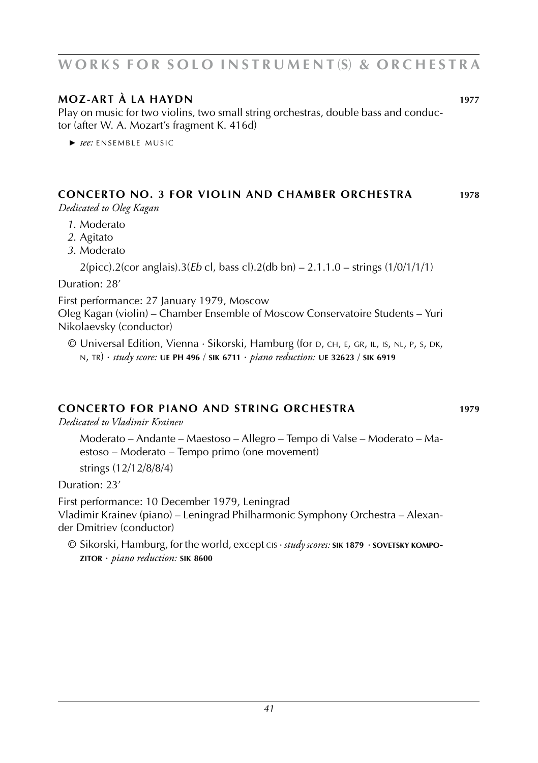## MOZ-ART À LA HAYDN 1977

Play on music for two violins, two small string orchestras, double bass and conductor (after W. A. Mozart's fragment K. 416d)

► *see:* ENSEMBLE MUSIC

## CONCERTO NO. 3 FOR VIOLIN AND CHAMBER ORCHESTRA 1978

*Dedicated to Oleg Kagan*

*1.* Moderato
*2.* Agitato
*3.* Moderato

2(picc).2(cor anglais).3(*Eb* cl, bass cl).2(db bn) – 2.1.1.0 – strings (1/0/1/1/1)

Duration: 28'

First performance: 27 January 1979, Moscow
Oleg Kagan (violin) – Chamber Ensemble of Moscow Conservatoire Students – Yuri Nikolaevsky (conductor)

© Universal Edition, Vienna · Sikorski, Hamburg (for D, CH, E, GR, IL, IS, NL, P, S, DK, N, TR) · *study score:* **UE PH 496** / **SIK 6711** · *piano reduction:* **UE 32623** / **SIK 6919**

## CONCERTO FOR PIANO AND STRING ORCHESTRA 1979

*Dedicated to Vladimir Krainev*

Moderato – Andante – Maestoso – Allegro – Tempo di Valse – Moderato – Maestoso – Moderato – Tempo primo (one movement)

strings (12/12/8/8/4)

Duration: 23'

First performance: 10 December 1979, Leningrad
Vladimir Krainev (piano) – Leningrad Philharmonic Symphony Orchestra – Alexander Dmitriev (conductor)

© Sikorski, Hamburg, for the world, except CIS · *study scores:* **SIK 1879** · **SOVETSKY KOMPOZITOR** · *piano reduction:* **SIK 8600**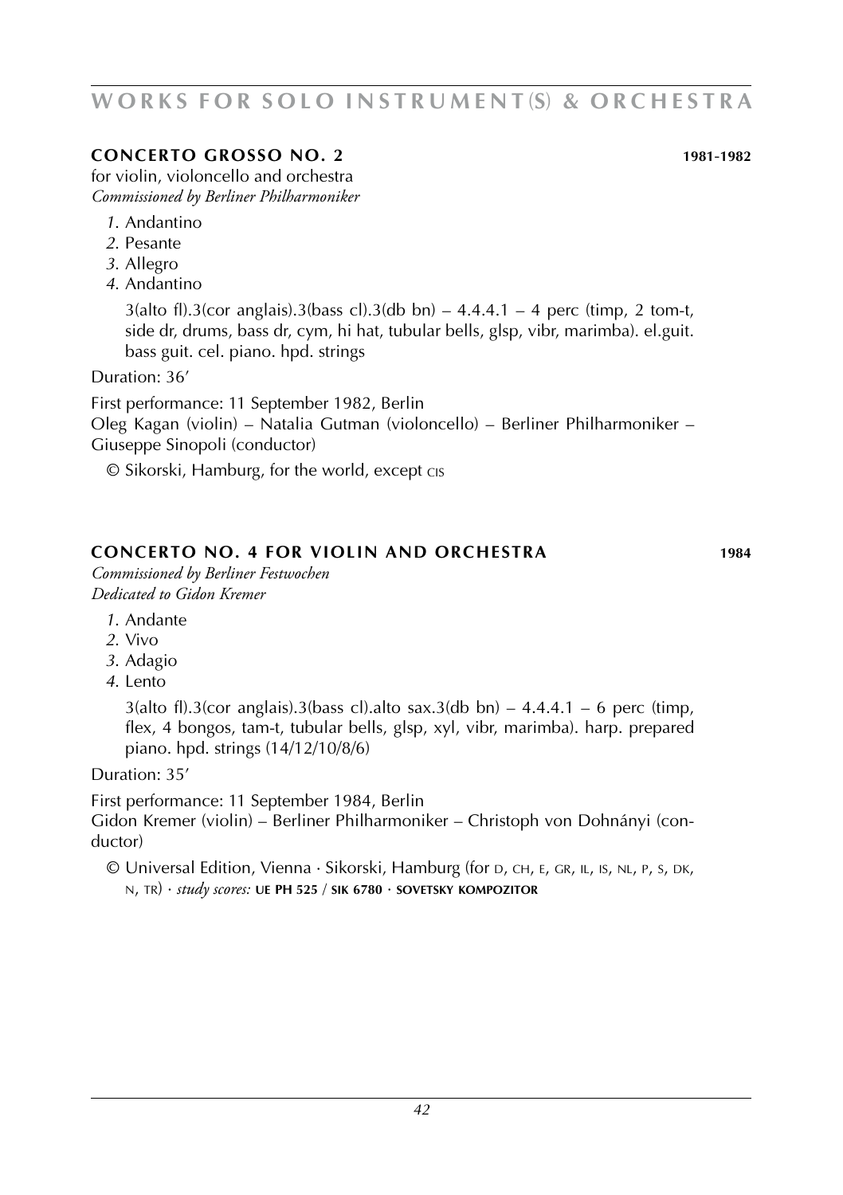# WORKS FOR SOLO INSTRUMENT(S) & ORCHESTRA

## CONCERTO GROSSO NO. 2 — 1981-1982

for violin, violoncello and orchestra
*Commissioned by Berliner Philharmoniker*

*1.* Andantino
*2.* Pesante
*3.* Allegro
*4.* Andantino

3(alto fl).3(cor anglais).3(bass cl).3(db bn) – 4.4.4.1 – 4 perc (timp, 2 tom-t, side dr, drums, bass dr, cym, hi hat, tubular bells, glsp, vibr, marimba). el.guit. bass guit. cel. piano. hpd. strings

Duration: 36'

First performance: 11 September 1982, Berlin
Oleg Kagan (violin) – Natalia Gutman (violoncello) – Berliner Philharmoniker – Giuseppe Sinopoli (conductor)

© Sikorski, Hamburg, for the world, except CIS

## CONCERTO NO. 4 FOR VIOLIN AND ORCHESTRA — 1984

*Commissioned by Berliner Festwochen*
*Dedicated to Gidon Kremer*

*1.* Andante
*2.* Vivo
*3.* Adagio
*4.* Lento

3(alto fl).3(cor anglais).3(bass cl).alto sax.3(db bn) – 4.4.4.1 – 6 perc (timp, flex, 4 bongos, tam-t, tubular bells, glsp, xyl, vibr, marimba). harp. prepared piano. hpd. strings (14/12/10/8/6)

Duration: 35'

First performance: 11 September 1984, Berlin
Gidon Kremer (violin) – Berliner Philharmoniker – Christoph von Dohnányi (conductor)

© Universal Edition, Vienna · Sikorski, Hamburg (for D, CH, E, GR, IL, IS, NL, P, S, DK, N, TR) · *study scores:* **UE PH 525** / **SIK 6780** · **SOVETSKY KOMPOZITOR**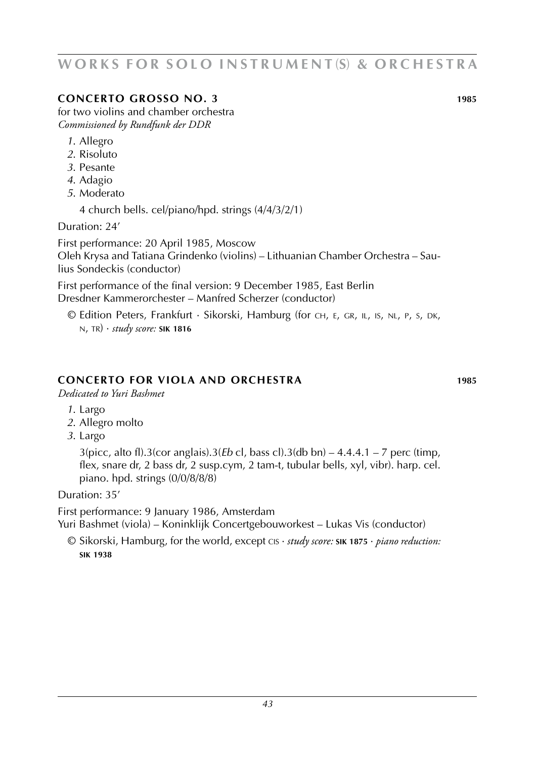## CONCERTO GROSSO NO. 3 — 1985

for two violins and chamber orchestra
*Commissioned by Rundfunk der DDR*

*1.* Allegro
*2.* Risoluto
*3.* Pesante
*4.* Adagio
*5.* Moderato

4 church bells. cel/piano/hpd. strings (4/4/3/2/1)

Duration: 24'

First performance: 20 April 1985, Moscow
Oleh Krysa and Tatiana Grindenko (violins) – Lithuanian Chamber Orchestra – Saulius Sondeckis (conductor)

First performance of the final version: 9 December 1985, East Berlin
Dresdner Kammerorchester – Manfred Scherzer (conductor)

© Edition Peters, Frankfurt · Sikorski, Hamburg (for CH, E, GR, IL, IS, NL, P, S, DK, N, TR) · *study score:* **SIK 1816**

## CONCERTO FOR VIOLA AND ORCHESTRA — 1985

*Dedicated to Yuri Bashmet*

*1.* Largo
*2.* Allegro molto
*3.* Largo

3(picc, alto fl).3(cor anglais).3(*Eb* cl, bass cl).3(db bn) – 4.4.4.1 – 7 perc (timp, flex, snare dr, 2 bass dr, 2 susp.cym, 2 tam-t, tubular bells, xyl, vibr). harp. cel. piano. hpd. strings (0/0/8/8/8)

Duration: 35'

First performance: 9 January 1986, Amsterdam
Yuri Bashmet (viola) – Koninklijk Concertgebouworkest – Lukas Vis (conductor)

© Sikorski, Hamburg, for the world, except CIS · *study score:* **SIK 1875** · *piano reduction:* **SIK 1938**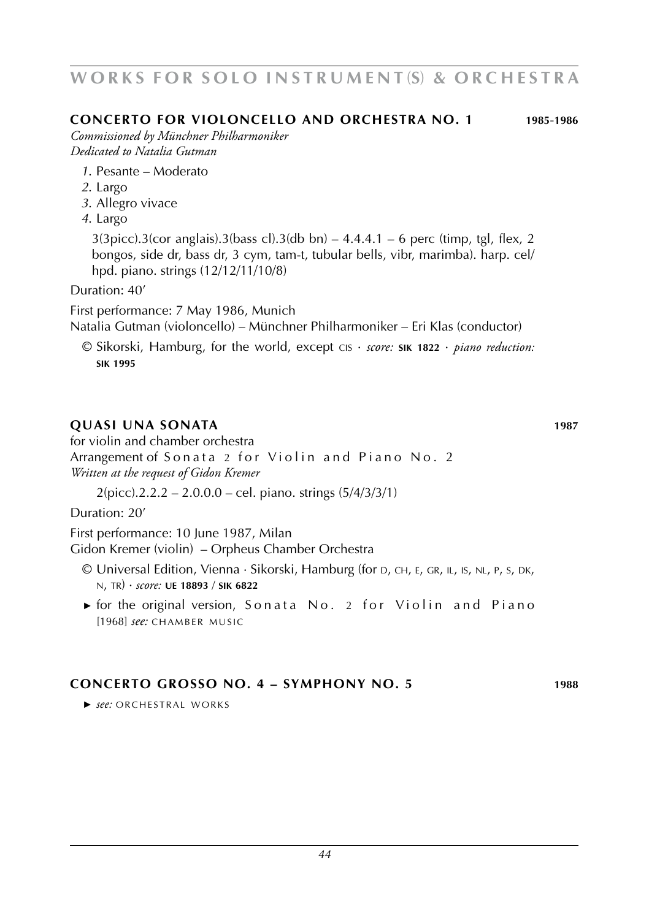# WORKS FOR SOLO INSTRUMENT(S) & ORCHESTRA

## CONCERTO FOR VIOLONCELLO AND ORCHESTRA NO. 1 — 1985-1986

*Commissioned by Münchner Philharmoniker*
*Dedicated to Natalia Gutman*

*1.* Pesante – Moderato
*2.* Largo
*3.* Allegro vivace
*4.* Largo

3(3picc).3(cor anglais).3(bass cl).3(db bn) – 4.4.4.1 – 6 perc (timp, tgl, flex, 2 bongos, side dr, bass dr, 3 cym, tam-t, tubular bells, vibr, marimba). harp. cel/hpd. piano. strings (12/12/11/10/8)

Duration: 40′

First performance: 7 May 1986, Munich
Natalia Gutman (violoncello) – Münchner Philharmoniker – Eri Klas (conductor)

© Sikorski, Hamburg, for the world, except CIS · *score:* **SIK 1822** · *piano reduction:* **SIK 1995**

## QUASI UNA SONATA — 1987

for violin and chamber orchestra
Arrangement of Sonata 2 for Violin and Piano No. 2
*Written at the request of Gidon Kremer*

2(picc).2.2.2 – 2.0.0.0 – cel. piano. strings (5/4/3/3/1)

Duration: 20′

First performance: 10 June 1987, Milan
Gidon Kremer (violin) – Orpheus Chamber Orchestra

© Universal Edition, Vienna · Sikorski, Hamburg (for D, CH, E, GR, IL, IS, NL, P, S, DK, N, TR) · *score:* **UE 18893** / **SIK 6822**

► for the original version, Sonata No. 2 for Violin and Piano [1968] *see:* CHAMBER MUSIC

## CONCERTO GROSSO NO. 4 – SYMPHONY NO. 5 — 1988

► *see:* ORCHESTRAL WORKS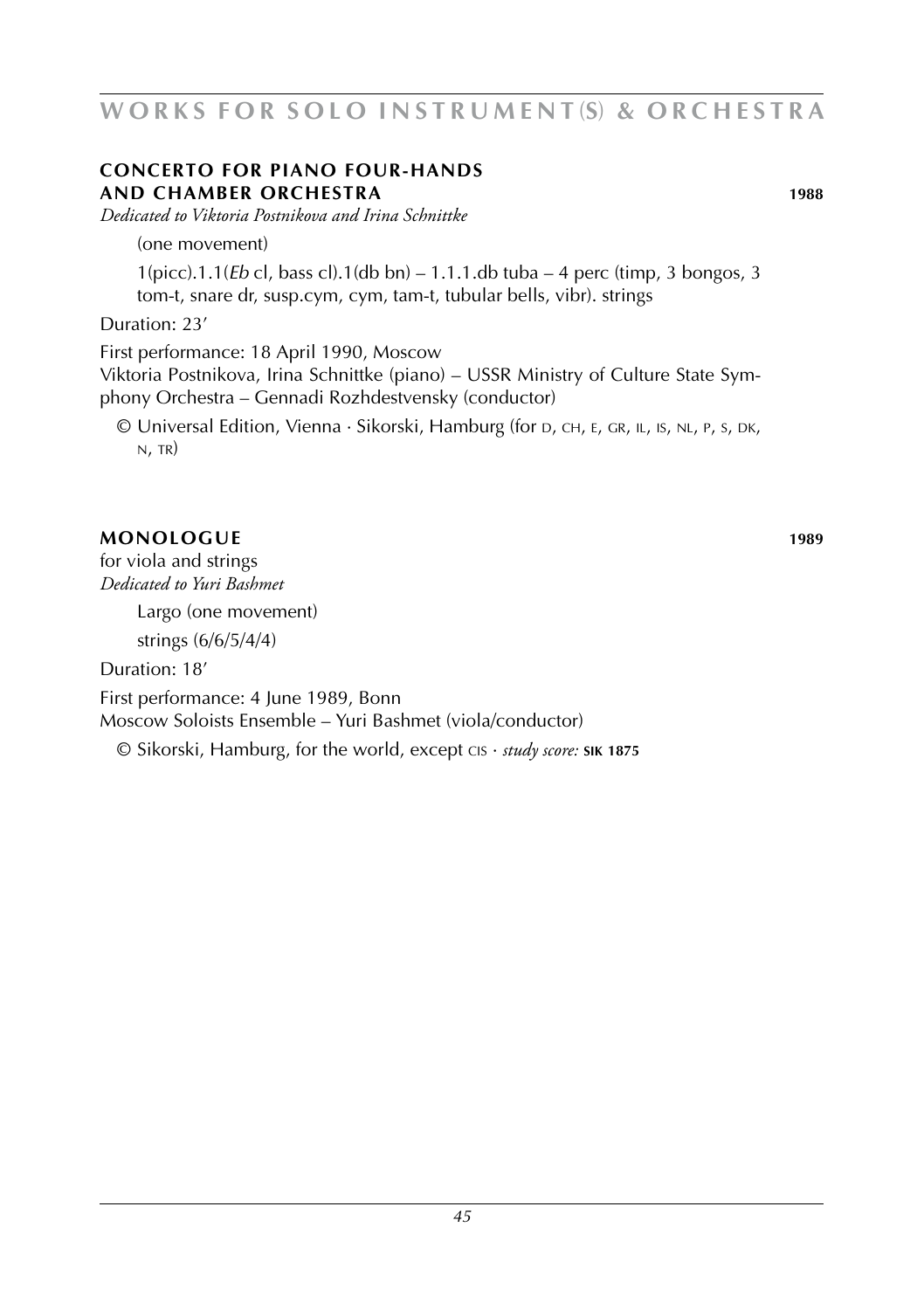## **CONCERTO FOR PIANO FOUR-HANDS AND CHAMBER ORCHESTRA** **1988**

*Dedicated to Viktoria Postnikova and Irina Schnittke*

(one movement)

1(picc).1.1(*Eb* cl, bass cl).1(db bn) – 1.1.1.db tuba – 4 perc (timp, 3 bongos, 3 tom-t, snare dr, susp.cym, cym, tam-t, tubular bells, vibr). strings

Duration: 23'

First performance: 18 April 1990, Moscow
Viktoria Postnikova, Irina Schnittke (piano) – USSR Ministry of Culture State Symphony Orchestra – Gennadi Rozhdestvensky (conductor)

© Universal Edition, Vienna · Sikorski, Hamburg (for D, CH, E, GR, IL, IS, NL, P, S, DK, N, TR)

## **MONOLOGUE** **1989**

for viola and strings
*Dedicated to Yuri Bashmet*

Largo (one movement)

strings (6/6/5/4/4)

Duration: 18'

First performance: 4 June 1989, Bonn
Moscow Soloists Ensemble – Yuri Bashmet (viola/conductor)

© Sikorski, Hamburg, for the world, except CIS · *study score:* **SIK 1875**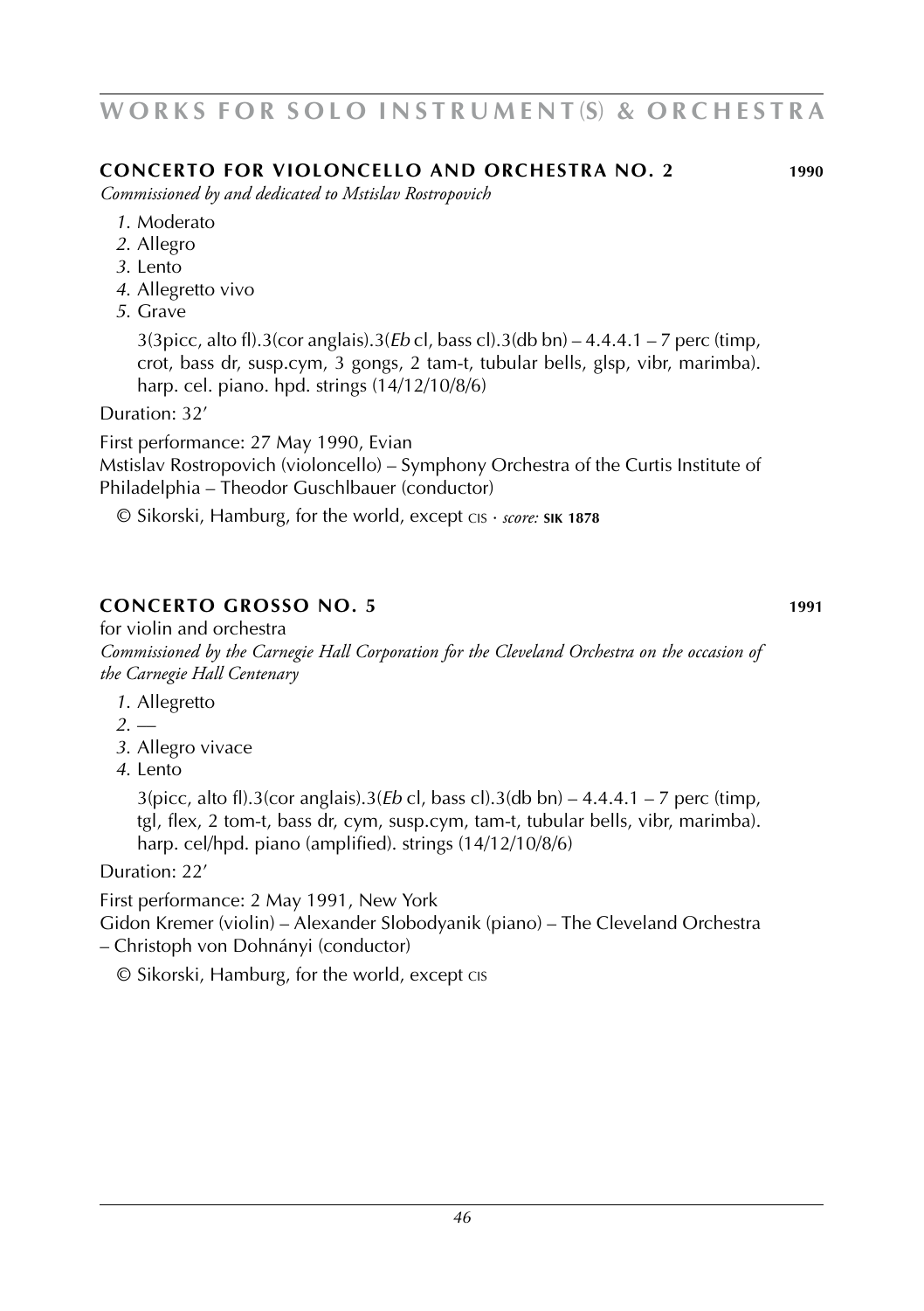## CONCERTO FOR VIOLONCELLO AND ORCHESTRA NO. 2 — 1990

*Commissioned by and dedicated to Mstislav Rostropovich*

*1.* Moderato
*2.* Allegro
*3.* Lento
*4.* Allegretto vivo
*5.* Grave

3(3picc, alto fl).3(cor anglais).3(*Eb* cl, bass cl).3(db bn) – 4.4.4.1 – 7 perc (timp, crot, bass dr, susp.cym, 3 gongs, 2 tam-t, tubular bells, glsp, vibr, marimba). harp. cel. piano. hpd. strings (14/12/10/8/6)

Duration: 32'

First performance: 27 May 1990, Evian
Mstislav Rostropovich (violoncello) – Symphony Orchestra of the Curtis Institute of Philadelphia – Theodor Guschlbauer (conductor)

© Sikorski, Hamburg, for the world, except CIS · *score:* **SIK 1878**

## CONCERTO GROSSO NO. 5 — 1991

for violin and orchestra
*Commissioned by the Carnegie Hall Corporation for the Cleveland Orchestra on the occasion of the Carnegie Hall Centenary*

*1.* Allegretto
*2.* —
*3.* Allegro vivace
*4.* Lento

3(picc, alto fl).3(cor anglais).3(*Eb* cl, bass cl).3(db bn) – 4.4.4.1 – 7 perc (timp, tgl, flex, 2 tom-t, bass dr, cym, susp.cym, tam-t, tubular bells, vibr, marimba). harp. cel/hpd. piano (amplified). strings (14/12/10/8/6)

Duration: 22'

First performance: 2 May 1991, New York
Gidon Kremer (violin) – Alexander Slobodyanik (piano) – The Cleveland Orchestra – Christoph von Dohnányi (conductor)

© Sikorski, Hamburg, for the world, except CIS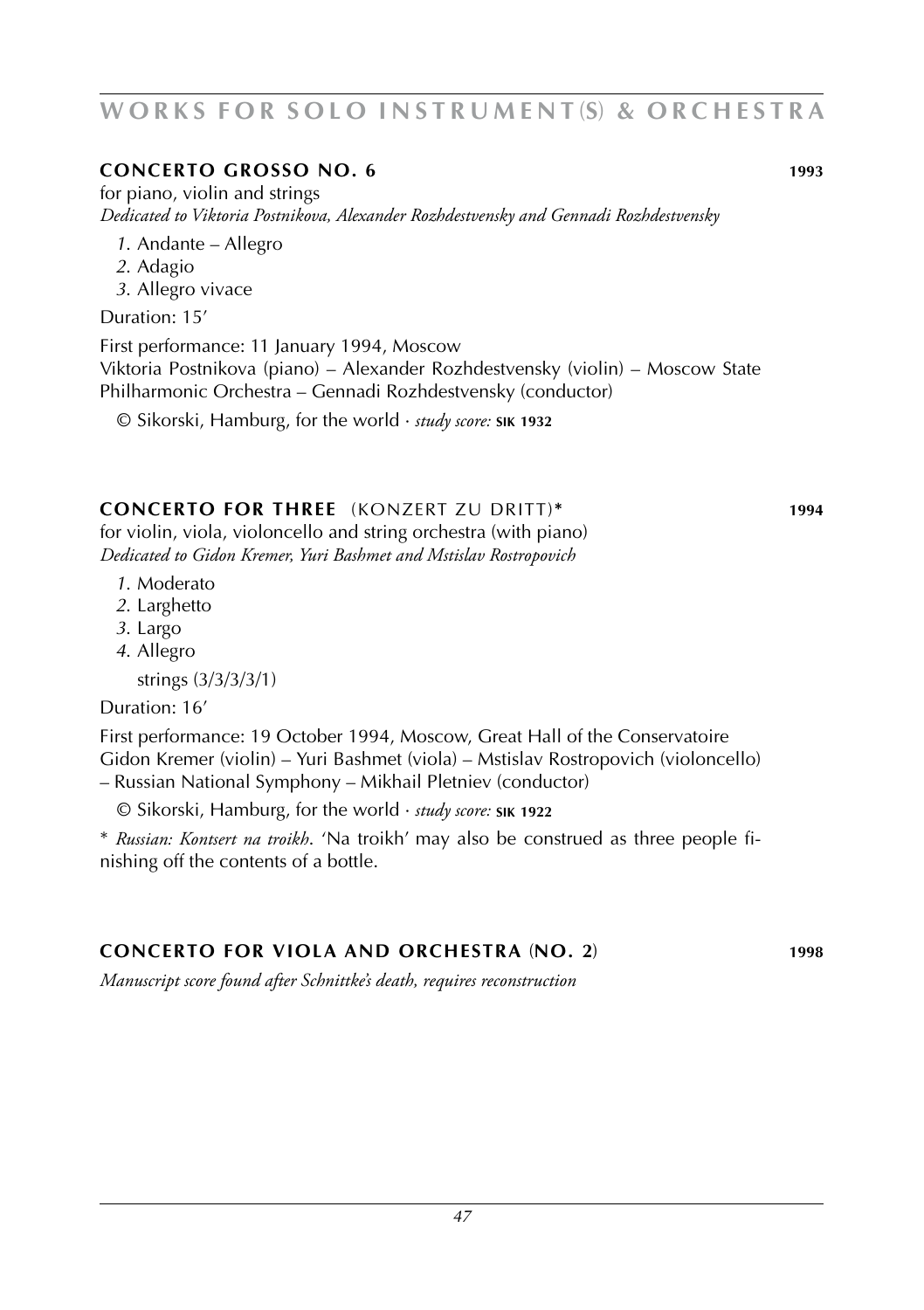## CONCERTO GROSSO NO. 6 — 1993

for piano, violin and strings
*Dedicated to Viktoria Postnikova, Alexander Rozhdestvensky and Gennadi Rozhdestvensky*

*1*. Andante – Allegro
*2*. Adagio
*3*. Allegro vivace

Duration: 15'

First performance: 11 January 1994, Moscow
Viktoria Postnikova (piano) – Alexander Rozhdestvensky (violin) – Moscow State Philharmonic Orchestra – Gennadi Rozhdestvensky (conductor)

© Sikorski, Hamburg, for the world · *study score:* **SIK 1932**

## CONCERTO FOR THREE (KONZERT ZU DRITT)* — 1994

for violin, viola, violoncello and string orchestra (with piano)
*Dedicated to Gidon Kremer, Yuri Bashmet and Mstislav Rostropovich*

*1*. Moderato
*2*. Larghetto
*3*. Largo
*4*. Allegro

strings (3/3/3/3/1)

Duration: 16'

First performance: 19 October 1994, Moscow, Great Hall of the Conservatoire
Gidon Kremer (violin) – Yuri Bashmet (viola) – Mstislav Rostropovich (violoncello) – Russian National Symphony – Mikhail Pletniev (conductor)

© Sikorski, Hamburg, for the world · *study score:* **SIK 1922**

\* *Russian: Kontsert na troikh*. 'Na troikh' may also be construed as three people finishing off the contents of a bottle.

## CONCERTO FOR VIOLA AND ORCHESTRA (NO. 2) — 1998

*Manuscript score found after Schnittke's death, requires reconstruction*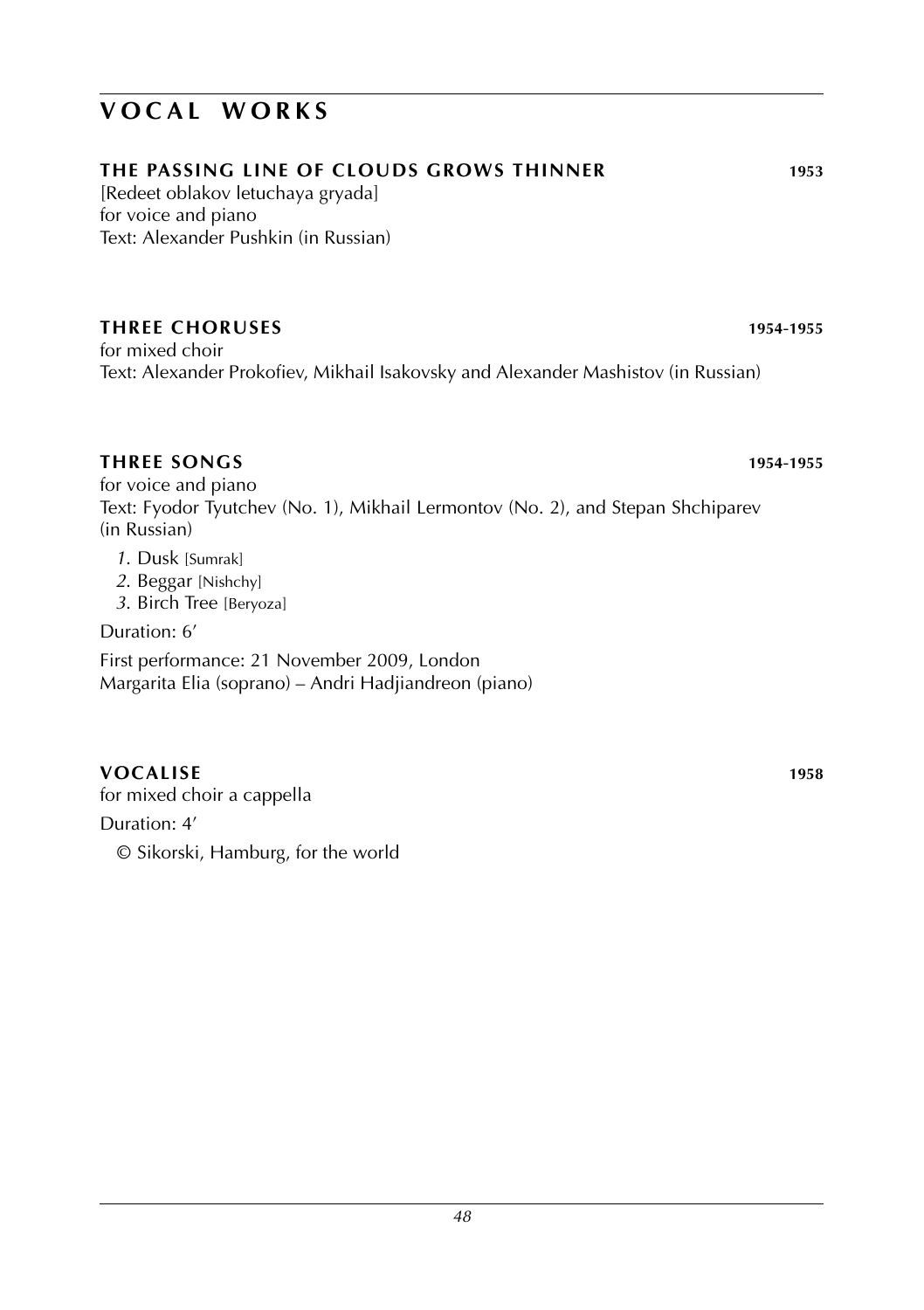# VOCAL WORKS

### THE PASSING LINE OF CLOUDS GROWS THINNER — 1953

[Redeet oblakov letuchaya gryada]
for voice and piano
Text: Alexander Pushkin (in Russian)

### THREE CHORUSES — 1954-1955

for mixed choir
Text: Alexander Prokofiev, Mikhail Isakovsky and Alexander Mashistov (in Russian)

### THREE SONGS — 1954-1955

for voice and piano
Text: Fyodor Tyutchev (No. 1), Mikhail Lermontov (No. 2), and Stepan Shchiparev (in Russian)

*1.* Dusk [Sumrak]
*2.* Beggar [Nishchy]
*3.* Birch Tree [Beryoza]

Duration: 6′

First performance: 21 November 2009, London
Margarita Elia (soprano) – Andri Hadjiandreon (piano)

### VOCALISE — 1958

for mixed choir a cappella

Duration: 4′

© Sikorski, Hamburg, for the world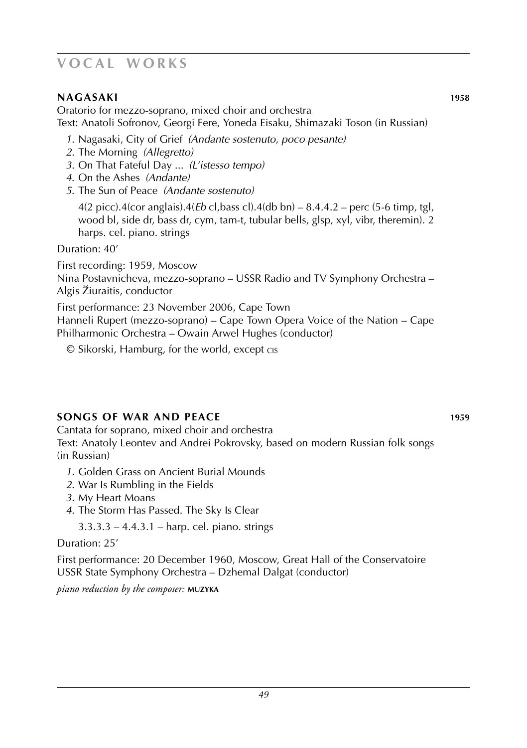## NAGASAKI **1958**

Oratorio for mezzo-soprano, mixed choir and orchestra
Text: Anatoli Sofronov, Georgi Fere, Yoneda Eisaku, Shimazaki Toson (in Russian)

*1*. Nagasaki, City of Grief *(Andante sostenuto, poco pesante)*
*2*. The Morning *(Allegretto)*
*3*. On That Fateful Day ... *(L'istesso tempo)*
*4*. On the Ashes *(Andante)*
*5*. The Sun of Peace *(Andante sostenuto)*

4(2 picc).4(cor anglais).4(*Eb* cl,bass cl).4(db bn) – 8.4.4.2 – perc (5-6 timp, tgl, wood bl, side dr, bass dr, cym, tam-t, tubular bells, glsp, xyl, vibr, theremin). 2 harps. cel. piano. strings

Duration: 40'

First recording: 1959, Moscow
Nina Postavnicheva, mezzo-soprano – USSR Radio and TV Symphony Orchestra – Algis Žiuraitis, conductor

First performance: 23 November 2006, Cape Town
Hanneli Rupert (mezzo-soprano) – Cape Town Opera Voice of the Nation – Cape Philharmonic Orchestra – Owain Arwel Hughes (conductor)

© Sikorski, Hamburg, for the world, except CIS

## SONGS OF WAR AND PEACE **1959**

Cantata for soprano, mixed choir and orchestra
Text: Anatoly Leontev and Andrei Pokrovsky, based on modern Russian folk songs (in Russian)

*1*. Golden Grass on Ancient Burial Mounds
*2*. War Is Rumbling in the Fields
*3*. My Heart Moans
*4*. The Storm Has Passed. The Sky Is Clear

3.3.3.3 – 4.4.3.1 – harp. cel. piano. strings

Duration: 25'

First performance: 20 December 1960, Moscow, Great Hall of the Conservatoire
USSR State Symphony Orchestra – Dzhemal Dalgat (conductor)

*piano reduction by the composer:* **MUZYKA**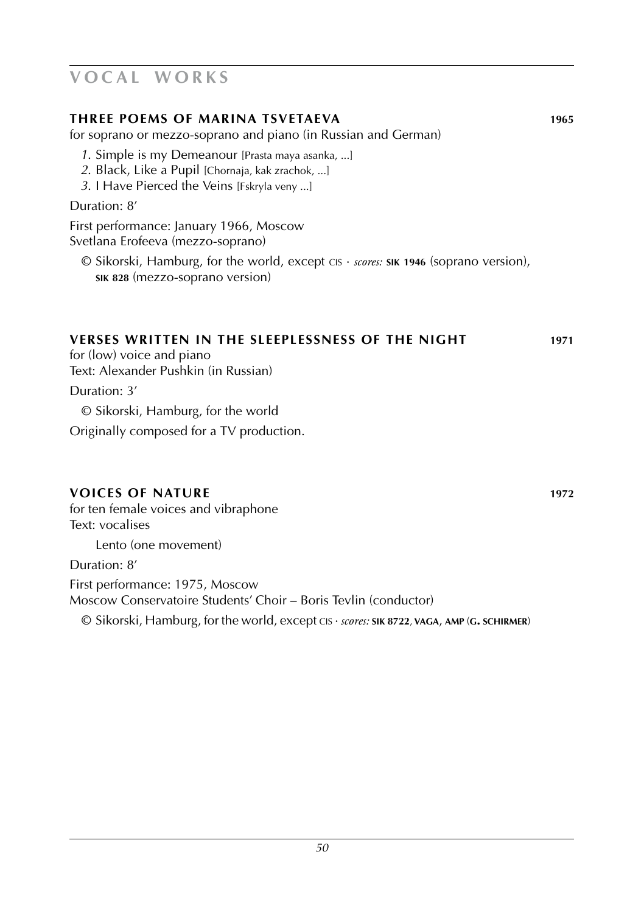## VOCAL WORKS

### THREE POEMS OF MARINA TSVETAEVA 1965

for soprano or mezzo-soprano and piano (in Russian and German)

*1*. Simple is my Demeanour [Prasta maya asanka, ...]
*2*. Black, Like a Pupil [Chornaja, kak zrachok, ...]
*3*. I Have Pierced the Veins [Fskryla veny ...]

Duration: 8'

First performance: January 1966, Moscow
Svetlana Erofeeva (mezzo-soprano)

© Sikorski, Hamburg, for the world, except CIS · *scores:* **SIK 1946** (soprano version), **SIK 828** (mezzo-soprano version)

### VERSES WRITTEN IN THE SLEEPLESSNESS OF THE NIGHT 1971

for (low) voice and piano
Text: Alexander Pushkin (in Russian)

Duration: 3'

© Sikorski, Hamburg, for the world

Originally composed for a TV production.

### VOICES OF NATURE 1972

for ten female voices and vibraphone
Text: vocalises

Lento (one movement)

Duration: 8'

First performance: 1975, Moscow
Moscow Conservatoire Students' Choir – Boris Tevlin (conductor)

© Sikorski, Hamburg, for the world, except CIS · *scores:* **SIK 8722**, **VAGA**, **AMP** (**G. SCHIRMER**)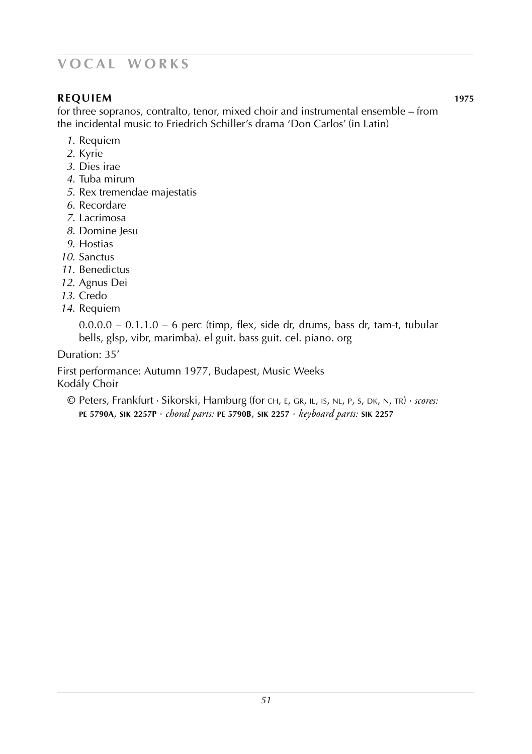# VOCAL WORKS

**REQUIEM** **1975**

for three sopranos, contralto, tenor, mixed choir and instrumental ensemble – from the incidental music to Friedrich Schiller's drama 'Don Carlos' (in Latin)

*1.* Requiem
*2.* Kyrie
*3.* Dies irae
*4.* Tuba mirum
*5.* Rex tremendae majestatis
*6.* Recordare
*7.* Lacrimosa
*8.* Domine Jesu
*9.* Hostias
*10.* Sanctus
*11.* Benedictus
*12.* Agnus Dei
*13.* Credo
*14.* Requiem

0.0.0.0 – 0.1.1.0 – 6 perc (timp, flex, side dr, drums, bass dr, tam-t, tubular bells, glsp, vibr, marimba). el guit. bass guit. cel. piano. org

Duration: 35'

First performance: Autumn 1977, Budapest, Music Weeks
Kodály Choir

© Peters, Frankfurt · Sikorski, Hamburg (for CH, E, GR, IL, IS, NL, P, S, DK, N, TR) · *scores:* **PE 5790A**, **SIK 2257P** · *choral parts:* **PE 5790B**, **SIK 2257** · *keyboard parts:* **SIK 2257**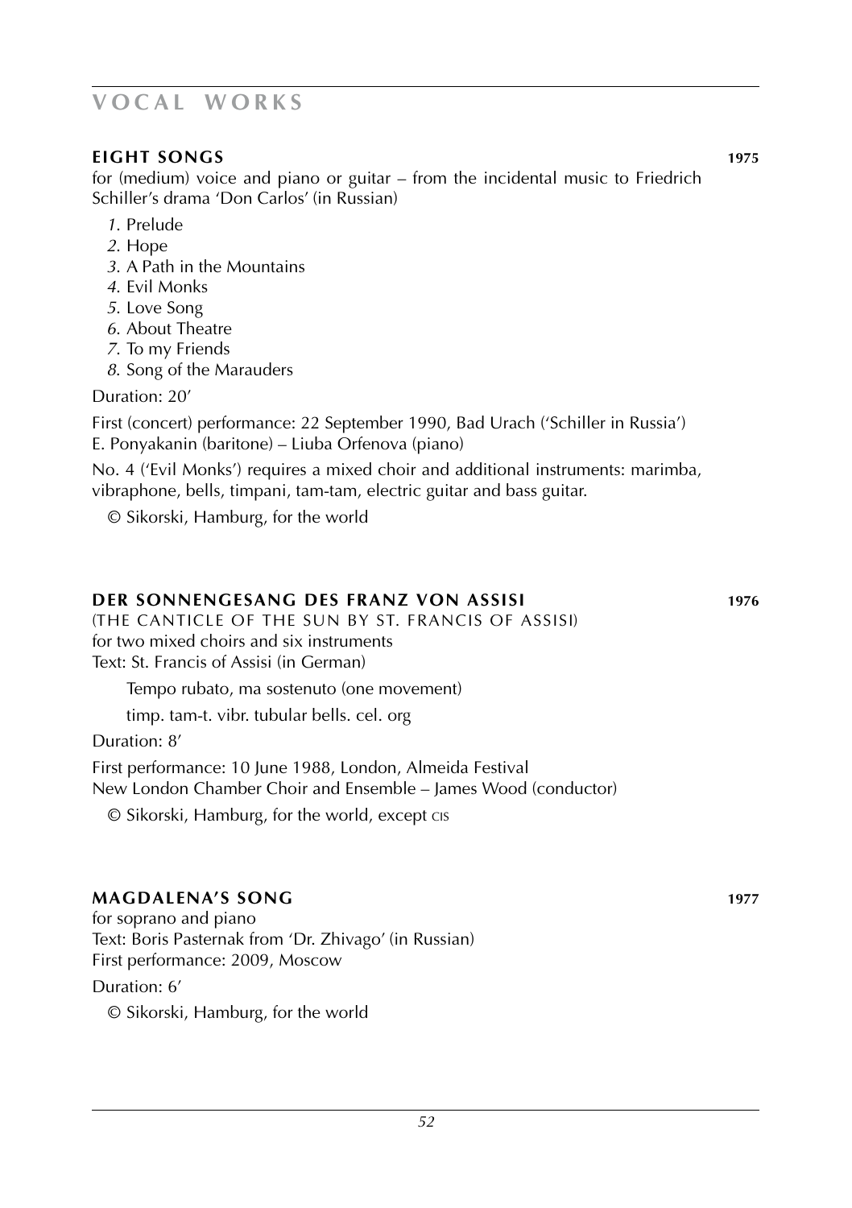## VOCAL WORKS

### EIGHT SONGS — 1975

for (medium) voice and piano or guitar – from the incidental music to Friedrich Schiller's drama 'Don Carlos' (in Russian)

*1*. Prelude
*2*. Hope
*3*. A Path in the Mountains
*4*. Evil Monks
*5*. Love Song
*6*. About Theatre
*7*. To my Friends
*8*. Song of the Marauders

Duration: 20'

First (concert) performance: 22 September 1990, Bad Urach ('Schiller in Russia')
E. Ponyakanin (baritone) – Liuba Orfenova (piano)

No. 4 ('Evil Monks') requires a mixed choir and additional instruments: marimba, vibraphone, bells, timpani, tam-tam, electric guitar and bass guitar.

© Sikorski, Hamburg, for the world

### DER SONNENGESANG DES FRANZ VON ASSISI — 1976

(THE CANTICLE OF THE SUN BY ST. FRANCIS OF ASSISI)
for two mixed choirs and six instruments
Text: St. Francis of Assisi (in German)

Tempo rubato, ma sostenuto (one movement)

timp. tam-t. vibr. tubular bells. cel. org

Duration: 8'

First performance: 10 June 1988, London, Almeida Festival
New London Chamber Choir and Ensemble – James Wood (conductor)

© Sikorski, Hamburg, for the world, except CIS

### MAGDALENA'S SONG — 1977

for soprano and piano
Text: Boris Pasternak from 'Dr. Zhivago' (in Russian)
First performance: 2009, Moscow

Duration: 6'

© Sikorski, Hamburg, for the world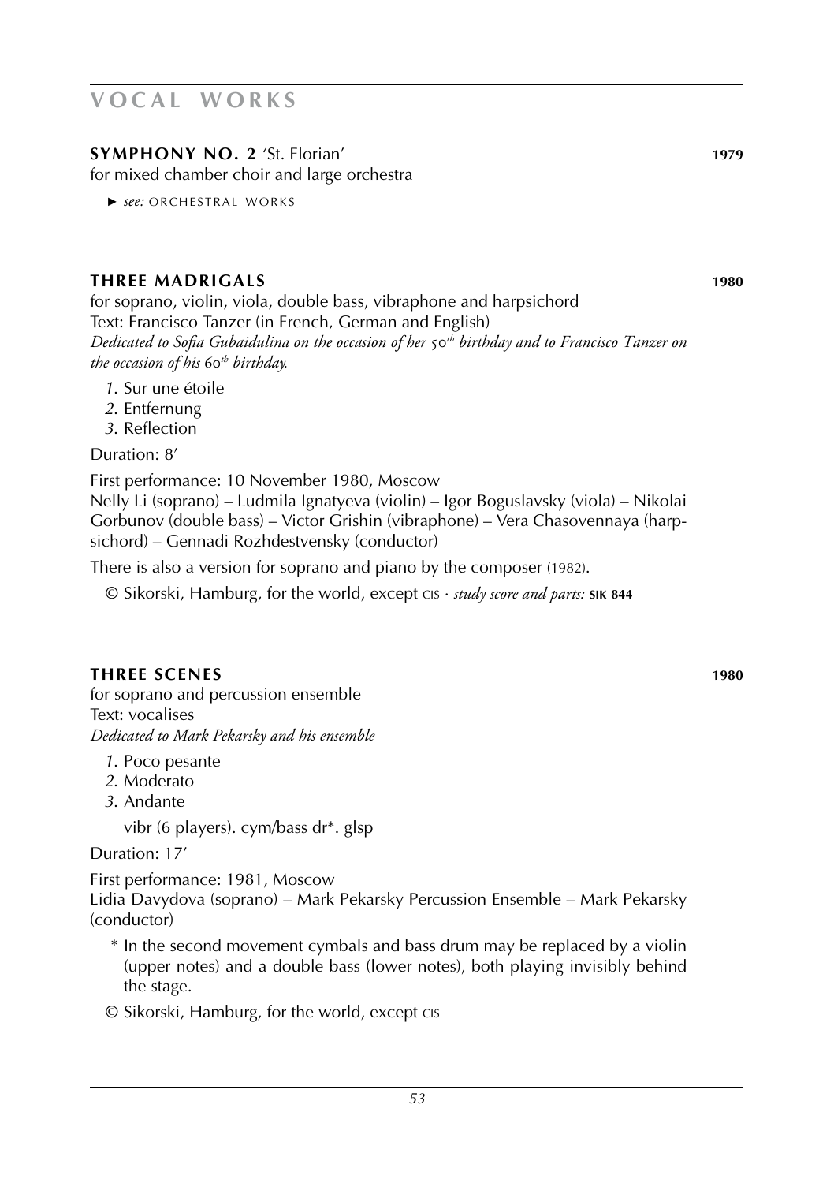# VOCAL WORKS

**SYMPHONY NO. 2** 'St. Florian' **1979**

for mixed chamber choir and large orchestra

► *see:* ORCHESTRAL WORKS

**THREE MADRIGALS** **1980**

for soprano, violin, viola, double bass, vibraphone and harpsichord
Text: Francisco Tanzer (in French, German and English)
*Dedicated to Sofia Gubaidulina on the occasion of her 50th birthday and to Francisco Tanzer on the occasion of his 60th birthday.*

*1.* Sur une étoile
*2.* Entfernung
*3.* Reflection

Duration: 8'

First performance: 10 November 1980, Moscow
Nelly Li (soprano) – Ludmila Ignatyeva (violin) – Igor Boguslavsky (viola) – Nikolai Gorbunov (double bass) – Victor Grishin (vibraphone) – Vera Chasovennaya (harpsichord) – Gennadi Rozhdestvensky (conductor)

There is also a version for soprano and piano by the composer (1982).

© Sikorski, Hamburg, for the world, except CIS · *study score and parts:* **SIK 844**

**THREE SCENES** **1980**

for soprano and percussion ensemble
Text: vocalises
*Dedicated to Mark Pekarsky and his ensemble*

*1.* Poco pesante
*2.* Moderato
*3.* Andante

vibr (6 players). cym/bass dr*. glsp

Duration: 17'

First performance: 1981, Moscow
Lidia Davydova (soprano) – Mark Pekarsky Percussion Ensemble – Mark Pekarsky (conductor)

\* In the second movement cymbals and bass drum may be replaced by a violin (upper notes) and a double bass (lower notes), both playing invisibly behind the stage.

© Sikorski, Hamburg, for the world, except CIS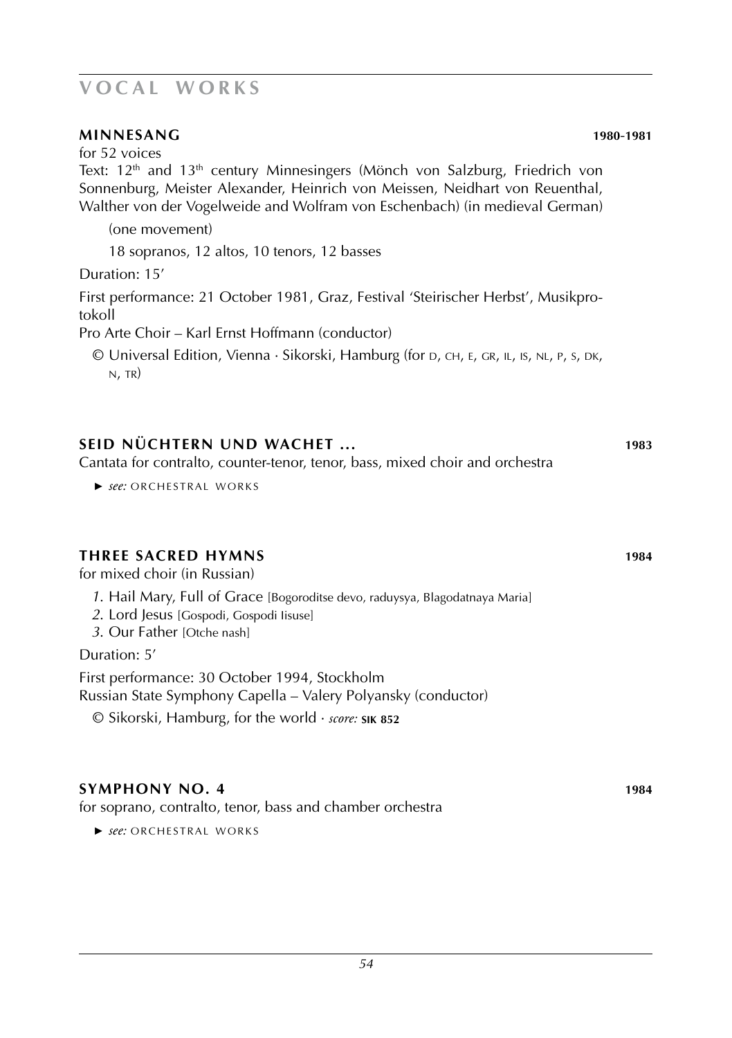# VOCAL WORKS

**MINNESANG** **1980-1981**

for 52 voices

Text: 12th and 13th century Minnesingers (Mönch von Salzburg, Friedrich von Sonnenburg, Meister Alexander, Heinrich von Meissen, Neidhart von Reuenthal, Walther von der Vogelweide and Wolfram von Eschenbach) (in medieval German)

(one movement)

18 sopranos, 12 altos, 10 tenors, 12 basses

Duration: 15'

First performance: 21 October 1981, Graz, Festival 'Steirischer Herbst', Musikprotokoll

Pro Arte Choir – Karl Ernst Hoffmann (conductor)

© Universal Edition, Vienna · Sikorski, Hamburg (for D, CH, E, GR, IL, IS, NL, P, S, DK, N, TR)

**SEID NÜCHTERN UND WACHET ...** **1983**

Cantata for contralto, counter-tenor, tenor, bass, mixed choir and orchestra

► *see:* ORCHESTRAL WORKS

**THREE SACRED HYMNS** **1984**

for mixed choir (in Russian)

*1.* Hail Mary, Full of Grace [Bogoroditse devo, raduysya, Blagodatnaya Maria]
*2.* Lord Jesus [Gospodi, Gospodi Iisuse]
*3.* Our Father [Otche nash]

Duration: 5'

First performance: 30 October 1994, Stockholm
Russian State Symphony Capella – Valery Polyansky (conductor)

© Sikorski, Hamburg, for the world · *score:* **SIK 852**

**SYMPHONY NO. 4** **1984**

for soprano, contralto, tenor, bass and chamber orchestra

► *see:* ORCHESTRAL WORKS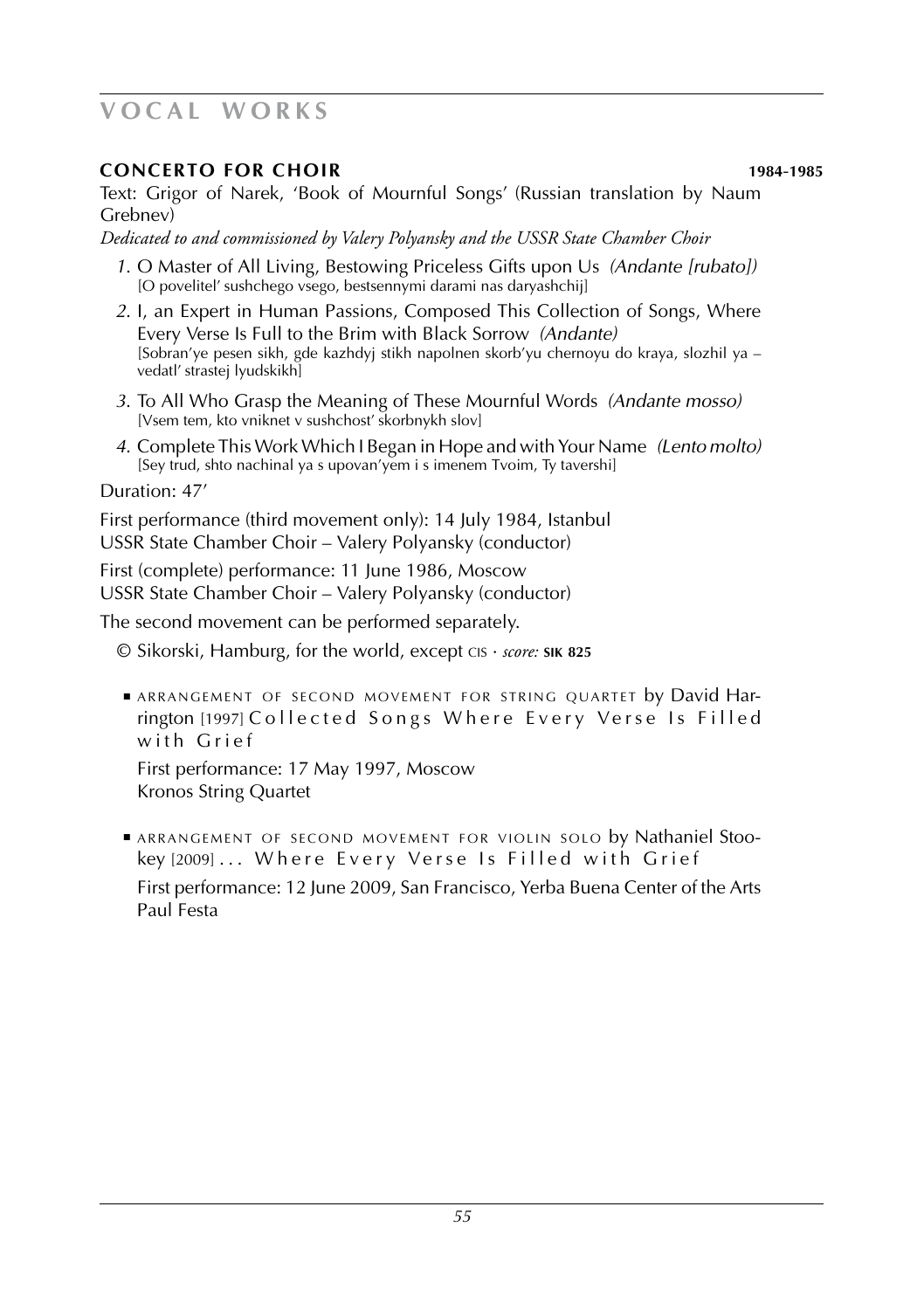## VOCAL WORKS

### CONCERTO FOR CHOIR 1984-1985

Text: Grigor of Narek, 'Book of Mournful Songs' (Russian translation by Naum Grebnev)

*Dedicated to and commissioned by Valery Polyansky and the USSR State Chamber Choir*

1. O Master of All Living, Bestowing Priceless Gifts upon Us *(Andante [rubato])*
   [O povelitel' sushchego vsego, bestsennymi darami nas daryashchij]
2. I, an Expert in Human Passions, Composed This Collection of Songs, Where Every Verse Is Full to the Brim with Black Sorrow *(Andante)*
   [Sobran'ye pesen sikh, gde kazhdyj stikh napolnen skorb'yu chernoyu do kraya, slozhil ya – vedatl' strastej lyudskikh]
3. To All Who Grasp the Meaning of These Mournful Words *(Andante mosso)*
   [Vsem tem, kto vniknet v sushchost' skorbnykh slov]
4. Complete This Work Which I Began in Hope and with Your Name *(Lento molto)*
   [Sey trud, shto nachinal ya s upovan'yem i s imenem Tvoim, Ty tavershi]

Duration: 47'

First performance (third movement only): 14 July 1984, Istanbul
USSR State Chamber Choir – Valery Polyansky (conductor)

First (complete) performance: 11 June 1986, Moscow
USSR State Chamber Choir – Valery Polyansky (conductor)

The second movement can be performed separately.

© Sikorski, Hamburg, for the world, except CIS · *score:* **SIK 825**

- ARRANGEMENT OF SECOND MOVEMENT FOR STRING QUARTET by David Harrington [1997] Collected Songs Where Every Verse Is Filled with Grief

  First performance: 17 May 1997, Moscow
  Kronos String Quartet

- ARRANGEMENT OF SECOND MOVEMENT FOR VIOLIN SOLO by Nathaniel Stookey [2009] ... Where Every Verse Is Filled with Grief

  First performance: 12 June 2009, San Francisco, Yerba Buena Center of the Arts
  Paul Festa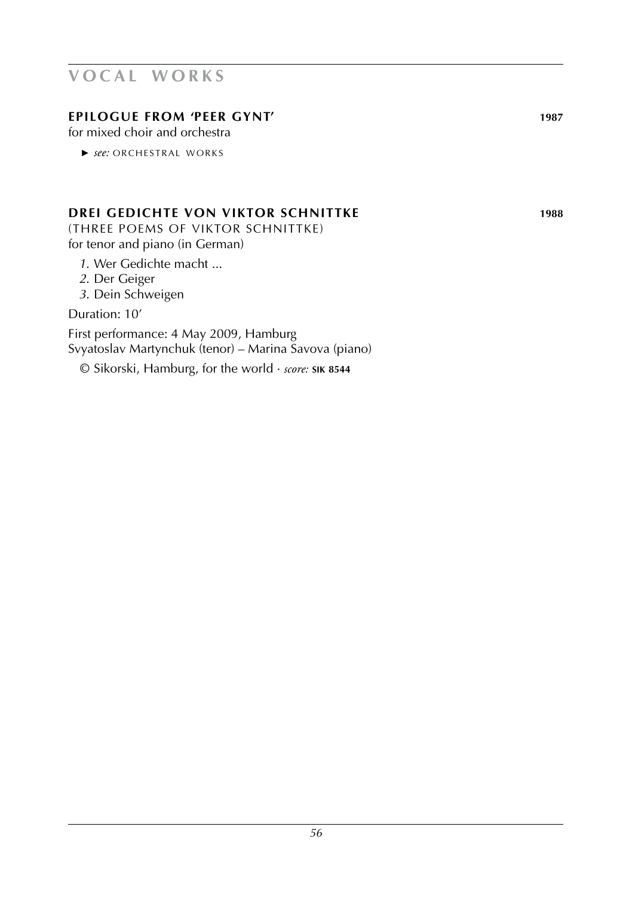# VOCAL WORKS

### EPILOGUE FROM 'PEER GYNT' — 1987

for mixed choir and orchestra

► *see:* ORCHESTRAL WORKS

### DREI GEDICHTE VON VIKTOR SCHNITTKE — 1988

(THREE POEMS OF VIKTOR SCHNITTKE)
for tenor and piano (in German)

*1.* Wer Gedichte macht ...
*2.* Der Geiger
*3.* Dein Schweigen

Duration: 10'

First performance: 4 May 2009, Hamburg
Svyatoslav Martynchuk (tenor) – Marina Savova (piano)

© Sikorski, Hamburg, for the world · *score:* **SIK 8544**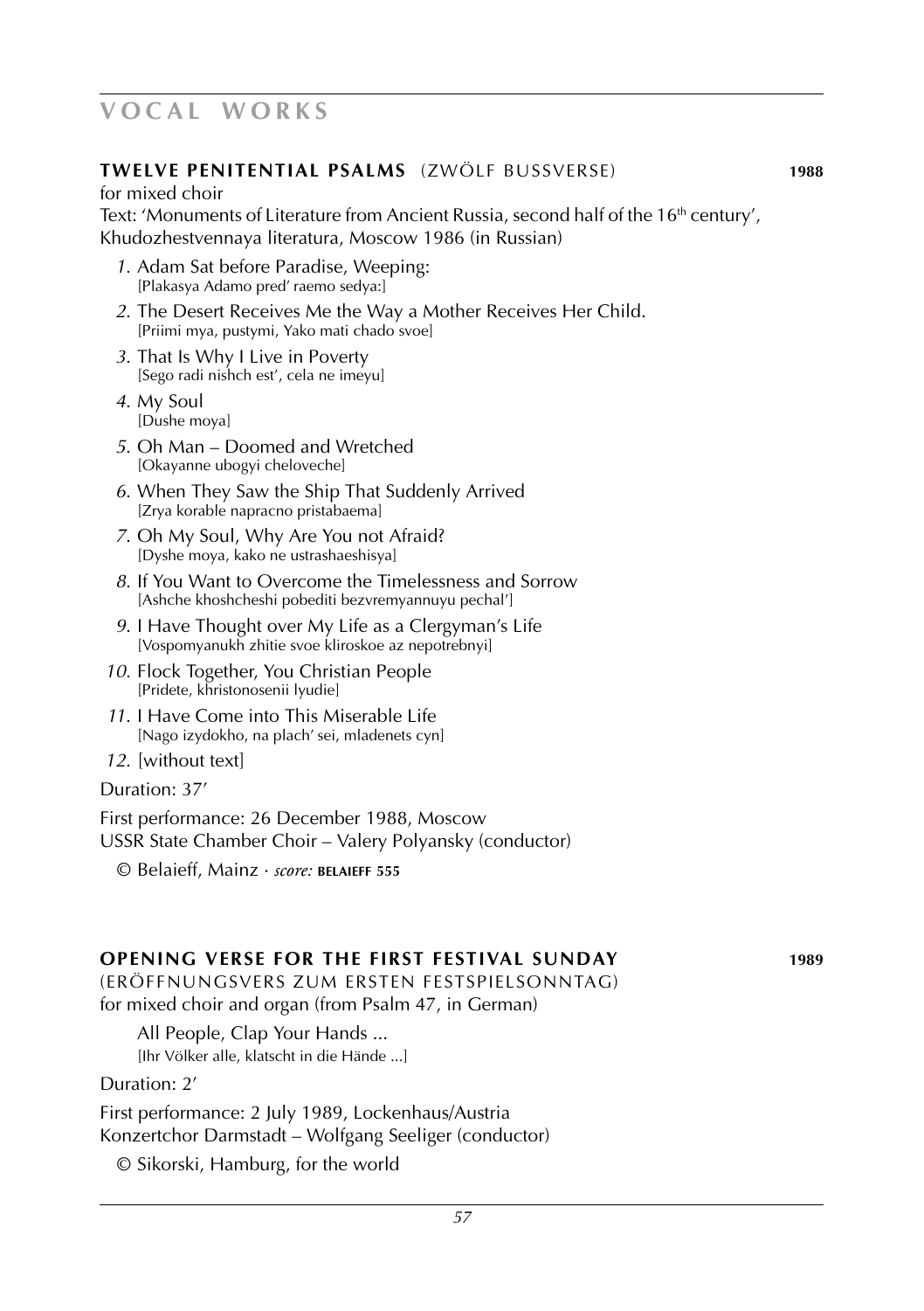# VOCAL WORKS

## TWELVE PENITENTIAL PSALMS (ZWÖLF BUSSVERSE) 1988

for mixed choir

Text: 'Monuments of Literature from Ancient Russia, second half of the 16th century', Khudozhestvennaya literatura, Moscow 1986 (in Russian)

1. Adam Sat before Paradise, Weeping:
   [Plakasya Adamo pred' raemo sedya:]
2. The Desert Receives Me the Way a Mother Receives Her Child.
   [Priimi mya, pustymi, Yako mati chado svoe]
3. That Is Why I Live in Poverty
   [Sego radi nishch est', cela ne imeyu]
4. My Soul
   [Dushe moya]
5. Oh Man – Doomed and Wretched
   [Okayanne ubogyi cheloveche]
6. When They Saw the Ship That Suddenly Arrived
   [Zrya korable napracno pristabaema]
7. Oh My Soul, Why Are You not Afraid?
   [Dyshe moya, kako ne ustrashaeshisya]
8. If You Want to Overcome the Timelessness and Sorrow
   [Ashche khoshcheshi pobediti bezvremyannuyu pechal']
9. I Have Thought over My Life as a Clergyman's Life
   [Vospomyanukh zhitie svoe kliroskoe az nepotrebnyi]
10. Flock Together, You Christian People
    [Pridete, khristonosenii lyudie]
11. I Have Come into This Miserable Life
    [Nago izydokho, na plach' sei, mladenets cyn]
12. [without text]

Duration: 37'

First performance: 26 December 1988, Moscow
USSR State Chamber Choir – Valery Polyansky (conductor)

© Belaieff, Mainz · *score:* **BELAIEFF 555**

## OPENING VERSE FOR THE FIRST FESTIVAL SUNDAY 1989

(ERÖFFNUNGSVERS ZUM ERSTEN FESTSPIELSONNTAG)
for mixed choir and organ (from Psalm 47, in German)

All People, Clap Your Hands ...
[Ihr Völker alle, klatscht in die Hände ...]

Duration: 2'

First performance: 2 July 1989, Lockenhaus/Austria
Konzertchor Darmstadt – Wolfgang Seeliger (conductor)

© Sikorski, Hamburg, for the world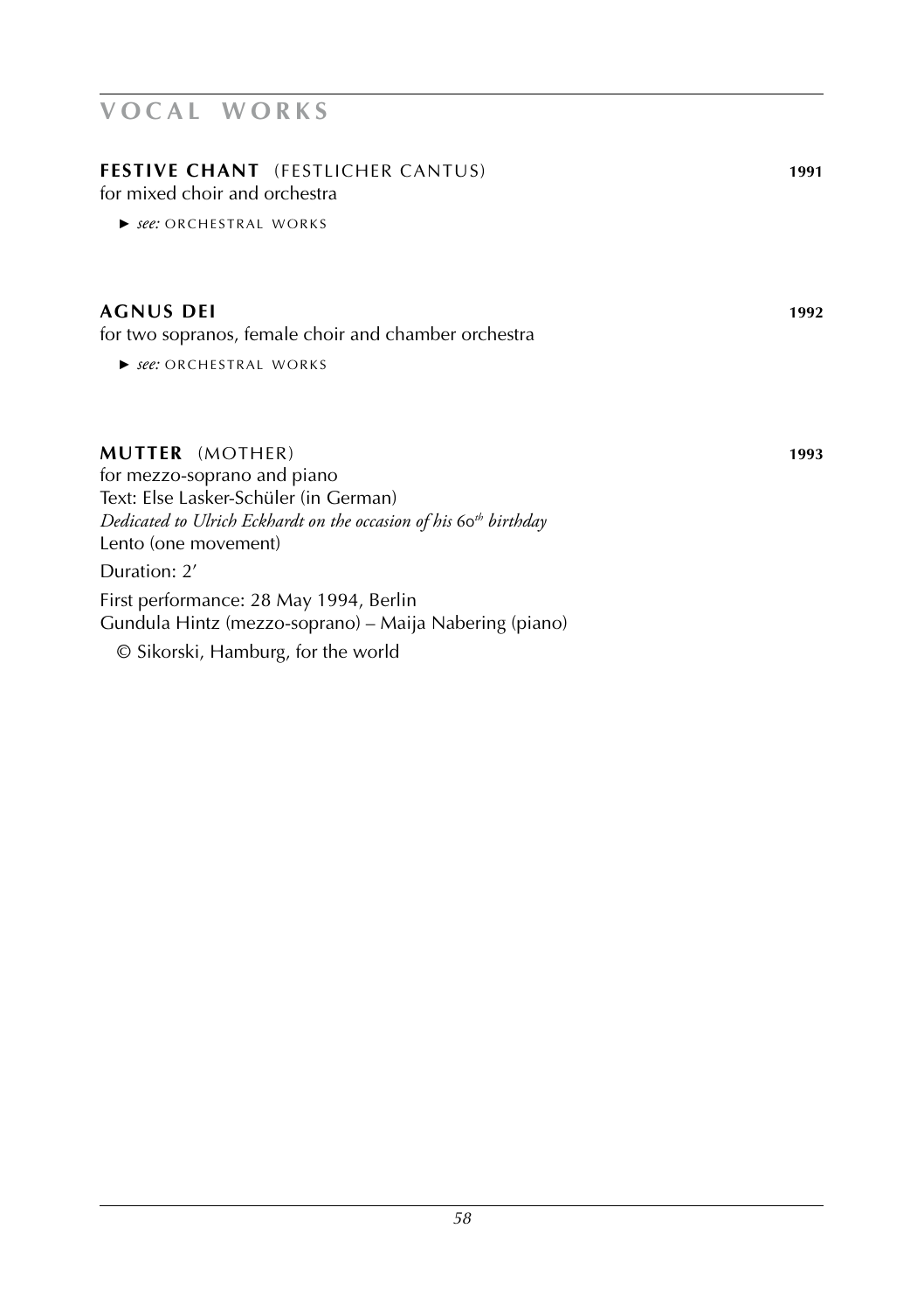# VOCAL WORKS

**FESTIVE CHANT** (FESTLICHER CANTUS) **1991**
for mixed choir and orchestra

► *see:* ORCHESTRAL WORKS

**AGNUS DEI** **1992**
for two sopranos, female choir and chamber orchestra

► *see:* ORCHESTRAL WORKS

**MUTTER** (MOTHER) **1993**
for mezzo-soprano and piano
Text: Else Lasker-Schüler (in German)
*Dedicated to Ulrich Eckhardt on the occasion of his 60th birthday*
Lento (one movement)

Duration: 2'

First performance: 28 May 1994, Berlin
Gundula Hintz (mezzo-soprano) – Maija Nabering (piano)

© Sikorski, Hamburg, for the world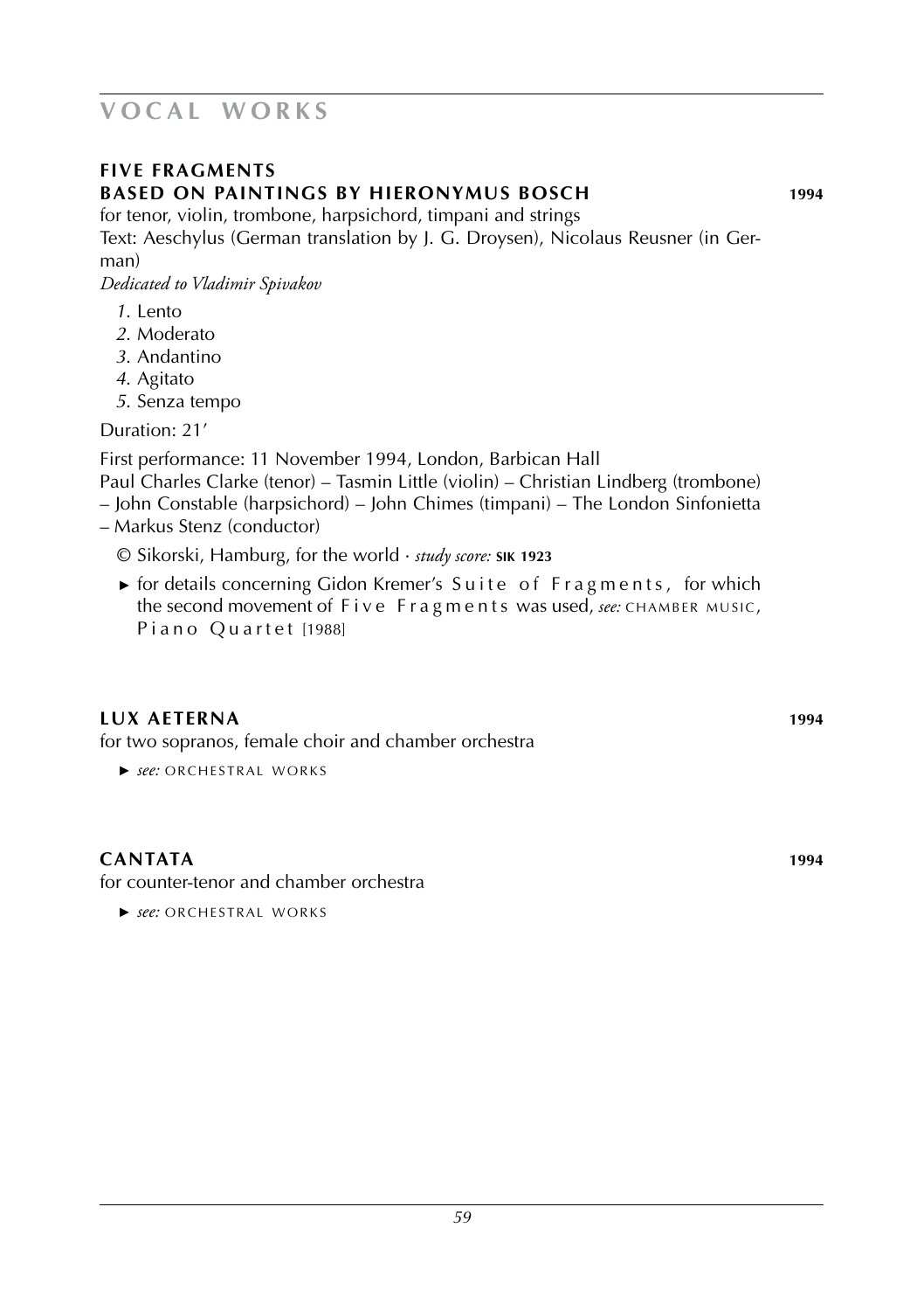# VOCAL WORKS

## FIVE FRAGMENTS BASED ON PAINTINGS BY HIERONYMUS BOSCH **1994**

for tenor, violin, trombone, harpsichord, timpani and strings

Text: Aeschylus (German translation by J. G. Droysen), Nicolaus Reusner (in German)

*Dedicated to Vladimir Spivakov*

*1*. Lento
*2*. Moderato
*3*. Andantino
*4*. Agitato
*5*. Senza tempo

Duration: 21'

First performance: 11 November 1994, London, Barbican Hall

Paul Charles Clarke (tenor) – Tasmin Little (violin) – Christian Lindberg (trombone) – John Constable (harpsichord) – John Chimes (timpani) – The London Sinfonietta – Markus Stenz (conductor)

© Sikorski, Hamburg, for the world · *study score:* **SIK 1923**

► for details concerning Gidon Kremer's Suite of Fragments, for which the second movement of Five Fragments was used, *see:* CHAMBER MUSIC, Piano Quartet [1988]

## LUX AETERNA **1994**

for two sopranos, female choir and chamber orchestra

► *see:* ORCHESTRAL WORKS

## CANTATA **1994**

for counter-tenor and chamber orchestra

► *see:* ORCHESTRAL WORKS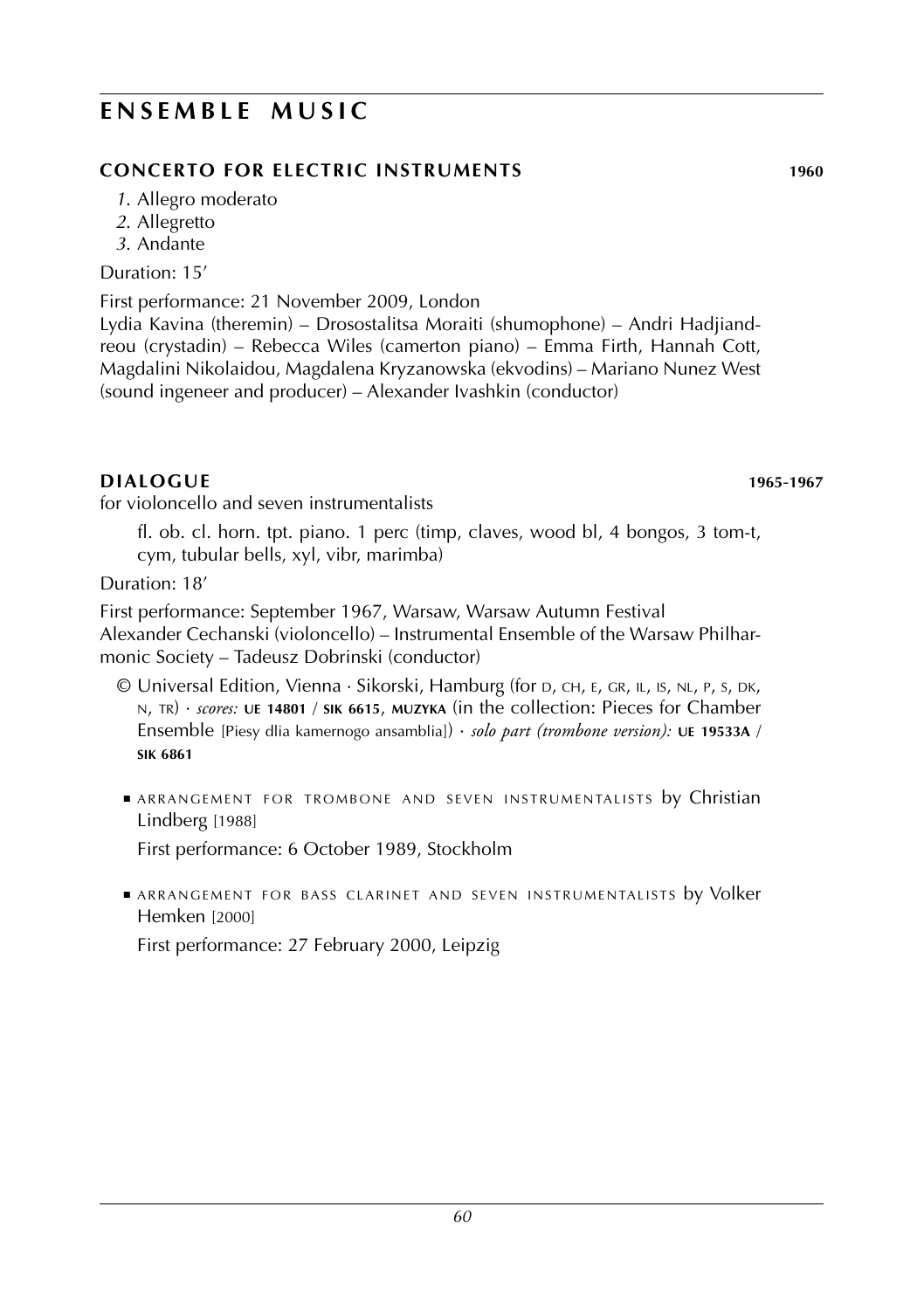# ENSEMBLE MUSIC

### CONCERTO FOR ELECTRIC INSTRUMENTS 1960

*1.* Allegro moderato
*2.* Allegretto
*3.* Andante

Duration: 15'

First performance: 21 November 2009, London
Lydia Kavina (theremin) – Drosostalitsa Moraiti (shumophone) – Andri Hadjiandreou (crystadin) – Rebecca Wiles (camerton piano) – Emma Firth, Hannah Cott, Magdalini Nikolaidou, Magdalena Kryzanowska (ekvodins) – Mariano Nunez West (sound ingeneer and producer) – Alexander Ivashkin (conductor)

### DIALOGUE 1965-1967

for violoncello and seven instrumentalists

fl. ob. cl. horn. tpt. piano. 1 perc (timp, claves, wood bl, 4 bongos, 3 tom-t, cym, tubular bells, xyl, vibr, marimba)

Duration: 18'

First performance: September 1967, Warsaw, Warsaw Autumn Festival
Alexander Cechanski (violoncello) – Instrumental Ensemble of the Warsaw Philharmonic Society – Tadeusz Dobrinski (conductor)

© Universal Edition, Vienna · Sikorski, Hamburg (for D, CH, E, GR, IL, IS, NL, P, S, DK, N, TR) · *scores:* **UE 14801** / **SIK 6615**, **MUZYKA** (in the collection: Pieces for Chamber Ensemble [Piesy dlia kamernogo ansamblia]) · *solo part (trombone version):* **UE 19533A** / **SIK 6861**

- ARRANGEMENT FOR TROMBONE AND SEVEN INSTRUMENTALISTS by Christian Lindberg [1988]

  First performance: 6 October 1989, Stockholm

- ARRANGEMENT FOR BASS CLARINET AND SEVEN INSTRUMENTALISTS by Volker Hemken [2000]

  First performance: 27 February 2000, Leipzig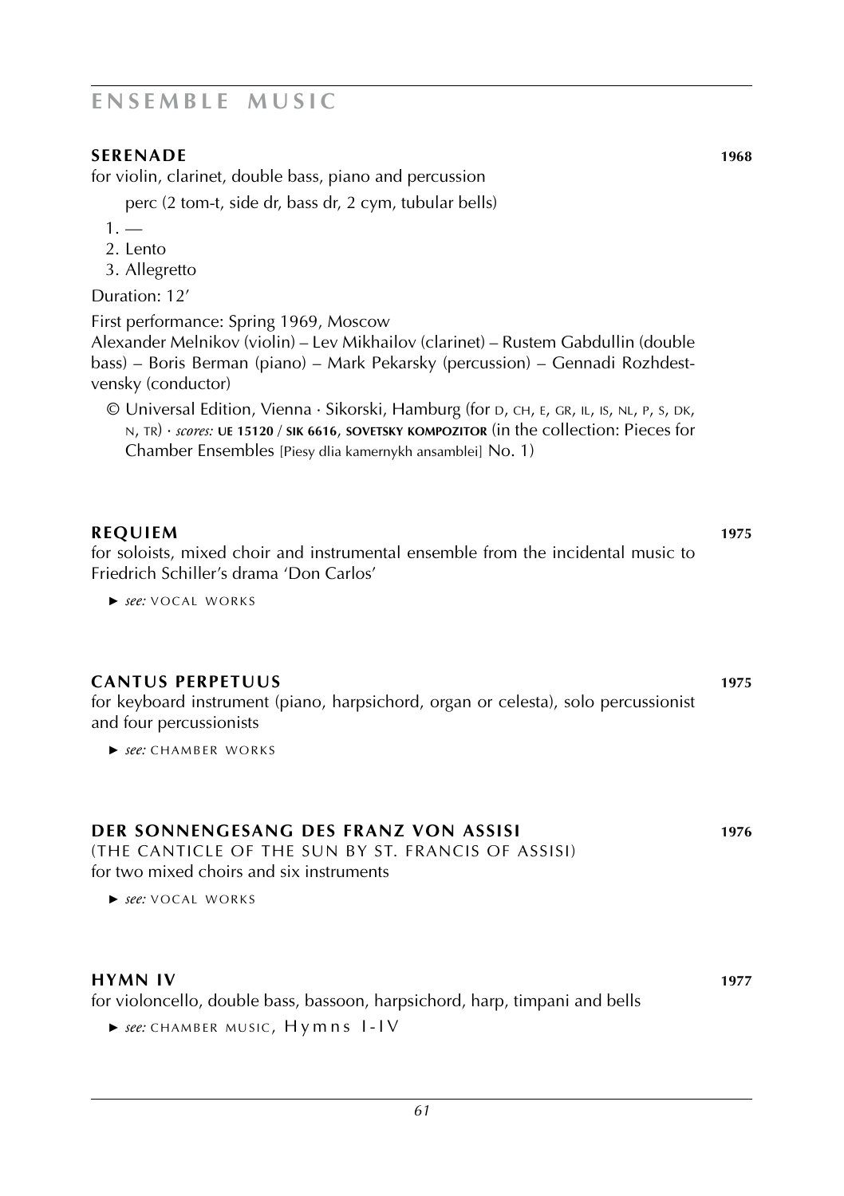# ENSEMBLE MUSIC

### SERENADE 1968

for violin, clarinet, double bass, piano and percussion

perc (2 tom-t, side dr, bass dr, 2 cym, tubular bells)

1. —
2. Lento
3. Allegretto

Duration: 12'

First performance: Spring 1969, Moscow
Alexander Melnikov (violin) – Lev Mikhailov (clarinet) – Rustem Gabdullin (double bass) – Boris Berman (piano) – Mark Pekarsky (percussion) – Gennadi Rozhdestvensky (conductor)

© Universal Edition, Vienna · Sikorski, Hamburg (for D, CH, E, GR, IL, IS, NL, P, S, DK, N, TR) · *scores:* **UE 15120** / **SIK 6616**, **SOVETSKY KOMPOZITOR** (in the collection: Pieces for Chamber Ensembles [Piesy dlia kamernykh ansamblei] No. 1)

### REQUIEM 1975

for soloists, mixed choir and instrumental ensemble from the incidental music to Friedrich Schiller's drama 'Don Carlos'

► *see:* VOCAL WORKS

### CANTUS PERPETUUS 1975

for keyboard instrument (piano, harpsichord, organ or celesta), solo percussionist and four percussionists

► *see:* CHAMBER WORKS

### DER SONNENGESANG DES FRANZ VON ASSISI 1976

(THE CANTICLE OF THE SUN BY ST. FRANCIS OF ASSISI)
for two mixed choirs and six instruments

► *see:* VOCAL WORKS

### HYMN IV 1977

for violoncello, double bass, bassoon, harpsichord, harp, timpani and bells

► *see:* CHAMBER MUSIC, Hymns I-IV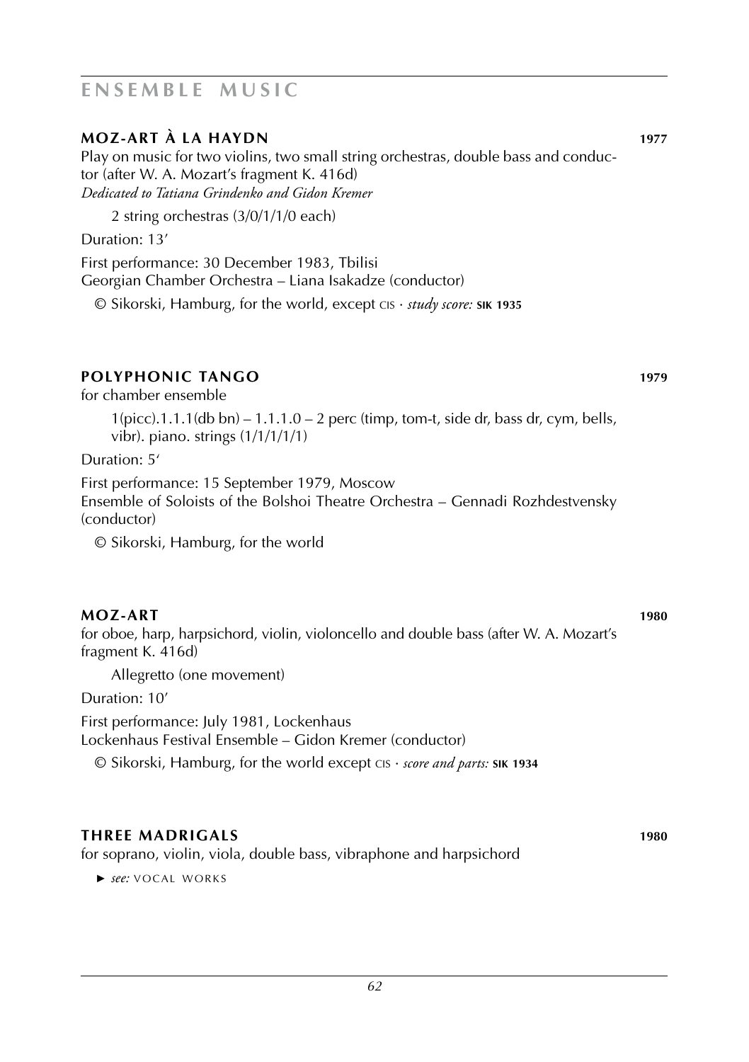# ENSEMBLE MUSIC

## MOZ-ART À LA HAYDN 1977

Play on music for two violins, two small string orchestras, double bass and conductor (after W. A. Mozart's fragment K. 416d)
*Dedicated to Tatiana Grindenko and Gidon Kremer*

2 string orchestras (3/0/1/1/0 each)

Duration: 13'

First performance: 30 December 1983, Tbilisi
Georgian Chamber Orchestra – Liana Isakadze (conductor)

© Sikorski, Hamburg, for the world, except CIS · *study score:* **SIK 1935**

## POLYPHONIC TANGO 1979

for chamber ensemble

1(picc).1.1.1(db bn) – 1.1.1.0 – 2 perc (timp, tom-t, side dr, bass dr, cym, bells, vibr). piano. strings (1/1/1/1/1)

Duration: 5'

First performance: 15 September 1979, Moscow
Ensemble of Soloists of the Bolshoi Theatre Orchestra – Gennadi Rozhdestvensky (conductor)

© Sikorski, Hamburg, for the world

## MOZ-ART 1980

for oboe, harp, harpsichord, violin, violoncello and double bass (after W. A. Mozart's fragment K. 416d)

Allegretto (one movement)

Duration: 10'

First performance: July 1981, Lockenhaus
Lockenhaus Festival Ensemble – Gidon Kremer (conductor)

© Sikorski, Hamburg, for the world except CIS · *score and parts:* **SIK 1934**

## THREE MADRIGALS 1980

for soprano, violin, viola, double bass, vibraphone and harpsichord

► *see:* VOCAL WORKS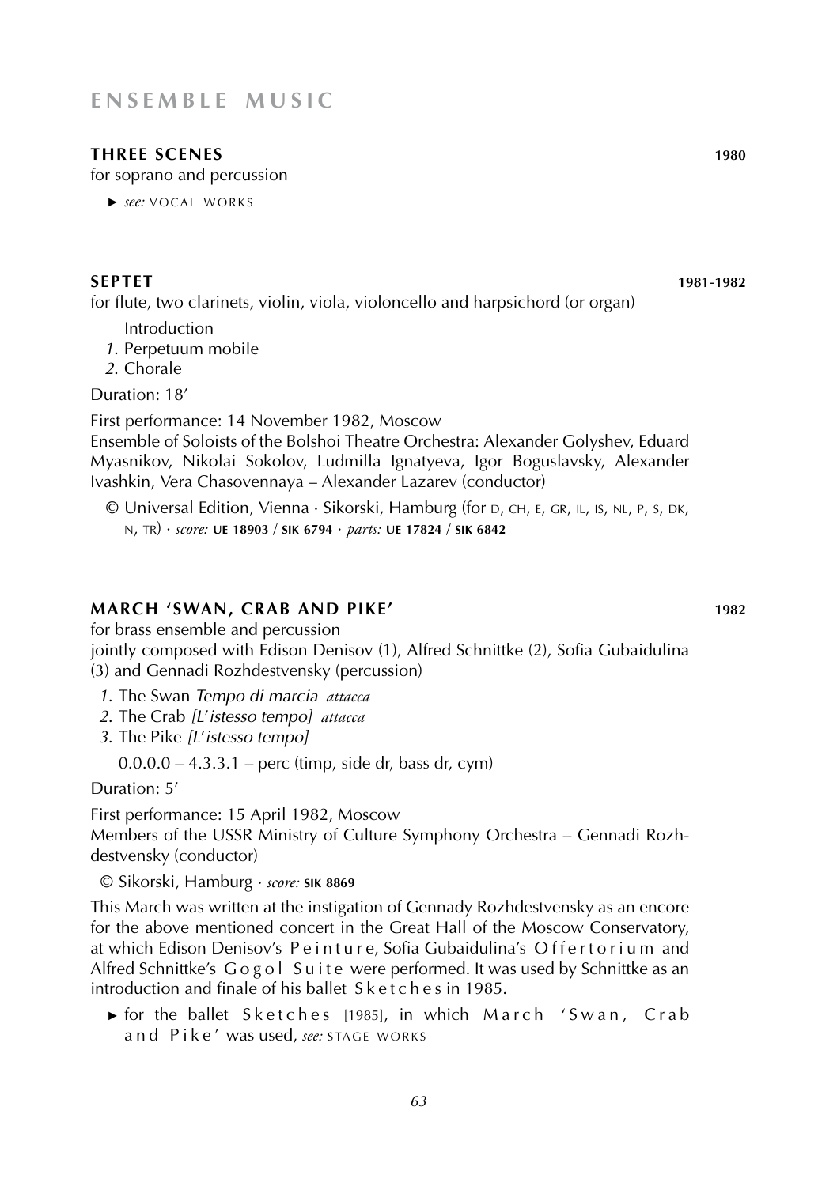# ENSEMBLE MUSIC

### THREE SCENES 1980

for soprano and percussion

► *see:* VOCAL WORKS

### SEPTET 1981-1982

for flute, two clarinets, violin, viola, violoncello and harpsichord (or organ)

Introduction
*1.* Perpetuum mobile
*2.* Chorale

Duration: 18′

First performance: 14 November 1982, Moscow
Ensemble of Soloists of the Bolshoi Theatre Orchestra: Alexander Golyshev, Eduard Myasnikov, Nikolai Sokolov, Ludmilla Ignatyeva, Igor Boguslavsky, Alexander Ivashkin, Vera Chasovennaya – Alexander Lazarev (conductor)

© Universal Edition, Vienna · Sikorski, Hamburg (for D, CH, E, GR, IL, IS, NL, P, S, DK, N, TR) · *score:* **UE 18903** / **SIK 6794** · *parts:* **UE 17824** / **SIK 6842**

### MARCH 'SWAN, CRAB AND PIKE' 1982

for brass ensemble and percussion
jointly composed with Edison Denisov (1), Alfred Schnittke (2), Sofia Gubaidulina (3) and Gennadi Rozhdestvensky (percussion)

*1.* The Swan *Tempo di marcia attacca*
*2.* The Crab *[L'istesso tempo] attacca*
*3.* The Pike *[L'istesso tempo]*

0.0.0.0 – 4.3.3.1 – perc (timp, side dr, bass dr, cym)

Duration: 5′

First performance: 15 April 1982, Moscow
Members of the USSR Ministry of Culture Symphony Orchestra – Gennadi Rozhdestvensky (conductor)

© Sikorski, Hamburg · *score:* **SIK 8869**

This March was written at the instigation of Gennady Rozhdestvensky as an encore for the above mentioned concert in the Great Hall of the Moscow Conservatory, at which Edison Denisov's Peinture, Sofia Gubaidulina's Offertorium and Alfred Schnittke's Gogol Suite were performed. It was used by Schnittke as an introduction and finale of his ballet Sketches in 1985.

► for the ballet Sketches [1985], in which March 'Swan, Crab and Pike' was used, *see:* STAGE WORKS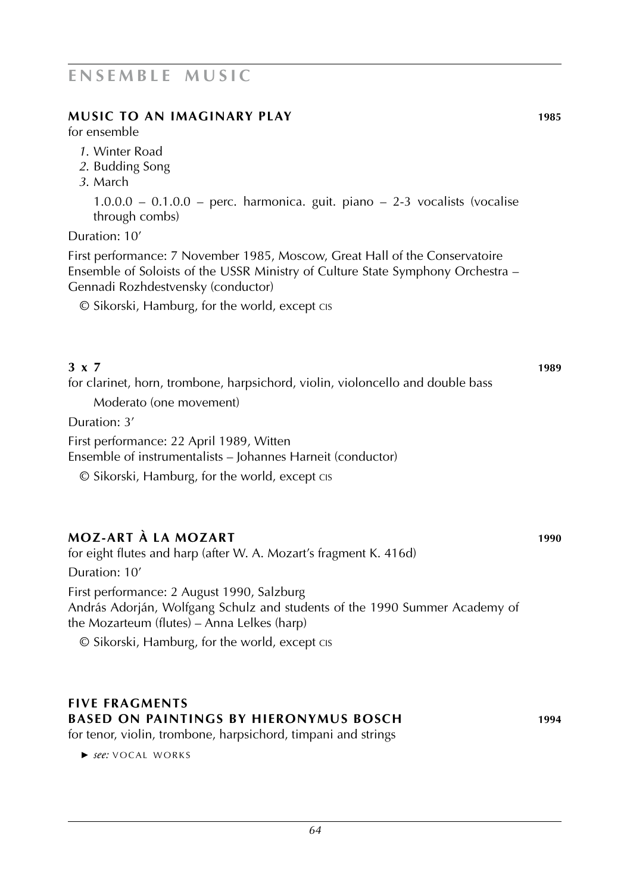# ENSEMBLE MUSIC

## MUSIC TO AN IMAGINARY PLAY 1985

for ensemble

*1.* Winter Road
*2.* Budding Song
*3.* March

1.0.0.0 – 0.1.0.0 – perc. harmonica. guit. piano – 2-3 vocalists (vocalise through combs)

Duration: 10′

First performance: 7 November 1985, Moscow, Great Hall of the Conservatoire
Ensemble of Soloists of the USSR Ministry of Culture State Symphony Orchestra – Gennadi Rozhdestvensky (conductor)

© Sikorski, Hamburg, for the world, except CIS

## 3 x 7 1989

for clarinet, horn, trombone, harpsichord, violin, violoncello and double bass

Moderato (one movement)

Duration: 3′

First performance: 22 April 1989, Witten
Ensemble of instrumentalists – Johannes Harneit (conductor)

© Sikorski, Hamburg, for the world, except CIS

## MOZ-ART À LA MOZART 1990

for eight flutes and harp (after W. A. Mozart's fragment K. 416d)

Duration: 10′

First performance: 2 August 1990, Salzburg
András Adorján, Wolfgang Schulz and students of the 1990 Summer Academy of the Mozarteum (flutes) – Anna Lelkes (harp)

© Sikorski, Hamburg, for the world, except CIS

## FIVE FRAGMENTS BASED ON PAINTINGS BY HIERONYMUS BOSCH 1994

for tenor, violin, trombone, harpsichord, timpani and strings

► *see:* VOCAL WORKS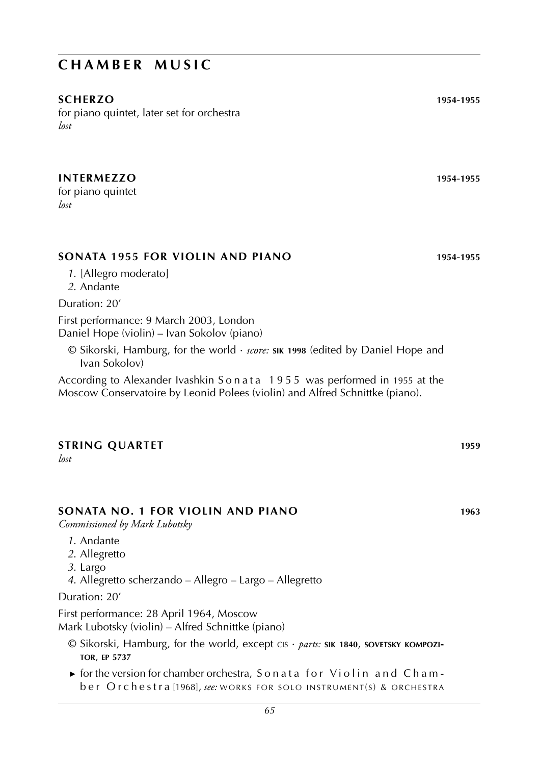# CHAMBER MUSIC

**SCHERZO** **1954-1955**

for piano quintet, later set for orchestra
*lost*

**INTERMEZZO** **1954-1955**

for piano quintet
*lost*

**SONATA 1955 FOR VIOLIN AND PIANO** **1954-1955**

*1.* [Allegro moderato]
*2.* Andante

Duration: 20′

First performance: 9 March 2003, London
Daniel Hope (violin) – Ivan Sokolov (piano)

© Sikorski, Hamburg, for the world · *score:* **SIK 1998** (edited by Daniel Hope and Ivan Sokolov)

According to Alexander Ivashkin S o n a t a 1 9 5 5 was performed in 1955 at the Moscow Conservatoire by Leonid Polees (violin) and Alfred Schnittke (piano).

**STRING QUARTET** **1959**

*lost*

**SONATA NO. 1 FOR VIOLIN AND PIANO** **1963**

*Commissioned by Mark Lubotsky*

*1.* Andante
*2.* Allegretto
*3.* Largo
*4.* Allegretto scherzando – Allegro – Largo – Allegretto

Duration: 20′

First performance: 28 April 1964, Moscow
Mark Lubotsky (violin) – Alfred Schnittke (piano)

© Sikorski, Hamburg, for the world, except CIS · *parts:* **SIK 1840**, **SOVETSKY KOMPOZITOR**, **EP 5737**

► for the version for chamber orchestra, S o n a t a f o r V i o l i n a n d C h a m b e r O r c h e s t r a [1968], *see:* WORKS FOR SOLO INSTRUMENT(S) & ORCHESTRA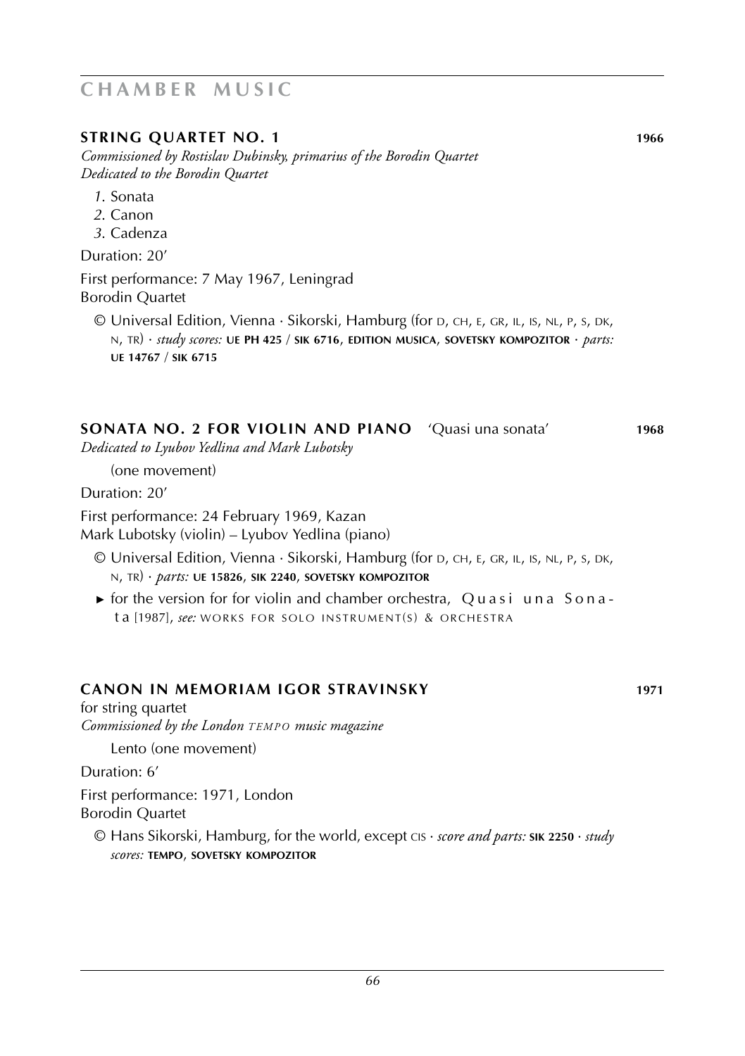# CHAMBER MUSIC

## STRING QUARTET NO. 1 — 1966

*Commissioned by Rostislav Dubinsky, primarius of the Borodin Quartet*
*Dedicated to the Borodin Quartet*

*1.* Sonata
*2.* Canon
*3.* Cadenza

Duration: 20′

First performance: 7 May 1967, Leningrad
Borodin Quartet

© Universal Edition, Vienna · Sikorski, Hamburg (for D, CH, E, GR, IL, IS, NL, P, S, DK, N, TR) · *study scores:* **UE PH 425** / **SIK 6716**, **EDITION MUSICA**, **SOVETSKY KOMPOZITOR** · *parts:* **UE 14767** / **SIK 6715**

## SONATA NO. 2 FOR VIOLIN AND PIANO 'Quasi una sonata' — 1968

*Dedicated to Lyubov Yedlina and Mark Lubotsky*

(one movement)

Duration: 20′

First performance: 24 February 1969, Kazan
Mark Lubotsky (violin) – Lyubov Yedlina (piano)

© Universal Edition, Vienna · Sikorski, Hamburg (for D, CH, E, GR, IL, IS, NL, P, S, DK, N, TR) · *parts:* **UE 15826**, **SIK 2240**, **SOVETSKY KOMPOZITOR**

► for the version for for violin and chamber orchestra, Quasi una Sonata [1987], *see:* WORKS FOR SOLO INSTRUMENT(S) & ORCHESTRA

## CANON IN MEMORIAM IGOR STRAVINSKY — 1971

for string quartet
*Commissioned by the London TEMPO music magazine*

Lento (one movement)

Duration: 6′

First performance: 1971, London
Borodin Quartet

© Hans Sikorski, Hamburg, for the world, except CIS · *score and parts:* **SIK 2250** · *study scores:* **TEMPO**, **SOVETSKY KOMPOZITOR**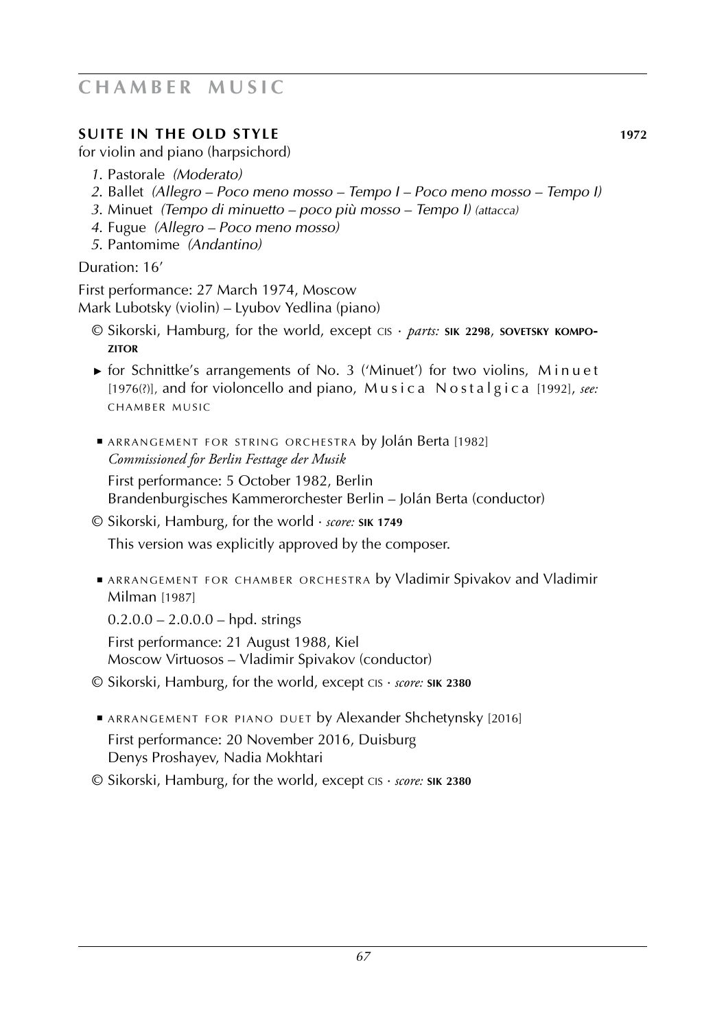# CHAMBER MUSIC

## SUITE IN THE OLD STYLE **1972**

for violin and piano (harpsichord)

1. Pastorale *(Moderato)*
2. Ballet *(Allegro – Poco meno mosso – Tempo I – Poco meno mosso – Tempo I)*
3. Minuet *(Tempo di minuetto – poco più mosso – Tempo I) (attacca)*
4. Fugue *(Allegro – Poco meno mosso)*
5. Pantomime *(Andantino)*

Duration: 16'

First performance: 27 March 1974, Moscow
Mark Lubotsky (violin) – Lyubov Yedlina (piano)

© Sikorski, Hamburg, for the world, except CIS · *parts:* **SIK 2298**, **SOVETSKY KOMPOZITOR**

► for Schnittke's arrangements of No. 3 ('Minuet') for two violins, Minuet [1976(?)], and for violoncello and piano, Musica Nostalgica [1992], *see:* CHAMBER MUSIC

■ ARRANGEMENT FOR STRING ORCHESTRA by Jolán Berta [1982]
*Commissioned for Berlin Festtage der Musik*
First performance: 5 October 1982, Berlin
Brandenburgisches Kammerorchester Berlin – Jolán Berta (conductor)

© Sikorski, Hamburg, for the world · *score:* **SIK 1749**

This version was explicitly approved by the composer.

■ ARRANGEMENT FOR CHAMBER ORCHESTRA by Vladimir Spivakov and Vladimir Milman [1987]

0.2.0.0 – 2.0.0.0 – hpd. strings

First performance: 21 August 1988, Kiel
Moscow Virtuosos – Vladimir Spivakov (conductor)

© Sikorski, Hamburg, for the world, except CIS · *score:* **SIK 2380**

■ ARRANGEMENT FOR PIANO DUET by Alexander Shchetynsky [2016]
First performance: 20 November 2016, Duisburg
Denys Proshayev, Nadia Mokhtari

© Sikorski, Hamburg, for the world, except CIS · *score:* **SIK 2380**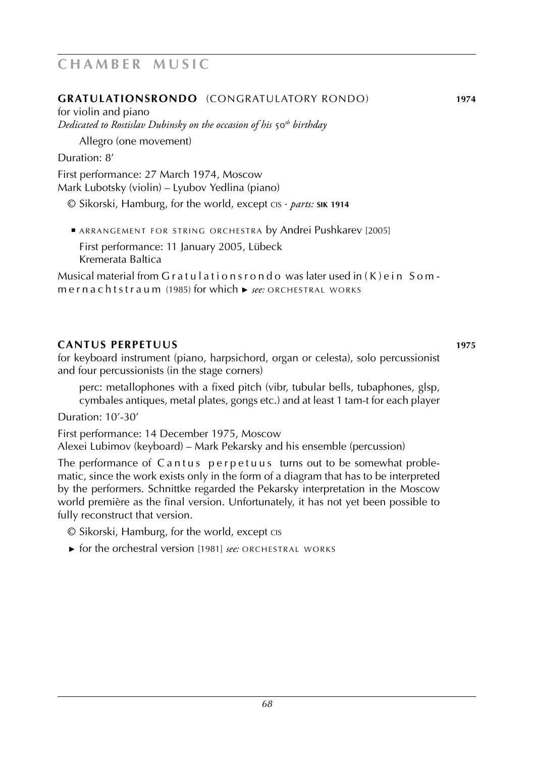## GRATULATIONSRONDO (CONGRATULATORY RONDO) 1974

for violin and piano

*Dedicated to Rostislav Dubinsky on the occasion of his 50th birthday*

Allegro (one movement)

Duration: 8′

First performance: 27 March 1974, Moscow
Mark Lubotsky (violin) – Lyubov Yedlina (piano)

© Sikorski, Hamburg, for the world, except CIS · *parts:* **SIK 1914**

- ARRANGEMENT FOR STRING ORCHESTRA by Andrei Pushkarev [2005]

  First performance: 11 January 2005, Lübeck
  Kremerata Baltica

Musical material from Gratulationsrondo was later used in (K)ein Sommernachtstraum (1985) for which ► *see:* ORCHESTRAL WORKS

## CANTUS PERPETUUS 1975

for keyboard instrument (piano, harpsichord, organ or celesta), solo percussionist and four percussionists (in the stage corners)

perc: metallophones with a fixed pitch (vibr, tubular bells, tubaphones, glsp, cymbales antiques, metal plates, gongs etc.) and at least 1 tam-t for each player

Duration: 10′-30′

First performance: 14 December 1975, Moscow
Alexei Lubimov (keyboard) – Mark Pekarsky and his ensemble (percussion)

The performance of Cantus perpetuus turns out to be somewhat problematic, since the work exists only in the form of a diagram that has to be interpreted by the performers. Schnittke regarded the Pekarsky interpretation in the Moscow world première as the final version. Unfortunately, it has not yet been possible to fully reconstruct that version.

© Sikorski, Hamburg, for the world, except CIS

► for the orchestral version [1981] *see:* ORCHESTRAL WORKS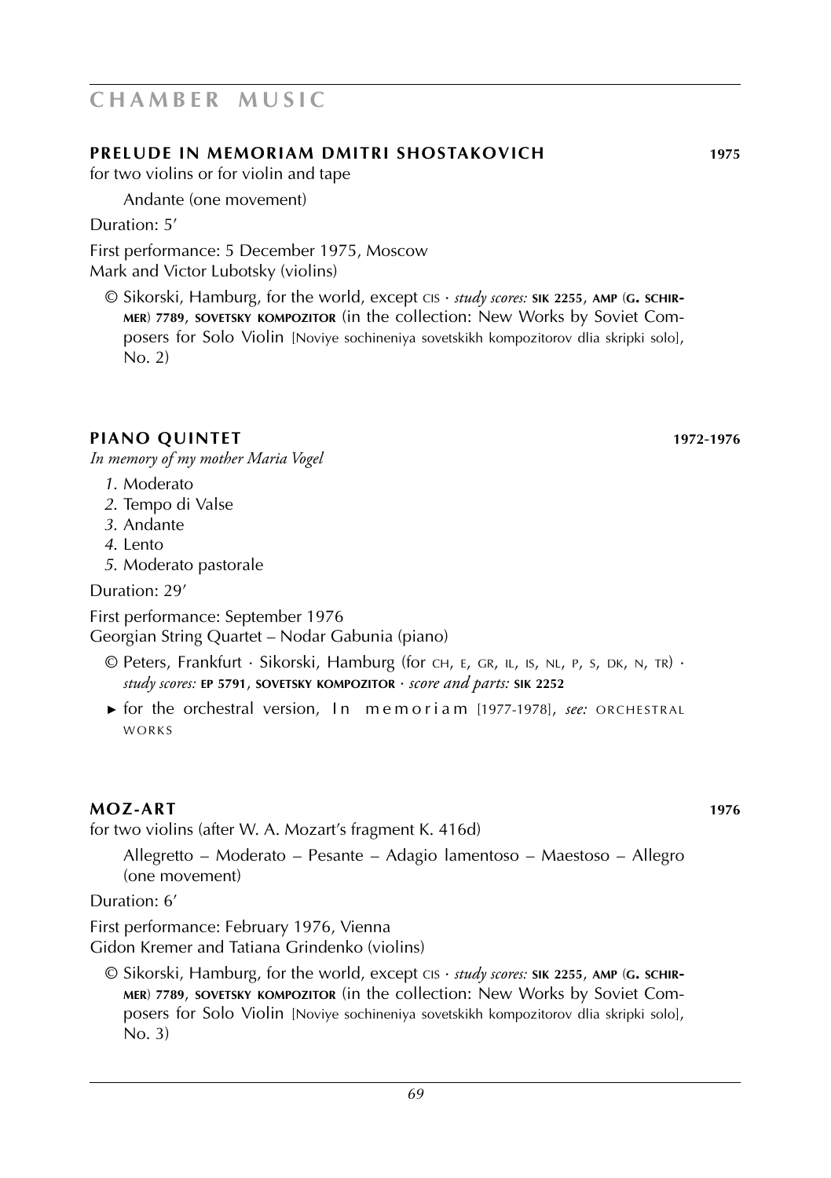# CHAMBER MUSIC

## PRELUDE IN MEMORIAM DMITRI SHOSTAKOVICH 1975

for two violins or for violin and tape

Andante (one movement)

Duration: 5′

First performance: 5 December 1975, Moscow
Mark and Victor Lubotsky (violins)

© Sikorski, Hamburg, for the world, except CIS · *study scores:* **SIK 2255**, **AMP** (**G. SCHIRMER**) **7789**, **SOVETSKY KOMPOZITOR** (in the collection: New Works by Soviet Composers for Solo Violin [Noviye sochineniya sovetskikh kompozitorov dlia skripki solo], No. 2)

## PIANO QUINTET 1972-1976

*In memory of my mother Maria Vogel*

*1.* Moderato
*2.* Tempo di Valse
*3.* Andante
*4.* Lento
*5.* Moderato pastorale

Duration: 29′

First performance: September 1976
Georgian String Quartet – Nodar Gabunia (piano)

© Peters, Frankfurt · Sikorski, Hamburg (for CH, E, GR, IL, IS, NL, P, S, DK, N, TR) · *study scores:* **EP 5791**, **SOVETSKY KOMPOZITOR** · *score and parts:* **SIK 2252**

► for the orchestral version, In memoriam [1977-1978], *see:* ORCHESTRAL WORKS

## MOZ-ART 1976

for two violins (after W. A. Mozart's fragment K. 416d)

Allegretto – Moderato – Pesante – Adagio lamentoso – Maestoso – Allegro (one movement)

Duration: 6′

First performance: February 1976, Vienna
Gidon Kremer and Tatiana Grindenko (violins)

© Sikorski, Hamburg, for the world, except CIS · *study scores:* **SIK 2255**, **AMP** (**G. SCHIRMER**) **7789**, **SOVETSKY KOMPOZITOR** (in the collection: New Works by Soviet Composers for Solo Violin [Noviye sochineniya sovetskikh kompozitorov dlia skripki solo], No. 3)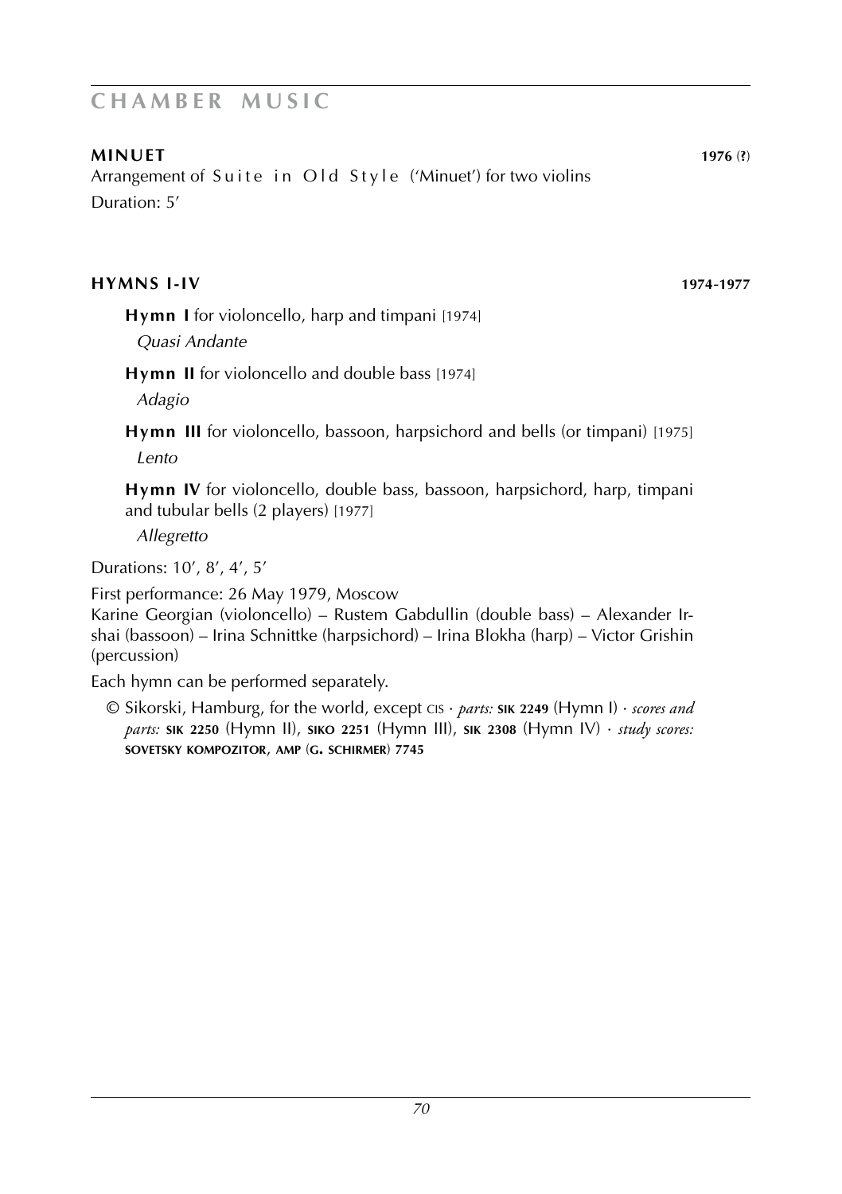# CHAMBER MUSIC

**MINUET** **1976 (?)**

Arrangement of Suite in Old Style ('Minuet') for two violins

Duration: 5'

**HYMNS I-IV** **1974-1977**

**Hymn I** for violoncello, harp and timpani [1974]

*Quasi Andante*

**Hymn II** for violoncello and double bass [1974]

*Adagio*

**Hymn III** for violoncello, bassoon, harpsichord and bells (or timpani) [1975]

*Lento*

**Hymn IV** for violoncello, double bass, bassoon, harpsichord, harp, timpani and tubular bells (2 players) [1977]

*Allegretto*

Durations: 10', 8', 4', 5'

First performance: 26 May 1979, Moscow

Karine Georgian (violoncello) – Rustem Gabdullin (double bass) – Alexander Irshai (bassoon) – Irina Schnittke (harpsichord) – Irina Blokha (harp) – Victor Grishin (percussion)

Each hymn can be performed separately.

© Sikorski, Hamburg, for the world, except CIS · *parts:* **SIK 2249** (Hymn I) · *scores and parts:* **SIK 2250** (Hymn II), **SIKO 2251** (Hymn III), **SIK 2308** (Hymn IV) · *study scores:* **SOVETSKY KOMPOZITOR, AMP (G. SCHIRMER) 7745**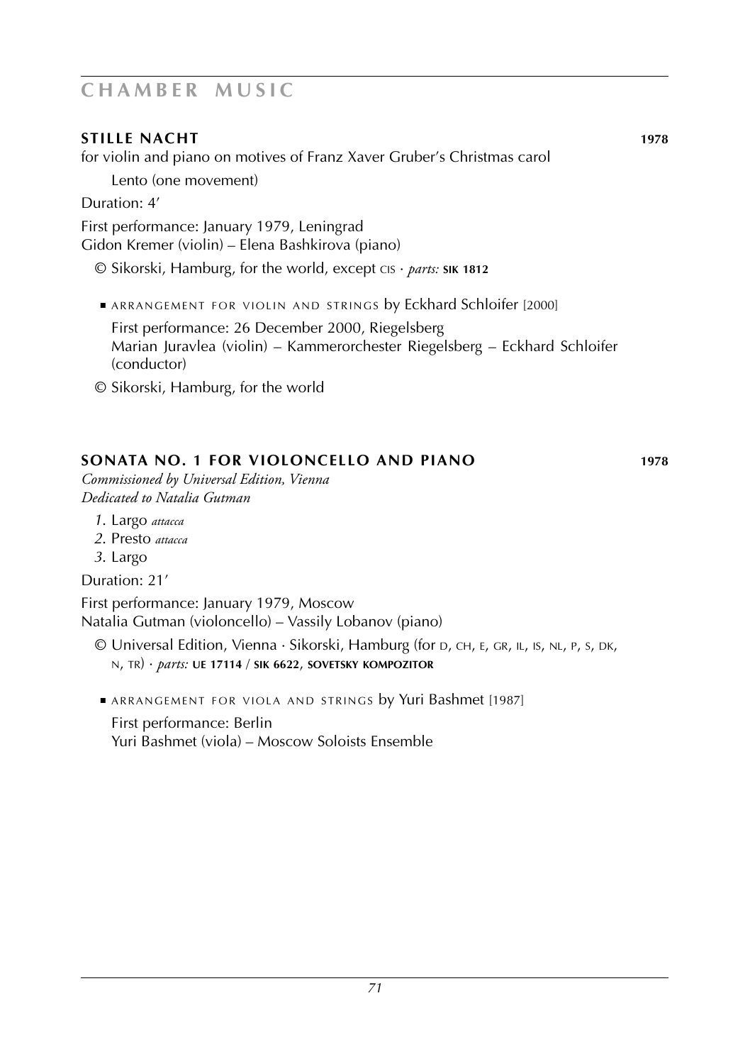# CHAMBER MUSIC

### STILLE NACHT 1978

for violin and piano on motives of Franz Xaver Gruber's Christmas carol

Lento (one movement)

Duration: 4'

First performance: January 1979, Leningrad
Gidon Kremer (violin) – Elena Bashkirova (piano)

© Sikorski, Hamburg, for the world, except CIS · *parts:* **SIK 1812**

- ARRANGEMENT FOR VIOLIN AND STRINGS by Eckhard Schloifer [2000]

  First performance: 26 December 2000, Riegelsberg
  Marian Juravlea (violin) – Kammerorchester Riegelsberg – Eckhard Schloifer (conductor)

© Sikorski, Hamburg, for the world

### SONATA NO. 1 FOR VIOLONCELLO AND PIANO 1978

*Commissioned by Universal Edition, Vienna*
*Dedicated to Natalia Gutman*

1. Largo *attacca*
2. Presto *attacca*
3. Largo

Duration: 21'

First performance: January 1979, Moscow
Natalia Gutman (violoncello) – Vassily Lobanov (piano)

© Universal Edition, Vienna · Sikorski, Hamburg (for D, CH, E, GR, IL, IS, NL, P, S, DK, N, TR) · *parts:* **UE 17114** / **SIK 6622**, **SOVETSKY KOMPOZITOR**

- ARRANGEMENT FOR VIOLA AND STRINGS by Yuri Bashmet [1987]

  First performance: Berlin
  Yuri Bashmet (viola) – Moscow Soloists Ensemble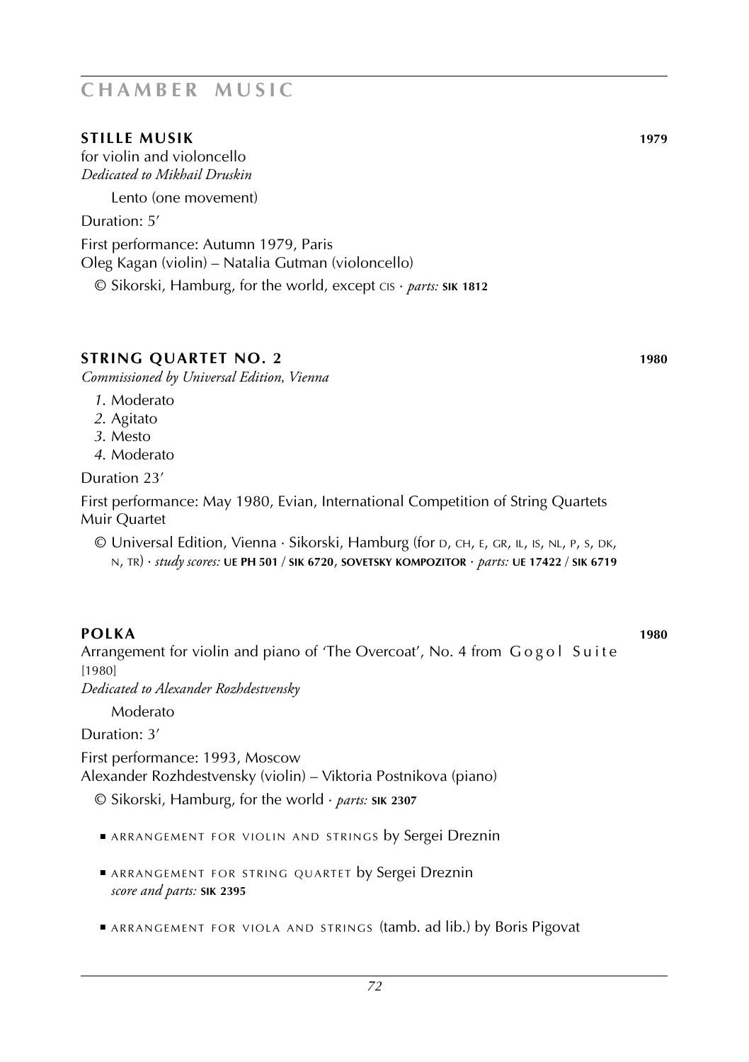# CHAMBER MUSIC

## STILLE MUSIK 1979

for violin and violoncello
*Dedicated to Mikhail Druskin*

Lento (one movement)

Duration: 5'

First performance: Autumn 1979, Paris
Oleg Kagan (violin) – Natalia Gutman (violoncello)

© Sikorski, Hamburg, for the world, except CIS · *parts:* **SIK 1812**

## STRING QUARTET NO. 2 1980

*Commissioned by Universal Edition, Vienna*

*1.* Moderato
*2.* Agitato
*3.* Mesto
*4.* Moderato

Duration 23'

First performance: May 1980, Evian, International Competition of String Quartets
Muir Quartet

© Universal Edition, Vienna · Sikorski, Hamburg (for D, CH, E, GR, IL, IS, NL, P, S, DK, N, TR) · *study scores:* **UE PH 501 / SIK 6720, SOVETSKY KOMPOZITOR** · *parts:* **UE 17422 / SIK 6719**

## POLKA 1980

Arrangement for violin and piano of 'The Overcoat', No. 4 from Gogol Suite [1980]
*Dedicated to Alexander Rozhdestvensky*

Moderato

Duration: 3'

First performance: 1993, Moscow
Alexander Rozhdestvensky (violin) – Viktoria Postnikova (piano)

© Sikorski, Hamburg, for the world · *parts:* **SIK 2307**

- ARRANGEMENT FOR VIOLIN AND STRINGS by Sergei Dreznin
- ARRANGEMENT FOR STRING QUARTET by Sergei Dreznin
  *score and parts:* **SIK 2395**
- ARRANGEMENT FOR VIOLA AND STRINGS (tamb. ad lib.) by Boris Pigovat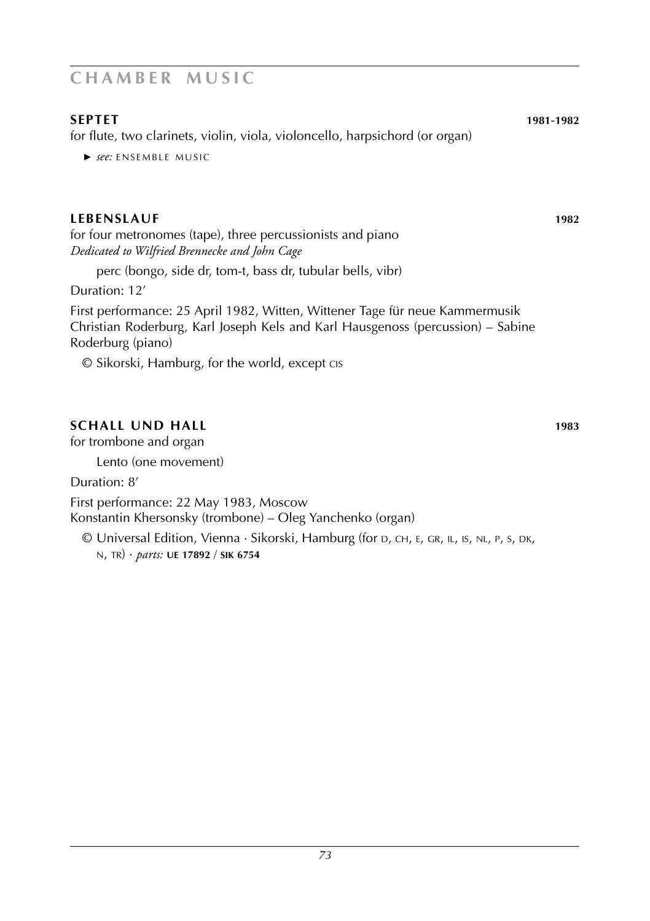## CHAMBER MUSIC

**SEPTET** **1981-1982**

for flute, two clarinets, violin, viola, violoncello, harpsichord (or organ)

► *see:* ENSEMBLE MUSIC

**LEBENSLAUF** **1982**

for four metronomes (tape), three percussionists and piano
*Dedicated to Wilfried Brennecke and John Cage*

perc (bongo, side dr, tom-t, bass dr, tubular bells, vibr)

Duration: 12'

First performance: 25 April 1982, Witten, Wittener Tage für neue Kammermusik
Christian Roderburg, Karl Joseph Kels and Karl Hausgenoss (percussion) – Sabine Roderburg (piano)

© Sikorski, Hamburg, for the world, except CIS

**SCHALL UND HALL** **1983**

for trombone and organ

Lento (one movement)

Duration: 8'

First performance: 22 May 1983, Moscow
Konstantin Khersonsky (trombone) – Oleg Yanchenko (organ)

© Universal Edition, Vienna · Sikorski, Hamburg (for D, CH, E, GR, IL, IS, NL, P, S, DK, N, TR) · *parts:* **UE 17892** / **SIK 6754**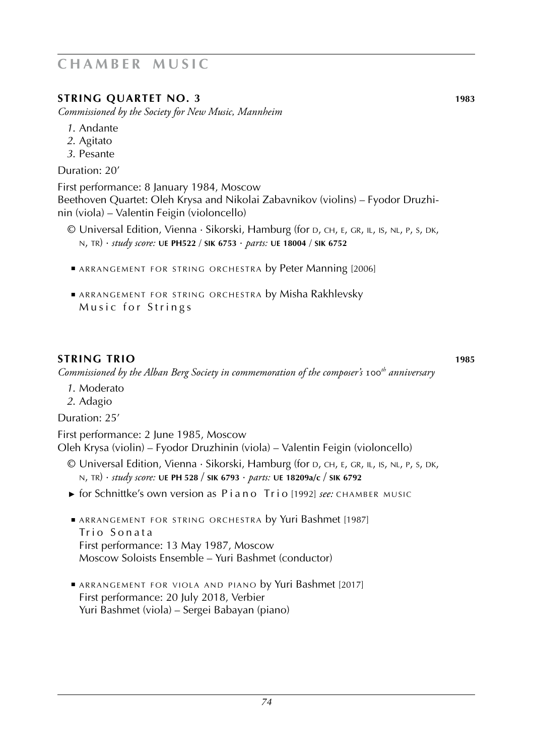# CHAMBER MUSIC

## STRING QUARTET NO. 3 — 1983

*Commissioned by the Society for New Music, Mannheim*

*1.* Andante
*2.* Agitato
*3.* Pesante

Duration: 20'

First performance: 8 January 1984, Moscow
Beethoven Quartet: Oleh Krysa and Nikolai Zabavnikov (violins) – Fyodor Druzhinin (viola) – Valentin Feigin (violoncello)

© Universal Edition, Vienna · Sikorski, Hamburg (for D, CH, E, GR, IL, IS, NL, P, S, DK, N, TR) · *study score:* **UE PH522** / **SIK 6753** · *parts:* **UE 18004** / **SIK 6752**

- ARRANGEMENT FOR STRING ORCHESTRA by Peter Manning [2006]
- ARRANGEMENT FOR STRING ORCHESTRA by Misha Rakhlevsky
  Music for Strings

## STRING TRIO — 1985

*Commissioned by the Alban Berg Society in commemoration of the composer's 100th anniversary*

*1.* Moderato
*2.* Adagio

Duration: 25'

First performance: 2 June 1985, Moscow
Oleh Krysa (violin) – Fyodor Druzhinin (viola) – Valentin Feigin (violoncello)

© Universal Edition, Vienna · Sikorski, Hamburg (for D, CH, E, GR, IL, IS, NL, P, S, DK, N, TR) · *study score:* **UE PH 528** / **SIK 6793** · *parts:* **UE 18209a/c** / **SIK 6792**

► for Schnittke's own version as Piano Trio [1992] *see:* CHAMBER MUSIC

- ARRANGEMENT FOR STRING ORCHESTRA by Yuri Bashmet [1987]
  Trio Sonata
  First performance: 13 May 1987, Moscow
  Moscow Soloists Ensemble – Yuri Bashmet (conductor)
- ARRANGEMENT FOR VIOLA AND PIANO by Yuri Bashmet [2017]
  First performance: 20 July 2018, Verbier
  Yuri Bashmet (viola) – Sergei Babayan (piano)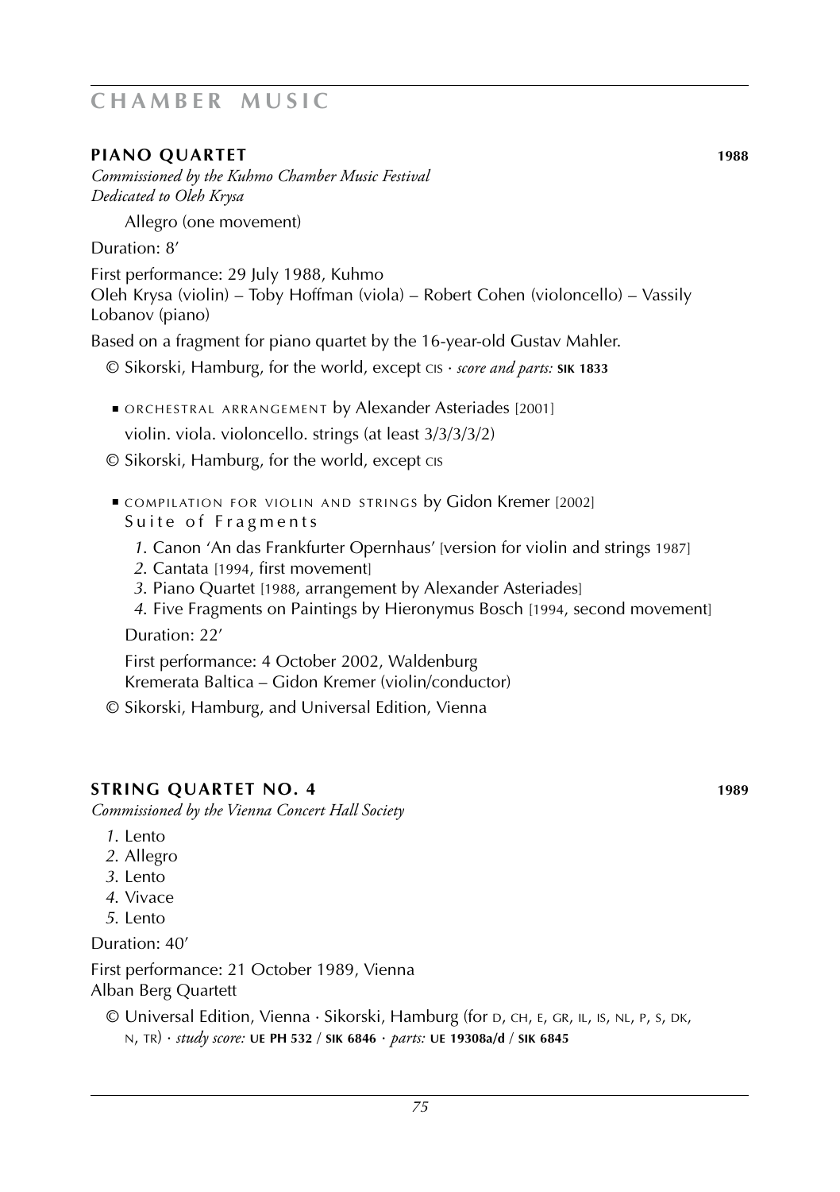# CHAMBER MUSIC

## PIANO QUARTET 1988

*Commissioned by the Kuhmo Chamber Music Festival*
*Dedicated to Oleh Krysa*

Allegro (one movement)

Duration: 8'

First performance: 29 July 1988, Kuhmo
Oleh Krysa (violin) – Toby Hoffman (viola) – Robert Cohen (violoncello) – Vassily Lobanov (piano)

Based on a fragment for piano quartet by the 16-year-old Gustav Mahler.

© Sikorski, Hamburg, for the world, except CIS · *score and parts:* **SIK 1833**

- ORCHESTRAL ARRANGEMENT by Alexander Asteriades [2001]
  violin. viola. violoncello. strings (at least 3/3/3/3/2)

© Sikorski, Hamburg, for the world, except CIS

- COMPILATION FOR VIOLIN AND STRINGS by Gidon Kremer [2002]
  Suite of Fragments

  *1.* Canon 'An das Frankfurter Opernhaus' [version for violin and strings 1987]
  *2.* Cantata [1994, first movement]
  *3.* Piano Quartet [1988, arrangement by Alexander Asteriades]
  *4.* Five Fragments on Paintings by Hieronymus Bosch [1994, second movement]

  Duration: 22'

  First performance: 4 October 2002, Waldenburg
  Kremerata Baltica – Gidon Kremer (violin/conductor)

© Sikorski, Hamburg, and Universal Edition, Vienna

## STRING QUARTET NO. 4 1989

*Commissioned by the Vienna Concert Hall Society*

*1.* Lento
*2.* Allegro
*3.* Lento
*4.* Vivace
*5.* Lento

Duration: 40'

First performance: 21 October 1989, Vienna
Alban Berg Quartett

© Universal Edition, Vienna · Sikorski, Hamburg (for D, CH, E, GR, IL, IS, NL, P, S, DK, N, TR) · *study score:* **UE PH 532** / **SIK 6846** · *parts:* **UE 19308a/d** / **SIK 6845**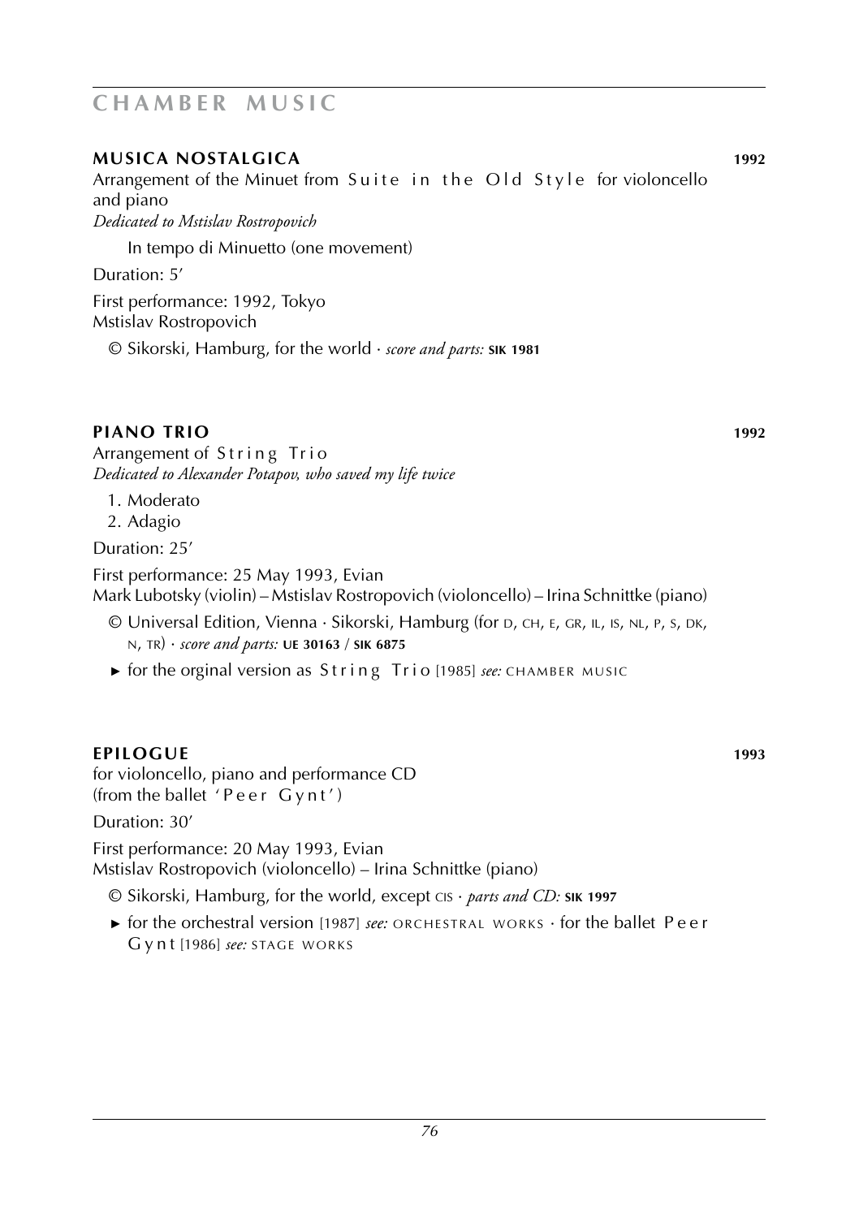# CHAMBER MUSIC

## MUSICA NOSTALGICA 1992

Arrangement of the Minuet from Suite in the Old Style for violoncello and piano
*Dedicated to Mstislav Rostropovich*

In tempo di Minuetto (one movement)

Duration: 5′

First performance: 1992, Tokyo
Mstislav Rostropovich

© Sikorski, Hamburg, for the world · *score and parts:* **SIK 1981**

## PIANO TRIO 1992

Arrangement of String Trio
*Dedicated to Alexander Potapov, who saved my life twice*

1. Moderato
2. Adagio

Duration: 25′

First performance: 25 May 1993, Evian
Mark Lubotsky (violin) – Mstislav Rostropovich (violoncello) – Irina Schnittke (piano)

© Universal Edition, Vienna · Sikorski, Hamburg (for D, CH, E, GR, IL, IS, NL, P, S, DK, N, TR) · *score and parts:* **UE 30163** / **SIK 6875**

► for the orginal version as String Trio [1985] *see:* CHAMBER MUSIC

## EPILOGUE 1993

for violoncello, piano and performance CD
(from the ballet 'Peer Gynt')

Duration: 30′

First performance: 20 May 1993, Evian
Mstislav Rostropovich (violoncello) – Irina Schnittke (piano)

© Sikorski, Hamburg, for the world, except CIS · *parts and CD:* **SIK 1997**

► for the orchestral version [1987] *see:* ORCHESTRAL WORKS · for the ballet Peer Gynt [1986] *see:* STAGE WORKS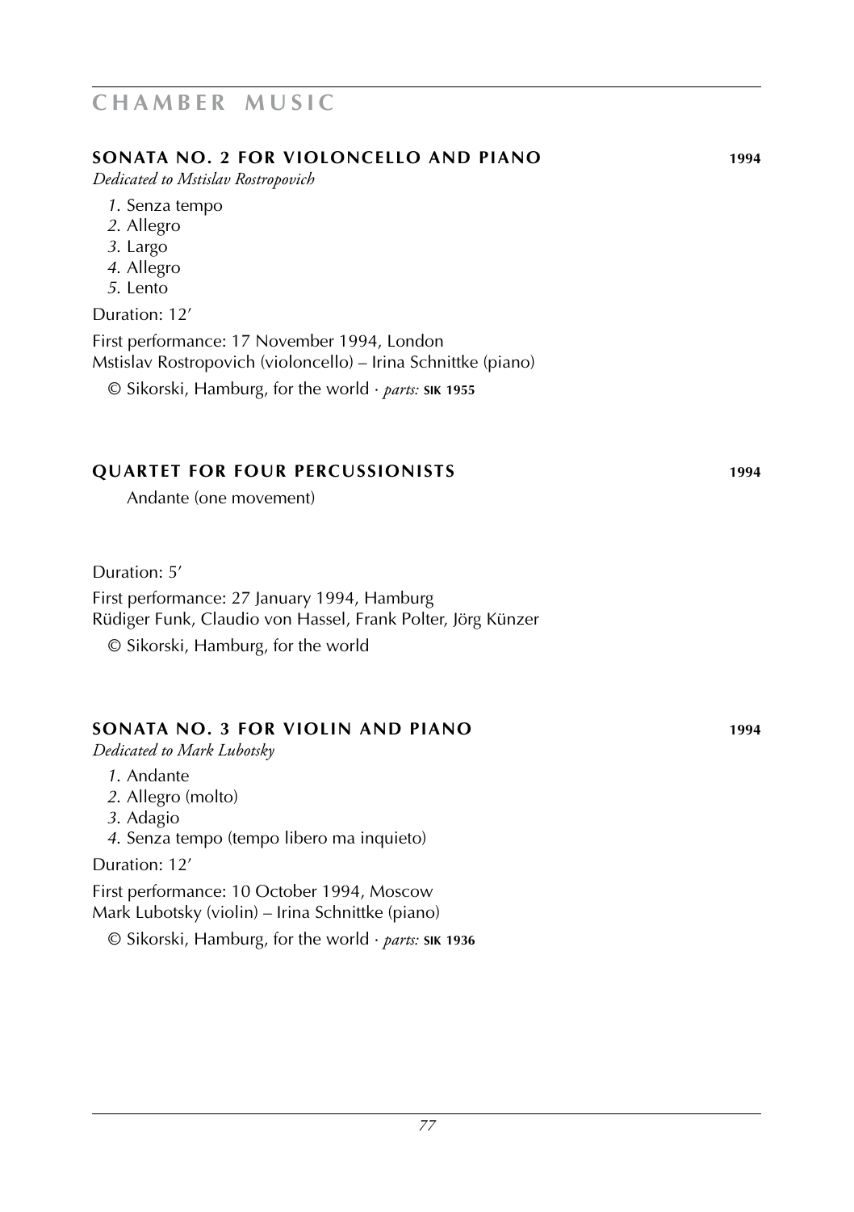# CHAMBER MUSIC

## SONATA NO. 2 FOR VIOLONCELLO AND PIANO 1994

*Dedicated to Mstislav Rostropovich*

*1.* Senza tempo
*2.* Allegro
*3.* Largo
*4.* Allegro
*5.* Lento

Duration: 12′

First performance: 17 November 1994, London
Mstislav Rostropovich (violoncello) – Irina Schnittke (piano)

© Sikorski, Hamburg, for the world · *parts:* **SIK 1955**

## QUARTET FOR FOUR PERCUSSIONISTS 1994

Andante (one movement)

Duration: 5′

First performance: 27 January 1994, Hamburg
Rüdiger Funk, Claudio von Hassel, Frank Polter, Jörg Künzer

© Sikorski, Hamburg, for the world

## SONATA NO. 3 FOR VIOLIN AND PIANO 1994

*Dedicated to Mark Lubotsky*

*1.* Andante
*2.* Allegro (molto)
*3.* Adagio
*4.* Senza tempo (tempo libero ma inquieto)

Duration: 12′

First performance: 10 October 1994, Moscow
Mark Lubotsky (violin) – Irina Schnittke (piano)

© Sikorski, Hamburg, for the world · *parts:* **SIK 1936**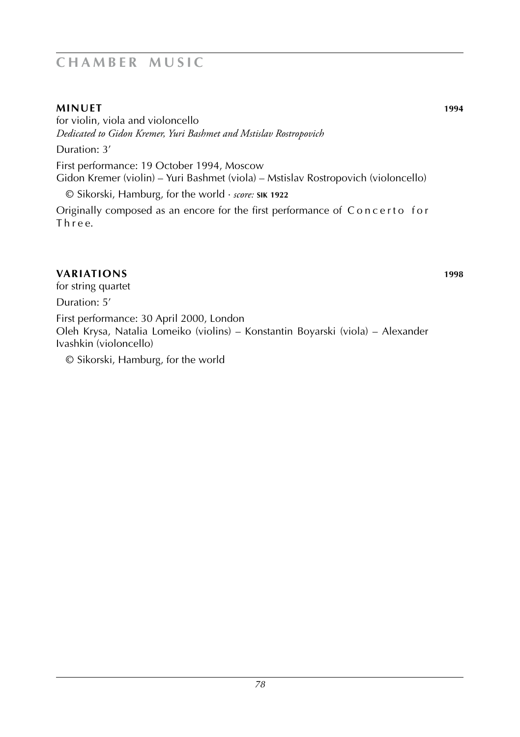# CHAMBER MUSIC

**MINUET** **1994**

for violin, viola and violoncello

*Dedicated to Gidon Kremer, Yuri Bashmet and Mstislav Rostropovich*

Duration: 3’

First performance: 19 October 1994, Moscow
Gidon Kremer (violin) – Yuri Bashmet (viola) – Mstislav Rostropovich (violoncello)

© Sikorski, Hamburg, for the world · *score:* **SIK 1922**

Originally composed as an encore for the first performance of Concerto for Three.

**VARIATIONS** **1998**

for string quartet

Duration: 5’

First performance: 30 April 2000, London
Oleh Krysa, Natalia Lomeiko (violins) – Konstantin Boyarski (viola) – Alexander Ivashkin (violoncello)

© Sikorski, Hamburg, for the world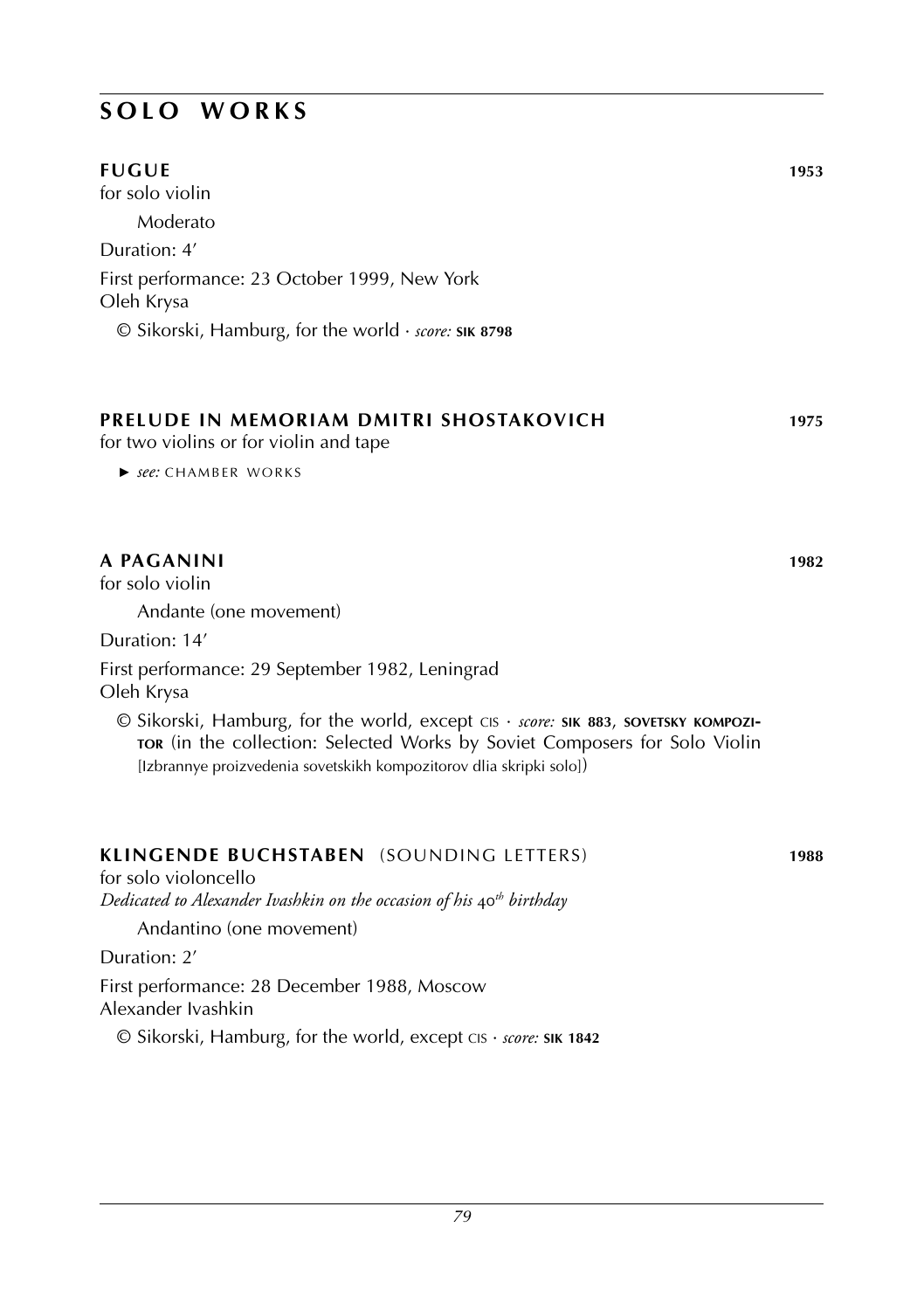# SOLO WORKS

## FUGUE 1953

for solo violin

Moderato

Duration: 4′

First performance: 23 October 1999, New York
Oleh Krysa

© Sikorski, Hamburg, for the world · *score:* **SIK 8798**

## PRELUDE IN MEMORIAM DMITRI SHOSTAKOVICH 1975

for two violins or for violin and tape

► *see:* CHAMBER WORKS

## A PAGANINI 1982

for solo violin

Andante (one movement)

Duration: 14′

First performance: 29 September 1982, Leningrad
Oleh Krysa

© Sikorski, Hamburg, for the world, except CIS · *score:* **SIK 883**, **SOVETSKY KOMPOZITOR** (in the collection: Selected Works by Soviet Composers for Solo Violin [Izbrannye proizvedenia sovetskikh kompozitorov dlia skripki solo])

## KLINGENDE BUCHSTABEN (SOUNDING LETTERS) 1988

for solo violoncello

*Dedicated to Alexander Ivashkin on the occasion of his 40th birthday*

Andantino (one movement)

Duration: 2′

First performance: 28 December 1988, Moscow
Alexander Ivashkin

© Sikorski, Hamburg, for the world, except CIS · *score:* **SIK 1842**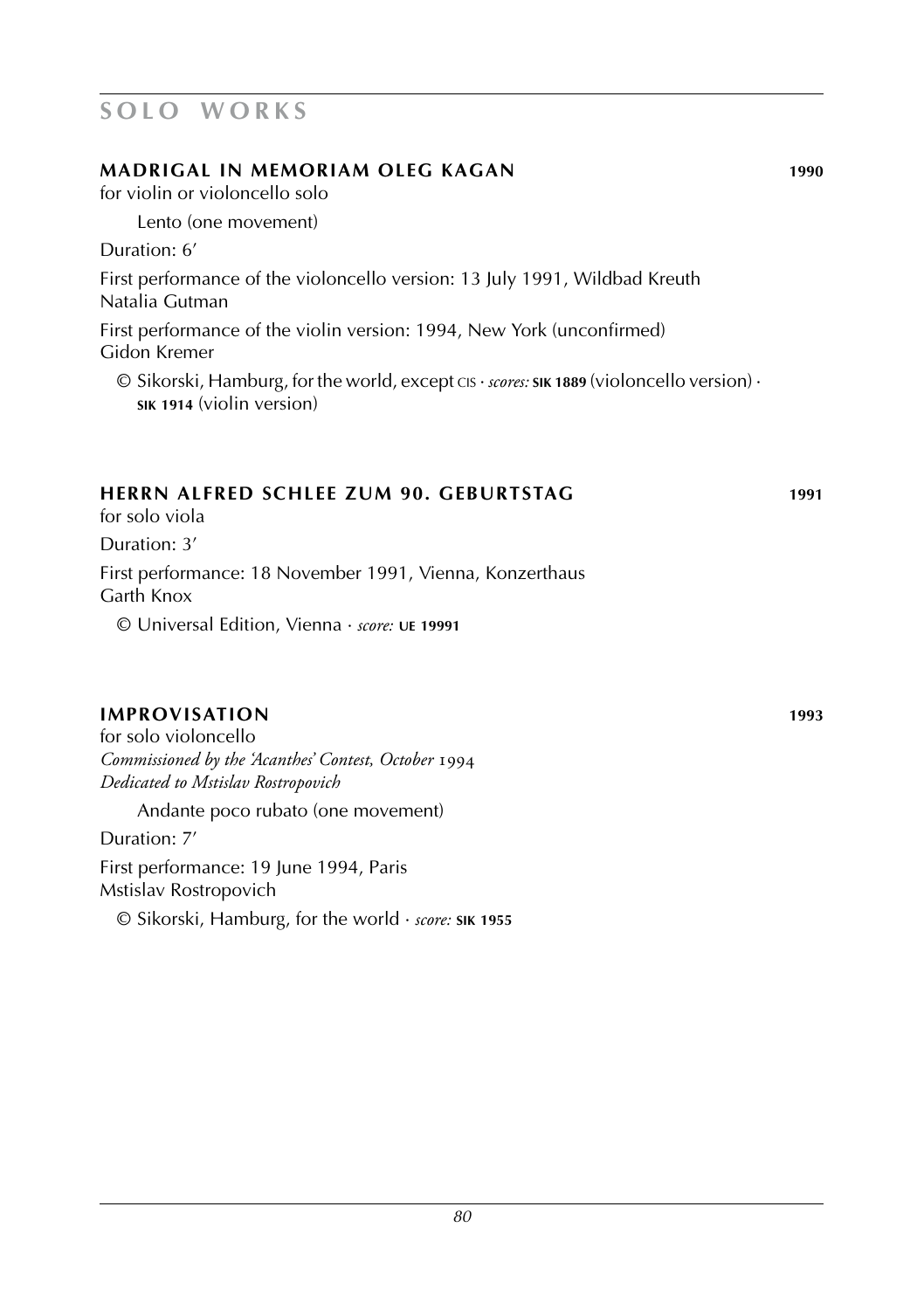# SOLO WORKS

## MADRIGAL IN MEMORIAM OLEG KAGAN 1990

for violin or violoncello solo

Lento (one movement)

Duration: 6'

First performance of the violoncello version: 13 July 1991, Wildbad Kreuth
Natalia Gutman

First performance of the violin version: 1994, New York (unconfirmed)
Gidon Kremer

© Sikorski, Hamburg, for the world, except CIS · *scores:* **SIK 1889** (violoncello version) · **SIK 1914** (violin version)

## HERRN ALFRED SCHLEE ZUM 90. GEBURTSTAG 1991

for solo viola

Duration: 3'

First performance: 18 November 1991, Vienna, Konzerthaus
Garth Knox

© Universal Edition, Vienna · *score:* **UE 19991**

## IMPROVISATION 1993

for solo violoncello
*Commissioned by the 'Acanthes' Contest, October 1994*
*Dedicated to Mstislav Rostropovich*

Andante poco rubato (one movement)

Duration: 7'

First performance: 19 June 1994, Paris
Mstislav Rostropovich

© Sikorski, Hamburg, for the world · *score:* **SIK 1955**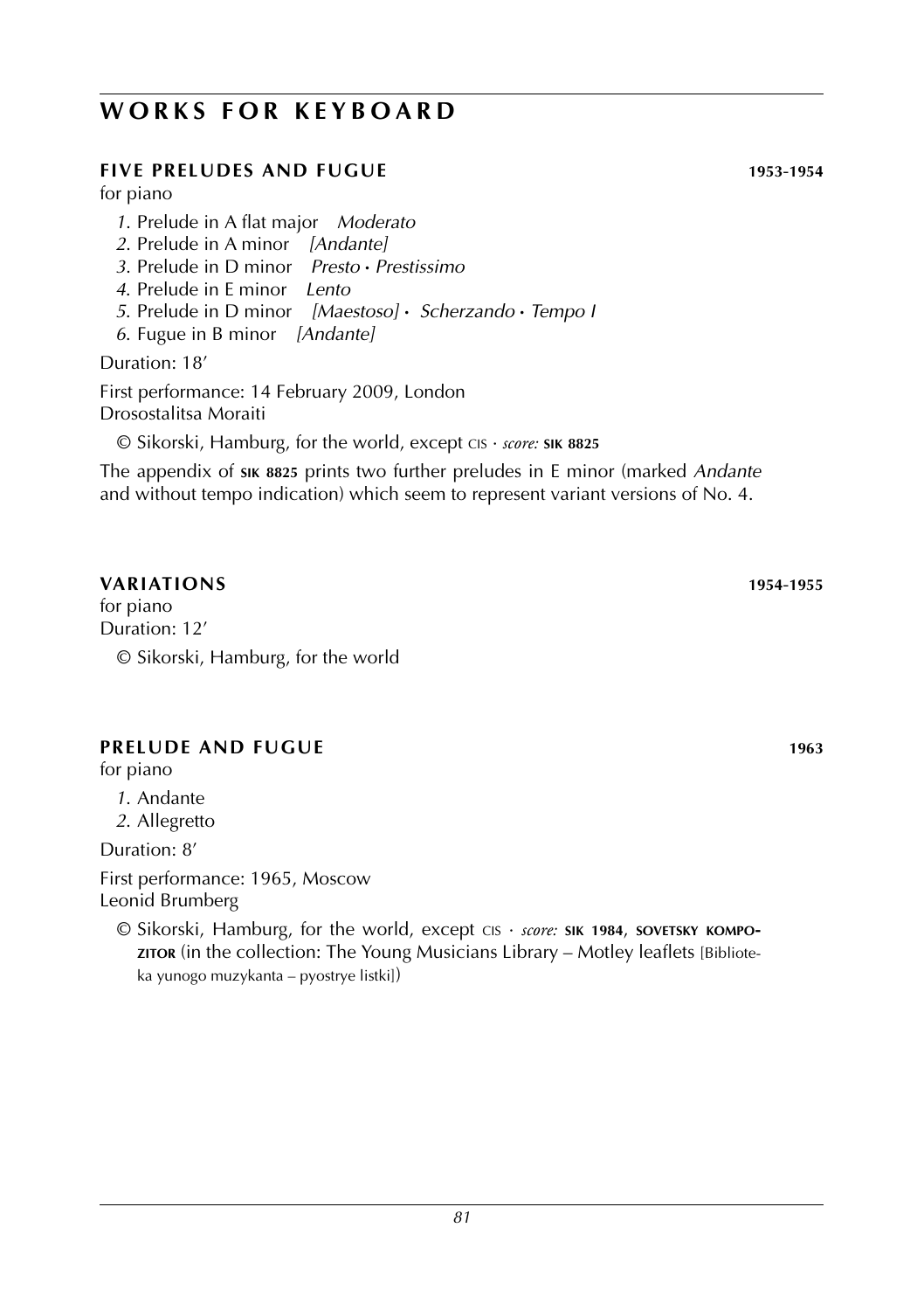# WORKS FOR KEYBOARD

## FIVE PRELUDES AND FUGUE 1953-1954

for piano

*1*. Prelude in A flat major *Moderato*
*2*. Prelude in A minor *[Andante]*
*3*. Prelude in D minor *Presto* · *Prestissimo*
*4*. Prelude in E minor *Lento*
*5*. Prelude in D minor *[Maestoso]* · *Scherzando* · *Tempo I*
*6*. Fugue in B minor *[Andante]*

Duration: 18′

First performance: 14 February 2009, London
Drosostalitsa Moraiti

© Sikorski, Hamburg, for the world, except CIS · *score:* **SIK 8825**

The appendix of **SIK 8825** prints two further preludes in E minor (marked *Andante* and without tempo indication) which seem to represent variant versions of No. 4.

## VARIATIONS 1954-1955

for piano
Duration: 12′

© Sikorski, Hamburg, for the world

## PRELUDE AND FUGUE 1963

for piano

*1*. Andante
*2*. Allegretto

Duration: 8′

First performance: 1965, Moscow
Leonid Brumberg

© Sikorski, Hamburg, for the world, except CIS · *score:* **SIK 1984**, **SOVETSKY KOMPOZITOR** (in the collection: The Young Musicians Library – Motley leaflets [Biblioteka yunogo muzykanta – pyostrye listki])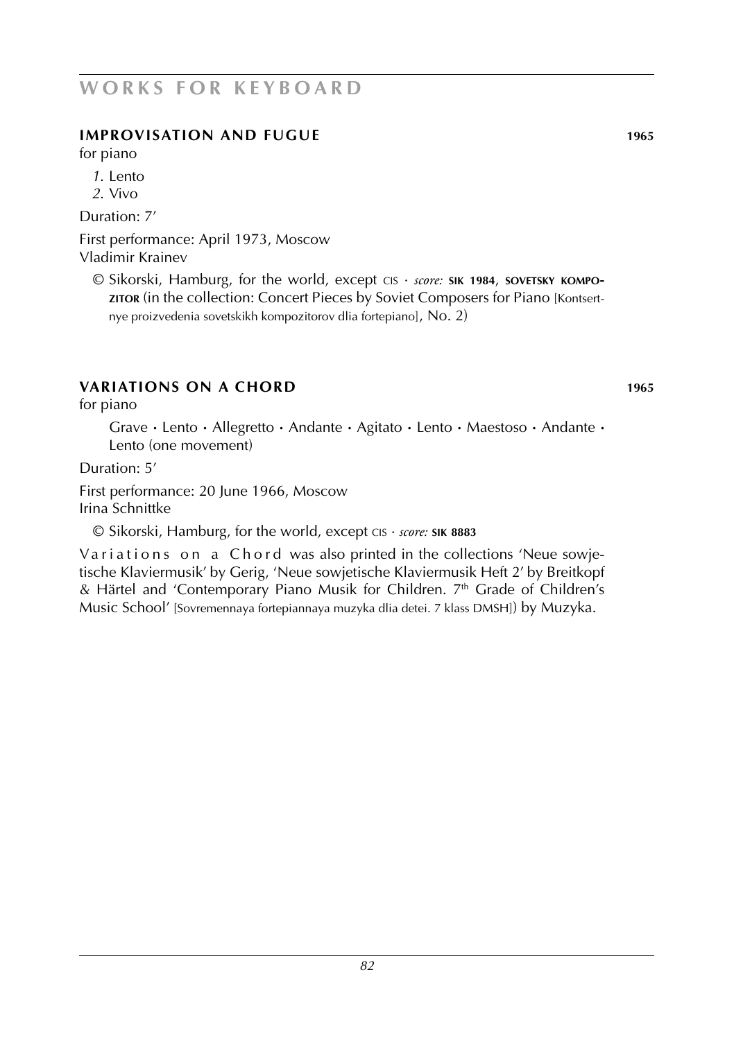## WORKS FOR KEYBOARD

### IMPROVISATION AND FUGUE 1965

for piano

*1.* Lento
*2.* Vivo

Duration: 7′

First performance: April 1973, Moscow
Vladimir Krainev

© Sikorski, Hamburg, for the world, except CIS · *score:* **SIK 1984**, **SOVETSKY KOMPOZITOR** (in the collection: Concert Pieces by Soviet Composers for Piano [Kontsertnye proizvedenia sovetskikh kompozitorov dlia fortepiano], No. 2)

### VARIATIONS ON A CHORD 1965

for piano

Grave · Lento · Allegretto · Andante · Agitato · Lento · Maestoso · Andante · Lento (one movement)

Duration: 5′

First performance: 20 June 1966, Moscow
Irina Schnittke

© Sikorski, Hamburg, for the world, except CIS · *score:* **SIK 8883**

Variations on a Chord was also printed in the collections 'Neue sowjetische Klaviermusik' by Gerig, 'Neue sowjetische Klaviermusik Heft 2' by Breitkopf & Härtel and 'Contemporary Piano Musik for Children. 7th Grade of Children's Music School' [Sovremennaya fortepiannaya muzyka dlia detei. 7 klass DMSH]) by Muzyka.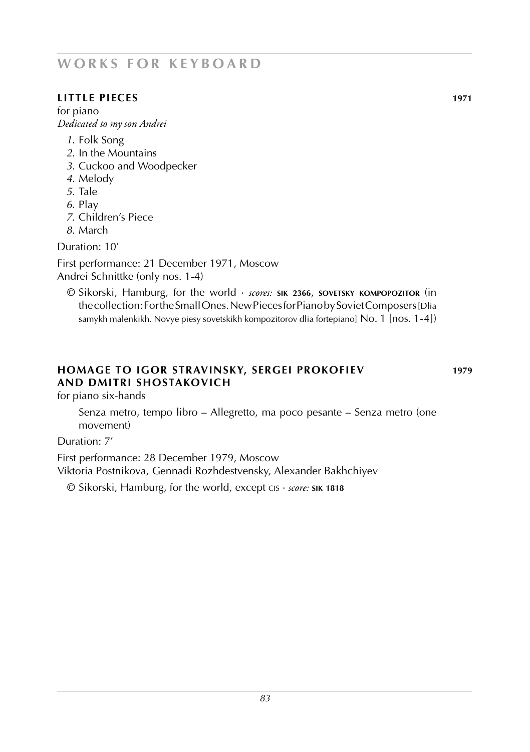# WORKS FOR KEYBOARD

## LITTLE PIECES 1971

for piano
*Dedicated to my son Andrei*

*1*. Folk Song
*2*. In the Mountains
*3*. Cuckoo and Woodpecker
*4*. Melody
*5*. Tale
*6*. Play
*7*. Children's Piece
*8*. March

Duration: 10'

First performance: 21 December 1971, Moscow
Andrei Schnittke (only nos. 1-4)

© Sikorski, Hamburg, for the world · *scores:* **SIK 2366**, **SOVETSKY KOMPOPOZITOR** (in the collection: For the Small Ones. New Pieces for Piano by Soviet Composers [Dlia samykh malenkikh. Novye piesy sovetskikh kompozitorov dlia fortepiano] No. 1 [nos. 1-4])

## HOMAGE TO IGOR STRAVINSKY, SERGEI PROKOFIEV AND DMITRI SHOSTAKOVICH 1979

for piano six-hands

Senza metro, tempo libro – Allegretto, ma poco pesante – Senza metro (one movement)

Duration: 7'

First performance: 28 December 1979, Moscow
Viktoria Postnikova, Gennadi Rozhdestvensky, Alexander Bakhchiyev

© Sikorski, Hamburg, for the world, except CIS · *score:* **SIK 1818**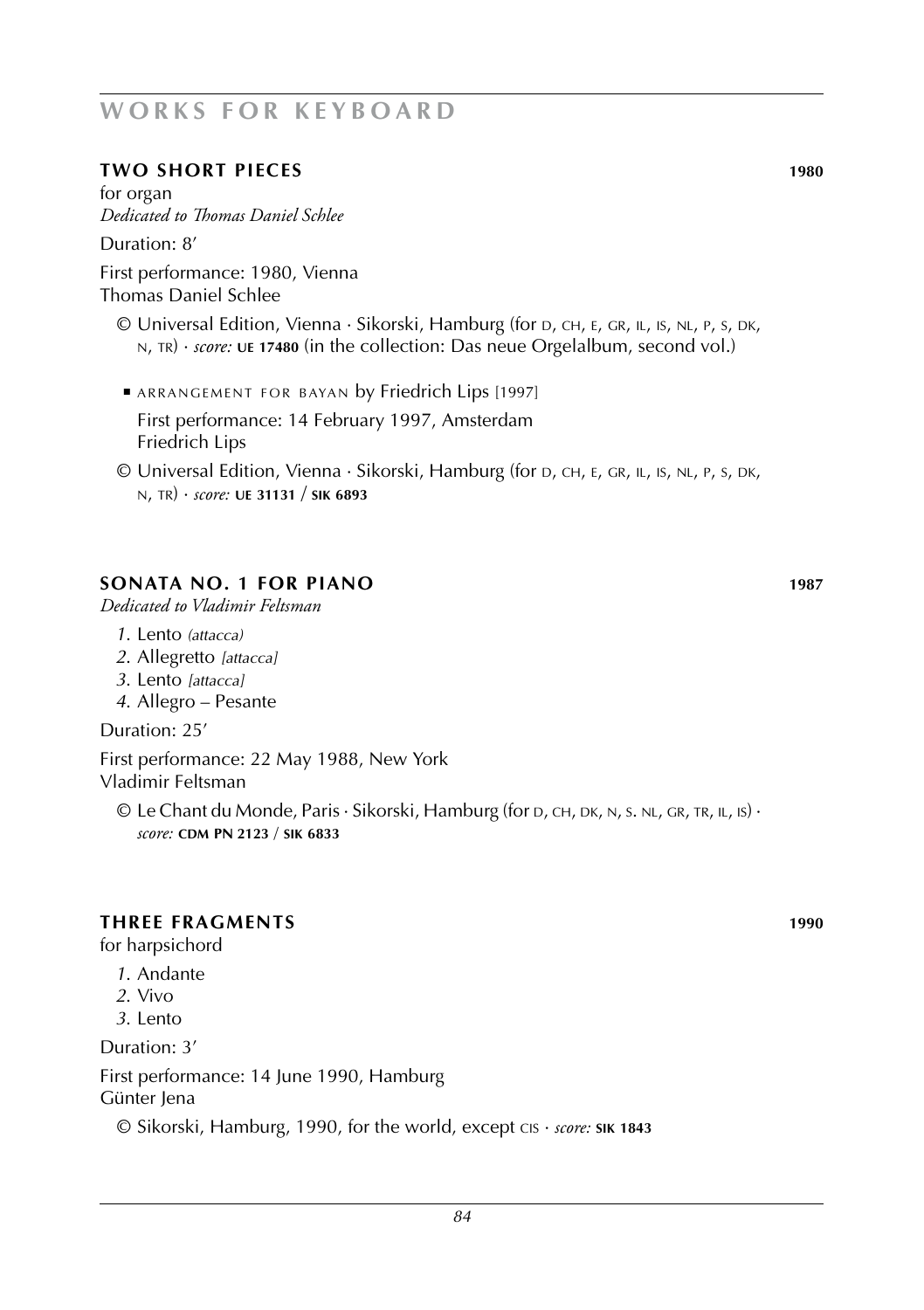# WORKS FOR KEYBOARD

## TWO SHORT PIECES 1980

for organ
*Dedicated to Thomas Daniel Schlee*

Duration: 8′

First performance: 1980, Vienna
Thomas Daniel Schlee

© Universal Edition, Vienna · Sikorski, Hamburg (for D, CH, E, GR, IL, IS, NL, P, S, DK, N, TR) · *score:* **UE 17480** (in the collection: Das neue Orgelalbum, second vol.)

- ARRANGEMENT FOR BAYAN by Friedrich Lips [1997]

  First performance: 14 February 1997, Amsterdam
  Friedrich Lips

© Universal Edition, Vienna · Sikorski, Hamburg (for D, CH, E, GR, IL, IS, NL, P, S, DK, N, TR) · *score:* **UE 31131** / **SIK 6893**

## SONATA NO. 1 FOR PIANO 1987

*Dedicated to Vladimir Feltsman*

1. Lento *(attacca)*
2. Allegretto *[attacca]*
3. Lento *[attacca]*
4. Allegro – Pesante

Duration: 25′

First performance: 22 May 1988, New York
Vladimir Feltsman

© Le Chant du Monde, Paris · Sikorski, Hamburg (for D, CH, DK, N, S. NL, GR, TR, IL, IS) · *score:* **CDM PN 2123** / **SIK 6833**

## THREE FRAGMENTS 1990

for harpsichord

1. Andante
2. Vivo
3. Lento

Duration: 3′

First performance: 14 June 1990, Hamburg
Günter Jena

© Sikorski, Hamburg, 1990, for the world, except CIS · *score:* **SIK 1843**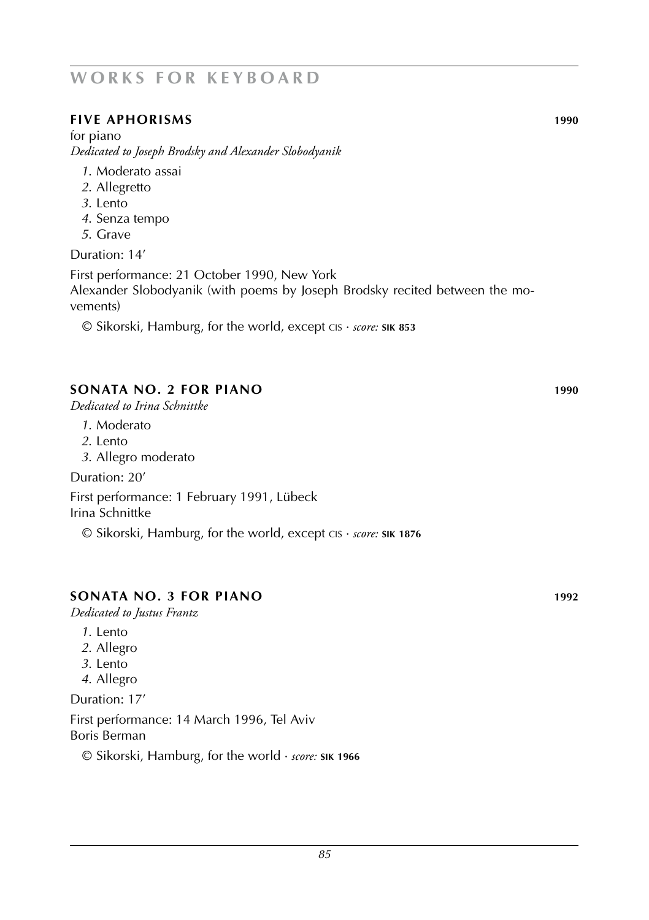# WORKS FOR KEYBOARD

## FIVE APHORISMS 1990

for piano
*Dedicated to Joseph Brodsky and Alexander Slobodyanik*

*1.* Moderato assai
*2.* Allegretto
*3.* Lento
*4.* Senza tempo
*5.* Grave

Duration: 14'

First performance: 21 October 1990, New York
Alexander Slobodyanik (with poems by Joseph Brodsky recited between the movements)

© Sikorski, Hamburg, for the world, except CIS · *score:* **SIK 853**

## SONATA NO. 2 FOR PIANO 1990

*Dedicated to Irina Schnittke*

*1.* Moderato
*2.* Lento
*3.* Allegro moderato

Duration: 20'

First performance: 1 February 1991, Lübeck
Irina Schnittke

© Sikorski, Hamburg, for the world, except CIS · *score:* **SIK 1876**

## SONATA NO. 3 FOR PIANO 1992

*Dedicated to Justus Frantz*

*1.* Lento
*2.* Allegro
*3.* Lento
*4.* Allegro

Duration: 17'

First performance: 14 March 1996, Tel Aviv
Boris Berman

© Sikorski, Hamburg, for the world · *score:* **SIK 1966**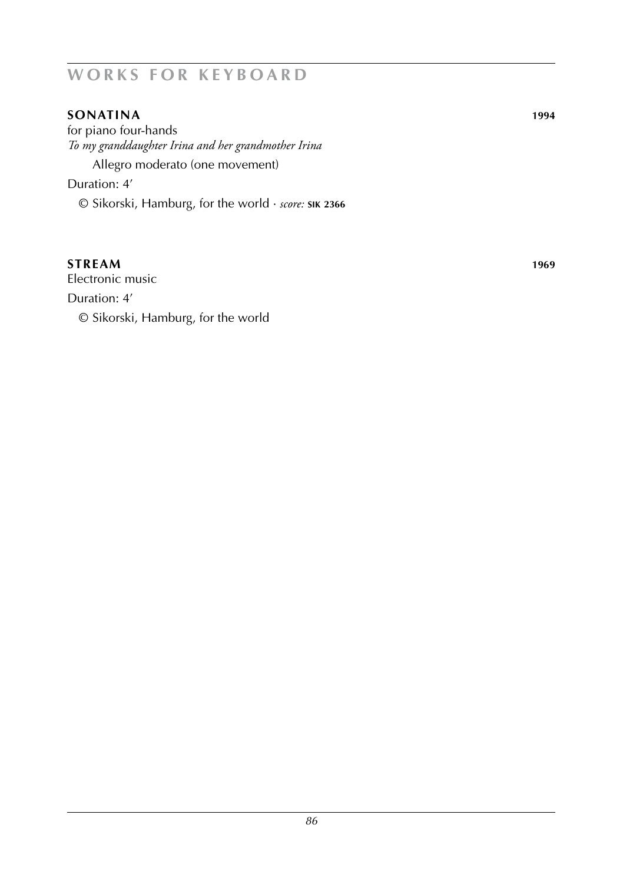## WORKS FOR KEYBOARD

**SONATINA** **1994**

for piano four-hands

*To my granddaughter Irina and her grandmother Irina*

Allegro moderato (one movement)

Duration: 4′

© Sikorski, Hamburg, for the world · *score:* **SIK 2366**

**STREAM** **1969**

Electronic music

Duration: 4′

© Sikorski, Hamburg, for the world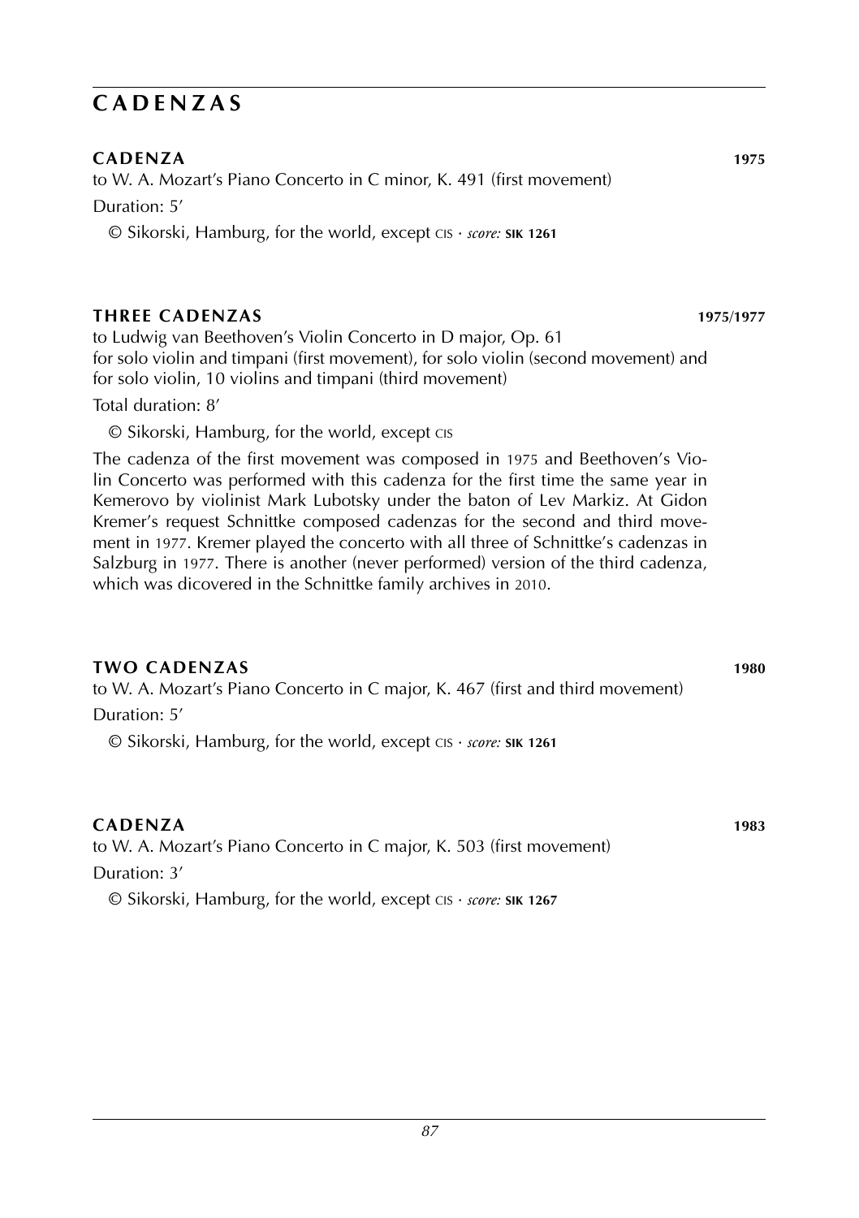## CADENZAS

### CADENZA 1975

to W. A. Mozart's Piano Concerto in C minor, K. 491 (first movement)

Duration: 5'

© Sikorski, Hamburg, for the world, except CIS · *score:* **SIK 1261**

### THREE CADENZAS 1975/1977

to Ludwig van Beethoven's Violin Concerto in D major, Op. 61
for solo violin and timpani (first movement), for solo violin (second movement) and for solo violin, 10 violins and timpani (third movement)

Total duration: 8'

© Sikorski, Hamburg, for the world, except CIS

The cadenza of the first movement was composed in 1975 and Beethoven's Violin Concerto was performed with this cadenza for the first time the same year in Kemerovo by violinist Mark Lubotsky under the baton of Lev Markiz. At Gidon Kremer's request Schnittke composed cadenzas for the second and third movement in 1977. Kremer played the concerto with all three of Schnittke's cadenzas in Salzburg in 1977. There is another (never performed) version of the third cadenza, which was dicovered in the Schnittke family archives in 2010.

### TWO CADENZAS 1980

to W. A. Mozart's Piano Concerto in C major, K. 467 (first and third movement)

Duration: 5'

© Sikorski, Hamburg, for the world, except CIS · *score:* **SIK 1261**

### CADENZA 1983

to W. A. Mozart's Piano Concerto in C major, K. 503 (first movement)

Duration: 3'

© Sikorski, Hamburg, for the world, except CIS · *score:* **SIK 1267**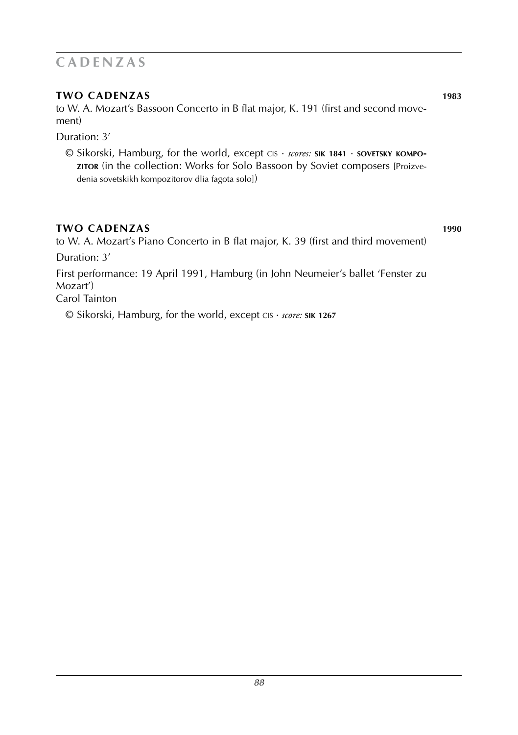# CADENZAS

### TWO CADENZAS 1983

to W. A. Mozart's Bassoon Concerto in B flat major, K. 191 (first and second movement)

Duration: 3'

© Sikorski, Hamburg, for the world, except CIS · *scores:* **SIK 1841** · **SOVETSKY KOMPOZITOR** (in the collection: Works for Solo Bassoon by Soviet composers [Proizvedenia sovetskikh kompozitorov dlia fagota solo])

### TWO CADENZAS 1990

to W. A. Mozart's Piano Concerto in B flat major, K. 39 (first and third movement)

Duration: 3'

First performance: 19 April 1991, Hamburg (in John Neumeier's ballet 'Fenster zu Mozart')
Carol Tainton

© Sikorski, Hamburg, for the world, except CIS · *score:* **SIK 1267**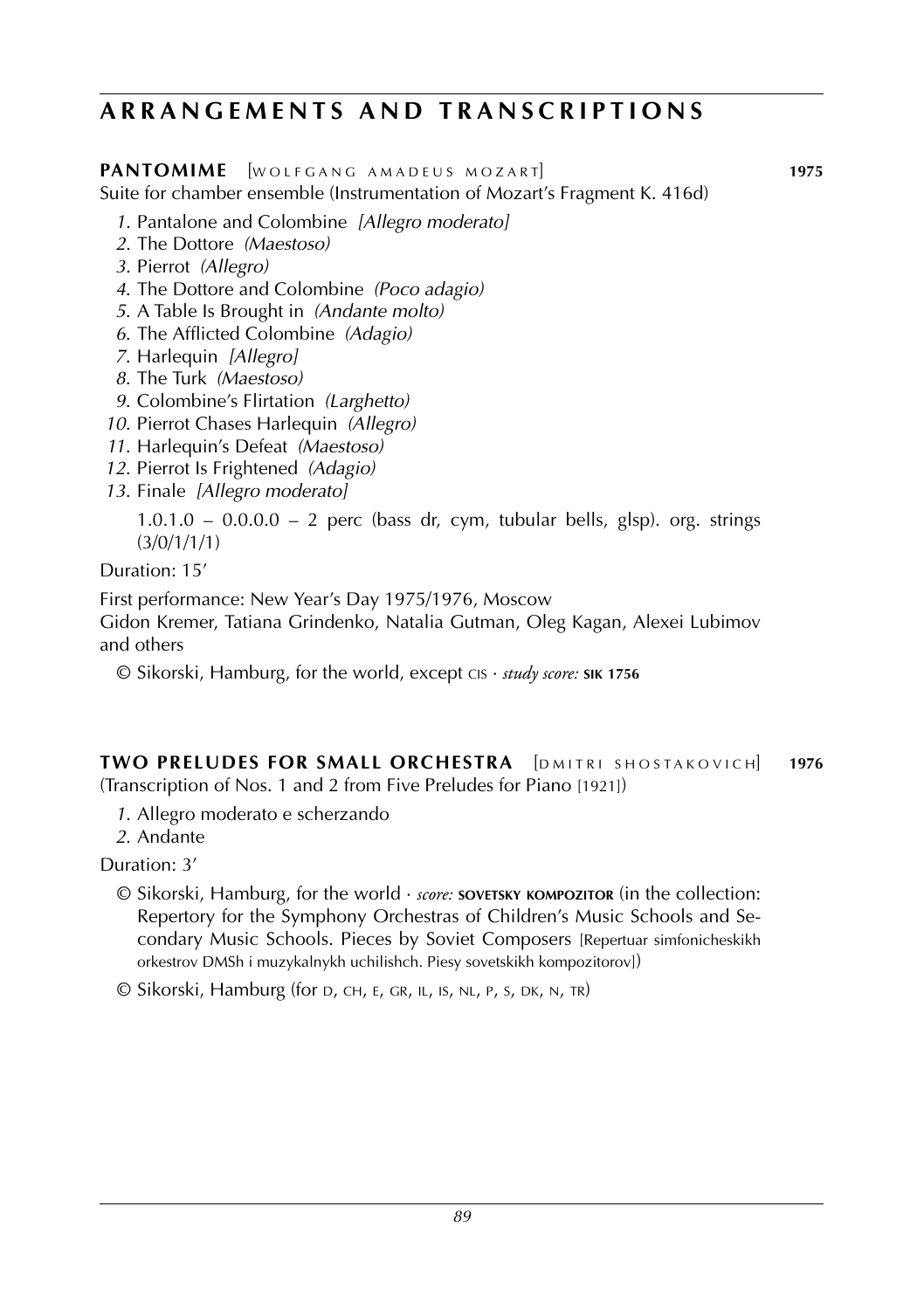# ARRANGEMENTS AND TRANSCRIPTIONS

**PANTOMIME** [WOLFGANG AMADEUS MOZART] **1975**

Suite for chamber ensemble (Instrumentation of Mozart's Fragment K. 416d)

*1.* Pantalone and Colombine *[Allegro moderato]*
*2.* The Dottore *(Maestoso)*
*3.* Pierrot *(Allegro)*
*4.* The Dottore and Colombine *(Poco adagio)*
*5.* A Table Is Brought in *(Andante molto)*
*6.* The Afflicted Colombine *(Adagio)*
*7.* Harlequin *[Allegro]*
*8.* The Turk *(Maestoso)*
*9.* Colombine's Flirtation *(Larghetto)*
*10.* Pierrot Chases Harlequin *(Allegro)*
*11.* Harlequin's Defeat *(Maestoso)*
*12.* Pierrot Is Frightened *(Adagio)*
*13.* Finale *[Allegro moderato]*

1.0.1.0 – 0.0.0.0 – 2 perc (bass dr, cym, tubular bells, glsp). org. strings (3/0/1/1/1)

Duration: 15'

First performance: New Year's Day 1975/1976, Moscow
Gidon Kremer, Tatiana Grindenko, Natalia Gutman, Oleg Kagan, Alexei Lubimov and others

© Sikorski, Hamburg, for the world, except CIS · *study score:* **SIK 1756**

**TWO PRELUDES FOR SMALL ORCHESTRA** [DMITRI SHOSTAKOVICH] **1976**

(Transcription of Nos. 1 and 2 from Five Preludes for Piano [1921])

*1.* Allegro moderato e scherzando
*2.* Andante

Duration: 3'

© Sikorski, Hamburg, for the world · *score:* **SOVETSKY KOMPOZITOR** (in the collection: Repertory for the Symphony Orchestras of Children's Music Schools and Secondary Music Schools. Pieces by Soviet Composers [Repertuar simfonicheskikh orkestrov DMSh i muzykalnykh uchilishch. Piesy sovetskikh kompozitorov])

© Sikorski, Hamburg (for D, CH, E, GR, IL, IS, NL, P, S, DK, N, TR)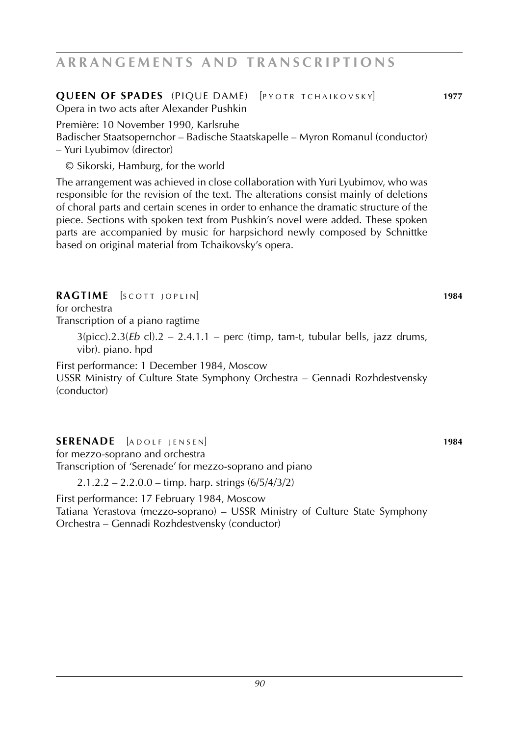## ARRANGEMENTS AND TRANSCRIPTIONS

**QUEEN OF SPADES** (PIQUE DAME) [PYOTR TCHAIKOVSKY] **1977**
Opera in two acts after Alexander Pushkin

Première: 10 November 1990, Karlsruhe
Badischer Staatsopernchor – Badische Staatskapelle – Myron Romanul (conductor) – Yuri Lyubimov (director)

© Sikorski, Hamburg, for the world

The arrangement was achieved in close collaboration with Yuri Lyubimov, who was responsible for the revision of the text. The alterations consist mainly of deletions of choral parts and certain scenes in order to enhance the dramatic structure of the piece. Sections with spoken text from Pushkin's novel were added. These spoken parts are accompanied by music for harpsichord newly composed by Schnittke based on original material from Tchaikovsky's opera.

**RAGTIME** [SCOTT JOPLIN] **1984**
for orchestra
Transcription of a piano ragtime

3(picc).2.3(*Eb* cl).2 – 2.4.1.1 – perc (timp, tam-t, tubular bells, jazz drums, vibr). piano. hpd

First performance: 1 December 1984, Moscow
USSR Ministry of Culture State Symphony Orchestra – Gennadi Rozhdestvensky (conductor)

**SERENADE** [ADOLF JENSEN] **1984**
for mezzo-soprano and orchestra
Transcription of 'Serenade' for mezzo-soprano and piano

2.1.2.2 – 2.2.0.0 – timp. harp. strings (6/5/4/3/2)

First performance: 17 February 1984, Moscow
Tatiana Yerastova (mezzo-soprano) – USSR Ministry of Culture State Symphony Orchestra – Gennadi Rozhdestvensky (conductor)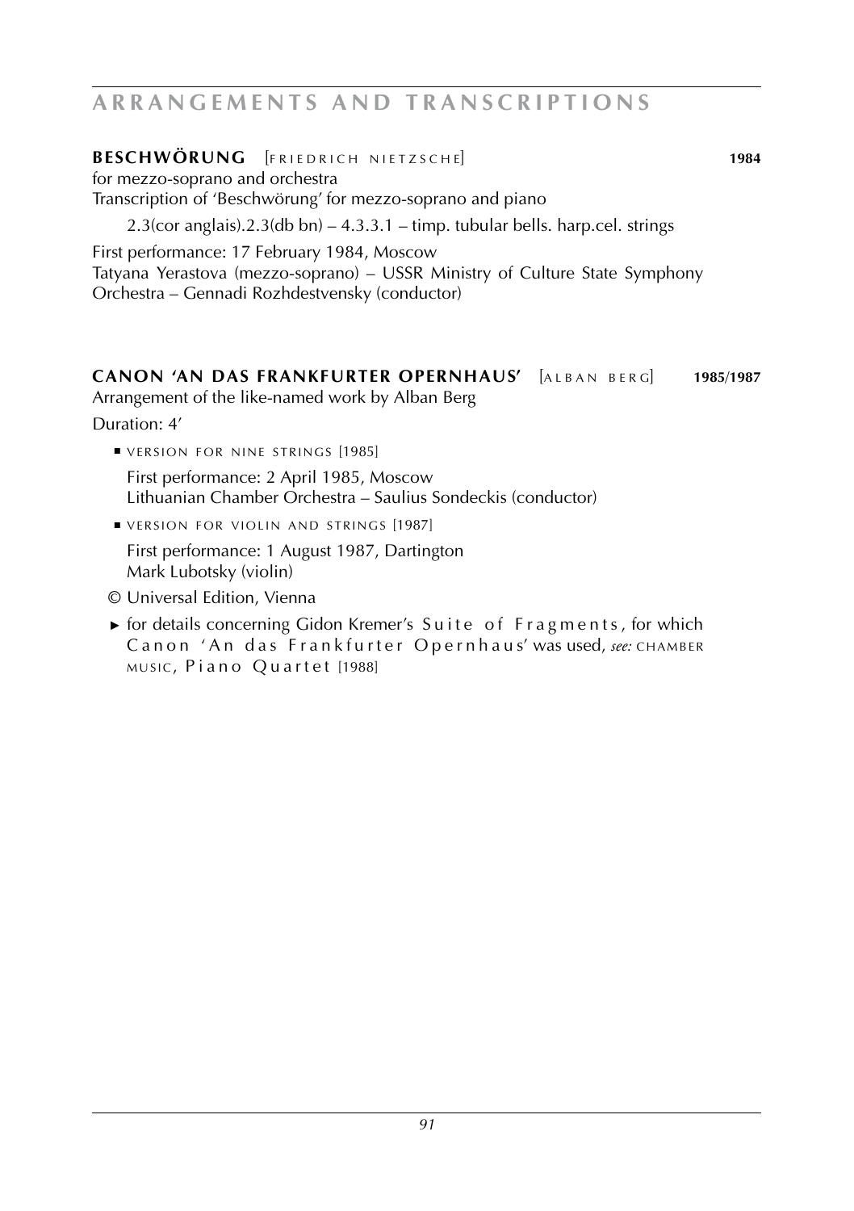## ARRANGEMENTS AND TRANSCRIPTIONS

**BESCHWÖRUNG** [FRIEDRICH NIETZSCHE] **1984**
for mezzo-soprano and orchestra
Transcription of 'Beschwörung' for mezzo-soprano and piano

2.3(cor anglais).2.3(db bn) – 4.3.3.1 – timp. tubular bells. harp.cel. strings

First performance: 17 February 1984, Moscow
Tatyana Yerastova (mezzo-soprano) – USSR Ministry of Culture State Symphony Orchestra – Gennadi Rozhdestvensky (conductor)

**CANON 'AN DAS FRANKFURTER OPERNHAUS'** [ALBAN BERG] **1985/1987**
Arrangement of the like-named work by Alban Berg

Duration: 4'

- VERSION FOR NINE STRINGS [1985]

  First performance: 2 April 1985, Moscow
  Lithuanian Chamber Orchestra – Saulius Sondeckis (conductor)

- VERSION FOR VIOLIN AND STRINGS [1987]

  First performance: 1 August 1987, Dartington
  Mark Lubotsky (violin)

© Universal Edition, Vienna

► for details concerning Gidon Kremer's Suite of Fragments, for which Canon 'An das Frankfurter Opernhaus' was used, *see:* CHAMBER MUSIC, Piano Quartet [1988]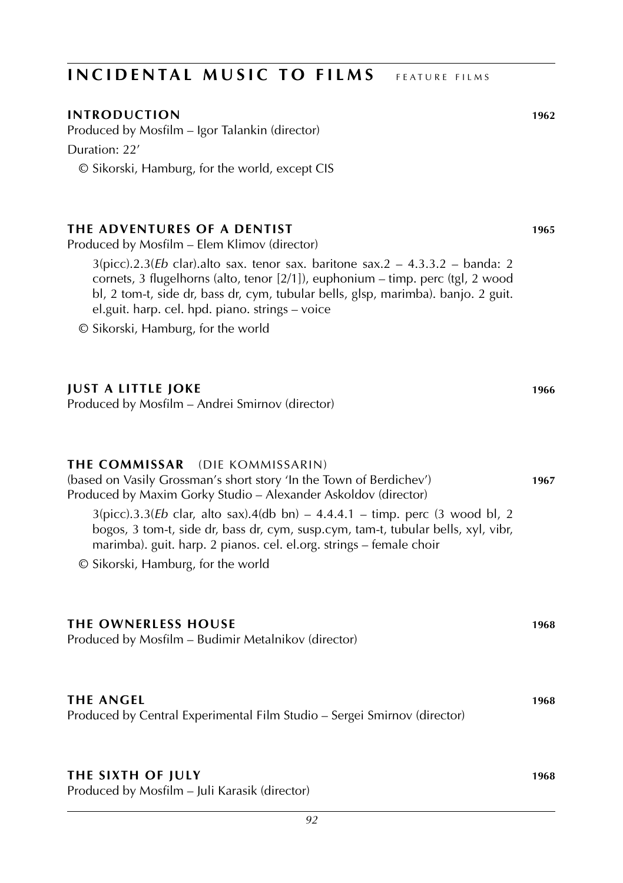# INCIDENTAL MUSIC TO FILMS FEATURE FILMS

## INTRODUCTION 1962

Produced by Mosfilm – Igor Talankin (director)

Duration: 22′

© Sikorski, Hamburg, for the world, except CIS

## THE ADVENTURES OF A DENTIST 1965

Produced by Mosfilm – Elem Klimov (director)

3(picc).2.3(*Eb* clar).alto sax. tenor sax. baritone sax.2 – 4.3.3.2 – banda: 2 cornets, 3 flugelhorns (alto, tenor [2/1]), euphonium – timp. perc (tgl, 2 wood bl, 2 tom-t, side dr, bass dr, cym, tubular bells, glsp, marimba). banjo. 2 guit. el.guit. harp. cel. hpd. piano. strings – voice

© Sikorski, Hamburg, for the world

## JUST A LITTLE JOKE 1966

Produced by Mosfilm – Andrei Smirnov (director)

## THE COMMISSAR (DIE KOMMISSARIN)

(based on Vasily Grossman's short story 'In the Town of Berdichev') 1967

Produced by Maxim Gorky Studio – Alexander Askoldov (director)

3(picc).3.3(*Eb* clar, alto sax).4(db bn) – 4.4.4.1 – timp. perc (3 wood bl, 2 bogos, 3 tom-t, side dr, bass dr, cym, susp.cym, tam-t, tubular bells, xyl, vibr, marimba). guit. harp. 2 pianos. cel. el.org. strings – female choir

© Sikorski, Hamburg, for the world

## THE OWNERLESS HOUSE 1968

Produced by Mosfilm – Budimir Metalnikov (director)

## THE ANGEL 1968

Produced by Central Experimental Film Studio – Sergei Smirnov (director)

## THE SIXTH OF JULY 1968

Produced by Mosfilm – Juli Karasik (director)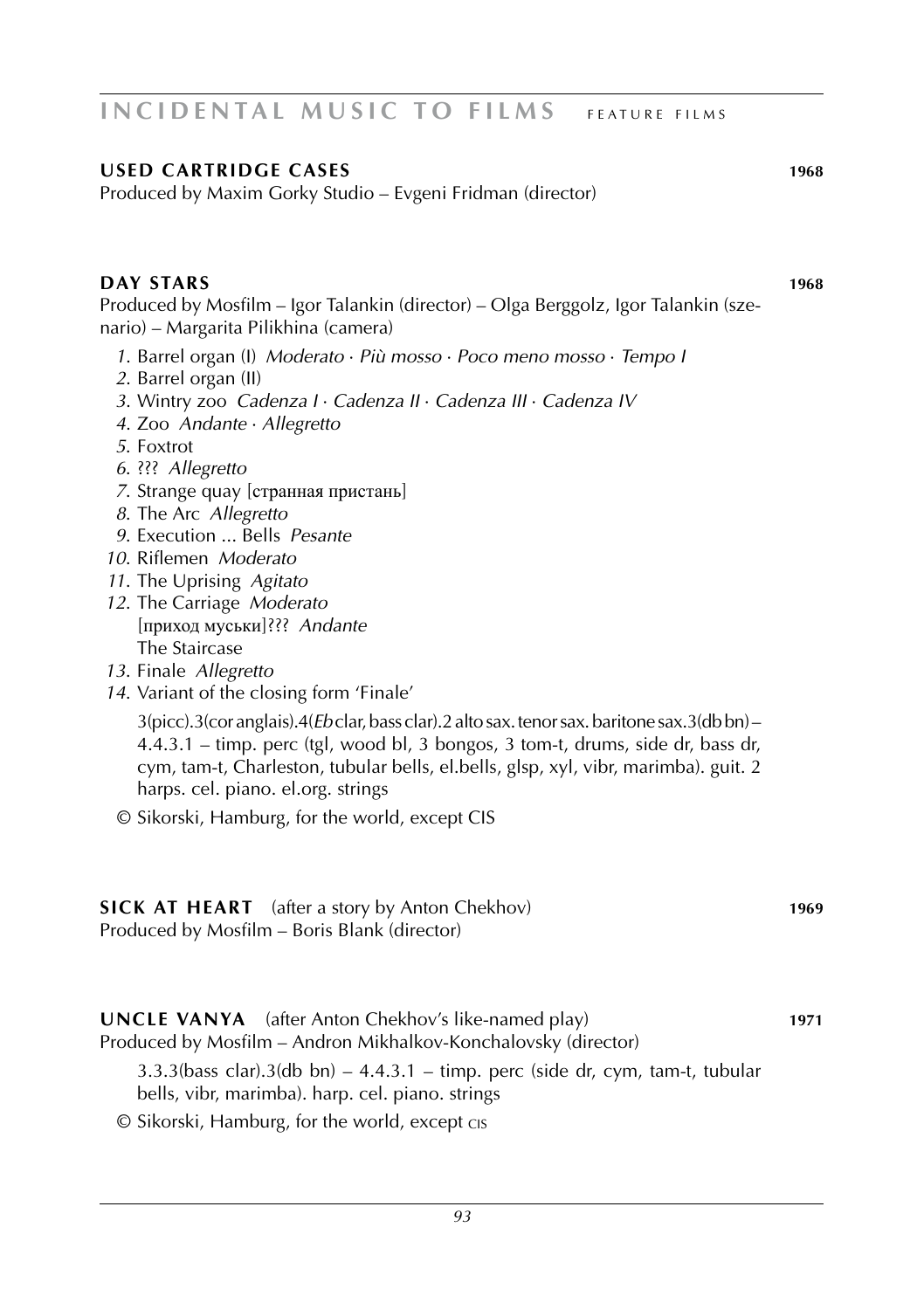## USED CARTRIDGE CASES 1968

Produced by Maxim Gorky Studio – Evgeni Fridman (director)

## DAY STARS 1968

Produced by Mosfilm – Igor Talankin (director) – Olga Berggolz, Igor Talankin (szenario) – Margarita Pilikhina (camera)

*1.* Barrel organ (I) *Moderato · Più mosso · Poco meno mosso · Tempo I*
*2.* Barrel organ (II)
*3.* Wintry zoo *Cadenza I · Cadenza II · Cadenza III · Cadenza IV*
*4.* Zoo *Andante · Allegretto*
*5.* Foxtrot
*6.* ??? *Allegretto*
*7.* Strange quay [странная пристань]
*8.* The Arc *Allegretto*
*9.* Execution ... Bells *Pesante*
*10.* Riflemen *Moderato*
*11.* The Uprising *Agitato*
*12.* The Carriage *Moderato*
[приход муськи]??? *Andante*
The Staircase
*13.* Finale *Allegretto*
*14.* Variant of the closing form 'Finale'

3(picc).3(cor anglais).4(*Eb* clar, bass clar).2 alto sax. tenor sax. baritone sax.3(db bn) – 4.4.3.1 – timp. perc (tgl, wood bl, 3 bongos, 3 tom-t, drums, side dr, bass dr, cym, tam-t, Charleston, tubular bells, el.bells, glsp, xyl, vibr, marimba). guit. 2 harps. cel. piano. el.org. strings

© Sikorski, Hamburg, for the world, except CIS

## SICK AT HEART (after a story by Anton Chekhov) 1969

Produced by Mosfilm – Boris Blank (director)

## UNCLE VANYA (after Anton Chekhov's like-named play) 1971

Produced by Mosfilm – Andron Mikhalkov-Konchalovsky (director)

3.3.3(bass clar).3(db bn) – 4.4.3.1 – timp. perc (side dr, cym, tam-t, tubular bells, vibr, marimba). harp. cel. piano. strings

© Sikorski, Hamburg, for the world, except CIS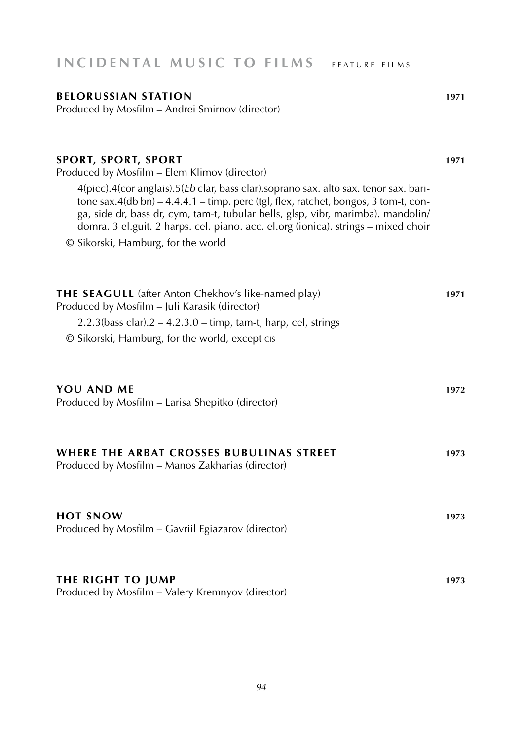**BELORUSSIAN STATION** **1971**
Produced by Mosfilm – Andrei Smirnov (director)

**SPORT, SPORT, SPORT** **1971**
Produced by Mosfilm – Elem Klimov (director)

4(picc).4(cor anglais).5(*Eb* clar, bass clar).soprano sax. alto sax. tenor sax. baritone sax.4(db bn) – 4.4.4.1 – timp. perc (tgl, flex, ratchet, bongos, 3 tom-t, conga, side dr, bass dr, cym, tam-t, tubular bells, glsp, vibr, marimba). mandolin/domra. 3 el.guit. 2 harps. cel. piano. acc. el.org (ionica). strings – mixed choir

© Sikorski, Hamburg, for the world

**THE SEAGULL** (after Anton Chekhov's like-named play) **1971**
Produced by Mosfilm – Juli Karasik (director)

2.2.3(bass clar).2 – 4.2.3.0 – timp, tam-t, harp, cel, strings

© Sikorski, Hamburg, for the world, except CIS

**YOU AND ME** **1972**
Produced by Mosfilm – Larisa Shepitko (director)

**WHERE THE ARBAT CROSSES BUBULINAS STREET** **1973**
Produced by Mosfilm – Manos Zakharias (director)

**HOT SNOW** **1973**
Produced by Mosfilm – Gavriil Egiazarov (director)

**THE RIGHT TO JUMP** **1973**
Produced by Mosfilm – Valery Kremnyov (director)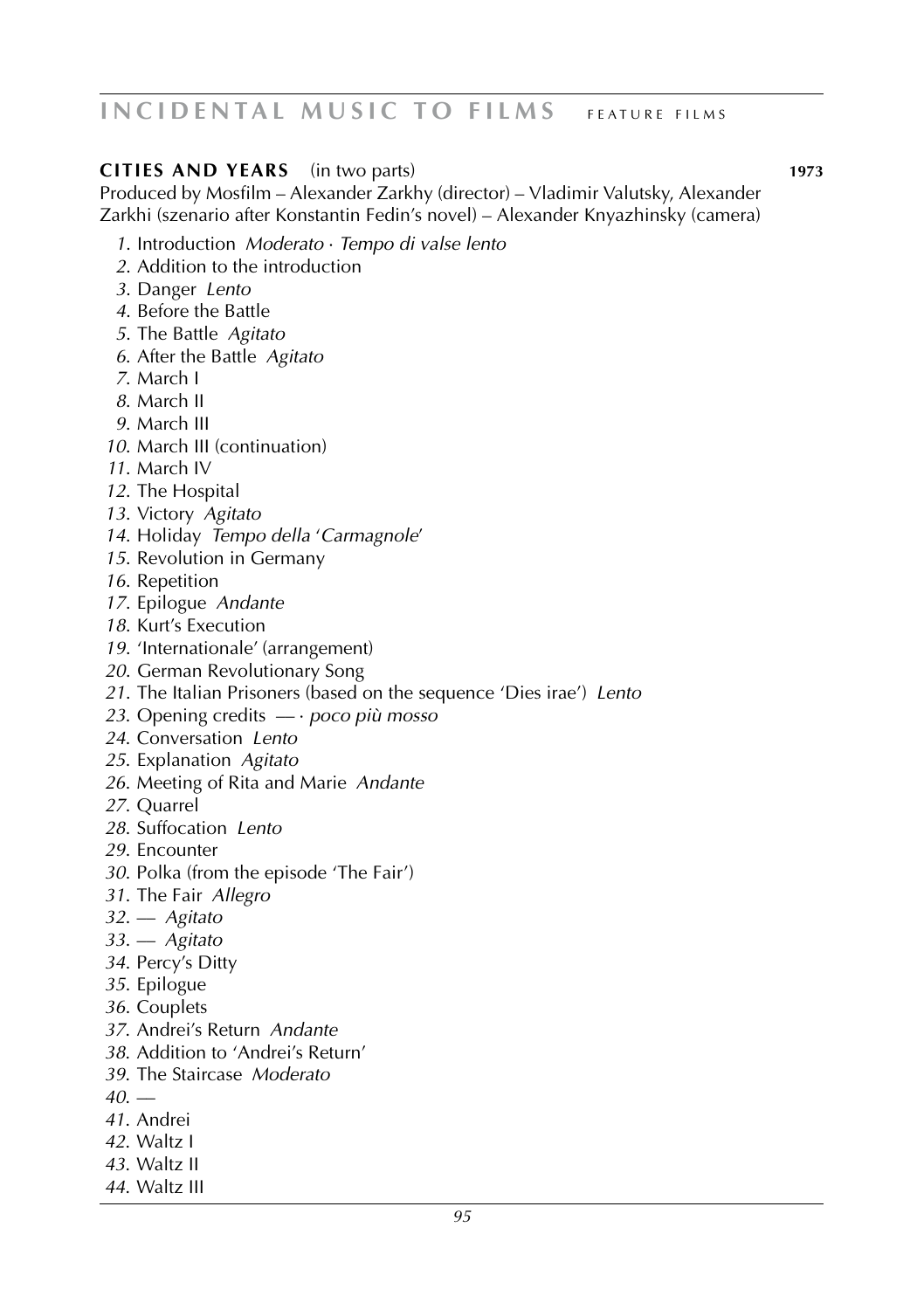## CITIES AND YEARS (in two parts) **1973**

Produced by Mosfilm – Alexander Zarkhy (director) – Vladimir Valutsky, Alexander Zarkhi (szenario after Konstantin Fedin's novel) – Alexander Knyazhinsky (camera)

*1.* Introduction *Moderato · Tempo di valse lento*
*2.* Addition to the introduction
*3.* Danger *Lento*
*4.* Before the Battle
*5.* The Battle *Agitato*
*6.* After the Battle *Agitato*
*7.* March I
*8.* March II
*9.* March III
*10.* March III (continuation)
*11.* March IV
*12.* The Hospital
*13.* Victory *Agitato*
*14.* Holiday *Tempo della 'Carmagnole'*
*15.* Revolution in Germany
*16.* Repetition
*17.* Epilogue *Andante*
*18.* Kurt's Execution
*19.* 'Internationale' (arrangement)
*20.* German Revolutionary Song
*21.* The Italian Prisoners (based on the sequence 'Dies irae') *Lento*
*23.* Opening credits — · *poco più mosso*
*24.* Conversation *Lento*
*25.* Explanation *Agitato*
*26.* Meeting of Rita and Marie *Andante*
*27.* Quarrel
*28.* Suffocation *Lento*
*29.* Encounter
*30.* Polka (from the episode 'The Fair')
*31.* The Fair *Allegro*
*32.* — *Agitato*
*33.* — *Agitato*
*34.* Percy's Ditty
*35.* Epilogue
*36.* Couplets
*37.* Andrei's Return *Andante*
*38.* Addition to 'Andrei's Return'
*39.* The Staircase *Moderato*
*40.* —
*41.* Andrei
*42.* Waltz I
*43.* Waltz II
*44.* Waltz III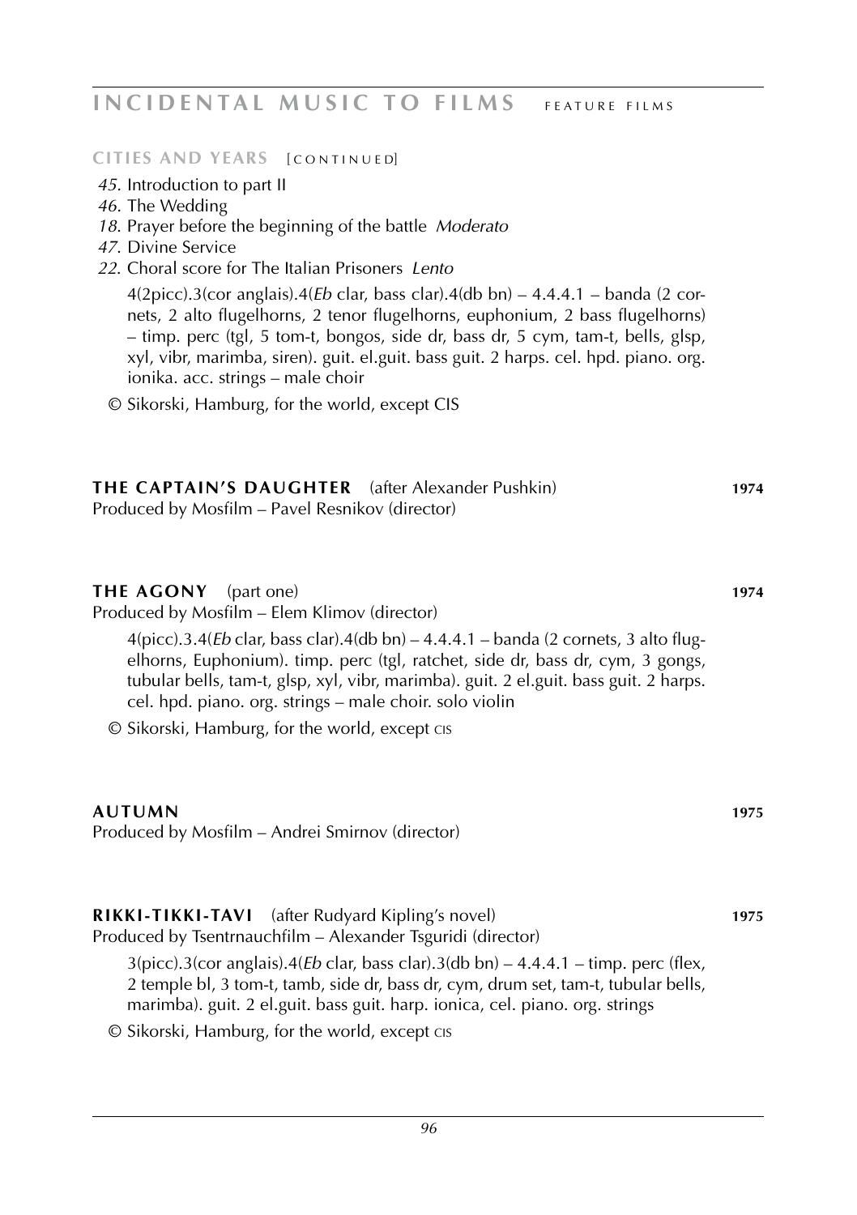## CITIES AND YEARS [CONTINUED]

*45.* Introduction to part II
*46.* The Wedding
*18.* Prayer before the beginning of the battle *Moderato*
*47.* Divine Service
*22.* Choral score for The Italian Prisoners *Lento*

4(2picc).3(cor anglais).4(*Eb* clar, bass clar).4(db bn) – 4.4.4.1 – banda (2 cornets, 2 alto flugelhorns, 2 tenor flugelhorns, euphonium, 2 bass flugelhorns) – timp. perc (tgl, 5 tom-t, bongos, side dr, bass dr, 5 cym, tam-t, bells, glsp, xyl, vibr, marimba, siren). guit. el.guit. bass guit. 2 harps. cel. hpd. piano. org. ionika. acc. strings – male choir

© Sikorski, Hamburg, for the world, except CIS

## THE CAPTAIN'S DAUGHTER (after Alexander Pushkin) 1974

Produced by Mosfilm – Pavel Resnikov (director)

## THE AGONY (part one) 1974

Produced by Mosfilm – Elem Klimov (director)

4(picc).3.4(*Eb* clar, bass clar).4(db bn) – 4.4.4.1 – banda (2 cornets, 3 alto flugelhorns, Euphonium). timp. perc (tgl, ratchet, side dr, bass dr, cym, 3 gongs, tubular bells, tam-t, glsp, xyl, vibr, marimba). guit. 2 el.guit. bass guit. 2 harps. cel. hpd. piano. org. strings – male choir. solo violin

© Sikorski, Hamburg, for the world, except CIS

## AUTUMN 1975

Produced by Mosfilm – Andrei Smirnov (director)

## RIKKI-TIKKI-TAVI (after Rudyard Kipling's novel) 1975

Produced by Tsentrnauchfilm – Alexander Tsguridi (director)

3(picc).3(cor anglais).4(*Eb* clar, bass clar).3(db bn) – 4.4.4.1 – timp. perc (flex, 2 temple bl, 3 tom-t, tamb, side dr, bass dr, cym, drum set, tam-t, tubular bells, marimba). guit. 2 el.guit. bass guit. harp. ionica, cel. piano. org. strings

© Sikorski, Hamburg, for the world, except CIS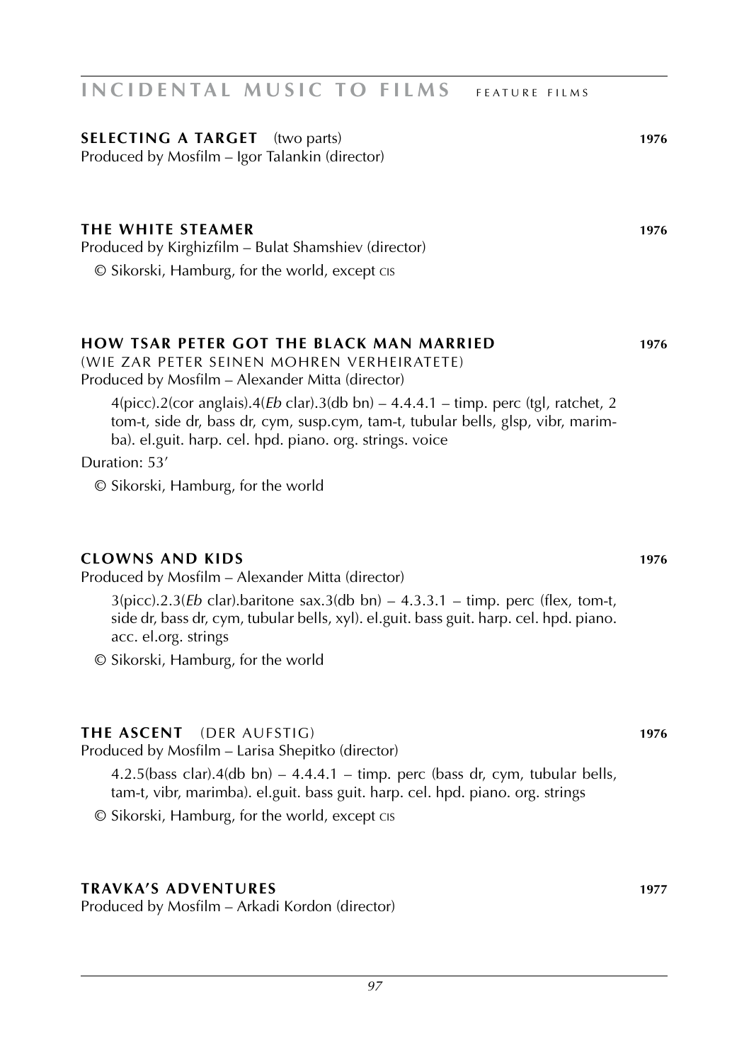**SELECTING A TARGET** (two parts) **1976**
Produced by Mosfilm – Igor Talankin (director)

**THE WHITE STEAMER** **1976**
Produced by Kirghizfilm – Bulat Shamshiev (director)

© Sikorski, Hamburg, for the world, except CIS

**HOW TSAR PETER GOT THE BLACK MAN MARRIED** **1976**
(WIE ZAR PETER SEINEN MOHREN VERHEIRATETE)
Produced by Mosfilm – Alexander Mitta (director)

4(picc).2(cor anglais).4(*Eb* clar).3(db bn) – 4.4.4.1 – timp. perc (tgl, ratchet, 2 tom-t, side dr, bass dr, cym, susp.cym, tam-t, tubular bells, glsp, vibr, marimba). el.guit. harp. cel. hpd. piano. org. strings. voice

Duration: 53'

© Sikorski, Hamburg, for the world

**CLOWNS AND KIDS** **1976**
Produced by Mosfilm – Alexander Mitta (director)

3(picc).2.3(*Eb* clar).baritone sax.3(db bn) – 4.3.3.1 – timp. perc (flex, tom-t, side dr, bass dr, cym, tubular bells, xyl). el.guit. bass guit. harp. cel. hpd. piano. acc. el.org. strings

© Sikorski, Hamburg, for the world

**THE ASCENT** (DER AUFSTIG) **1976**
Produced by Mosfilm – Larisa Shepitko (director)

4.2.5(bass clar).4(db bn) – 4.4.4.1 – timp. perc (bass dr, cym, tubular bells, tam-t, vibr, marimba). el.guit. bass guit. harp. cel. hpd. piano. org. strings

© Sikorski, Hamburg, for the world, except CIS

**TRAVKA'S ADVENTURES** **1977**
Produced by Mosfilm – Arkadi Kordon (director)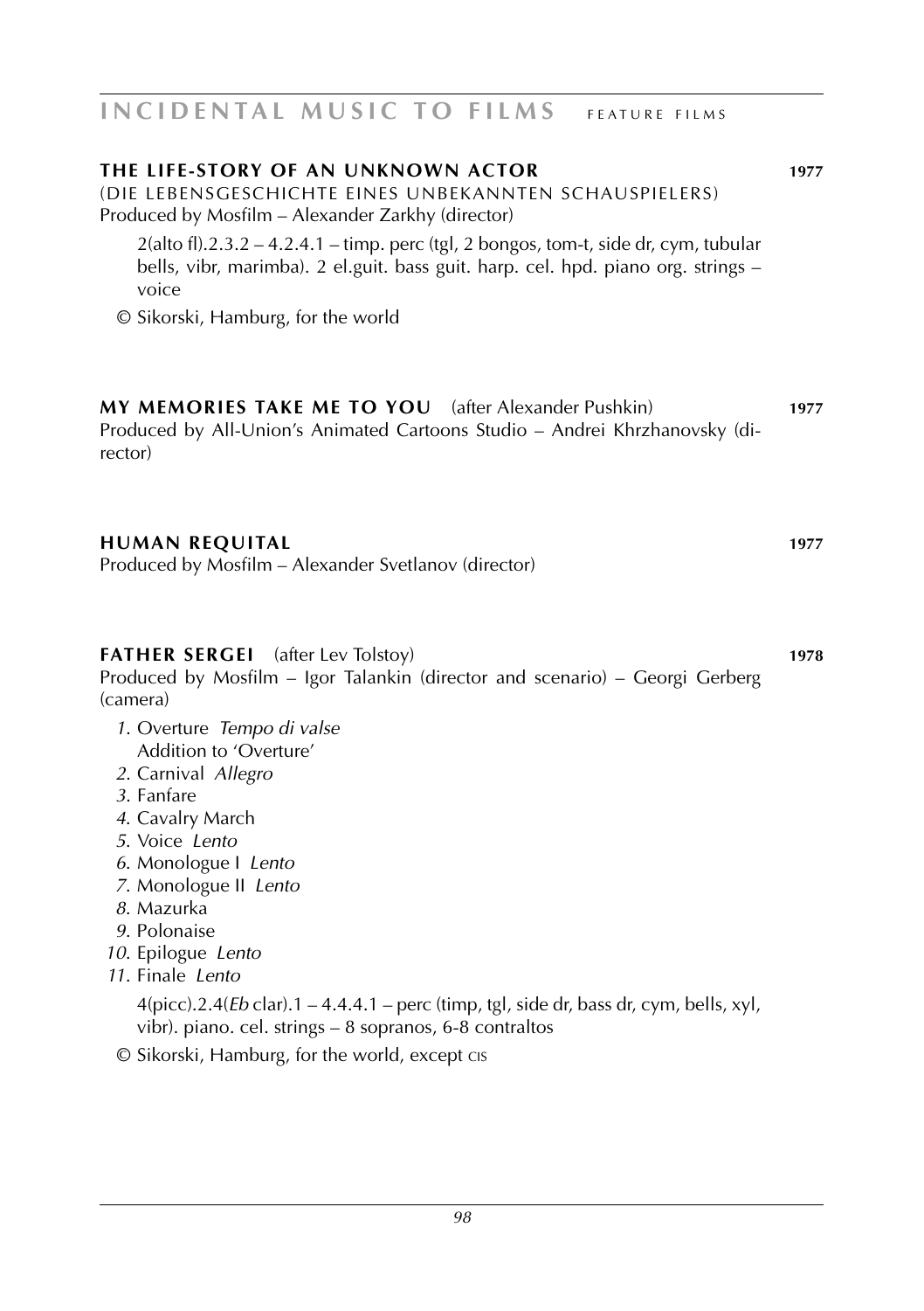## THE LIFE-STORY OF AN UNKNOWN ACTOR **1977**

(DIE LEBENSGESCHICHTE EINES UNBEKANNTEN SCHAUSPIELERS)
Produced by Mosfilm – Alexander Zarkhy (director)

2(alto fl).2.3.2 – 4.2.4.1 – timp. perc (tgl, 2 bongos, tom-t, side dr, cym, tubular bells, vibr, marimba). 2 el.guit. bass guit. harp. cel. hpd. piano org. strings – voice

© Sikorski, Hamburg, for the world

## MY MEMORIES TAKE ME TO YOU (after Alexander Pushkin) **1977**

Produced by All-Union's Animated Cartoons Studio – Andrei Khrzhanovsky (director)

## HUMAN REQUITAL **1977**

Produced by Mosfilm – Alexander Svetlanov (director)

## FATHER SERGEI (after Lev Tolstoy) **1978**

Produced by Mosfilm – Igor Talankin (director and scenario) – Georgi Gerberg (camera)

1. Overture *Tempo di valse*
   Addition to 'Overture'
2. Carnival *Allegro*
3. Fanfare
4. Cavalry March
5. Voice *Lento*
6. Monologue I *Lento*
7. Monologue II *Lento*
8. Mazurka
9. Polonaise
10. Epilogue *Lento*
11. Finale *Lento*

4(picc).2.4(*Eb* clar).1 – 4.4.4.1 – perc (timp, tgl, side dr, bass dr, cym, bells, xyl, vibr). piano. cel. strings – 8 sopranos, 6-8 contraltos

© Sikorski, Hamburg, for the world, except CIS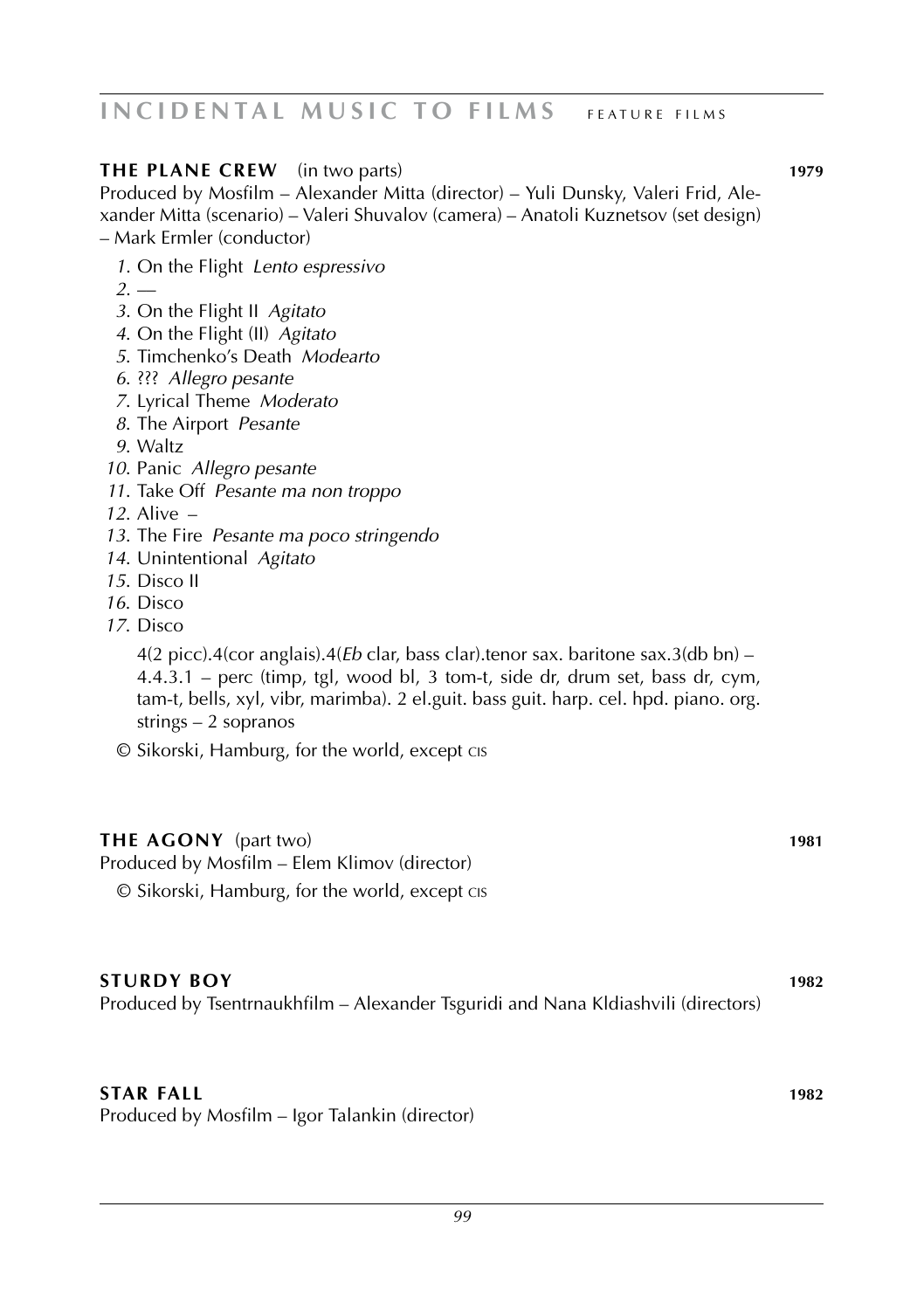## INCIDENTAL MUSIC TO FILMS feature films

**THE PLANE CREW** (in two parts) **1979**

Produced by Mosfilm – Alexander Mitta (director) – Yuli Dunsky, Valeri Frid, Alexander Mitta (scenario) – Valeri Shuvalov (camera) – Anatoli Kuznetsov (set design) – Mark Ermler (conductor)

*1*. On the Flight *Lento espressivo*
*2*. —
*3*. On the Flight II *Agitato*
*4*. On the Flight (II) *Agitato*
*5*. Timchenko's Death *Modearto*
*6*. ??? *Allegro pesante*
*7*. Lyrical Theme *Moderato*
*8*. The Airport *Pesante*
*9*. Waltz
*10*. Panic *Allegro pesante*
*11*. Take Off *Pesante ma non troppo*
*12*. Alive –
*13*. The Fire *Pesante ma poco stringendo*
*14*. Unintentional *Agitato*
*15*. Disco II
*16*. Disco
*17*. Disco

4(2 picc).4(cor anglais).4(*Eb* clar, bass clar).tenor sax. baritone sax.3(db bn) – 4.4.3.1 – perc (timp, tgl, wood bl, 3 tom-t, side dr, drum set, bass dr, cym, tam-t, bells, xyl, vibr, marimba). 2 el.guit. bass guit. harp. cel. hpd. piano. org. strings – 2 sopranos

© Sikorski, Hamburg, for the world, except CIS

**THE AGONY** (part two) **1981**

Produced by Mosfilm – Elem Klimov (director)

© Sikorski, Hamburg, for the world, except CIS

**STURDY BOY** **1982**

Produced by Tsentrnaukhfilm – Alexander Tsguridi and Nana Kldiashvili (directors)

**STAR FALL** **1982**

Produced by Mosfilm – Igor Talankin (director)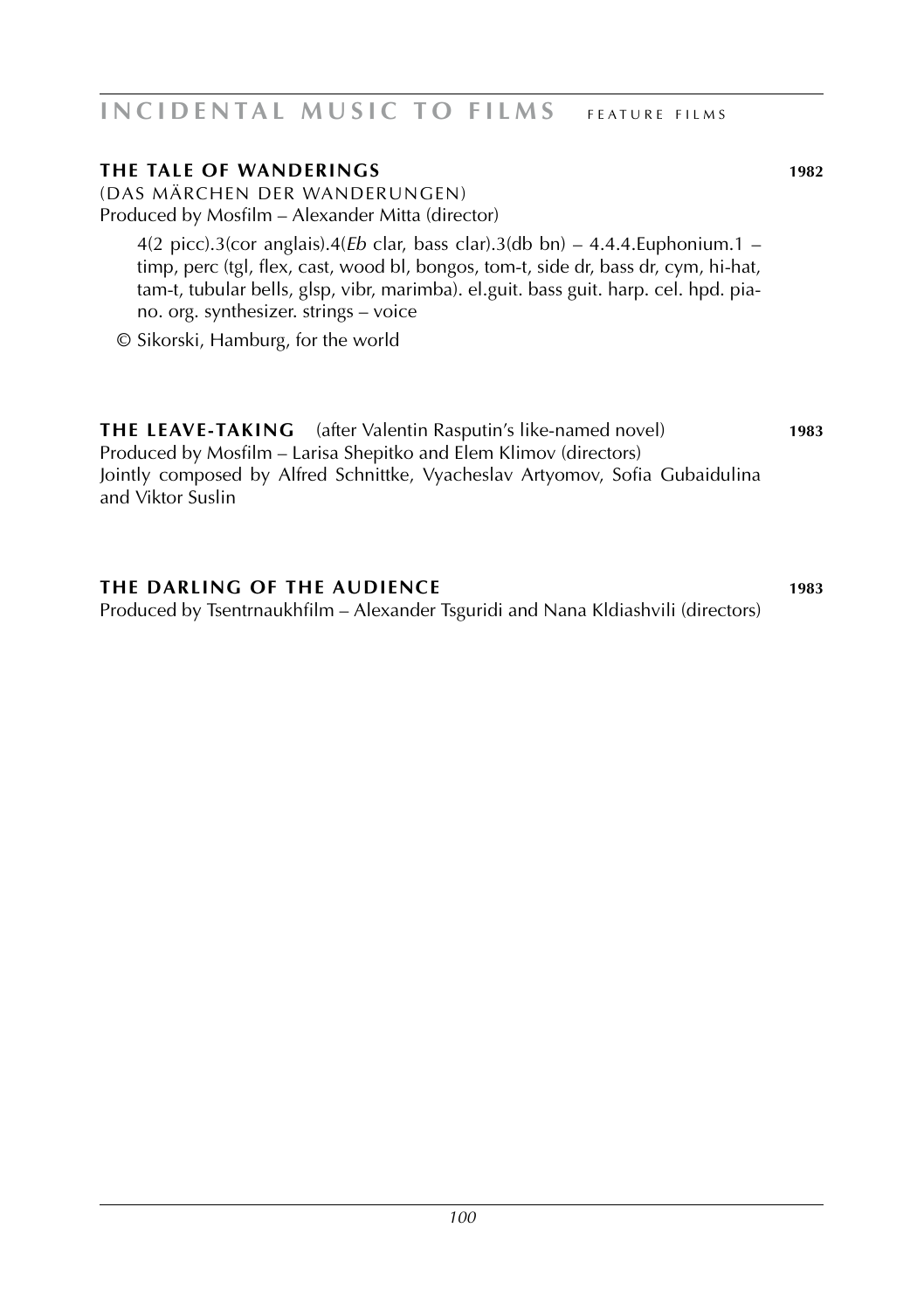**THE TALE OF WANDERINGS** **1982**

(DAS MÄRCHEN DER WANDERUNGEN)

Produced by Mosfilm – Alexander Mitta (director)

4(2 picc).3(cor anglais).4(*Eb* clar, bass clar).3(db bn) – 4.4.4.Euphonium.1 – timp, perc (tgl, flex, cast, wood bl, bongos, tom-t, side dr, bass dr, cym, hi-hat, tam-t, tubular bells, glsp, vibr, marimba). el.guit. bass guit. harp. cel. hpd. piano. org. synthesizer. strings – voice

© Sikorski, Hamburg, for the world

**THE LEAVE-TAKING** (after Valentin Rasputin's like-named novel) **1983**

Produced by Mosfilm – Larisa Shepitko and Elem Klimov (directors)

Jointly composed by Alfred Schnittke, Vyacheslav Artyomov, Sofia Gubaidulina and Viktor Suslin

**THE DARLING OF THE AUDIENCE** **1983**

Produced by Tsentrnaukhfilm – Alexander Tsguridi and Nana Kldiashvili (directors)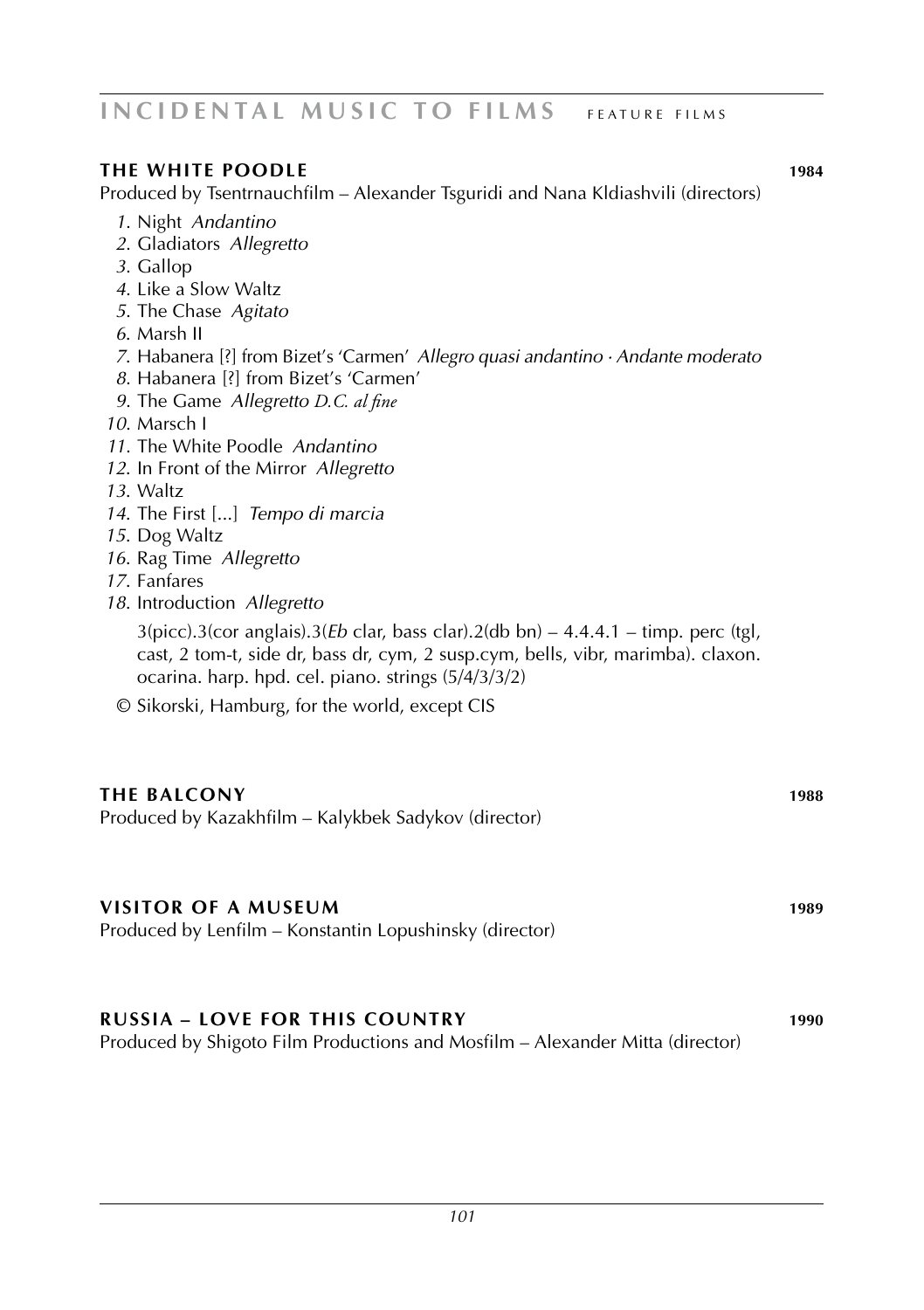## THE WHITE POODLE **1984**

Produced by Tsentrnauchfilm – Alexander Tsguridi and Nana Kldiashvili (directors)

*1*. Night *Andantino*
*2*. Gladiators *Allegretto*
*3*. Gallop
*4*. Like a Slow Waltz
*5*. The Chase *Agitato*
*6*. Marsh II
*7*. Habanera [?] from Bizet's 'Carmen' *Allegro quasi andantino · Andante moderato*
*8*. Habanera [?] from Bizet's 'Carmen'
*9*. The Game *Allegretto D.C. al fine*
*10*. Marsch I
*11*. The White Poodle *Andantino*
*12*. In Front of the Mirror *Allegretto*
*13*. Waltz
*14*. The First [...] *Tempo di marcia*
*15*. Dog Waltz
*16*. Rag Time *Allegretto*
*17*. Fanfares
*18*. Introduction *Allegretto*

3(picc).3(cor anglais).3(*Eb* clar, bass clar).2(db bn) – 4.4.4.1 – timp. perc (tgl, cast, 2 tom-t, side dr, bass dr, cym, 2 susp.cym, bells, vibr, marimba). claxon. ocarina. harp. hpd. cel. piano. strings (5/4/3/3/2)

© Sikorski, Hamburg, for the world, except CIS

## THE BALCONY **1988**

Produced by Kazakhfilm – Kalykbek Sadykov (director)

## VISITOR OF A MUSEUM **1989**

Produced by Lenfilm – Konstantin Lopushinsky (director)

## RUSSIA – LOVE FOR THIS COUNTRY **1990**

Produced by Shigoto Film Productions and Mosfilm – Alexander Mitta (director)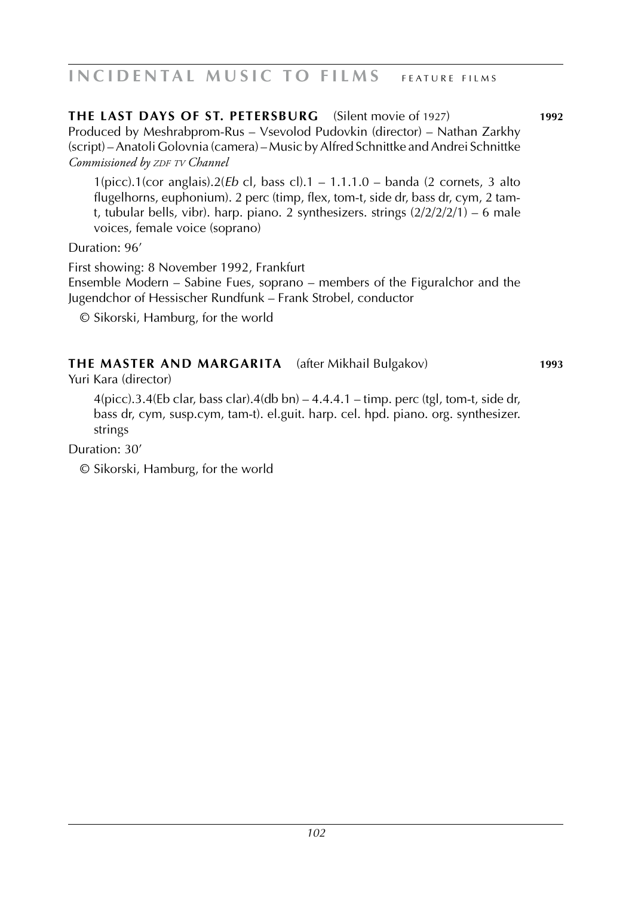## THE LAST DAYS OF ST. PETERSBURG (Silent movie of 1927) **1992**

Produced by Meshrabprom-Rus – Vsevolod Pudovkin (director) – Nathan Zarkhy (script) – Anatoli Golovnia (camera) – Music by Alfred Schnittke and Andrei Schnittke
*Commissioned by ZDF TV Channel*

1(picc).1(cor anglais).2(*Eb* cl, bass cl).1 – 1.1.1.0 – banda (2 cornets, 3 alto flugelhorns, euphonium). 2 perc (timp, flex, tom-t, side dr, bass dr, cym, 2 tam-t, tubular bells, vibr). harp. piano. 2 synthesizers. strings (2/2/2/2/1) – 6 male voices, female voice (soprano)

Duration: 96'

First showing: 8 November 1992, Frankfurt
Ensemble Modern – Sabine Fues, soprano – members of the Figuralchor and the Jugendchor of Hessischer Rundfunk – Frank Strobel, conductor

© Sikorski, Hamburg, for the world

## THE MASTER AND MARGARITA (after Mikhail Bulgakov) **1993**

Yuri Kara (director)

4(picc).3.4(Eb clar, bass clar).4(db bn) – 4.4.4.1 – timp. perc (tgl, tom-t, side dr, bass dr, cym, susp.cym, tam-t). el.guit. harp. cel. hpd. piano. org. synthesizer. strings

Duration: 30'

© Sikorski, Hamburg, for the world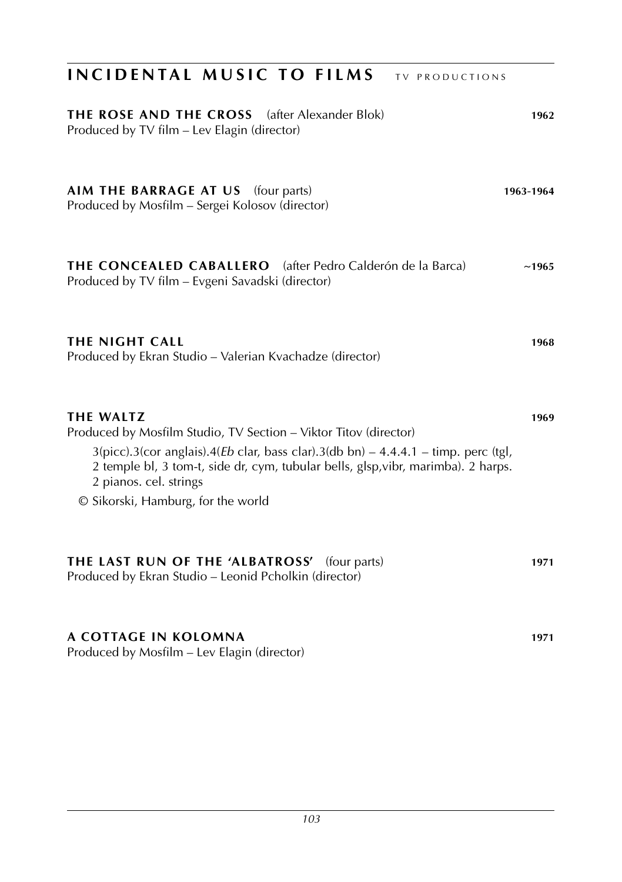# INCIDENTAL MUSIC TO FILMS TV PRODUCTIONS

**THE ROSE AND THE CROSS** (after Alexander Blok) **1962**
Produced by TV film – Lev Elagin (director)

**AIM THE BARRAGE AT US** (four parts) **1963-1964**
Produced by Mosfilm – Sergei Kolosov (director)

**THE CONCEALED CABALLERO** (after Pedro Calderón de la Barca) **~1965**
Produced by TV film – Evgeni Savadski (director)

**THE NIGHT CALL** **1968**
Produced by Ekran Studio – Valerian Kvachadze (director)

**THE WALTZ** **1969**
Produced by Mosfilm Studio, TV Section – Viktor Titov (director)

3(picc).3(cor anglais).4(*Eb* clar, bass clar).3(db bn) – 4.4.4.1 – timp. perc (tgl, 2 temple bl, 3 tom-t, side dr, cym, tubular bells, glsp,vibr, marimba). 2 harps. 2 pianos. cel. strings

© Sikorski, Hamburg, for the world

**THE LAST RUN OF THE 'ALBATROSS'** (four parts) **1971**
Produced by Ekran Studio – Leonid Pcholkin (director)

**A COTTAGE IN KOLOMNA** **1971**
Produced by Mosfilm – Lev Elagin (director)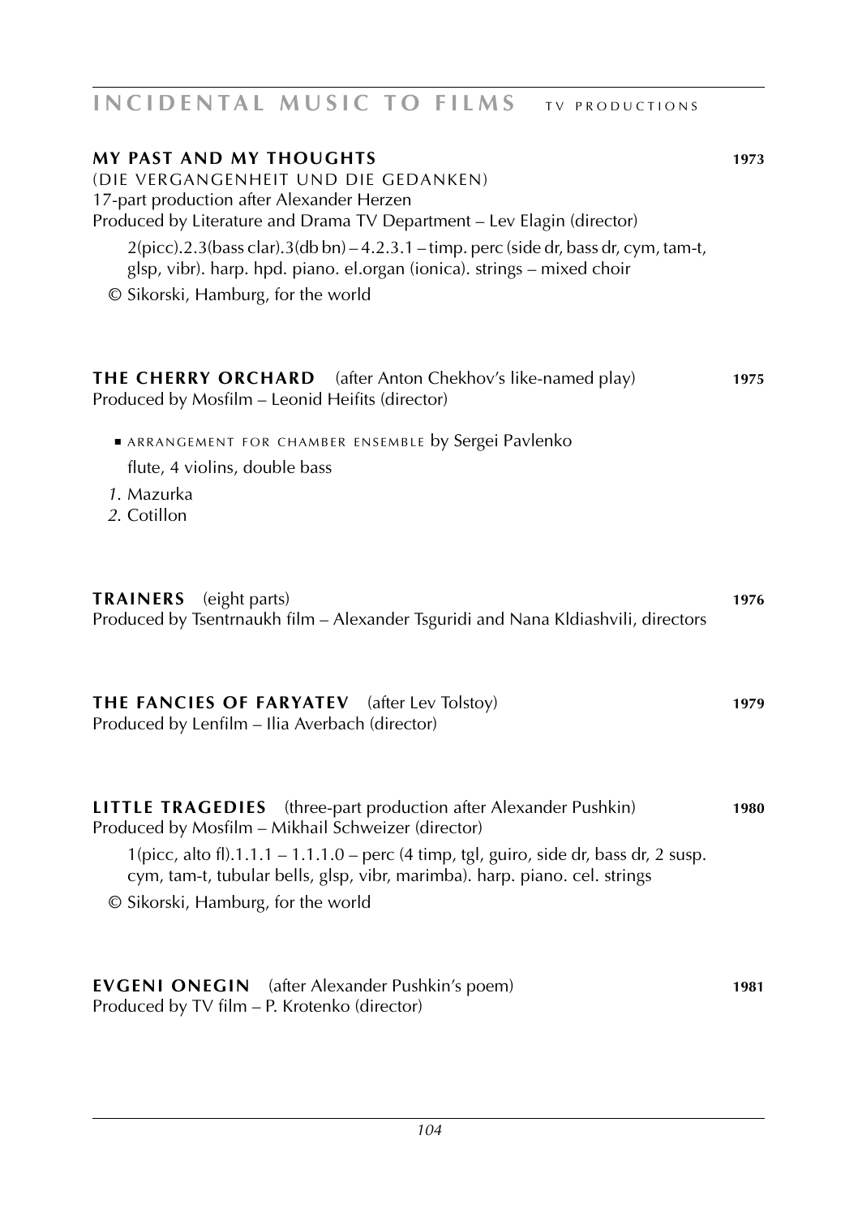## INCIDENTAL MUSIC TO FILMS TV PRODUCTIONS

**MY PAST AND MY THOUGHTS** **1973**
(DIE VERGANGENHEIT UND DIE GEDANKEN)
17-part production after Alexander Herzen
Produced by Literature and Drama TV Department – Lev Elagin (director)

2(picc).2.3(bass clar).3(db bn) – 4.2.3.1 – timp. perc (side dr, bass dr, cym, tam-t, glsp, vibr). harp. hpd. piano. el.organ (ionica). strings – mixed choir

© Sikorski, Hamburg, for the world

**THE CHERRY ORCHARD** (after Anton Chekhov's like-named play) **1975**
Produced by Mosfilm – Leonid Heifits (director)

- ARRANGEMENT FOR CHAMBER ENSEMBLE by Sergei Pavlenko

flute, 4 violins, double bass

*1.* Mazurka
*2.* Cotillon

**TRAINERS** (eight parts) **1976**
Produced by Tsentrnaukh film – Alexander Tsguridi and Nana Kldiashvili, directors

**THE FANCIES OF FARYATEV** (after Lev Tolstoy) **1979**
Produced by Lenfilm – Ilia Averbach (director)

**LITTLE TRAGEDIES** (three-part production after Alexander Pushkin) **1980**
Produced by Mosfilm – Mikhail Schweizer (director)

1(picc, alto fl).1.1.1 – 1.1.1.0 – perc (4 timp, tgl, guiro, side dr, bass dr, 2 susp. cym, tam-t, tubular bells, glsp, vibr, marimba). harp. piano. cel. strings

© Sikorski, Hamburg, for the world

**EVGENI ONEGIN** (after Alexander Pushkin's poem) **1981**
Produced by TV film – P. Krotenko (director)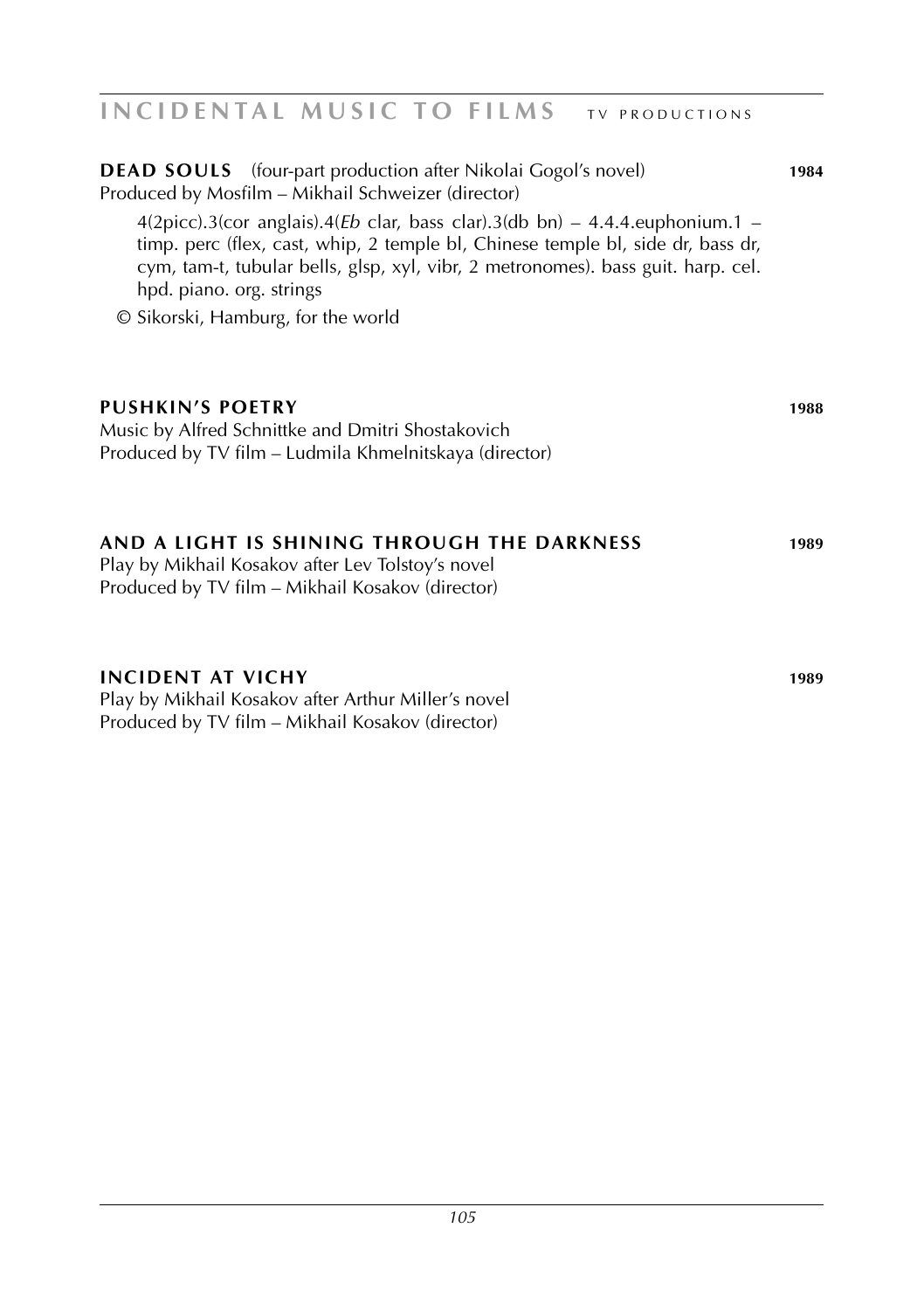# INCIDENTAL MUSIC TO FILMS TV PRODUCTIONS

**DEAD SOULS** (four-part production after Nikolai Gogol's novel) **1984**
Produced by Mosfilm – Mikhail Schweizer (director)

4(2picc).3(cor anglais).4(*Eb* clar, bass clar).3(db bn) – 4.4.4.euphonium.1 – timp. perc (flex, cast, whip, 2 temple bl, Chinese temple bl, side dr, bass dr, cym, tam-t, tubular bells, glsp, xyl, vibr, 2 metronomes). bass guit. harp. cel. hpd. piano. org. strings

© Sikorski, Hamburg, for the world

**PUSHKIN'S POETRY** **1988**
Music by Alfred Schnittke and Dmitri Shostakovich
Produced by TV film – Ludmila Khmelnitskaya (director)

**AND A LIGHT IS SHINING THROUGH THE DARKNESS** **1989**
Play by Mikhail Kosakov after Lev Tolstoy's novel
Produced by TV film – Mikhail Kosakov (director)

**INCIDENT AT VICHY** **1989**
Play by Mikhail Kosakov after Arthur Miller's novel
Produced by TV film – Mikhail Kosakov (director)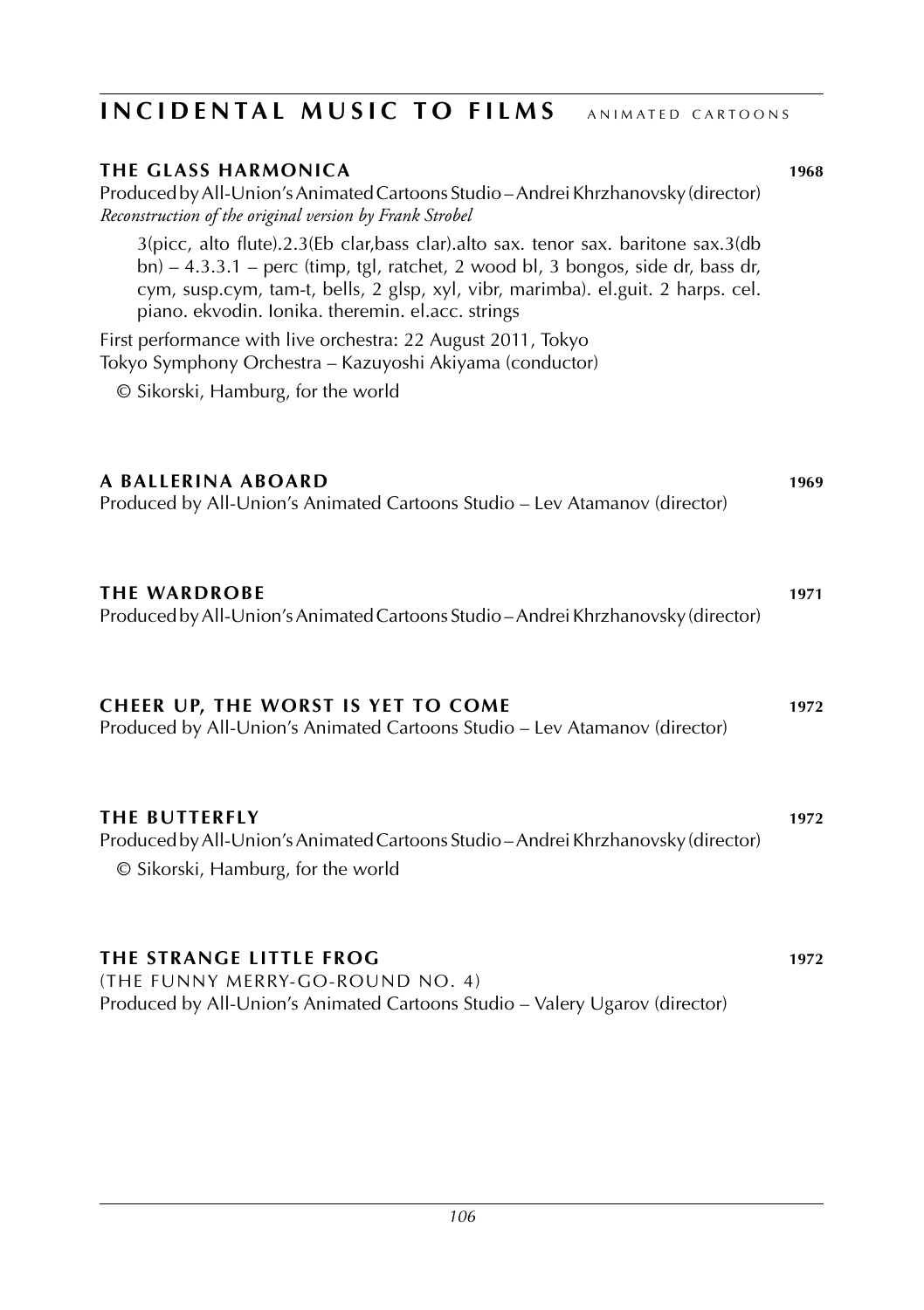## INCIDENTAL MUSIC TO FILMS — ANIMATED CARTOONS

### THE GLASS HARMONICA — 1968

Produced by All-Union's Animated Cartoons Studio – Andrei Khrzhanovsky (director)
*Reconstruction of the original version by Frank Strobel*

3(picc, alto flute).2.3(Eb clar,bass clar).alto sax. tenor sax. baritone sax.3(db bn) – 4.3.3.1 – perc (timp, tgl, ratchet, 2 wood bl, 3 bongos, side dr, bass dr, cym, susp.cym, tam-t, bells, 2 glsp, xyl, vibr, marimba). el.guit. 2 harps. cel. piano. ekvodin. Ionika. theremin. el.acc. strings

First performance with live orchestra: 22 August 2011, Tokyo
Tokyo Symphony Orchestra – Kazuyoshi Akiyama (conductor)

© Sikorski, Hamburg, for the world

### A BALLERINA ABOARD — 1969

Produced by All-Union's Animated Cartoons Studio – Lev Atamanov (director)

### THE WARDROBE — 1971

Produced by All-Union's Animated Cartoons Studio – Andrei Khrzhanovsky (director)

### CHEER UP, THE WORST IS YET TO COME — 1972

Produced by All-Union's Animated Cartoons Studio – Lev Atamanov (director)

### THE BUTTERFLY — 1972

Produced by All-Union's Animated Cartoons Studio – Andrei Khrzhanovsky (director)

© Sikorski, Hamburg, for the world

### THE STRANGE LITTLE FROG — 1972

(THE FUNNY MERRY-GO-ROUND NO. 4)
Produced by All-Union's Animated Cartoons Studio – Valery Ugarov (director)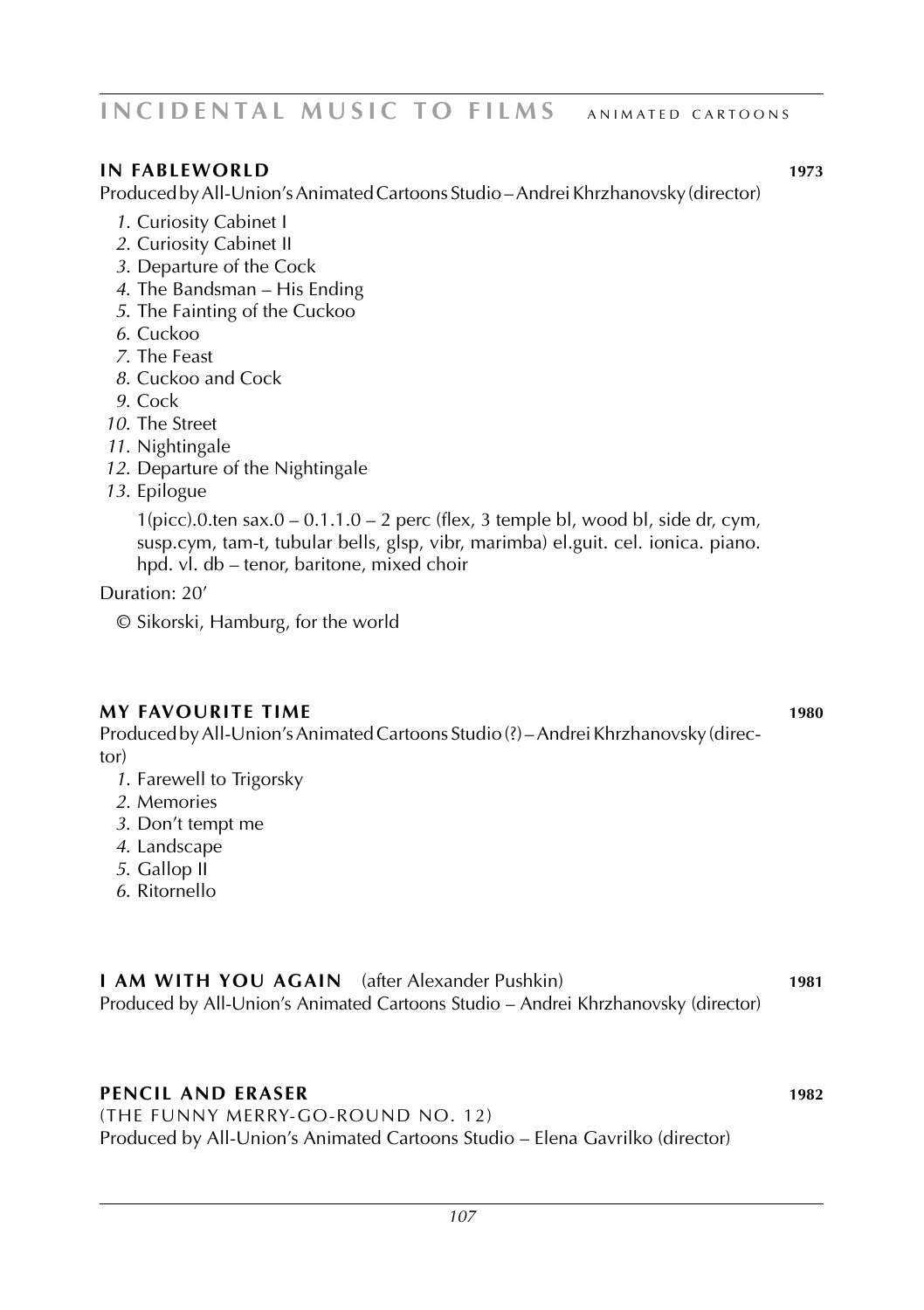## INCIDENTAL MUSIC TO FILMS ANIMATED CARTOONS

### IN FABLEWORLD 1973

Produced by All-Union's Animated Cartoons Studio – Andrei Khrzhanovsky (director)

1. Curiosity Cabinet I
2. Curiosity Cabinet II
3. Departure of the Cock
4. The Bandsman – His Ending
5. The Fainting of the Cuckoo
6. Cuckoo
7. The Feast
8. Cuckoo and Cock
9. Cock
10. The Street
11. Nightingale
12. Departure of the Nightingale
13. Epilogue

1(picc).0.ten sax.0 – 0.1.1.0 – 2 perc (flex, 3 temple bl, wood bl, side dr, cym, susp.cym, tam-t, tubular bells, glsp, vibr, marimba) el.guit. cel. ionica. piano. hpd. vl. db – tenor, baritone, mixed choir

Duration: 20'

© Sikorski, Hamburg, for the world

### MY FAVOURITE TIME 1980

Produced by All-Union's Animated Cartoons Studio (?) – Andrei Khrzhanovsky (director)

1. Farewell to Trigorsky
2. Memories
3. Don't tempt me
4. Landscape
5. Gallop II
6. Ritornello

### I AM WITH YOU AGAIN (after Alexander Pushkin) 1981

Produced by All-Union's Animated Cartoons Studio – Andrei Khrzhanovsky (director)

### PENCIL AND ERASER 1982

(THE FUNNY MERRY-GO-ROUND NO. 12)

Produced by All-Union's Animated Cartoons Studio – Elena Gavrilko (director)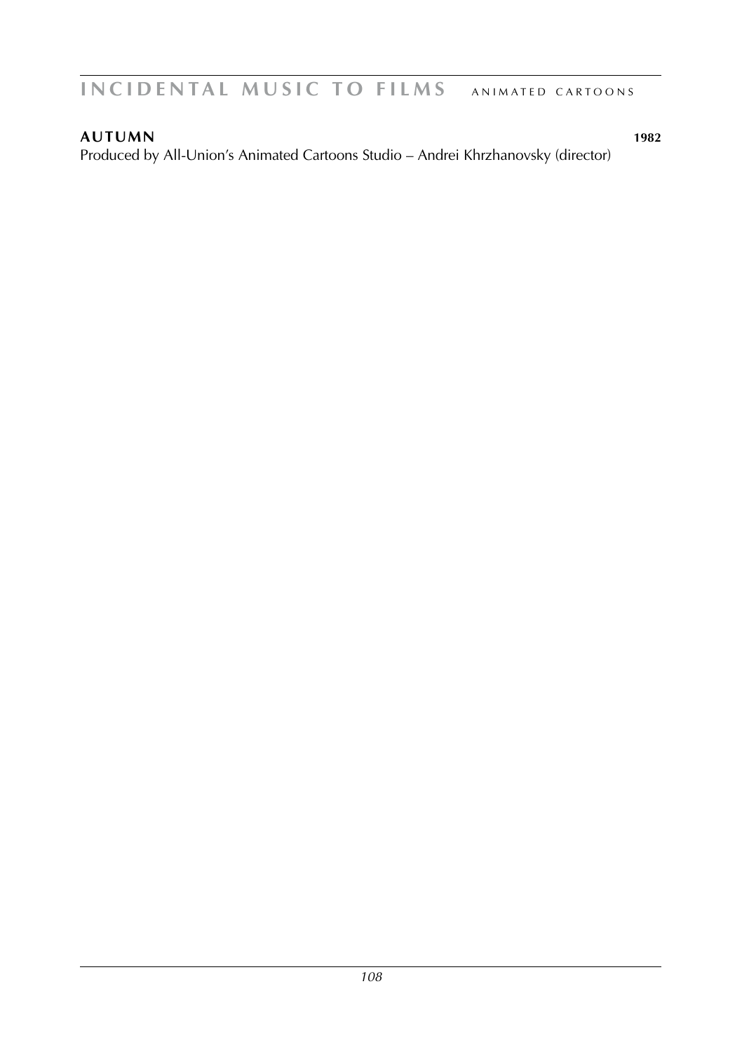## AUTUMN 1982

Produced by All-Union's Animated Cartoons Studio – Andrei Khrzhanovsky (director)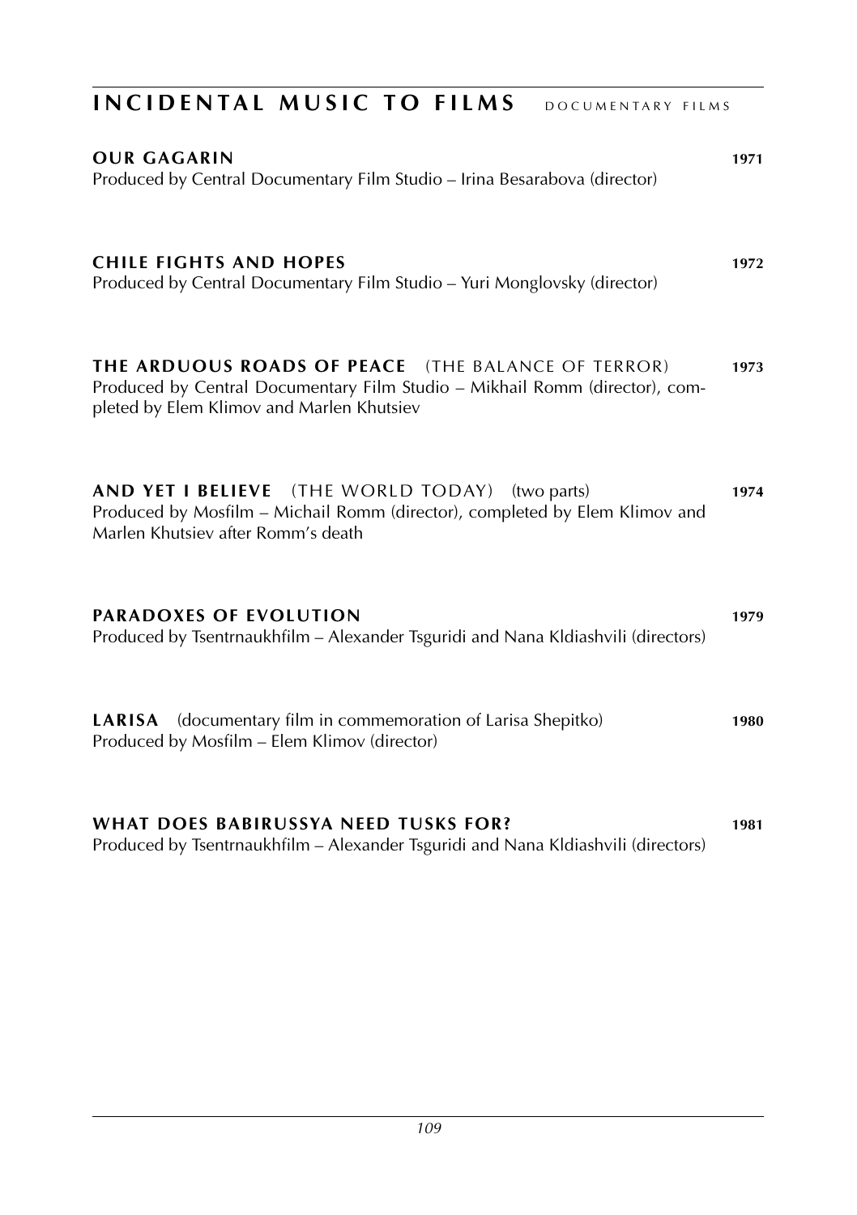## INCIDENTAL MUSIC TO FILMS DOCUMENTARY FILMS

**OUR GAGARIN** **1971**
Produced by Central Documentary Film Studio – Irina Besarabova (director)

**CHILE FIGHTS AND HOPES** **1972**
Produced by Central Documentary Film Studio – Yuri Monglovsky (director)

**THE ARDUOUS ROADS OF PEACE** (THE BALANCE OF TERROR) **1973**
Produced by Central Documentary Film Studio – Mikhail Romm (director), completed by Elem Klimov and Marlen Khutsiev

**AND YET I BELIEVE** (THE WORLD TODAY) (two parts) **1974**
Produced by Mosfilm – Michail Romm (director), completed by Elem Klimov and Marlen Khutsiev after Romm's death

**PARADOXES OF EVOLUTION** **1979**
Produced by Tsentrnaukhfilm – Alexander Tsguridi and Nana Kldiashvili (directors)

**LARISA** (documentary film in commemoration of Larisa Shepitko) **1980**
Produced by Mosfilm – Elem Klimov (director)

**WHAT DOES BABIRUSSYA NEED TUSKS FOR?** **1981**
Produced by Tsentrnaukhfilm – Alexander Tsguridi and Nana Kldiashvili (directors)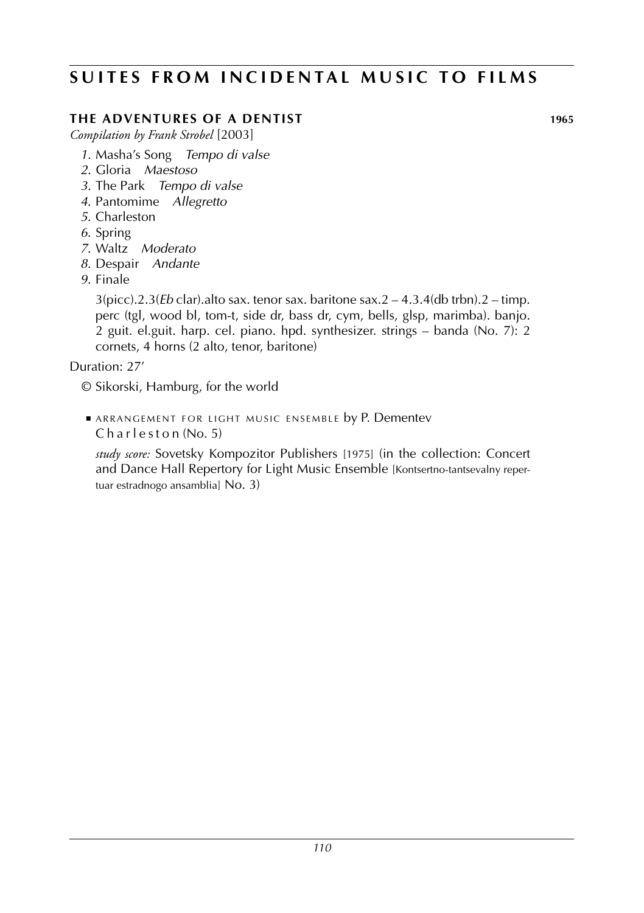# SUITES FROM INCIDENTAL MUSIC TO FILMS

## THE ADVENTURES OF A DENTIST 1965

*Compilation by Frank Strobel* [2003]

*1*. Masha's Song *Tempo di valse*
*2*. Gloria *Maestoso*
*3*. The Park *Tempo di valse*
*4*. Pantomime *Allegretto*
*5*. Charleston
*6*. Spring
*7*. Waltz *Moderato*
*8*. Despair *Andante*
*9*. Finale

3(picc).2.3(*Eb* clar).alto sax. tenor sax. baritone sax.2 – 4.3.4(db trbn).2 – timp. perc (tgl, wood bl, tom-t, side dr, bass dr, cym, bells, glsp, marimba). banjo. 2 guit. el.guit. harp. cel. piano. hpd. synthesizer. strings – banda (No. 7): 2 cornets, 4 horns (2 alto, tenor, baritone)

Duration: 27'

© Sikorski, Hamburg, for the world

- ARRANGEMENT FOR LIGHT MUSIC ENSEMBLE by P. Dementev
  Charleston (No. 5)

  *study score:* Sovetsky Kompozitor Publishers [1975] (in the collection: Concert and Dance Hall Repertory for Light Music Ensemble [Kontsertno-tantsevalny repertuar estradnogo ansamblia] No. 3)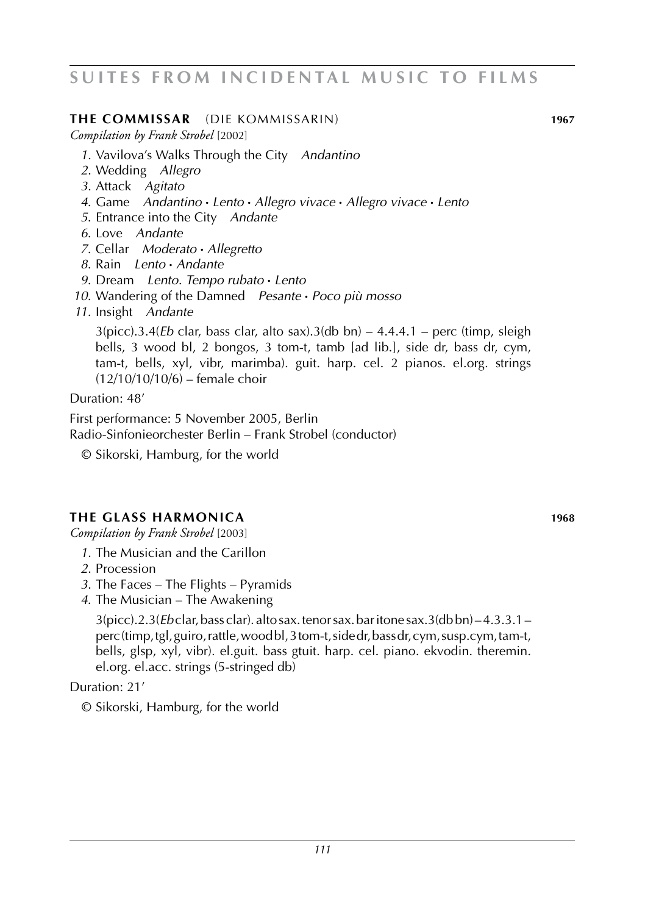# SUITES FROM INCIDENTAL MUSIC TO FILMS

## THE COMMISSAR (DIE KOMMISSARIN) 1967

*Compilation by Frank Strobel* [2002]

1. Vavilova's Walks Through the City *Andantino*
2. Wedding *Allegro*
3. Attack *Agitato*
4. Game *Andantino • Lento • Allegro vivace • Allegro vivace • Lento*
5. Entrance into the City *Andante*
6. Love *Andante*
7. Cellar *Moderato • Allegretto*
8. Rain *Lento • Andante*
9. Dream *Lento. Tempo rubato • Lento*
10. Wandering of the Damned *Pesante • Poco più mosso*
11. Insight *Andante*

3(picc).3.4(*Eb* clar, bass clar, alto sax).3(db bn) – 4.4.4.1 – perc (timp, sleigh bells, 3 wood bl, 2 bongos, 3 tom-t, tamb [ad lib.], side dr, bass dr, cym, tam-t, bells, xyl, vibr, marimba). guit. harp. cel. 2 pianos. el.org. strings (12/10/10/10/6) – female choir

Duration: 48'

First performance: 5 November 2005, Berlin
Radio-Sinfonieorchester Berlin – Frank Strobel (conductor)

© Sikorski, Hamburg, for the world

## THE GLASS HARMONICA 1968

*Compilation by Frank Strobel* [2003]

1. The Musician and the Carillon
2. Procession
3. The Faces – The Flights – Pyramids
4. The Musician – The Awakening

3(picc).2.3(*Eb* clar, bass clar). alto sax. tenor sax. baritone sax.3(db bn) – 4.3.3.1 – perc (timp, tgl, guiro, rattle, wood bl, 3 tom-t, side dr, bass dr, cym, susp.cym, tam-t, bells, glsp, xyl, vibr). el.guit. bass gtuit. harp. cel. piano. ekvodin. theremin. el.org. el.acc. strings (5-stringed db)

Duration: 21'

© Sikorski, Hamburg, for the world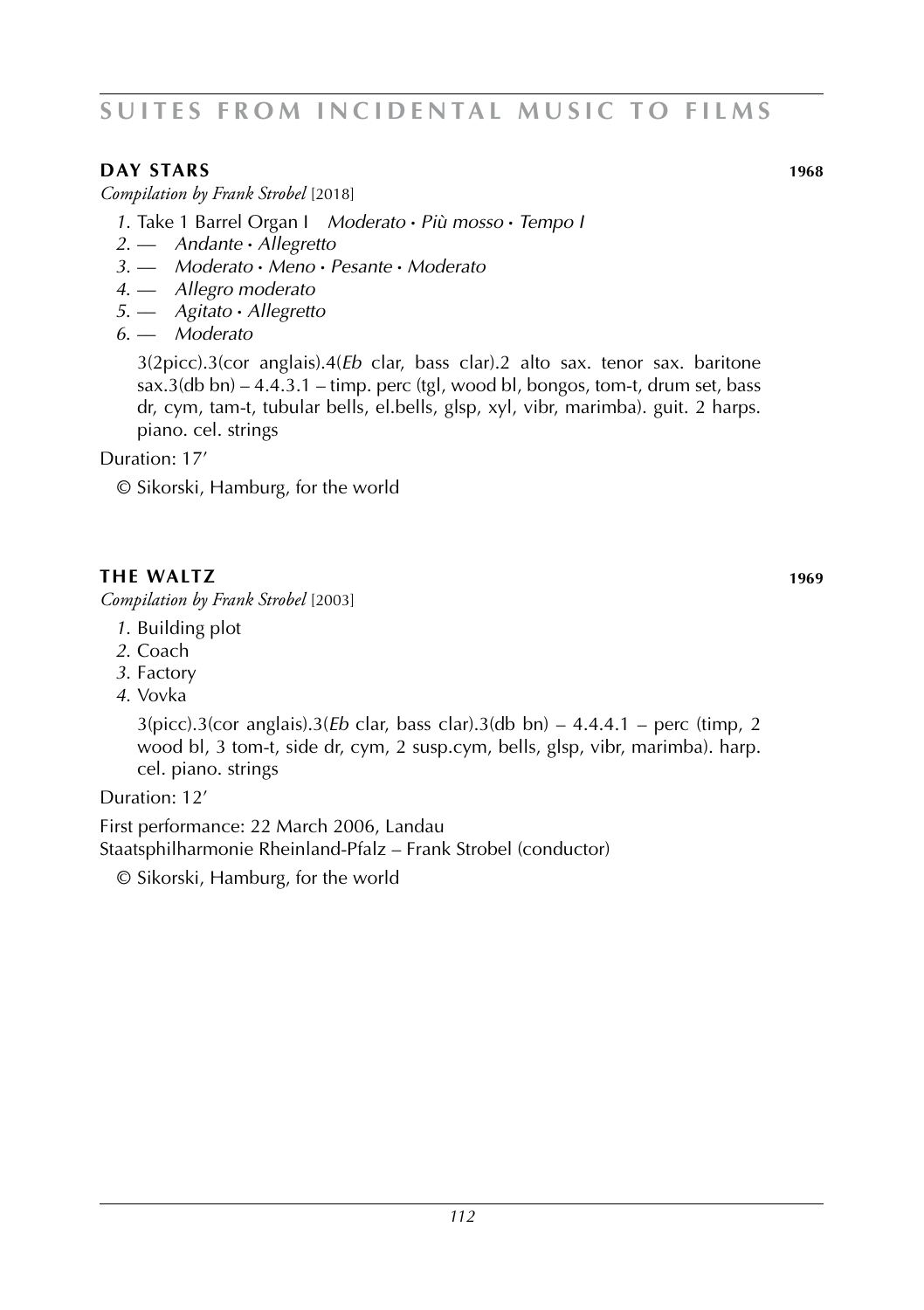# SUITES FROM INCIDENTAL MUSIC TO FILMS

## DAY STARS 1968

*Compilation by Frank Strobel* [2018]

*1*. Take 1 Barrel Organ I *Moderato • Più mosso • Tempo I*
*2*. — *Andante • Allegretto*
*3*. — *Moderato • Meno • Pesante • Moderato*
*4*. — *Allegro moderato*
*5*. — *Agitato • Allegretto*
*6*. — *Moderato*

3(2picc).3(cor anglais).4(*Eb* clar, bass clar).2 alto sax. tenor sax. baritone sax.3(db bn) – 4.4.3.1 – timp. perc (tgl, wood bl, bongos, tom-t, drum set, bass dr, cym, tam-t, tubular bells, el.bells, glsp, xyl, vibr, marimba). guit. 2 harps. piano. cel. strings

Duration: 17′

© Sikorski, Hamburg, for the world

## THE WALTZ 1969

*Compilation by Frank Strobel* [2003]

*1*. Building plot
*2*. Coach
*3*. Factory
*4*. Vovka

3(picc).3(cor anglais).3(*Eb* clar, bass clar).3(db bn) – 4.4.4.1 – perc (timp, 2 wood bl, 3 tom-t, side dr, cym, 2 susp.cym, bells, glsp, vibr, marimba). harp. cel. piano. strings

Duration: 12′

First performance: 22 March 2006, Landau
Staatsphilharmonie Rheinland-Pfalz – Frank Strobel (conductor)

© Sikorski, Hamburg, for the world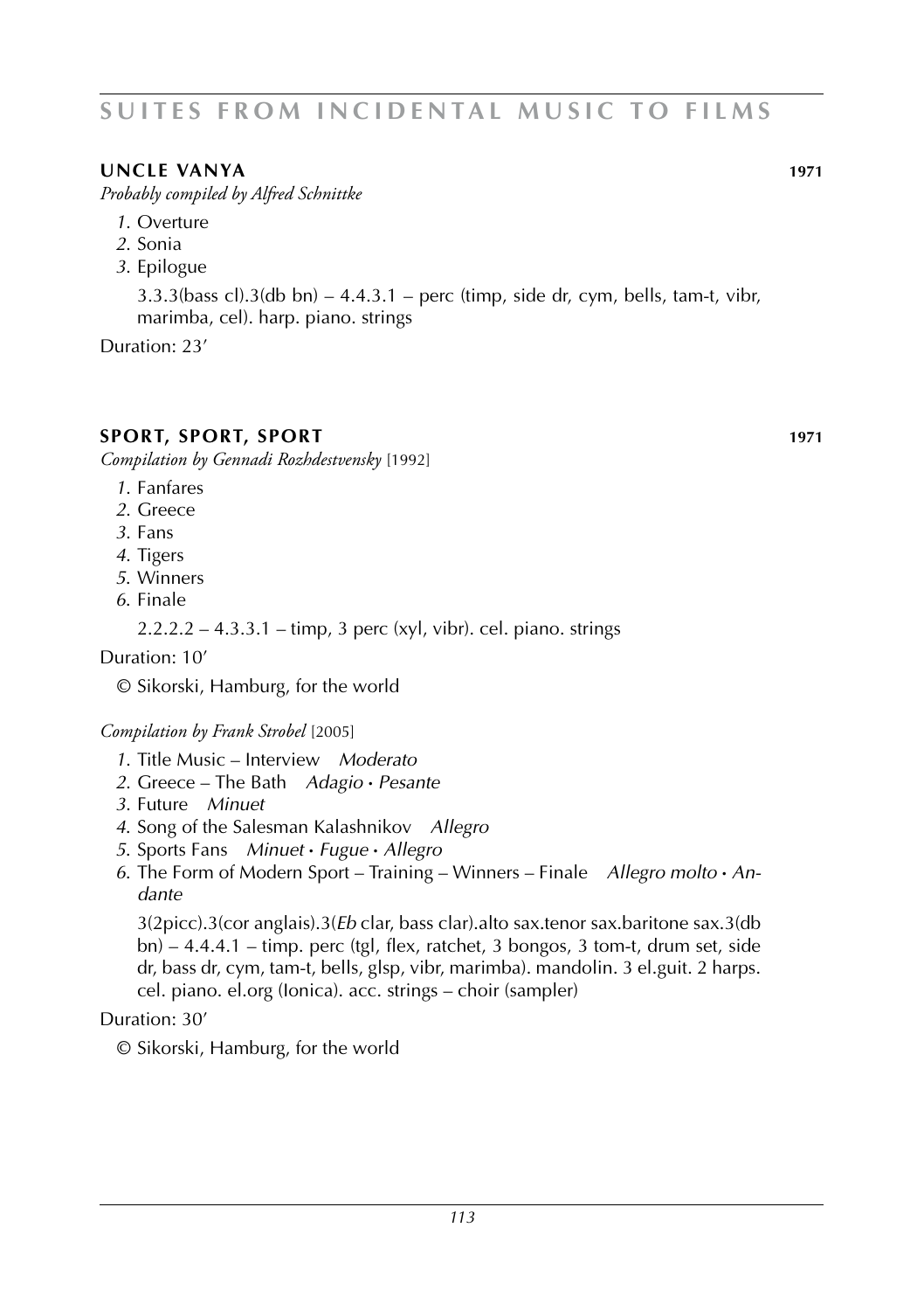# SUITES FROM INCIDENTAL MUSIC TO FILMS

## UNCLE VANYA 1971

*Probably compiled by Alfred Schnittke*

*1*. Overture
*2*. Sonia
*3*. Epilogue

3.3.3(bass cl).3(db bn) – 4.4.3.1 – perc (timp, side dr, cym, bells, tam-t, vibr, marimba, cel). harp. piano. strings

Duration: 23'

## SPORT, SPORT, SPORT 1971

*Compilation by Gennadi Rozhdestvensky* [1992]

*1*. Fanfares
*2*. Greece
*3*. Fans
*4*. Tigers
*5*. Winners
*6*. Finale

2.2.2.2 – 4.3.3.1 – timp, 3 perc (xyl, vibr). cel. piano. strings

Duration: 10'

© Sikorski, Hamburg, for the world

*Compilation by Frank Strobel* [2005]

*1*. Title Music – Interview *Moderato*
*2*. Greece – The Bath *Adagio • Pesante*
*3*. Future *Minuet*
*4*. Song of the Salesman Kalashnikov *Allegro*
*5*. Sports Fans *Minuet • Fugue • Allegro*
*6*. The Form of Modern Sport – Training – Winners – Finale *Allegro molto • Andante*

3(2picc).3(cor anglais).3(*Eb* clar, bass clar).alto sax.tenor sax.baritone sax.3(db bn) – 4.4.4.1 – timp. perc (tgl, flex, ratchet, 3 bongos, 3 tom-t, drum set, side dr, bass dr, cym, tam-t, bells, glsp, vibr, marimba). mandolin. 3 el.guit. 2 harps. cel. piano. el.org (Ionica). acc. strings – choir (sampler)

Duration: 30'

© Sikorski, Hamburg, for the world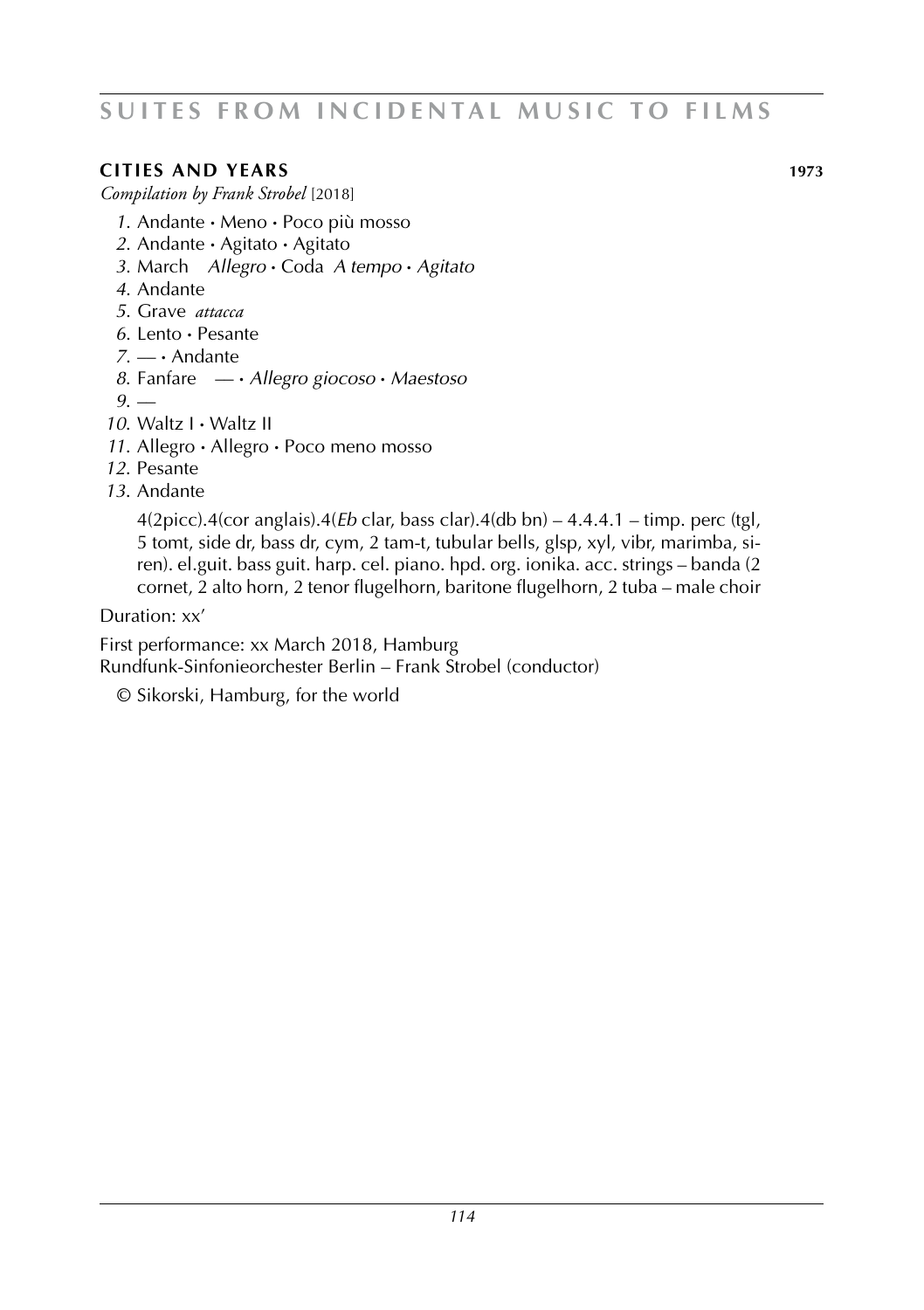## CITIES AND YEARS 1973

*Compilation by Frank Strobel* [2018]

*1.* Andante • Meno • Poco più mosso
*2.* Andante • Agitato • Agitato
*3.* March *Allegro* • Coda *A tempo* • *Agitato*
*4.* Andante
*5.* Grave *attacca*
*6.* Lento • Pesante
*7.* — • Andante
*8.* Fanfare — • *Allegro giocoso* • *Maestoso*
*9.* —
*10.* Waltz I • Waltz II
*11.* Allegro • Allegro • Poco meno mosso
*12.* Pesante
*13.* Andante

4(2picc).4(cor anglais).4(*Eb* clar, bass clar).4(db bn) – 4.4.4.1 – timp. perc (tgl, 5 tomt, side dr, bass dr, cym, 2 tam-t, tubular bells, glsp, xyl, vibr, marimba, siren). el.guit. bass guit. harp. cel. piano. hpd. org. ionika. acc. strings – banda (2 cornet, 2 alto horn, 2 tenor flugelhorn, baritone flugelhorn, 2 tuba – male choir

Duration: xx'

First performance: xx March 2018, Hamburg
Rundfunk-Sinfonieorchester Berlin – Frank Strobel (conductor)

© Sikorski, Hamburg, for the world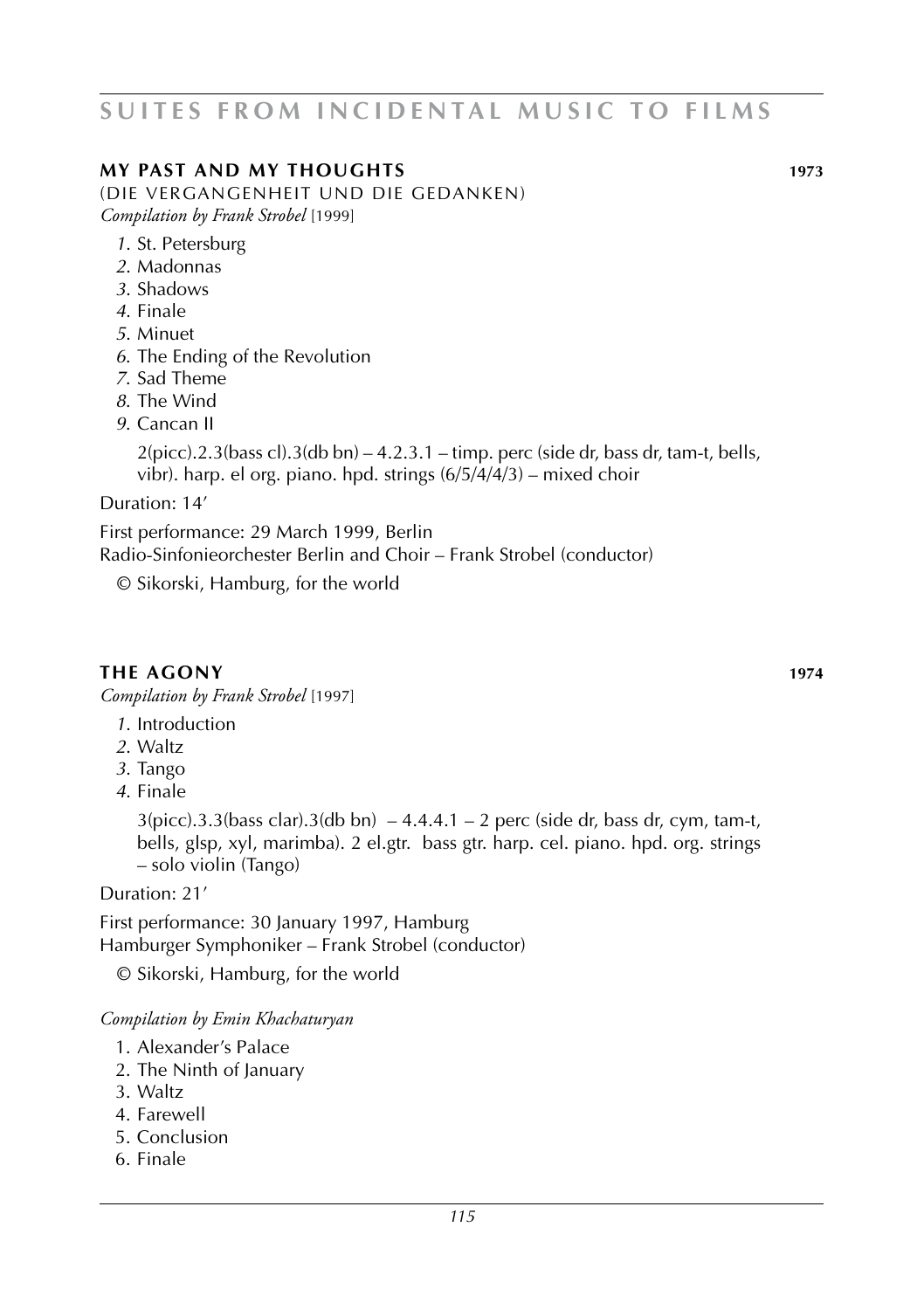## MY PAST AND MY THOUGHTS 1973

(DIE VERGANGENHEIT UND DIE GEDANKEN)
*Compilation by Frank Strobel* [1999]

*1.* St. Petersburg
*2.* Madonnas
*3.* Shadows
*4.* Finale
*5.* Minuet
*6.* The Ending of the Revolution
*7.* Sad Theme
*8.* The Wind
*9.* Cancan II

2(picc).2.3(bass cl).3(db bn) – 4.2.3.1 – timp. perc (side dr, bass dr, tam-t, bells, vibr). harp. el org. piano. hpd. strings (6/5/4/4/3) – mixed choir

Duration: 14’

First performance: 29 March 1999, Berlin
Radio-Sinfonieorchester Berlin and Choir – Frank Strobel (conductor)

© Sikorski, Hamburg, for the world

## THE AGONY 1974

*Compilation by Frank Strobel* [1997]

*1.* Introduction
*2.* Waltz
*3.* Tango
*4.* Finale

3(picc).3.3(bass clar).3(db bn) – 4.4.4.1 – 2 perc (side dr, bass dr, cym, tam-t, bells, glsp, xyl, marimba). 2 el.gtr. bass gtr. harp. cel. piano. hpd. org. strings – solo violin (Tango)

Duration: 21’

First performance: 30 January 1997, Hamburg
Hamburger Symphoniker – Frank Strobel (conductor)

© Sikorski, Hamburg, for the world

*Compilation by Emin Khachaturyan*

1. Alexander’s Palace
2. The Ninth of January
3. Waltz
4. Farewell
5. Conclusion
6. Finale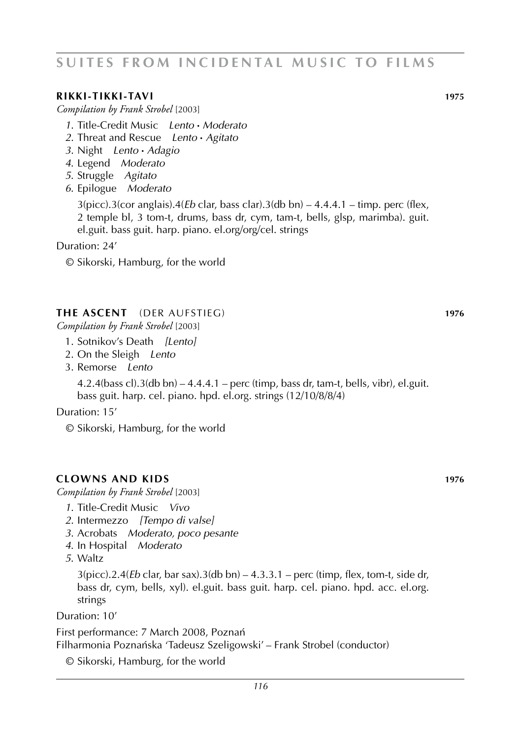# SUITES FROM INCIDENTAL MUSIC TO FILMS

### RIKKI-TIKKI-TAVI 1975

*Compilation by Frank Strobel* [2003]

*1*. Title-Credit Music *Lento • Moderato*
*2*. Threat and Rescue *Lento • Agitato*
*3*. Night *Lento • Adagio*
*4*. Legend *Moderato*
*5*. Struggle *Agitato*
*6*. Epilogue *Moderato*

3(picc).3(cor anglais).4(*Eb* clar, bass clar).3(db bn) – 4.4.4.1 – timp. perc (flex, 2 temple bl, 3 tom-t, drums, bass dr, cym, tam-t, bells, glsp, marimba). guit. el.guit. bass guit. harp. piano. el.org/org/cel. strings

Duration: 24'

© Sikorski, Hamburg, for the world

### THE ASCENT (DER AUFSTIEG) 1976

*Compilation by Frank Strobel* [2003]

1. Sotnikov's Death *[Lento]*
2. On the Sleigh *Lento*
3. Remorse *Lento*

4.2.4(bass cl).3(db bn) – 4.4.4.1 – perc (timp, bass dr, tam-t, bells, vibr), el.guit. bass guit. harp. cel. piano. hpd. el.org. strings (12/10/8/8/4)

Duration: 15'

© Sikorski, Hamburg, for the world

### CLOWNS AND KIDS 1976

*Compilation by Frank Strobel* [2003]

*1*. Title-Credit Music *Vivo*
*2*. Intermezzo *[Tempo di valse]*
*3*. Acrobats *Moderato, poco pesante*
*4*. In Hospital *Moderato*
*5*. Waltz

3(picc).2.4(*Eb* clar, bar sax).3(db bn) – 4.3.3.1 – perc (timp, flex, tom-t, side dr, bass dr, cym, bells, xyl). el.guit. bass guit. harp. cel. piano. hpd. acc. el.org. strings

Duration: 10'

First performance: 7 March 2008, Poznań
Filharmonia Poznańska 'Tadeusz Szeligowski' – Frank Strobel (conductor)

© Sikorski, Hamburg, for the world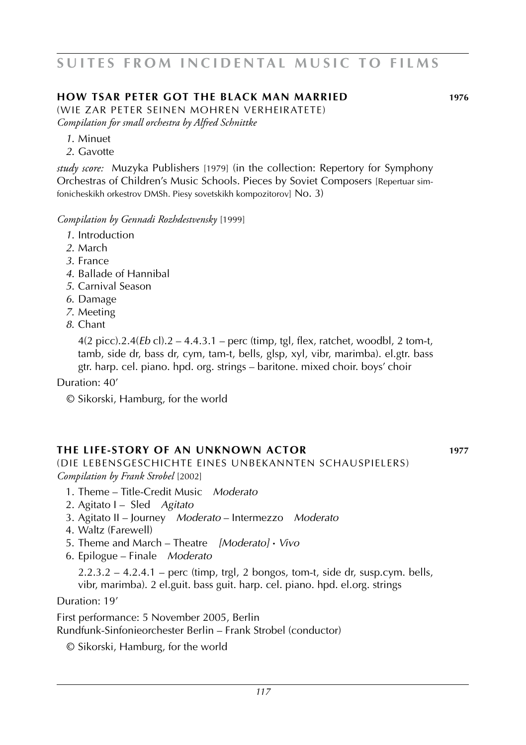# SUITES FROM INCIDENTAL MUSIC TO FILMS

## HOW TSAR PETER GOT THE BLACK MAN MARRIED 1976

(WIE ZAR PETER SEINEN MOHREN VERHEIRATETE)

*Compilation for small orchestra by Alfred Schnittke*

*1.* Minuet
*2.* Gavotte

*study score:* Muzyka Publishers [1979] (in the collection: Repertory for Symphony Orchestras of Children's Music Schools. Pieces by Soviet Composers [Repertuar simfonicheskikh orkestrov DMSh. Piesy sovetskikh kompozitorov] No. 3)

*Compilation by Gennadi Rozhdestvensky* [1999]

*1.* Introduction
*2.* March
*3.* France
*4.* Ballade of Hannibal
*5.* Carnival Season
*6.* Damage
*7.* Meeting
*8.* Chant

4(2 picc).2.4(*Eb* cl).2 – 4.4.3.1 – perc (timp, tgl, flex, ratchet, woodbl, 2 tom-t, tamb, side dr, bass dr, cym, tam-t, bells, glsp, xyl, vibr, marimba). el.gtr. bass gtr. harp. cel. piano. hpd. org. strings – baritone. mixed choir. boys' choir

Duration: 40'

© Sikorski, Hamburg, for the world

## THE LIFE-STORY OF AN UNKNOWN ACTOR 1977

(DIE LEBENSGESCHICHTE EINES UNBEKANNTEN SCHAUSPIELERS)

*Compilation by Frank Strobel* [2002]

1. Theme – Title-Credit Music *Moderato*
2. Agitato I – Sled *Agitato*
3. Agitato II – Journey *Moderato* – Intermezzo *Moderato*
4. Waltz (Farewell)
5. Theme and March – Theatre *[Moderato] · Vivo*
6. Epilogue – Finale *Moderato*

2.2.3.2 – 4.2.4.1 – perc (timp, trgl, 2 bongos, tom-t, side dr, susp.cym. bells, vibr, marimba). 2 el.guit. bass guit. harp. cel. piano. hpd. el.org. strings

Duration: 19'

First performance: 5 November 2005, Berlin
Rundfunk-Sinfonieorchester Berlin – Frank Strobel (conductor)

© Sikorski, Hamburg, for the world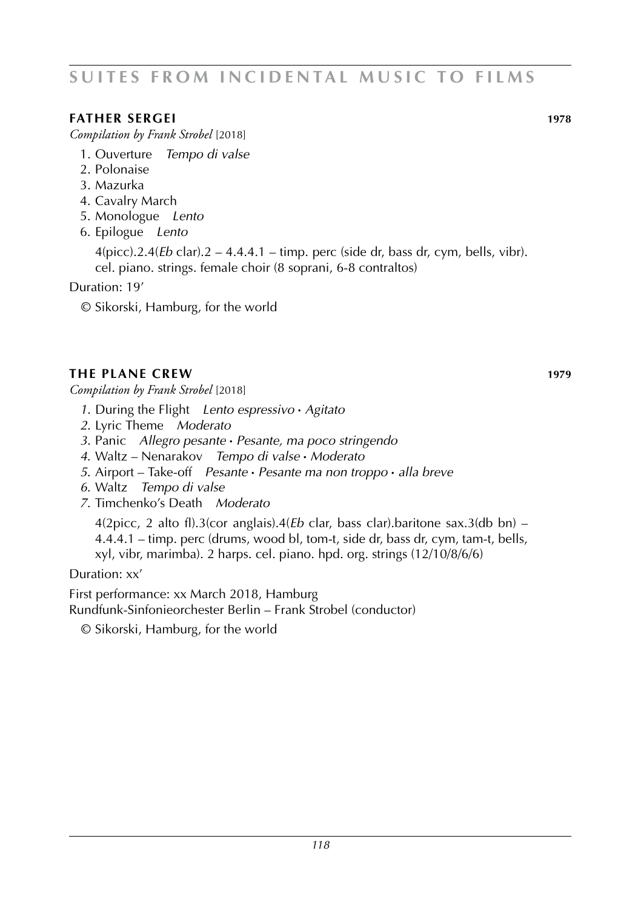## FATHER SERGEI **1978**

*Compilation by Frank Strobel* [2018]

1. Ouverture *Tempo di valse*
2. Polonaise
3. Mazurka
4. Cavalry March
5. Monologue *Lento*
6. Epilogue *Lento*

4(picc).2.4(*Eb* clar).2 – 4.4.4.1 – timp. perc (side dr, bass dr, cym, bells, vibr). cel. piano. strings. female choir (8 soprani, 6-8 contraltos)

Duration: 19'

© Sikorski, Hamburg, for the world

## THE PLANE CREW **1979**

*Compilation by Frank Strobel* [2018]

*1.* During the Flight *Lento espressivo • Agitato*
*2.* Lyric Theme *Moderato*
*3.* Panic *Allegro pesante • Pesante, ma poco stringendo*
*4.* Waltz – Nenarakov *Tempo di valse • Moderato*
*5.* Airport – Take-off *Pesante • Pesante ma non troppo • alla breve*
*6.* Waltz *Tempo di valse*
*7.* Timchenko's Death *Moderato*

4(2picc, 2 alto fl).3(cor anglais).4(*Eb* clar, bass clar).baritone sax.3(db bn) – 4.4.4.1 – timp. perc (drums, wood bl, tom-t, side dr, bass dr, cym, tam-t, bells, xyl, vibr, marimba). 2 harps. cel. piano. hpd. org. strings (12/10/8/6/6)

Duration: xx'

First performance: xx March 2018, Hamburg
Rundfunk-Sinfonieorchester Berlin – Frank Strobel (conductor)

© Sikorski, Hamburg, for the world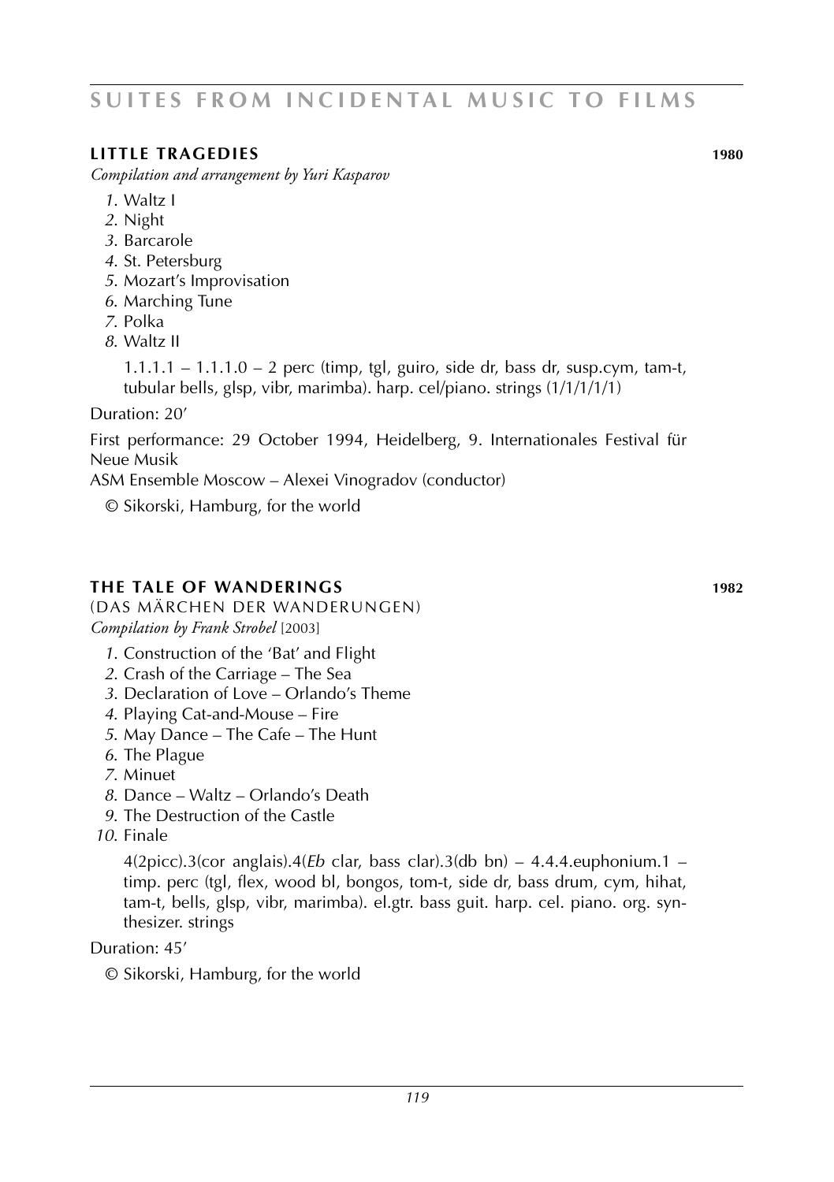# SUITES FROM INCIDENTAL MUSIC TO FILMS

## LITTLE TRAGEDIES **1980**

*Compilation and arrangement by Yuri Kasparov*

*1.* Waltz I
*2.* Night
*3.* Barcarole
*4.* St. Petersburg
*5.* Mozart's Improvisation
*6.* Marching Tune
*7.* Polka
*8.* Waltz II

1.1.1.1 – 1.1.1.0 – 2 perc (timp, tgl, guiro, side dr, bass dr, susp.cym, tam-t, tubular bells, glsp, vibr, marimba). harp. cel/piano. strings (1/1/1/1/1)

Duration: 20'

First performance: 29 October 1994, Heidelberg, 9. Internationales Festival für Neue Musik
ASM Ensemble Moscow – Alexei Vinogradov (conductor)

© Sikorski, Hamburg, for the world

## THE TALE OF WANDERINGS **1982**

(DAS MÄRCHEN DER WANDERUNGEN)
*Compilation by Frank Strobel* [2003]

*1.* Construction of the 'Bat' and Flight
*2.* Crash of the Carriage – The Sea
*3.* Declaration of Love – Orlando's Theme
*4.* Playing Cat-and-Mouse – Fire
*5.* May Dance – The Cafe – The Hunt
*6.* The Plague
*7.* Minuet
*8.* Dance – Waltz – Orlando's Death
*9.* The Destruction of the Castle
*10.* Finale

4(2picc).3(cor anglais).4(*Eb* clar, bass clar).3(db bn) – 4.4.4.euphonium.1 – timp. perc (tgl, flex, wood bl, bongos, tom-t, side dr, bass drum, cym, hihat, tam-t, bells, glsp, vibr, marimba). el.gtr. bass guit. harp. cel. piano. org. synthesizer. strings

Duration: 45'

© Sikorski, Hamburg, for the world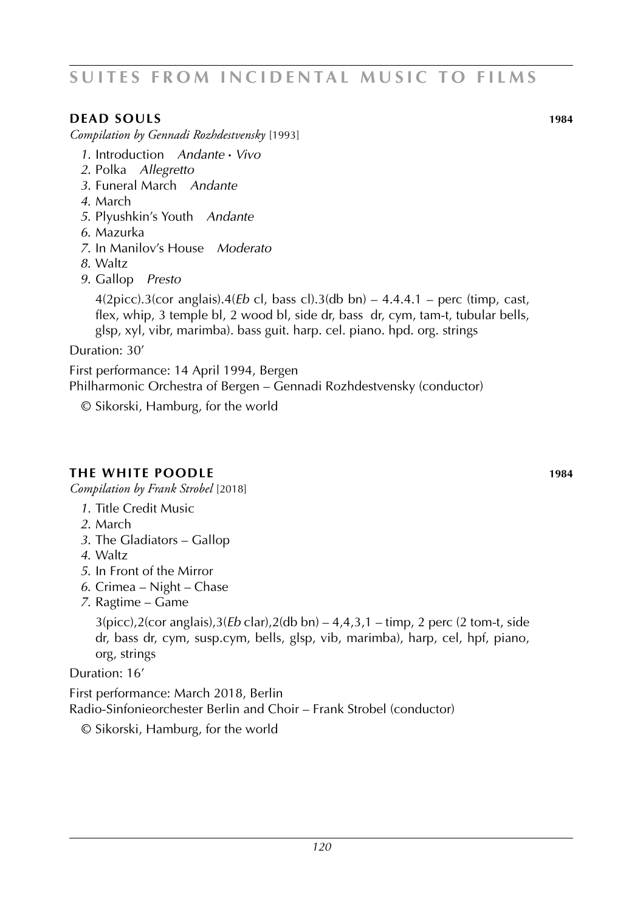# SUITES FROM INCIDENTAL MUSIC TO FILMS

## DEAD SOULS 1984

*Compilation by Gennadi Rozhdestvensky* [1993]

1. Introduction *Andante • Vivo*
2. Polka *Allegretto*
3. Funeral March *Andante*
4. March
5. Plyushkin's Youth *Andante*
6. Mazurka
7. In Manilov's House *Moderato*
8. Waltz
9. Gallop *Presto*

4(2picc).3(cor anglais).4(*Eb* cl, bass cl).3(db bn) – 4.4.4.1 – perc (timp, cast, flex, whip, 3 temple bl, 2 wood bl, side dr, bass dr, cym, tam-t, tubular bells, glsp, xyl, vibr, marimba). bass guit. harp. cel. piano. hpd. org. strings

Duration: 30'

First performance: 14 April 1994, Bergen
Philharmonic Orchestra of Bergen – Gennadi Rozhdestvensky (conductor)

© Sikorski, Hamburg, for the world

## THE WHITE POODLE 1984

*Compilation by Frank Strobel* [2018]

1. Title Credit Music
2. March
3. The Gladiators – Gallop
4. Waltz
5. In Front of the Mirror
6. Crimea – Night – Chase
7. Ragtime – Game

3(picc),2(cor anglais),3(*Eb* clar),2(db bn) – 4,4,3,1 – timp, 2 perc (2 tom-t, side dr, bass dr, cym, susp.cym, bells, glsp, vib, marimba), harp, cel, hpf, piano, org, strings

Duration: 16'

First performance: March 2018, Berlin
Radio-Sinfonieorchester Berlin and Choir – Frank Strobel (conductor)

© Sikorski, Hamburg, for the world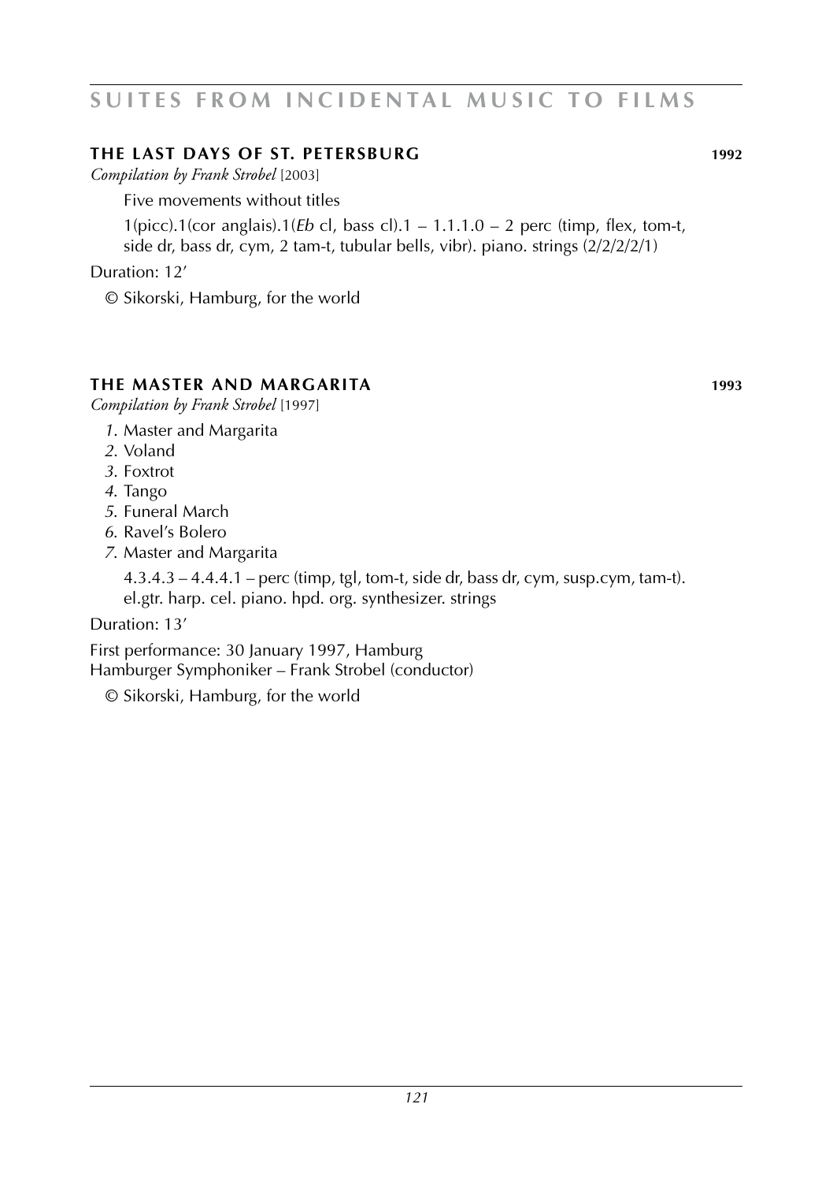## SUITES FROM INCIDENTAL MUSIC TO FILMS

### THE LAST DAYS OF ST. PETERSBURG 1992

*Compilation by Frank Strobel* [2003]

Five movements without titles

1(picc).1(cor anglais).1(*Eb* cl, bass cl).1 – 1.1.1.0 – 2 perc (timp, flex, tom-t, side dr, bass dr, cym, 2 tam-t, tubular bells, vibr). piano. strings (2/2/2/2/1)

Duration: 12'

© Sikorski, Hamburg, for the world

### THE MASTER AND MARGARITA 1993

*Compilation by Frank Strobel* [1997]

*1.* Master and Margarita
*2.* Voland
*3.* Foxtrot
*4.* Tango
*5.* Funeral March
*6.* Ravel's Bolero
*7.* Master and Margarita

4.3.4.3 – 4.4.4.1 – perc (timp, tgl, tom-t, side dr, bass dr, cym, susp.cym, tam-t). el.gtr. harp. cel. piano. hpd. org. synthesizer. strings

Duration: 13'

First performance: 30 January 1997, Hamburg
Hamburger Symphoniker – Frank Strobel (conductor)

© Sikorski, Hamburg, for the world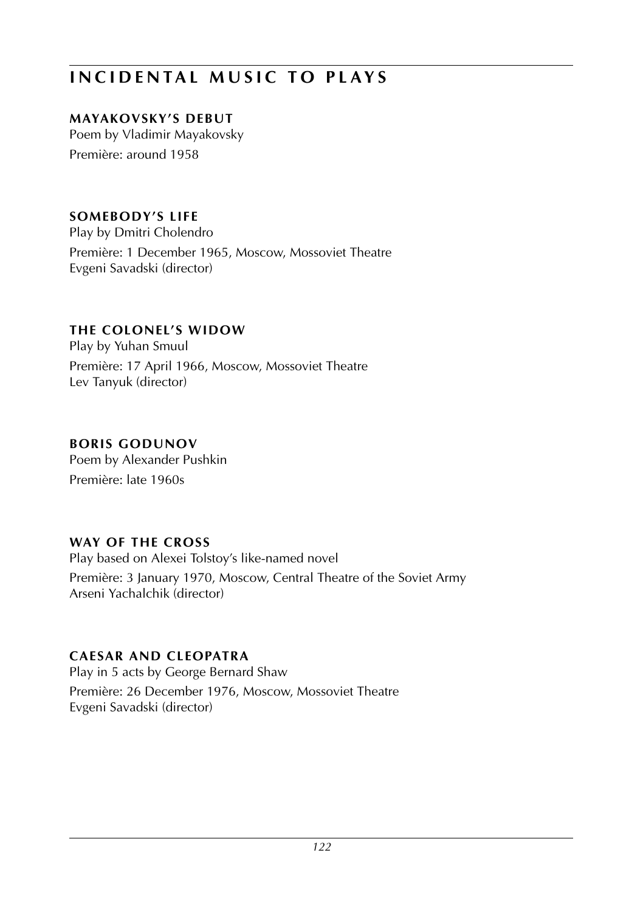# INCIDENTAL MUSIC TO PLAYS

**MAYAKOVSKY'S DEBUT**
Poem by Vladimir Mayakovsky
Première: around 1958

**SOMEBODY'S LIFE**
Play by Dmitri Cholendro
Première: 1 December 1965, Moscow, Mossoviet Theatre
Evgeni Savadski (director)

**THE COLONEL'S WIDOW**
Play by Yuhan Smuul
Première: 17 April 1966, Moscow, Mossoviet Theatre
Lev Tanyuk (director)

**BORIS GODUNOV**
Poem by Alexander Pushkin
Première: late 1960s

**WAY OF THE CROSS**
Play based on Alexei Tolstoy's like-named novel
Première: 3 January 1970, Moscow, Central Theatre of the Soviet Army
Arseni Yachalchik (director)

**CAESAR AND CLEOPATRA**
Play in 5 acts by George Bernard Shaw
Première: 26 December 1976, Moscow, Mossoviet Theatre
Evgeni Savadski (director)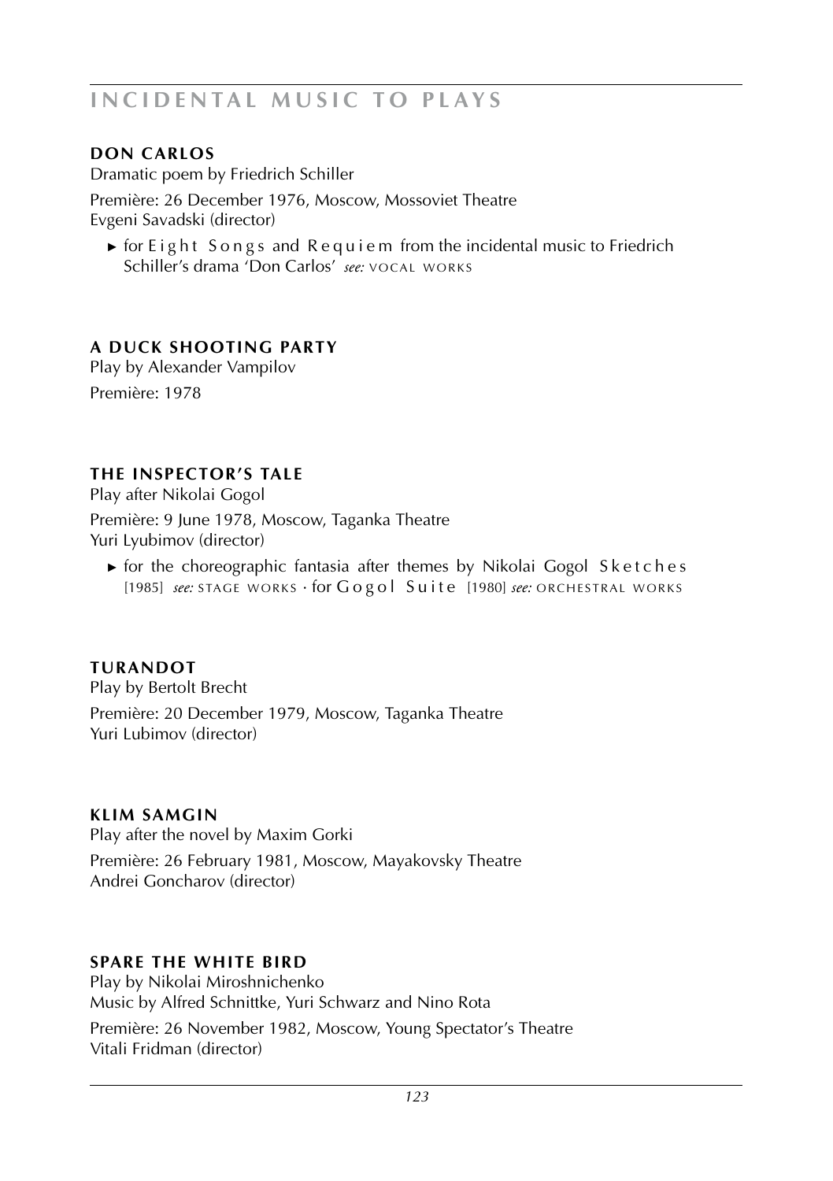# INCIDENTAL MUSIC TO PLAYS

### DON CARLOS

Dramatic poem by Friedrich Schiller

Première: 26 December 1976, Moscow, Mossoviet Theatre
Evgeni Savadski (director)

- ▸ for Eight Songs and Requiem from the incidental music to Friedrich Schiller's drama 'Don Carlos' *see:* VOCAL WORKS

### A DUCK SHOOTING PARTY

Play by Alexander Vampilov

Première: 1978

### THE INSPECTOR'S TALE

Play after Nikolai Gogol

Première: 9 June 1978, Moscow, Taganka Theatre
Yuri Lyubimov (director)

- ▸ for the choreographic fantasia after themes by Nikolai Gogol Sketches [1985] *see:* STAGE WORKS · for Gogol Suite [1980] *see:* ORCHESTRAL WORKS

### TURANDOT

Play by Bertolt Brecht

Première: 20 December 1979, Moscow, Taganka Theatre
Yuri Lubimov (director)

### KLIM SAMGIN

Play after the novel by Maxim Gorki

Première: 26 February 1981, Moscow, Mayakovsky Theatre
Andrei Goncharov (director)

### SPARE THE WHITE BIRD

Play by Nikolai Miroshnichenko
Music by Alfred Schnittke, Yuri Schwarz and Nino Rota

Première: 26 November 1982, Moscow, Young Spectator's Theatre
Vitali Fridman (director)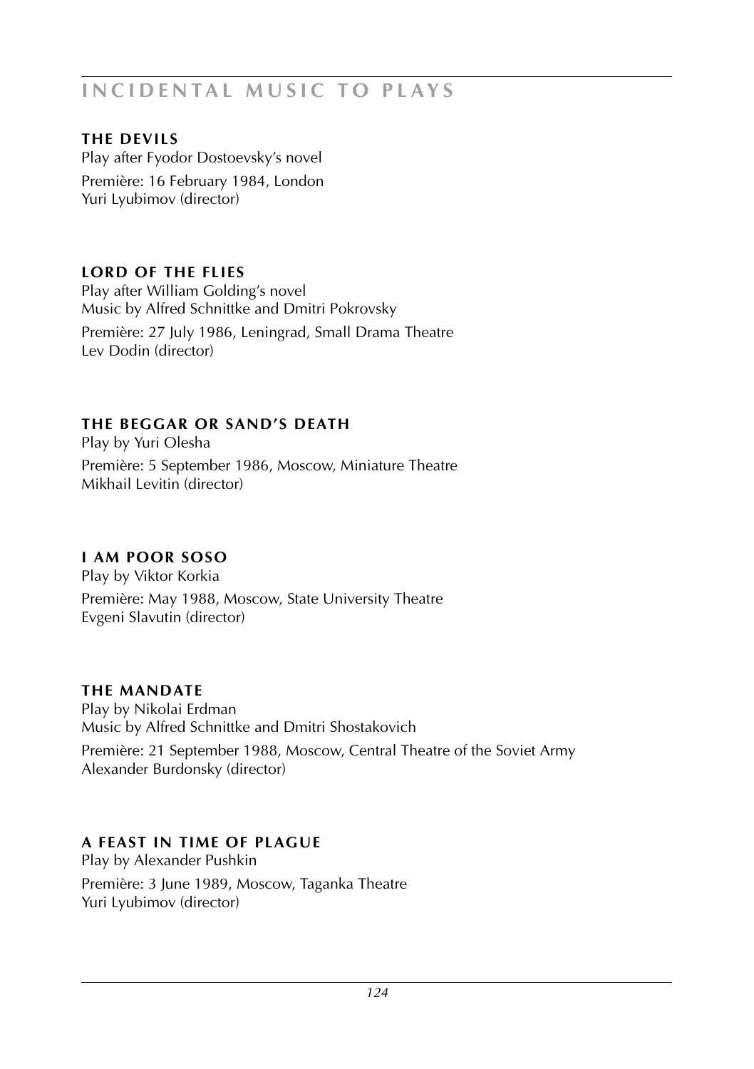# INCIDENTAL MUSIC TO PLAYS

### THE DEVILS

Play after Fyodor Dostoevsky's novel

Première: 16 February 1984, London
Yuri Lyubimov (director)

### LORD OF THE FLIES

Play after William Golding's novel
Music by Alfred Schnittke and Dmitri Pokrovsky

Première: 27 July 1986, Leningrad, Small Drama Theatre
Lev Dodin (director)

### THE BEGGAR OR SAND'S DEATH

Play by Yuri Olesha

Première: 5 September 1986, Moscow, Miniature Theatre
Mikhail Levitin (director)

### I AM POOR SOSO

Play by Viktor Korkia

Première: May 1988, Moscow, State University Theatre
Evgeni Slavutin (director)

### THE MANDATE

Play by Nikolai Erdman
Music by Alfred Schnittke and Dmitri Shostakovich

Première: 21 September 1988, Moscow, Central Theatre of the Soviet Army
Alexander Burdonsky (director)

### A FEAST IN TIME OF PLAGUE

Play by Alexander Pushkin

Première: 3 June 1989, Moscow, Taganka Theatre
Yuri Lyubimov (director)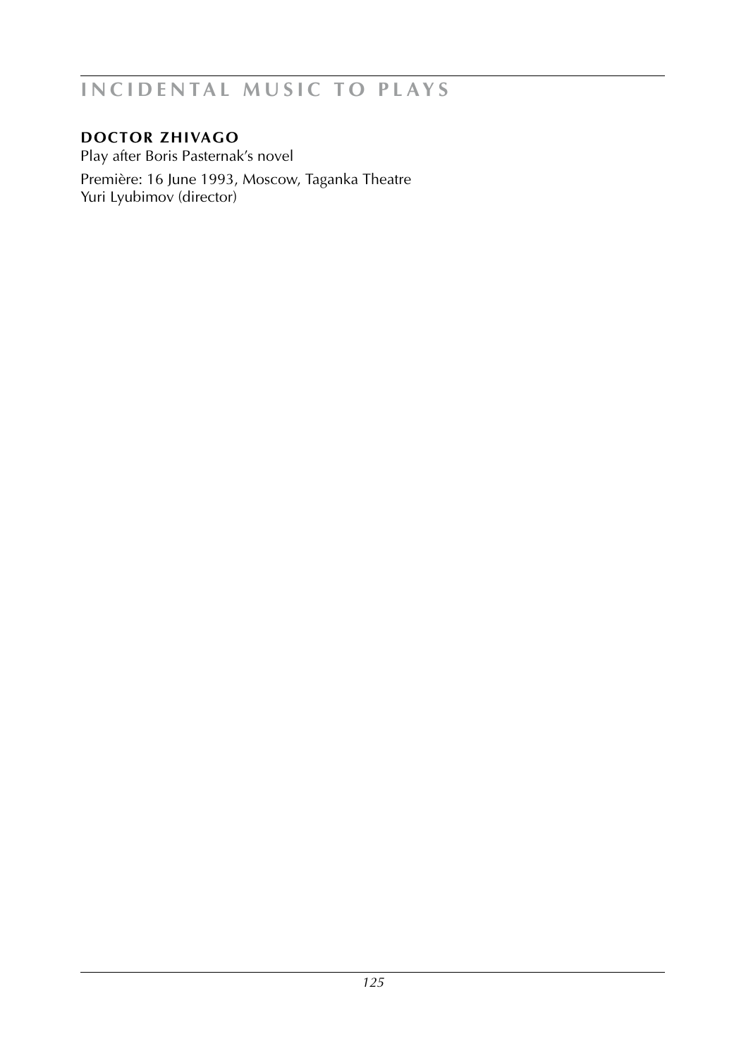# INCIDENTAL MUSIC TO PLAYS

**DOCTOR ZHIVAGO**

Play after Boris Pasternak's novel

Première: 16 June 1993, Moscow, Taganka Theatre
Yuri Lyubimov (director)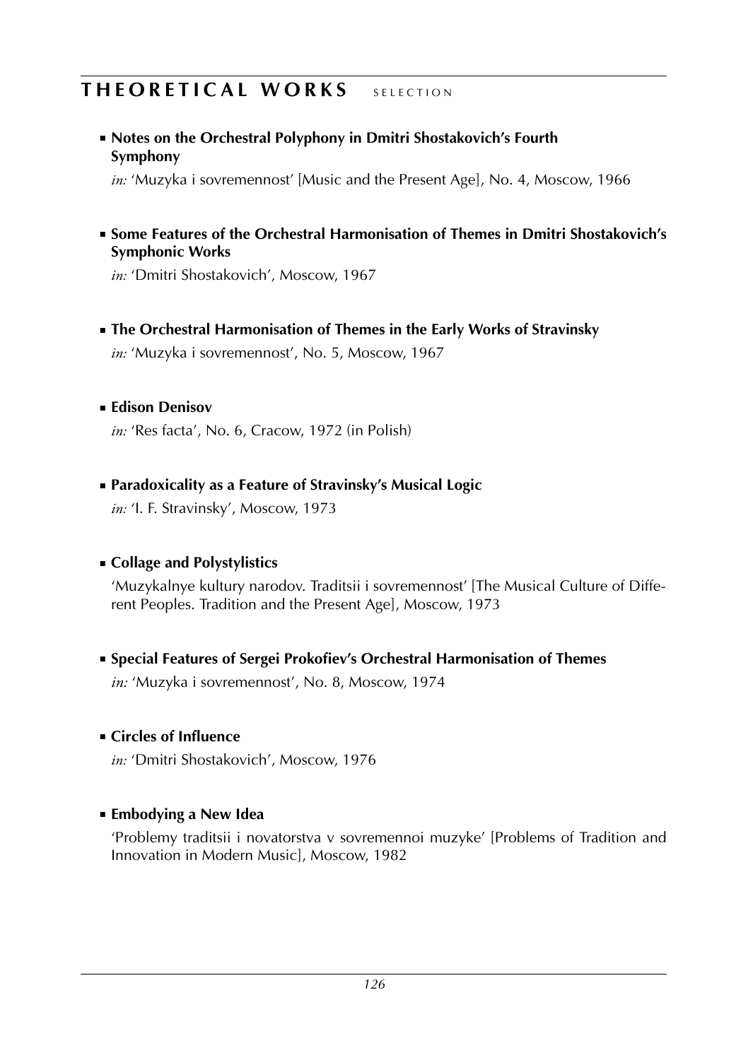## THEORETICAL WORKS SELECTION

- **Notes on the Orchestral Polyphony in Dmitri Shostakovich's Fourth Symphony**

  *in:* 'Muzyka i sovremennost' [Music and the Present Age], No. 4, Moscow, 1966

- **Some Features of the Orchestral Harmonisation of Themes in Dmitri Shostakovich's Symphonic Works**

  *in:* 'Dmitri Shostakovich', Moscow, 1967

- **The Orchestral Harmonisation of Themes in the Early Works of Stravinsky**

  *in:* 'Muzyka i sovremennost', No. 5, Moscow, 1967

- **Edison Denisov**

  *in:* 'Res facta', No. 6, Cracow, 1972 (in Polish)

- **Paradoxicality as a Feature of Stravinsky's Musical Logic**

  *in:* 'I. F. Stravinsky', Moscow, 1973

- **Collage and Polystylistics**

  'Muzykalnye kultury narodov. Traditsii i sovremennost' [The Musical Culture of Different Peoples. Tradition and the Present Age], Moscow, 1973

- **Special Features of Sergei Prokofiev's Orchestral Harmonisation of Themes**

  *in:* 'Muzyka i sovremennost', No. 8, Moscow, 1974

- **Circles of Influence**

  *in:* 'Dmitri Shostakovich', Moscow, 1976

- **Embodying a New Idea**

  'Problemy traditsii i novatorstva v sovremennoi muzyke' [Problems of Tradition and Innovation in Modern Music], Moscow, 1982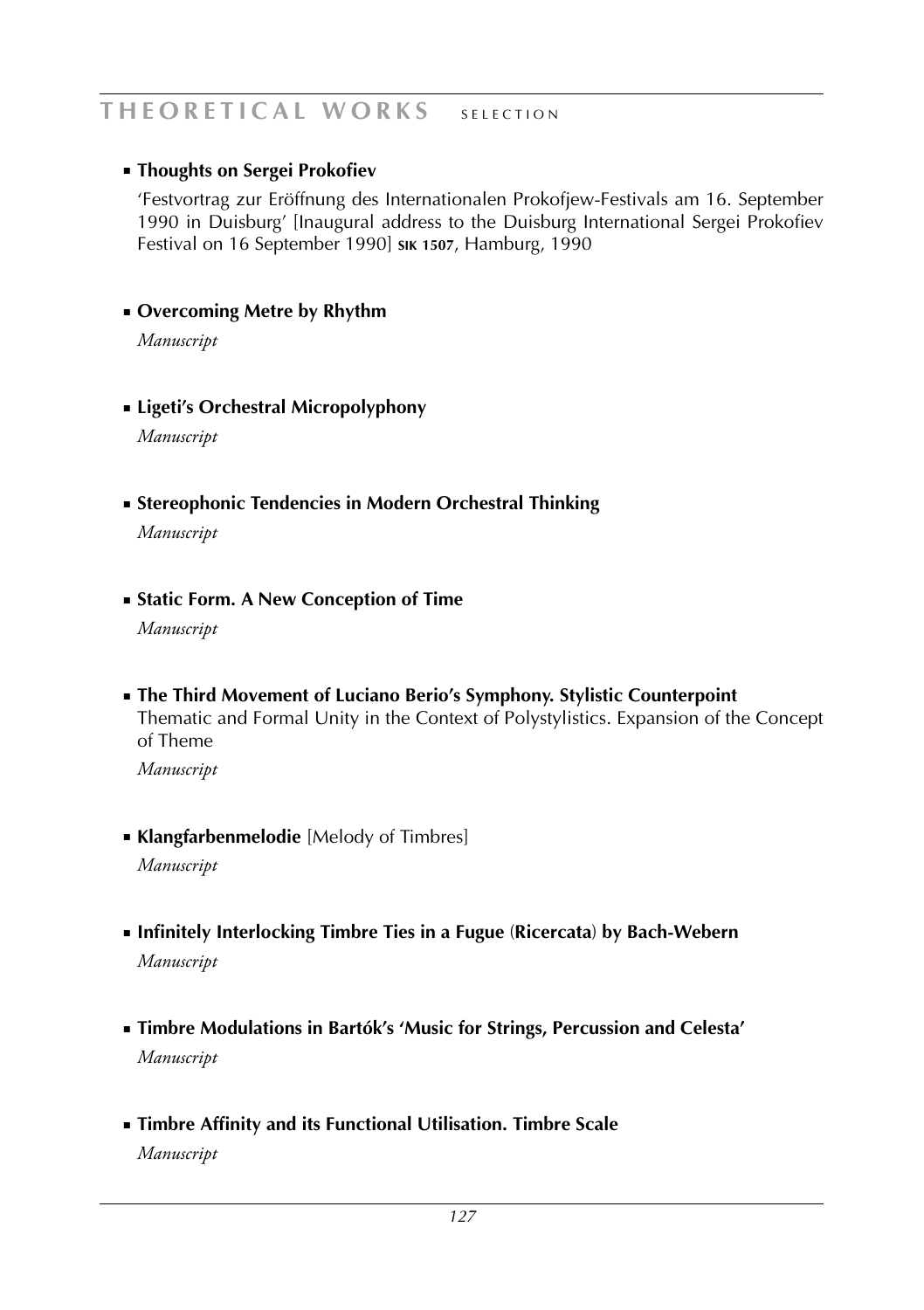# THEORETICAL WORKS selection

- **Thoughts on Sergei Prokofiev**

  'Festvortrag zur Eröffnung des Internationalen Prokofjew-Festivals am 16. September 1990 in Duisburg' [Inaugural address to the Duisburg International Sergei Prokofiev Festival on 16 September 1990] **sik 1507**, Hamburg, 1990

- **Overcoming Metre by Rhythm**

  *Manuscript*

- **Ligeti's Orchestral Micropolyphony**

  *Manuscript*

- **Stereophonic Tendencies in Modern Orchestral Thinking**

  *Manuscript*

- **Static Form. A New Conception of Time**

  *Manuscript*

- **The Third Movement of Luciano Berio's Symphony. Stylistic Counterpoint**
  Thematic and Formal Unity in the Context of Polystylistics. Expansion of the Concept of Theme

  *Manuscript*

- **Klangfarbenmelodie** [Melody of Timbres]

  *Manuscript*

- **Infinitely Interlocking Timbre Ties in a Fugue (Ricercata) by Bach-Webern**

  *Manuscript*

- **Timbre Modulations in Bartók's 'Music for Strings, Percussion and Celesta'**

  *Manuscript*

- **Timbre Affinity and its Functional Utilisation. Timbre Scale**

  *Manuscript*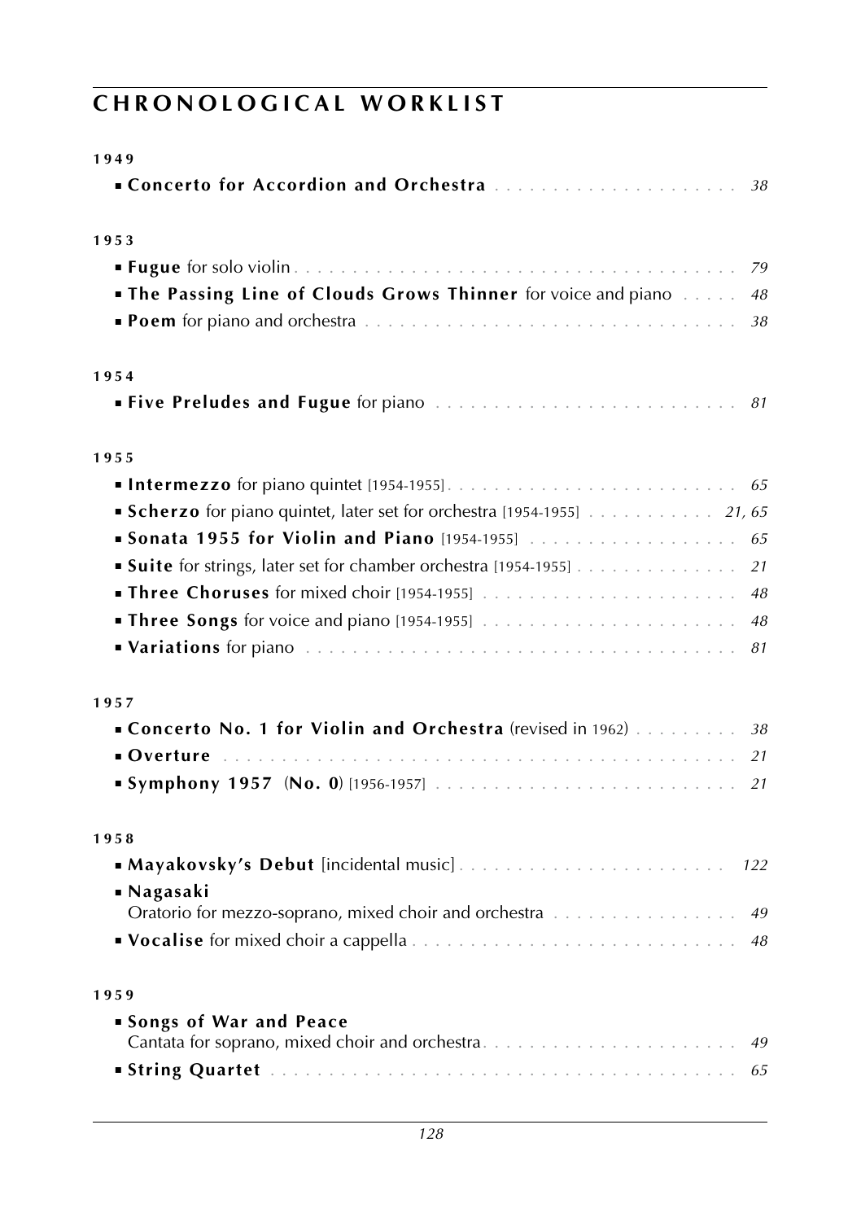# CHRONOLOGICAL WORKLIST

**1949**

- **Concerto for Accordion and Orchestra** . . . . . . . . . . . . . . . . . . . . . . *38*

**1953**

- **Fugue** for solo violin . . . . . . . . . . . . . . . . . . . . . . . . . . . . . . . . . . . . . . *79*
- **The Passing Line of Clouds Grows Thinner** for voice and piano . . . . . *48*
- **Poem** for piano and orchestra . . . . . . . . . . . . . . . . . . . . . . . . . . . . . . . . *38*

**1954**

- **Five Preludes and Fugue** for piano . . . . . . . . . . . . . . . . . . . . . . . . . . *81*

**1955**

- **Intermezzo** for piano quintet [1954-1955]. . . . . . . . . . . . . . . . . . . . . . . . . . *65*
- **Scherzo** for piano quintet, later set for orchestra [1954-1955] . . . . . . . . . . . *21, 65*
- **Sonata 1955 for Violin and Piano** [1954-1955] . . . . . . . . . . . . . . . . . . . *65*
- **Suite** for strings, later set for chamber orchestra [1954-1955] . . . . . . . . . . . . . *21*
- **Three Choruses** for mixed choir [1954-1955] . . . . . . . . . . . . . . . . . . . . . . *48*
- **Three Songs** for voice and piano [1954-1955] . . . . . . . . . . . . . . . . . . . . . . *48*
- **Variations** for piano . . . . . . . . . . . . . . . . . . . . . . . . . . . . . . . . . . . . . . *81*

**1957**

- **Concerto No. 1 for Violin and Orchestra** (revised in 1962) . . . . . . . . . *38*
- **Overture** . . . . . . . . . . . . . . . . . . . . . . . . . . . . . . . . . . . . . . . . . . . *21*
- **Symphony 1957 (No. 0)** [1956-1957] . . . . . . . . . . . . . . . . . . . . . . . . . . *21*

**1958**

- **Mayakovsky's Debut** [incidental music] . . . . . . . . . . . . . . . . . . . . . . . *122*
- **Nagasaki**
  Oratorio for mezzo-soprano, mixed choir and orchestra . . . . . . . . . . . . . . . . *49*
- **Vocalise** for mixed choir a cappella . . . . . . . . . . . . . . . . . . . . . . . . . . . . *48*

**1959**

- **Songs of War and Peace**
  Cantata for soprano, mixed choir and orchestra. . . . . . . . . . . . . . . . . . . . . . *49*
- **String Quartet** . . . . . . . . . . . . . . . . . . . . . . . . . . . . . . . . . . . . . . . . *65*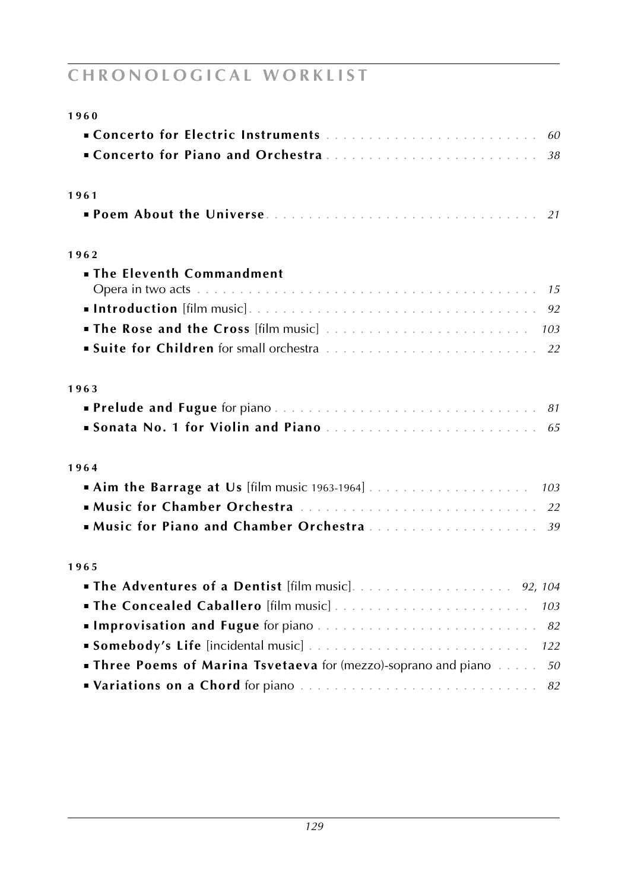# CHRONOLOGICAL WORKLIST

**1960**

- **Concerto for Electric Instruments** . . . . . . . . . . *60*
- **Concerto for Piano and Orchestra** . . . . . . . . . . *38*

**1961**

- **Poem About the Universe** . . . . . . . . . . *21*

**1962**

- **The Eleventh Commandment**
  Opera in two acts . . . . . . . . . . *15*
- **Introduction** [film music] . . . . . . . . . . *92*
- **The Rose and the Cross** [film music] . . . . . . . . . . *103*
- **Suite for Children** for small orchestra . . . . . . . . . . *22*

**1963**

- **Prelude and Fugue** for piano . . . . . . . . . . *81*
- **Sonata No. 1 for Violin and Piano** . . . . . . . . . . *65*

**1964**

- **Aim the Barrage at Us** [film music 1963-1964] . . . . . . . . . . *103*
- **Music for Chamber Orchestra** . . . . . . . . . . *22*
- **Music for Piano and Chamber Orchestra** . . . . . . . . . . *39*

**1965**

- **The Adventures of a Dentist** [film music] . . . . . . . . . . *92, 104*
- **The Concealed Caballero** [film music] . . . . . . . . . . *103*
- **Improvisation and Fugue** for piano . . . . . . . . . . *82*
- **Somebody's Life** [incidental music] . . . . . . . . . . *122*
- **Three Poems of Marina Tsvetaeva** for (mezzo)-soprano and piano . . . . . *50*
- **Variations on a Chord** for piano . . . . . . . . . . *82*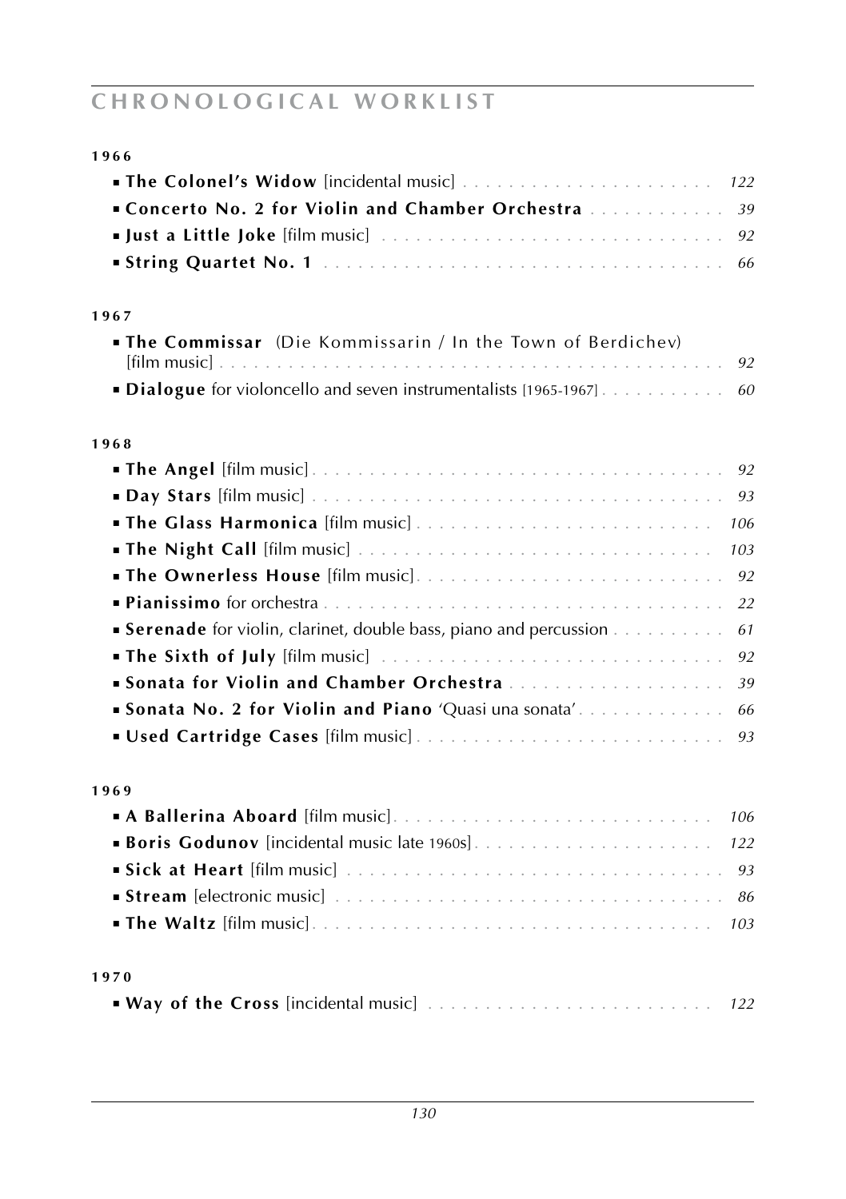## CHRONOLOGICAL WORKLIST

### 1966

- **The Colonel's Widow** [incidental music] . . . . . . . . *122*
- **Concerto No. 2 for Violin and Chamber Orchestra** . . . . . . . . *39*
- **Just a Little Joke** [film music] . . . . . . . . *92*
- **String Quartet No. 1** . . . . . . . . *66*

### 1967

- **The Commissar** (Die Kommissarin / In the Town of Berdichev) [film music] . . . . . . . . *92*
- **Dialogue** for violoncello and seven instrumentalists [1965-1967] . . . . . . . . *60*

### 1968

- **The Angel** [film music] . . . . . . . . *92*
- **Day Stars** [film music] . . . . . . . . *93*
- **The Glass Harmonica** [film music] . . . . . . . . *106*
- **The Night Call** [film music] . . . . . . . . *103*
- **The Ownerless House** [film music] . . . . . . . . *92*
- **Pianissimo** for orchestra . . . . . . . . *22*
- **Serenade** for violin, clarinet, double bass, piano and percussion . . . . . . . . *61*
- **The Sixth of July** [film music] . . . . . . . . *92*
- **Sonata for Violin and Chamber Orchestra** . . . . . . . . *39*
- **Sonata No. 2 for Violin and Piano** 'Quasi una sonata' . . . . . . . . *66*
- **Used Cartridge Cases** [film music] . . . . . . . . *93*

### 1969

- **A Ballerina Aboard** [film music] . . . . . . . . *106*
- **Boris Godunov** [incidental music late 1960s] . . . . . . . . *122*
- **Sick at Heart** [film music] . . . . . . . . *93*
- **Stream** [electronic music] . . . . . . . . *86*
- **The Waltz** [film music] . . . . . . . . *103*

### 1970

- **Way of the Cross** [incidental music] . . . . . . . . *122*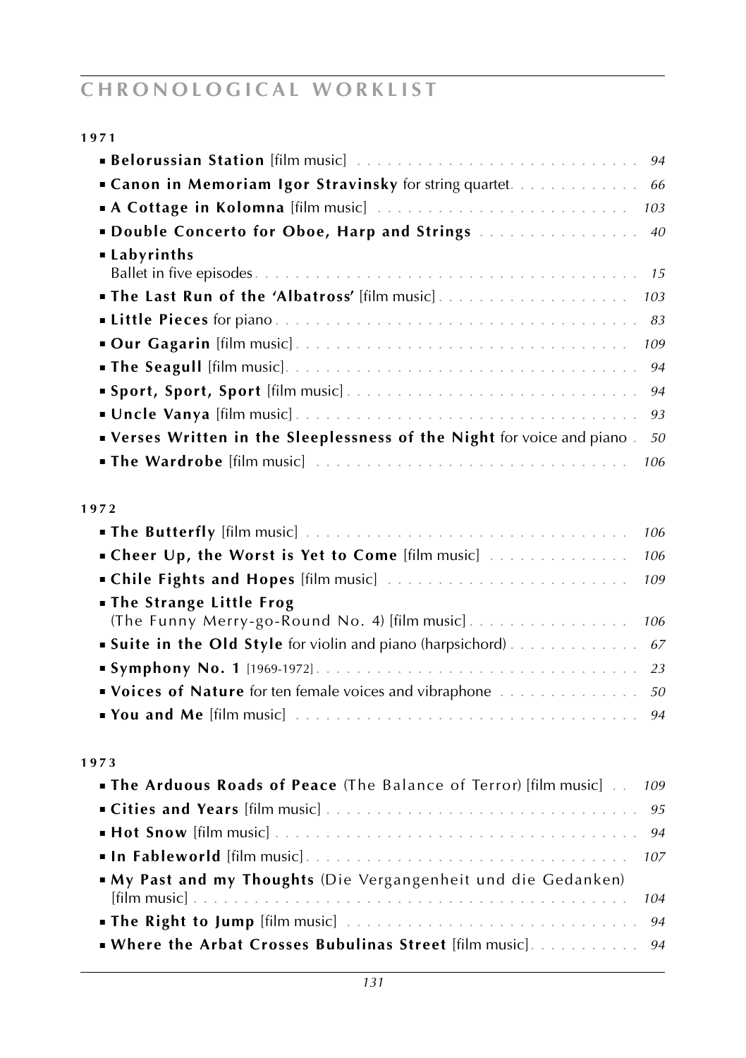# CHRONOLOGICAL WORKLIST

**1971**

- **Belorussian Station** [film music] . . . 94
- **Canon in Memoriam Igor Stravinsky** for string quartet. . . 66
- **A Cottage in Kolomna** [film music] . . . 103
- **Double Concerto for Oboe, Harp and Strings** . . . 40
- **Labyrinths**
  Ballet in five episodes. . . . 15
- **The Last Run of the 'Albatross'** [film music] . . . 103
- **Little Pieces** for piano . . . 83
- **Our Gagarin** [film music] . . . 109
- **The Seagull** [film music] . . . 94
- **Sport, Sport, Sport** [film music] . . . 94
- **Uncle Vanya** [film music] . . . 93
- **Verses Written in the Sleeplessness of the Night** for voice and piano . 50
- **The Wardrobe** [film music] . . . 106

**1972**

- **The Butterfly** [film music] . . . 106
- **Cheer Up, the Worst is Yet to Come** [film music] . . . 106
- **Chile Fights and Hopes** [film music] . . . 109
- **The Strange Little Frog**
  (The Funny Merry-go-Round No. 4) [film music] . . . 106
- **Suite in the Old Style** for violin and piano (harpsichord) . . . 67
- **Symphony No. 1** [1969-1972] . . . 23
- **Voices of Nature** for ten female voices and vibraphone . . . 50
- **You and Me** [film music] . . . 94

**1973**

- **The Arduous Roads of Peace** (The Balance of Terror) [film music] . . 109
- **Cities and Years** [film music] . . . 95
- **Hot Snow** [film music] . . . 94
- **In Fableworld** [film music] . . . 107
- **My Past and my Thoughts** (Die Vergangenheit und die Gedanken)
  [film music] . . . 104
- **The Right to Jump** [film music] . . . 94
- **Where the Arbat Crosses Bubulinas Street** [film music] . . . 94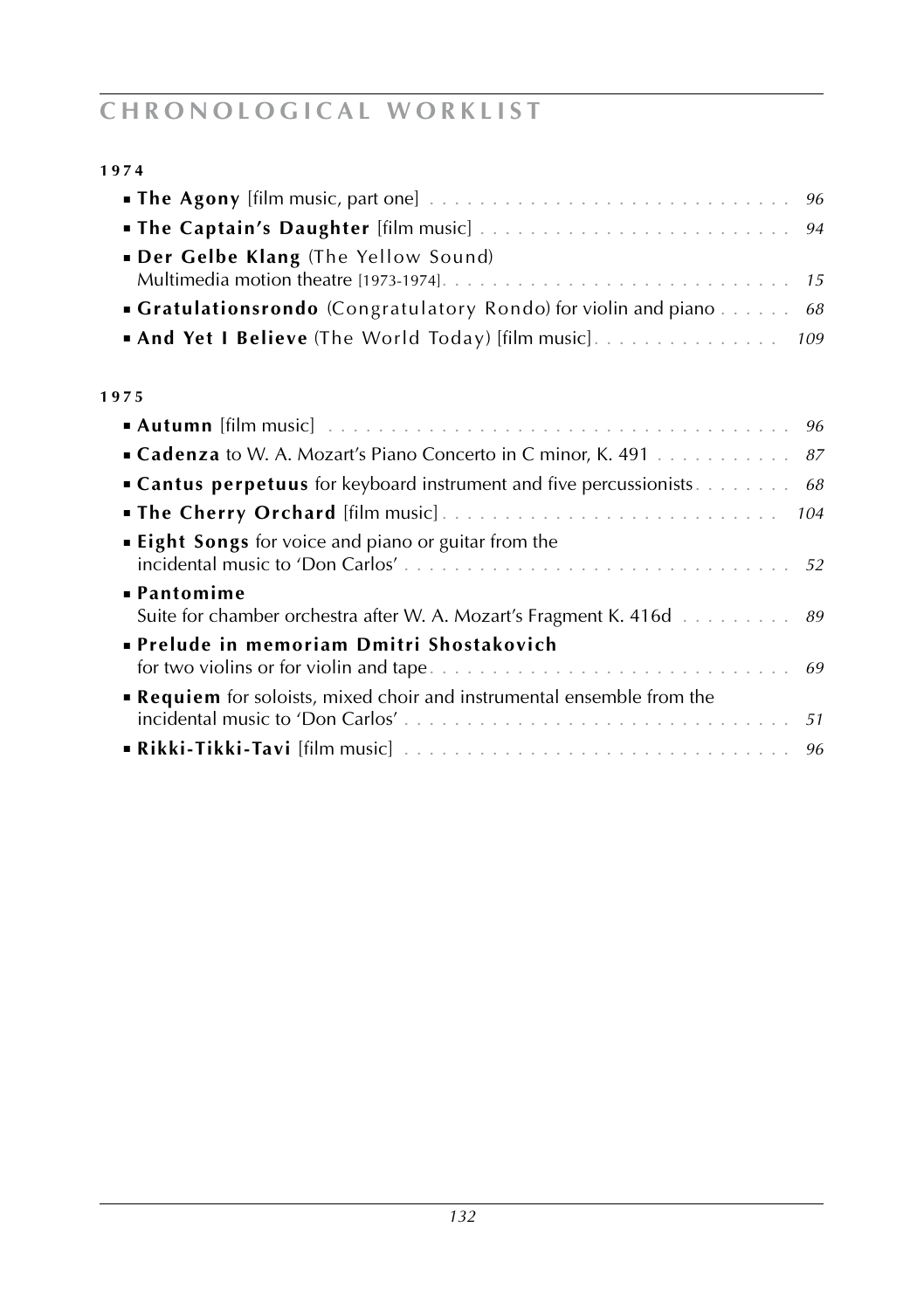# CHRONOLOGICAL WORKLIST

### 1974

- **The Agony** [film music, part one] . . . *96*
- **The Captain's Daughter** [film music] . . . *94*
- **Der Gelbe Klang** (The Yellow Sound)
  Multimedia motion theatre [1973-1974] . . . *15*
- **Gratulationsrondo** (Congratulatory Rondo) for violin and piano . . . *68*
- **And Yet I Believe** (The World Today) [film music] . . . *109*

### 1975

- **Autumn** [film music] . . . *96*
- **Cadenza** to W. A. Mozart's Piano Concerto in C minor, K. 491 . . . *87*
- **Cantus perpetuus** for keyboard instrument and five percussionists . . . *68*
- **The Cherry Orchard** [film music] . . . *104*
- **Eight Songs** for voice and piano or guitar from the
  incidental music to 'Don Carlos' . . . *52*
- **Pantomime**
  Suite for chamber orchestra after W. A. Mozart's Fragment K. 416d . . . *89*
- **Prelude in memoriam Dmitri Shostakovich**
  for two violins or for violin and tape . . . *69*
- **Requiem** for soloists, mixed choir and instrumental ensemble from the
  incidental music to 'Don Carlos' . . . *51*
- **Rikki-Tikki-Tavi** [film music] . . . *96*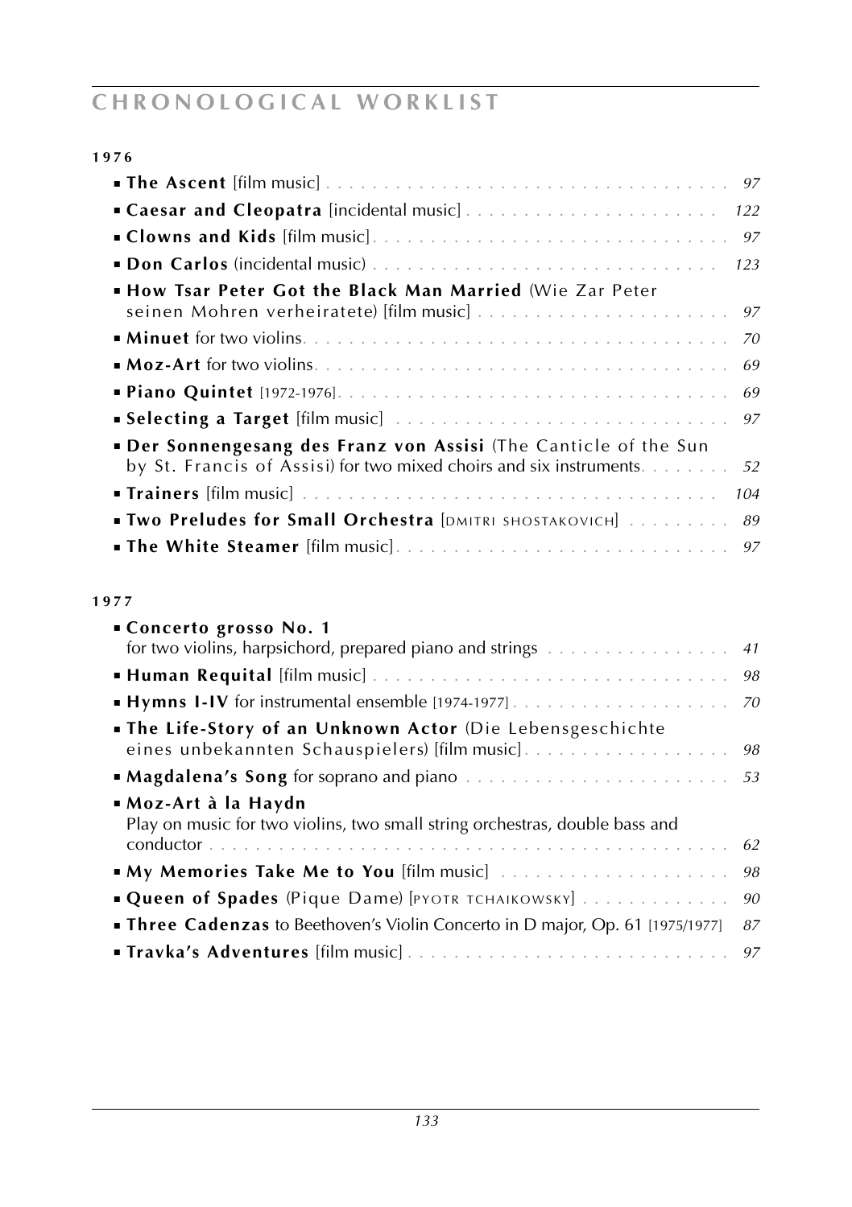# CHRONOLOGICAL WORKLIST

### 1976

- **The Ascent** [film music] . . . . . . . . 97
- **Caesar and Cleopatra** [incidental music] . . . . . . . . 122
- **Clowns and Kids** [film music] . . . . . . . . 97
- **Don Carlos** (incidental music) . . . . . . . . 123
- **How Tsar Peter Got the Black Man Married** (Wie Zar Peter seinen Mohren verheiratete) [film music] . . . . . . . . 97
- **Minuet** for two violins . . . . . . . . 70
- **Moz-Art** for two violins . . . . . . . . 69
- **Piano Quintet** [1972-1976] . . . . . . . . 69
- **Selecting a Target** [film music] . . . . . . . . 97
- **Der Sonnengesang des Franz von Assisi** (The Canticle of the Sun by St. Francis of Assisi) for two mixed choirs and six instruments . . . . . . . . 52
- **Trainers** [film music] . . . . . . . . 104
- **Two Preludes for Small Orchestra** [DMITRI SHOSTAKOVICH] . . . . . . . . 89
- **The White Steamer** [film music] . . . . . . . . 97

### 1977

- **Concerto grosso No. 1** for two violins, harpsichord, prepared piano and strings . . . . . . . . 41
- **Human Requital** [film music] . . . . . . . . 98
- **Hymns I-IV** for instrumental ensemble [1974-1977] . . . . . . . . 70
- **The Life-Story of an Unknown Actor** (Die Lebensgeschichte eines unbekannten Schauspielers) [film music] . . . . . . . . 98
- **Magdalena's Song** for soprano and piano . . . . . . . . 53
- **Moz-Art à la Haydn** Play on music for two violins, two small string orchestras, double bass and conductor . . . . . . . . 62
- **My Memories Take Me to You** [film music] . . . . . . . . 98
- **Queen of Spades** (Pique Dame) [PYOTR TCHAIKOWSKY] . . . . . . . . 90
- **Three Cadenzas** to Beethoven's Violin Concerto in D major, Op. 61 [1975/1977] . . . . . . . . 87
- **Travka's Adventures** [film music] . . . . . . . . 97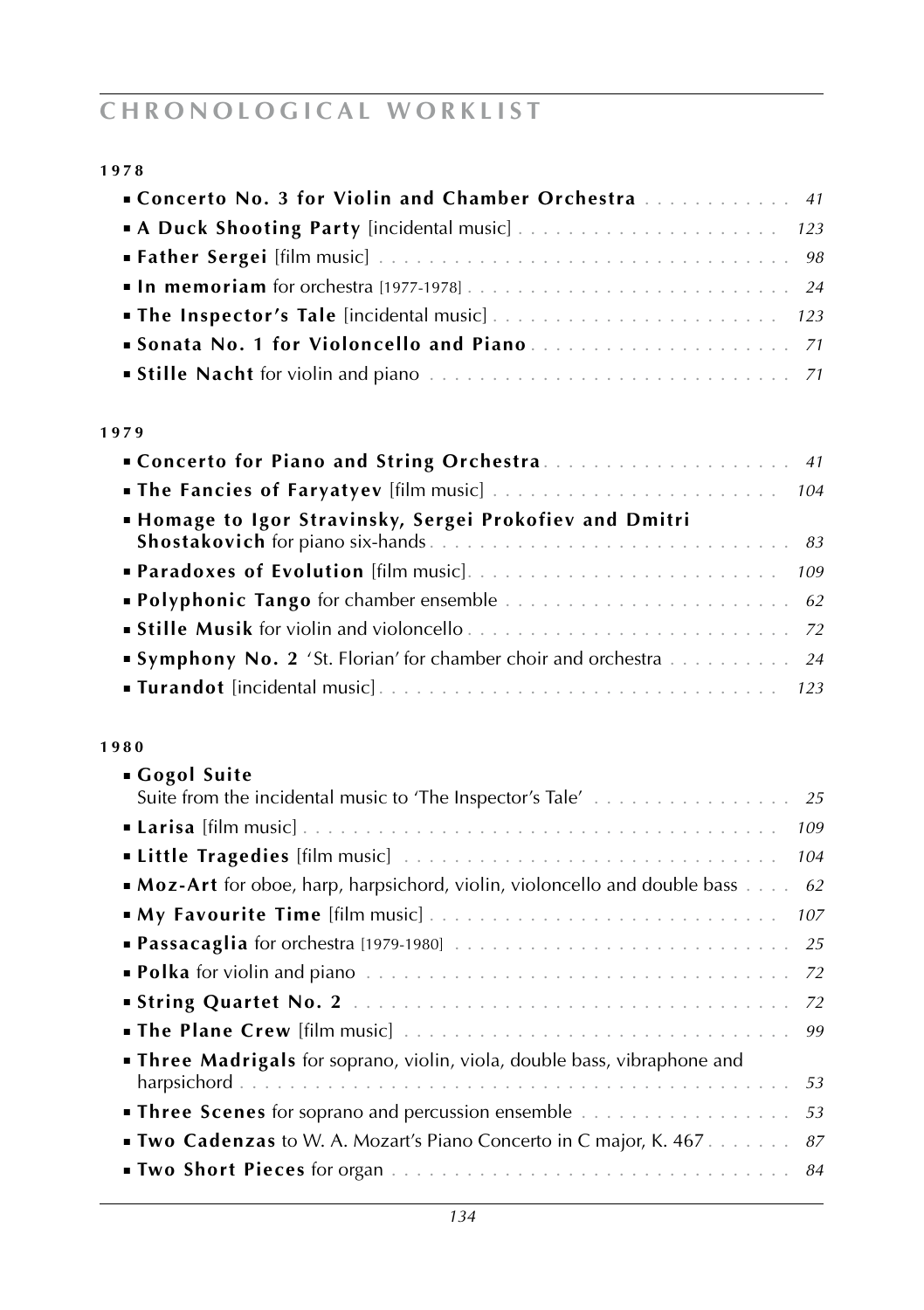# CHRONOLOGICAL WORKLIST

### 1978

- **Concerto No. 3 for Violin and Chamber Orchestra** . . . . . . . . . . . . *41*
- **A Duck Shooting Party** [incidental music] . . . . . . . . . . . . . . . . . . . . . *123*
- **Father Sergei** [film music] . . . . . . . . . . . . . . . . . . . . . . . . . . . . . . . . *98*
- **In memoriam** for orchestra [1977-1978] . . . . . . . . . . . . . . . . . . . . . . . . *24*
- **The Inspector's Tale** [incidental music] . . . . . . . . . . . . . . . . . . . . . . *123*
- **Sonata No. 1 for Violoncello and Piano** . . . . . . . . . . . . . . . . . . . . . *71*
- **Stille Nacht** for violin and piano . . . . . . . . . . . . . . . . . . . . . . . . . . . *71*

### 1979

- **Concerto for Piano and String Orchestra** . . . . . . . . . . . . . . . . . . . . *41*
- **The Fancies of Faryatyev** [film music] . . . . . . . . . . . . . . . . . . . . . . *104*
- **Homage to Igor Stravinsky, Sergei Prokofiev and Dmitri Shostakovich** for piano six-hands . . . . . . . . . . . . . . . . . . . . . . . . . . . *83*
- **Paradoxes of Evolution** [film music] . . . . . . . . . . . . . . . . . . . . . . . . *109*
- **Polyphonic Tango** for chamber ensemble . . . . . . . . . . . . . . . . . . . . . . *62*
- **Stille Musik** for violin and violoncello . . . . . . . . . . . . . . . . . . . . . . . . *72*
- **Symphony No. 2** 'St. Florian' for chamber choir and orchestra . . . . . . . . . . *24*
- **Turandot** [incidental music] . . . . . . . . . . . . . . . . . . . . . . . . . . . . . . *123*

### 1980

- **Gogol Suite**
  Suite from the incidental music to 'The Inspector's Tale' . . . . . . . . . . . . . . . . *25*
- **Larisa** [film music] . . . . . . . . . . . . . . . . . . . . . . . . . . . . . . . . . . . . *109*
- **Little Tragedies** [film music] . . . . . . . . . . . . . . . . . . . . . . . . . . . . *104*
- **Moz-Art** for oboe, harp, harpsichord, violin, violoncello and double bass . . . . *62*
- **My Favourite Time** [film music] . . . . . . . . . . . . . . . . . . . . . . . . . . . *107*
- **Passacaglia** for orchestra [1979-1980] . . . . . . . . . . . . . . . . . . . . . . . . *25*
- **Polka** for violin and piano . . . . . . . . . . . . . . . . . . . . . . . . . . . . . . . . *72*
- **String Quartet No. 2** . . . . . . . . . . . . . . . . . . . . . . . . . . . . . . . . . . *72*
- **The Plane Crew** [film music] . . . . . . . . . . . . . . . . . . . . . . . . . . . . . . *99*
- **Three Madrigals** for soprano, violin, viola, double bass, vibraphone and harpsichord . . . . . . . . . . . . . . . . . . . . . . . . . . . . . . . . . . . . . . . . . . . *53*
- **Three Scenes** for soprano and percussion ensemble . . . . . . . . . . . . . . . . *53*
- **Two Cadenzas** to W. A. Mozart's Piano Concerto in C major, K. 467 . . . . . . . *87*
- **Two Short Pieces** for organ . . . . . . . . . . . . . . . . . . . . . . . . . . . . . . . *84*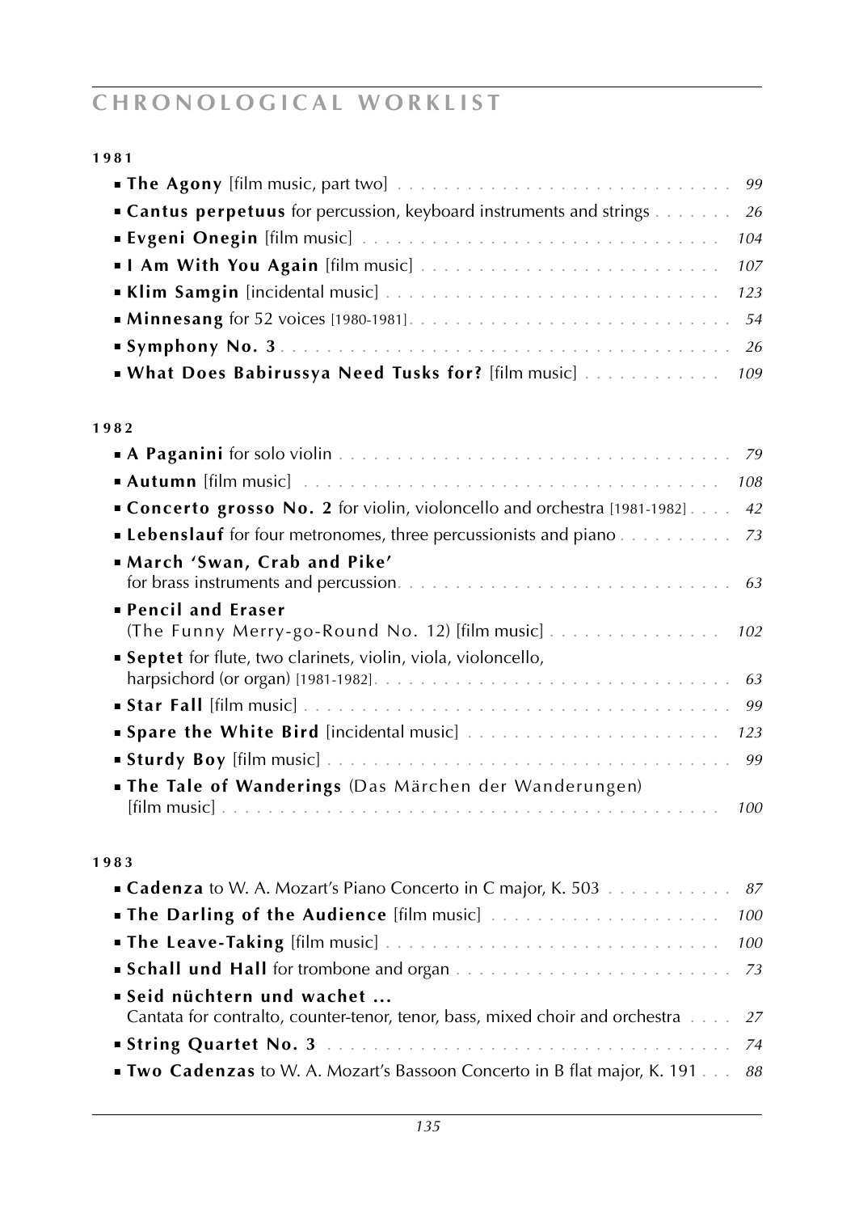# CHRONOLOGICAL WORKLIST

### 1981

- **The Agony** [film music, part two] . . . . . . . . . . . . . . . . . . . . . . . . . . . . . 99
- **Cantus perpetuus** for percussion, keyboard instruments and strings . . . . . . . 26
- **Evgeni Onegin** [film music] . . . . . . . . . . . . . . . . . . . . . . . . . . . . . . 104
- **I Am With You Again** [film music] . . . . . . . . . . . . . . . . . . . . . . . . . . 107
- **Klim Samgin** [incidental music] . . . . . . . . . . . . . . . . . . . . . . . . . . . . 123
- **Minnesang** for 52 voices [1980-1981]. . . . . . . . . . . . . . . . . . . . . . . . . . 54
- **Symphony No. 3** . . . . . . . . . . . . . . . . . . . . . . . . . . . . . . . . . . . . 26
- **What Does Babirussya Need Tusks for?** [film music] . . . . . . . . . . . . 109

### 1982

- **A Paganini** for solo violin . . . . . . . . . . . . . . . . . . . . . . . . . . . . . . . . 79
- **Autumn** [film music] . . . . . . . . . . . . . . . . . . . . . . . . . . . . . . . . . . 108
- **Concerto grosso No. 2** for violin, violoncello and orchestra [1981-1982] . . . . 42
- **Lebenslauf** for four metronomes, three percussionists and piano . . . . . . . . . 73
- **March 'Swan, Crab and Pike'** for brass instruments and percussion. . . . . . . . . . . . . . . . . . . . . . . . . . . 63
- **Pencil and Eraser** (The Funny Merry-go-Round No. 12) [film music] . . . . . . . . . . . . . . . 102
- **Septet** for flute, two clarinets, violin, viola, violoncello, harpsichord (or organ) [1981-1982]. . . . . . . . . . . . . . . . . . . . . . . . . . . . . 63
- **Star Fall** [film music] . . . . . . . . . . . . . . . . . . . . . . . . . . . . . . . . . . 99
- **Spare the White Bird** [incidental music] . . . . . . . . . . . . . . . . . . . . . . 123
- **Sturdy Boy** [film music] . . . . . . . . . . . . . . . . . . . . . . . . . . . . . . . . . 99
- **The Tale of Wanderings** (Das Märchen der Wanderungen) [film music] . . . . . . . . . . . . . . . . . . . . . . . . . . . . . . . . . . . . . . . . . 100

### 1983

- **Cadenza** to W. A. Mozart's Piano Concerto in C major, K. 503 . . . . . . . . . . . 87
- **The Darling of the Audience** [film music] . . . . . . . . . . . . . . . . . . . . 100
- **The Leave-Taking** [film music] . . . . . . . . . . . . . . . . . . . . . . . . . . . . 100
- **Schall und Hall** for trombone and organ . . . . . . . . . . . . . . . . . . . . . . . . 73
- **Seid nüchtern und wachet ...** Cantata for contralto, counter-tenor, tenor, bass, mixed choir and orchestra . . . . 27
- **String Quartet No. 3** . . . . . . . . . . . . . . . . . . . . . . . . . . . . . . . . . . . 74
- **Two Cadenzas** to W. A. Mozart's Bassoon Concerto in B flat major, K. 191 . . . 88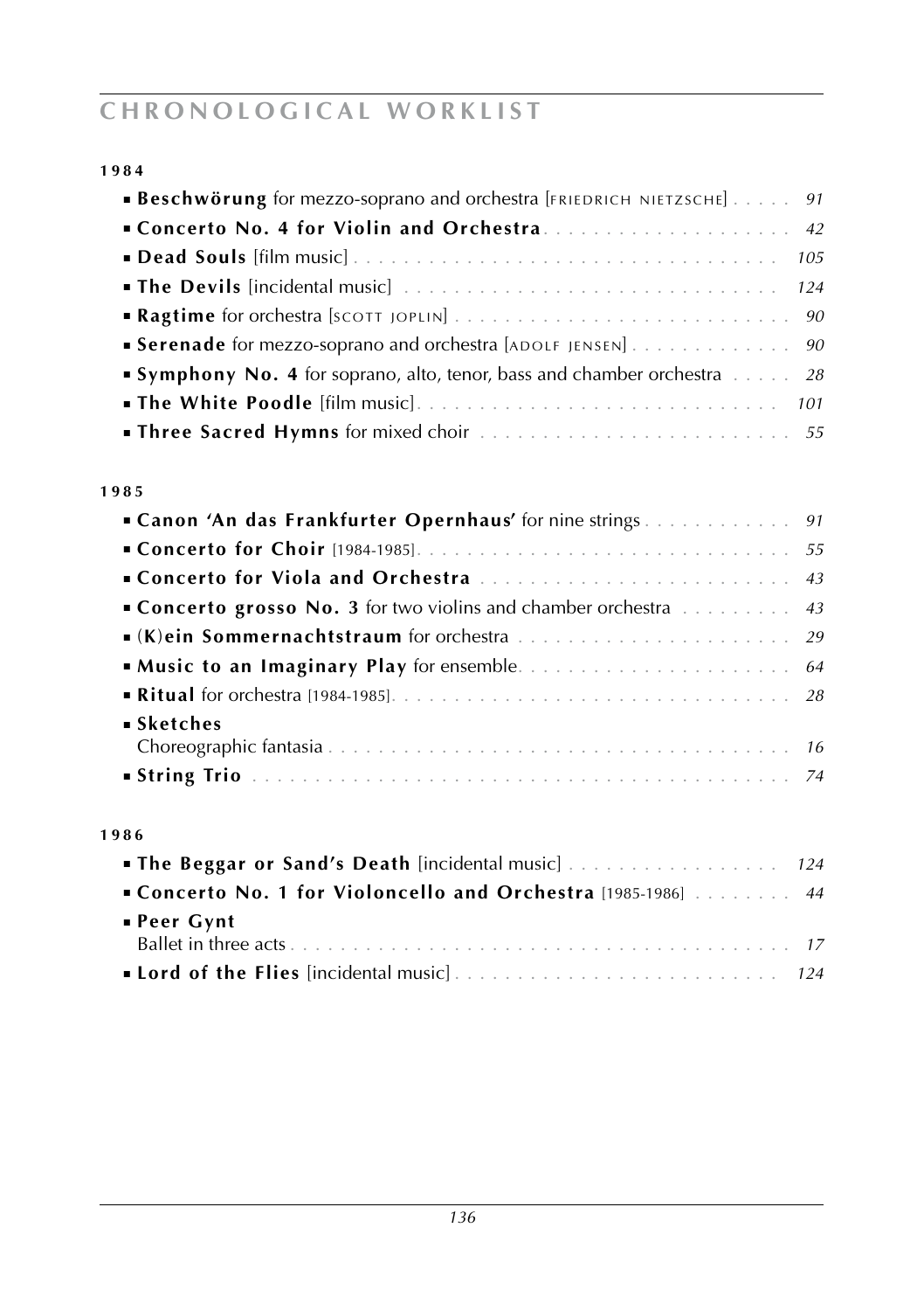# CHRONOLOGICAL WORKLIST

## 1984

- **Beschwörung** for mezzo-soprano and orchestra [FRIEDRICH NIETZSCHE] . . . . . *91*
- **Concerto No. 4 for Violin and Orchestra** . . . . . *42*
- **Dead Souls** [film music] . . . . . *105*
- **The Devils** [incidental music] . . . . . *124*
- **Ragtime** for orchestra [SCOTT JOPLIN] . . . . . *90*
- **Serenade** for mezzo-soprano and orchestra [ADOLF JENSEN] . . . . . *90*
- **Symphony No. 4** for soprano, alto, tenor, bass and chamber orchestra . . . . . *28*
- **The White Poodle** [film music] . . . . . *101*
- **Three Sacred Hymns** for mixed choir . . . . . *55*

## 1985

- **Canon 'An das Frankfurter Opernhaus'** for nine strings . . . . . *91*
- **Concerto for Choir** [1984-1985] . . . . . *55*
- **Concerto for Viola and Orchestra** . . . . . *43*
- **Concerto grosso No. 3** for two violins and chamber orchestra . . . . . *43*
- **(K)ein Sommernachtstraum** for orchestra . . . . . *29*
- **Music to an Imaginary Play** for ensemble . . . . . *64*
- **Ritual** for orchestra [1984-1985] . . . . . *28*
- **Sketches**
  Choreographic fantasia . . . . . *16*
- **String Trio** . . . . . *74*

## 1986

- **The Beggar or Sand's Death** [incidental music] . . . . . *124*
- **Concerto No. 1 for Violoncello and Orchestra** [1985-1986] . . . . . *44*
- **Peer Gynt**
  Ballet in three acts . . . . . *17*
- **Lord of the Flies** [incidental music] . . . . . *124*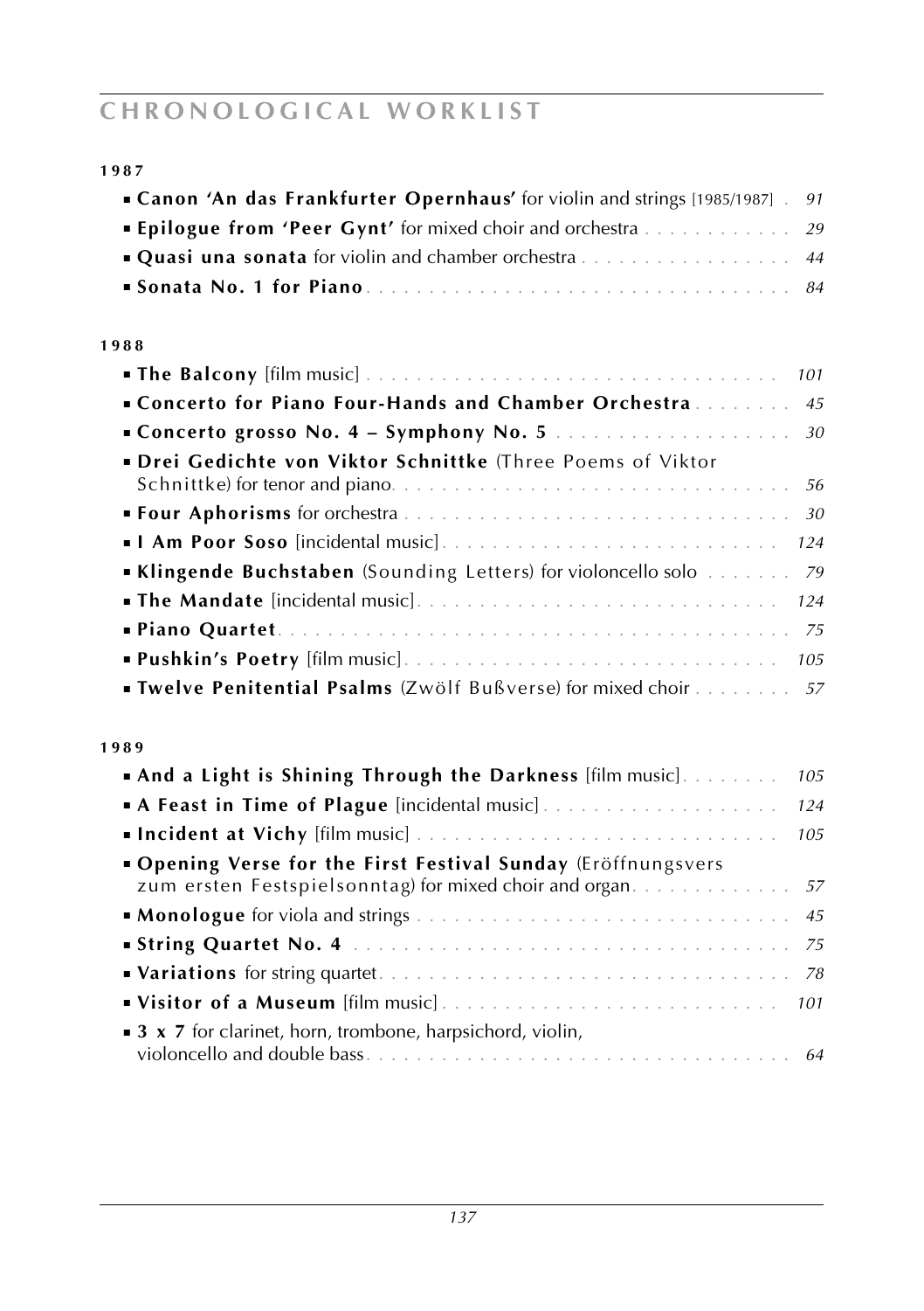# CHRONOLOGICAL WORKLIST

**1987**

- **Canon 'An das Frankfurter Opernhaus'** for violin and strings [1985/1987] . *91*
- **Epilogue from 'Peer Gynt'** for mixed choir and orchestra . . . . . . . . . . . . *29*
- **Quasi una sonata** for violin and chamber orchestra . . . . . . . . . . . . . . . . . *44*
- **Sonata No. 1 for Piano** . . . . . . . . . . . . . . . . . . . . . . . . . . . . . . . . . *84*

**1988**

- **The Balcony** [film music] . . . . . . . . . . . . . . . . . . . . . . . . . . . . . . . . *101*
- **Concerto for Piano Four-Hands and Chamber Orchestra** . . . . . . . . *45*
- **Concerto grosso No. 4 – Symphony No. 5** . . . . . . . . . . . . . . . . . . . *30*
- **Drei Gedichte von Viktor Schnittke** (Three Poems of Viktor Schnittke) for tenor and piano. . . . . . . . . . . . . . . . . . . . . . . . . . . . . . *56*
- **Four Aphorisms** for orchestra . . . . . . . . . . . . . . . . . . . . . . . . . . . . . . *30*
- **I Am Poor Soso** [incidental music] . . . . . . . . . . . . . . . . . . . . . . . . . . *124*
- **Klingende Buchstaben** (Sounding Letters) for violoncello solo . . . . . . . *79*
- **The Mandate** [incidental music] . . . . . . . . . . . . . . . . . . . . . . . . . . . . *124*
- **Piano Quartet** . . . . . . . . . . . . . . . . . . . . . . . . . . . . . . . . . . . . . . . *75*
- **Pushkin's Poetry** [film music] . . . . . . . . . . . . . . . . . . . . . . . . . . . . . *105*
- **Twelve Penitential Psalms** (Zwölf Bußverse) for mixed choir . . . . . . . . *57*

**1989**

- **And a Light is Shining Through the Darkness** [film music] . . . . . . . . *105*
- **A Feast in Time of Plague** [incidental music] . . . . . . . . . . . . . . . . . . . *124*
- **Incident at Vichy** [film music] . . . . . . . . . . . . . . . . . . . . . . . . . . . . *105*
- **Opening Verse for the First Festival Sunday** (Eröffnungsvers zum ersten Festspielsonntag) for mixed choir and organ . . . . . . . . . . . . . *57*
- **Monologue** for viola and strings . . . . . . . . . . . . . . . . . . . . . . . . . . . . *45*
- **String Quartet No. 4** . . . . . . . . . . . . . . . . . . . . . . . . . . . . . . . . . . *75*
- **Variations** for string quartet . . . . . . . . . . . . . . . . . . . . . . . . . . . . . . . *78*
- **Visitor of a Museum** [film music] . . . . . . . . . . . . . . . . . . . . . . . . . . . *101*
- **3 x 7** for clarinet, horn, trombone, harpsichord, violin, violoncello and double bass . . . . . . . . . . . . . . . . . . . . . . . . . . . . . . . . . *64*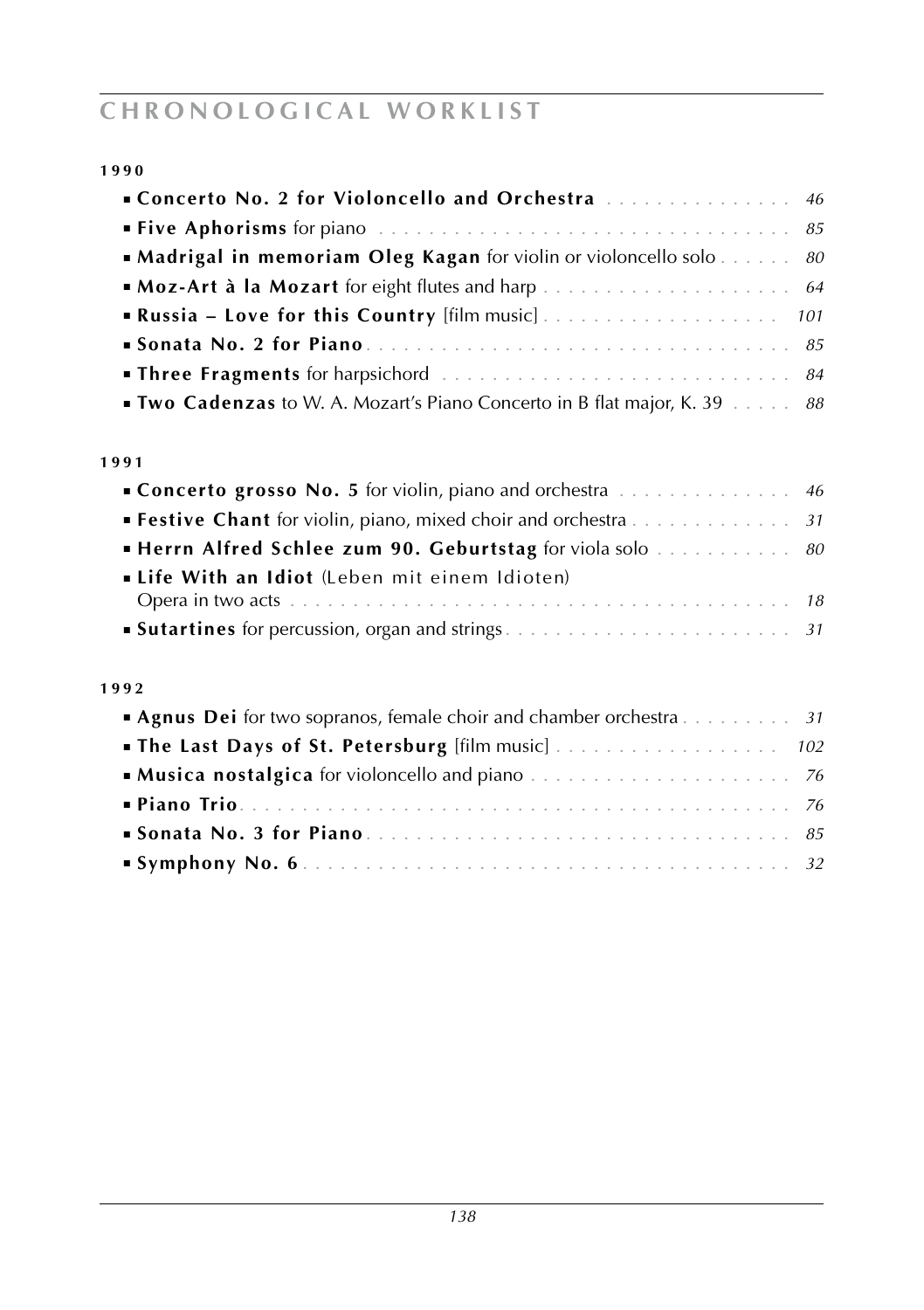# CHRONOLOGICAL WORKLIST

### 1990

- **Concerto No. 2 for Violoncello and Orchestra** . . . . . . . . . . . . . . . *46*
- **Five Aphorisms** for piano . . . . . . . . . . . . . . . . . . . . . . . . . . . . . . . *85*
- **Madrigal in memoriam Oleg Kagan** for violin or violoncello solo . . . . . . *80*
- **Moz-Art à la Mozart** for eight flutes and harp . . . . . . . . . . . . . . . . . . . . *64*
- **Russia – Love for this Country** [film music] . . . . . . . . . . . . . . . . . . . *101*
- **Sonata No. 2 for Piano** . . . . . . . . . . . . . . . . . . . . . . . . . . . . . . . . . *85*
- **Three Fragments** for harpsichord . . . . . . . . . . . . . . . . . . . . . . . . . . . *84*
- **Two Cadenzas** to W. A. Mozart's Piano Concerto in B flat major, K. 39 . . . . . *88*

### 1991

- **Concerto grosso No. 5** for violin, piano and orchestra . . . . . . . . . . . . . . *46*
- **Festive Chant** for violin, piano, mixed choir and orchestra . . . . . . . . . . . . *31*
- **Herrn Alfred Schlee zum 90. Geburtstag** for viola solo . . . . . . . . . . . *80*
- **Life With an Idiot** (Leben mit einem Idioten)
  Opera in two acts . . . . . . . . . . . . . . . . . . . . . . . . . . . . . . . . . . . . . . *18*
- **Sutartines** for percussion, organ and strings . . . . . . . . . . . . . . . . . . . . . *31*

### 1992

- **Agnus Dei** for two sopranos, female choir and chamber orchestra . . . . . . . . *31*
- **The Last Days of St. Petersburg** [film music] . . . . . . . . . . . . . . . . . . *102*
- **Musica nostalgica** for violoncello and piano . . . . . . . . . . . . . . . . . . . . . *76*
- **Piano Trio** . . . . . . . . . . . . . . . . . . . . . . . . . . . . . . . . . . . . . . . . . . *76*
- **Sonata No. 3 for Piano** . . . . . . . . . . . . . . . . . . . . . . . . . . . . . . . . . *85*
- **Symphony No. 6** . . . . . . . . . . . . . . . . . . . . . . . . . . . . . . . . . . . . . . *32*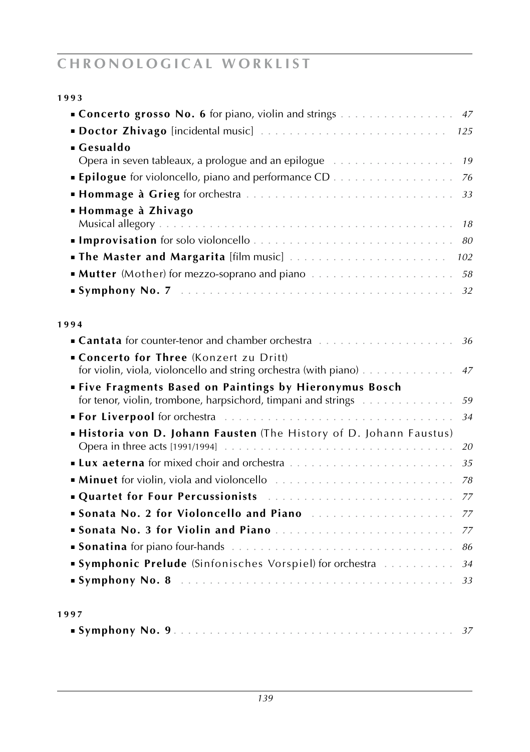# CHRONOLOGICAL WORKLIST

**1993**

- **Concerto grosso No. 6** for piano, violin and strings . . . . . . . . . . . . . . . . *47*
- **Doctor Zhivago** [incidental music] . . . . . . . . . . . . . . . . . . . . . . . . . *125*
- **Gesualdo**
  Opera in seven tableaux, a prologue and an epilogue . . . . . . . . . . . . . . . . *19*
- **Epilogue** for violoncello, piano and performance CD . . . . . . . . . . . . . . . . *76*
- **Hommage à Grieg** for orchestra . . . . . . . . . . . . . . . . . . . . . . . . . . . *33*
- **Hommage à Zhivago**
  Musical allegory . . . . . . . . . . . . . . . . . . . . . . . . . . . . . . . . . . . *18*
- **Improvisation** for solo violoncello . . . . . . . . . . . . . . . . . . . . . . . . . *80*
- **The Master and Margarita** [film music] . . . . . . . . . . . . . . . . . . . . . *102*
- **Mutter** (Mother) for mezzo-soprano and piano . . . . . . . . . . . . . . . . . . . *58*
- **Symphony No. 7** . . . . . . . . . . . . . . . . . . . . . . . . . . . . . . . . . . . *32*

**1994**

- **Cantata** for counter-tenor and chamber orchestra . . . . . . . . . . . . . . . . . . *36*
- **Concerto for Three** (Konzert zu Dritt)
  for violin, viola, violoncello and string orchestra (with piano) . . . . . . . . . . . . *47*
- **Five Fragments Based on Paintings by Hieronymus Bosch**
  for tenor, violin, trombone, harpsichord, timpani and strings . . . . . . . . . . . . *59*
- **For Liverpool** for orchestra . . . . . . . . . . . . . . . . . . . . . . . . . . . . . *34*
- **Historia von D. Johann Fausten** (The History of D. Johann Faustus)
  Opera in three acts [1991/1994] . . . . . . . . . . . . . . . . . . . . . . . . . . . *20*
- **Lux aeterna** for mixed choir and orchestra . . . . . . . . . . . . . . . . . . . . . *35*
- **Minuet** for violin, viola and violoncello . . . . . . . . . . . . . . . . . . . . . . *78*
- **Quartet for Four Percussionists** . . . . . . . . . . . . . . . . . . . . . . . . . . *77*
- **Sonata No. 2 for Violoncello and Piano** . . . . . . . . . . . . . . . . . . . . . . *77*
- **Sonata No. 3 for Violin and Piano** . . . . . . . . . . . . . . . . . . . . . . . . . *77*
- **Sonatina** for piano four-hands . . . . . . . . . . . . . . . . . . . . . . . . . . . . *86*
- **Symphonic Prelude** (Sinfonisches Vorspiel) for orchestra . . . . . . . . . . . . *34*
- **Symphony No. 8** . . . . . . . . . . . . . . . . . . . . . . . . . . . . . . . . . . . *33*

**1997**

- **Symphony No. 9** . . . . . . . . . . . . . . . . . . . . . . . . . . . . . . . . . . . *37*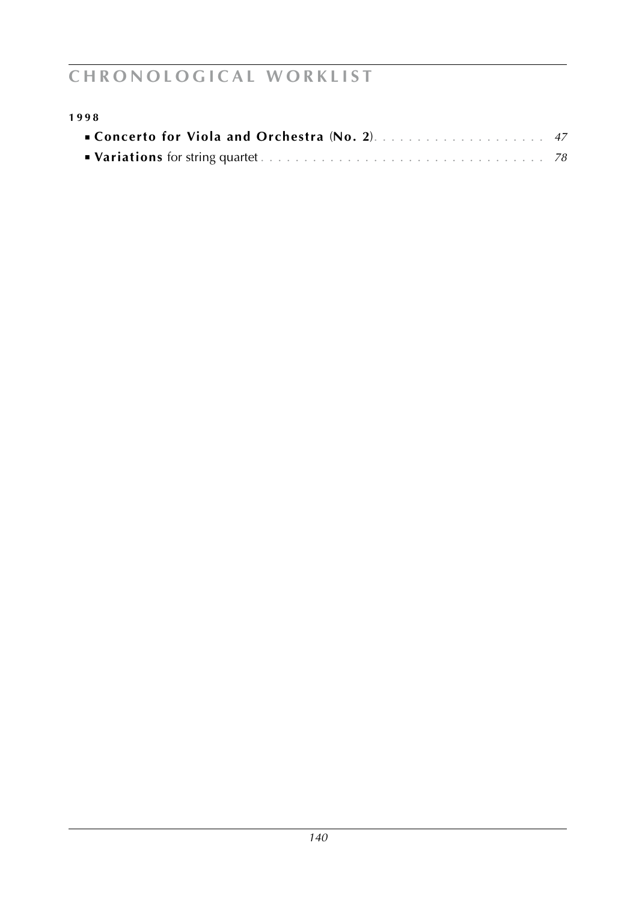**1998**

- **Concerto for Viola and Orchestra** (**No. 2**) . . . . . . . . . . . . . . . . . . . . *47*
- **Variations** for string quartet . . . . . . . . . . . . . . . . . . . . . . . . . . . . . . . . . *78*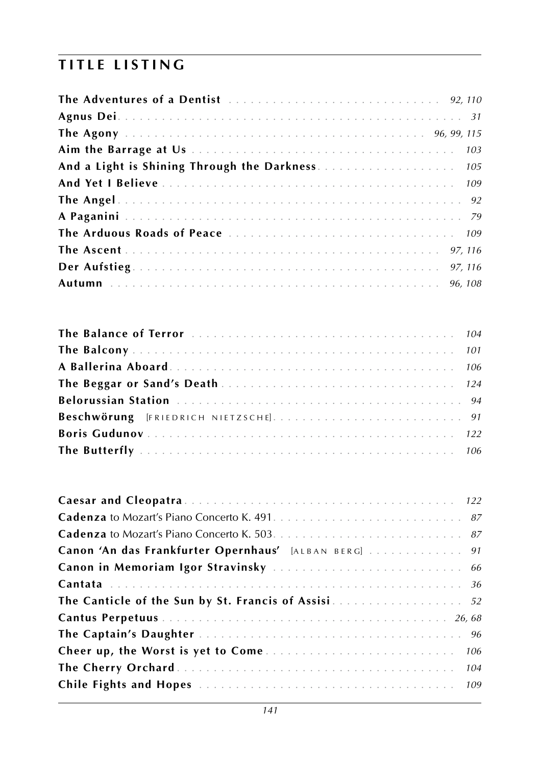## TITLE LISTING

**The Adventures of a Dentist** . . . *92, 110*
**Agnus Dei** . . . *31*
**The Agony** . . . *96, 99, 115*
**Aim the Barrage at Us** . . . *103*
**And a Light is Shining Through the Darkness** . . . *105*
**And Yet I Believe** . . . *109*
**The Angel** . . . *92*
**A Paganini** . . . *79*
**The Arduous Roads of Peace** . . . *109*
**The Ascent** . . . *97, 116*
**Der Aufstieg** . . . *97, 116*
**Autumn** . . . *96, 108*

**The Balance of Terror** . . . *104*
**The Balcony** . . . *101*
**A Ballerina Aboard** . . . *106*
**The Beggar or Sand's Death** . . . *124*
**Belorussian Station** . . . *94*
**Beschwörung** [FRIEDRICH NIETZSCHE] . . . *91*
**Boris Gudunov** . . . *122*
**The Butterfly** . . . *106*

**Caesar and Cleopatra** . . . *122*
**Cadenza** to Mozart's Piano Concerto K. 491 . . . *87*
**Cadenza** to Mozart's Piano Concerto K. 503 . . . *87*
**Canon 'An das Frankfurter Opernhaus'** [ALBAN BERG] . . . *91*
**Canon in Memoriam Igor Stravinsky** . . . *66*
**Cantata** . . . *36*
**The Canticle of the Sun by St. Francis of Assisi** . . . *52*
**Cantus Perpetuus** . . . *26, 68*
**The Captain's Daughter** . . . *96*
**Cheer up, the Worst is yet to Come** . . . *106*
**The Cherry Orchard** . . . *104*
**Chile Fights and Hopes** . . . *109*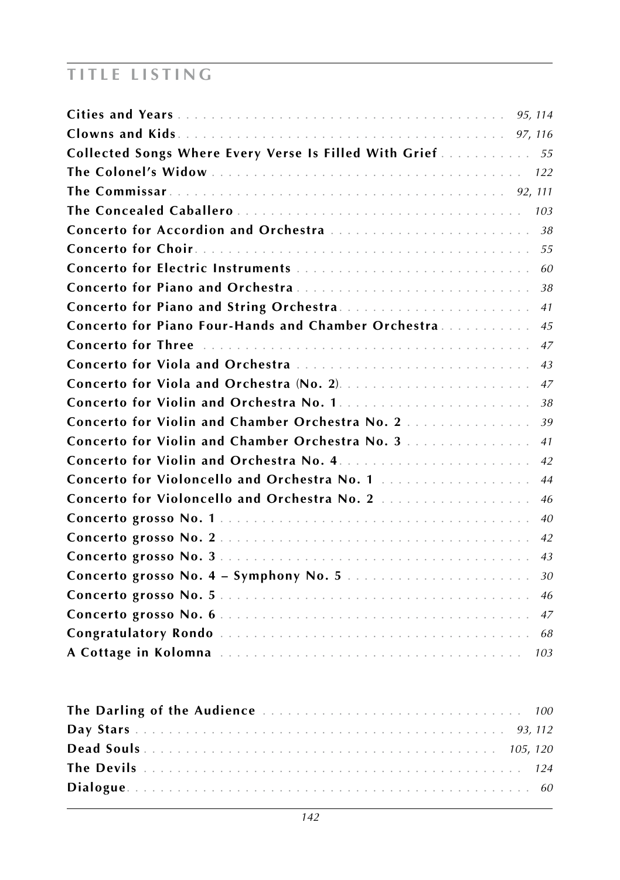## TITLE LISTING

**Cities and Years** . . . *95, 114*
**Clowns and Kids** . . . *97, 116*
**Collected Songs Where Every Verse Is Filled With Grief** . . . *55*
**The Colonel's Widow** . . . *122*
**The Commissar** . . . *92, 111*
**The Concealed Caballero** . . . *103*
**Concerto for Accordion and Orchestra** . . . *38*
**Concerto for Choir** . . . *55*
**Concerto for Electric Instruments** . . . *60*
**Concerto for Piano and Orchestra** . . . *38*
**Concerto for Piano and String Orchestra** . . . *41*
**Concerto for Piano Four-Hands and Chamber Orchestra** . . . *45*
**Concerto for Three** . . . *47*
**Concerto for Viola and Orchestra** . . . *43*
**Concerto for Viola and Orchestra (No. 2)** . . . *47*
**Concerto for Violin and Orchestra No. 1** . . . *38*
**Concerto for Violin and Chamber Orchestra No. 2** . . . *39*
**Concerto for Violin and Chamber Orchestra No. 3** . . . *41*
**Concerto for Violin and Orchestra No. 4** . . . *42*
**Concerto for Violoncello and Orchestra No. 1** . . . *44*
**Concerto for Violoncello and Orchestra No. 2** . . . *46*
**Concerto grosso No. 1** . . . *40*
**Concerto grosso No. 2** . . . *42*
**Concerto grosso No. 3** . . . *43*
**Concerto grosso No. 4 – Symphony No. 5** . . . *30*
**Concerto grosso No. 5** . . . *46*
**Concerto grosso No. 6** . . . *47*
**Congratulatory Rondo** . . . *68*
**A Cottage in Kolomna** . . . *103*

**The Darling of the Audience** . . . *100*
**Day Stars** . . . *93, 112*
**Dead Souls** . . . *105, 120*
**The Devils** . . . *124*
**Dialogue** . . . *60*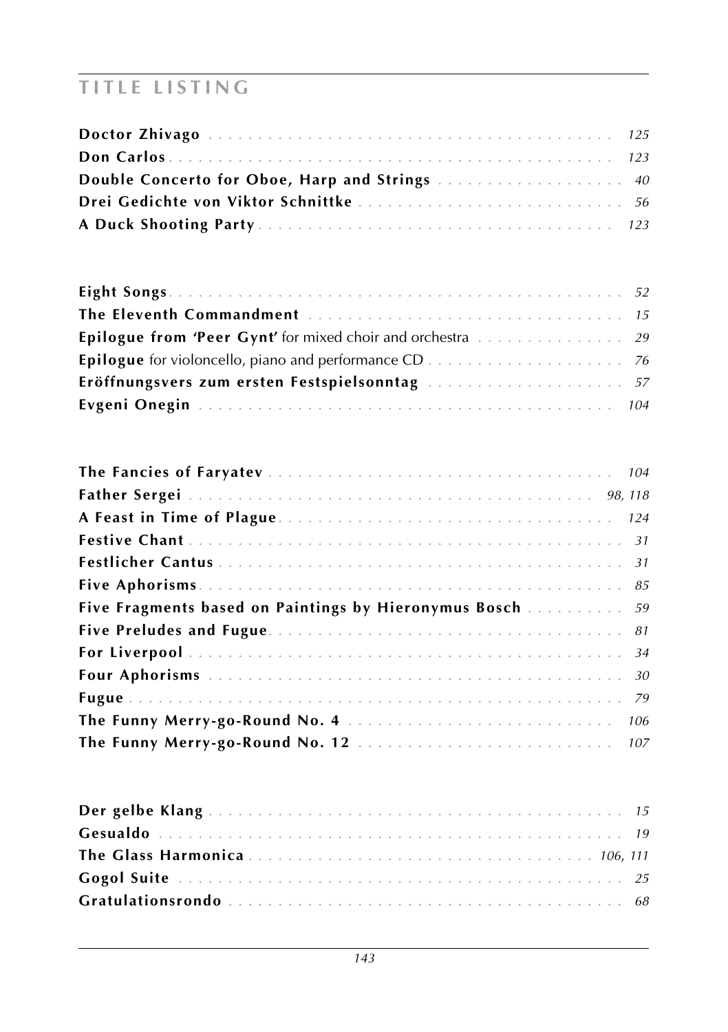## TITLE LISTING

**Doctor Zhivago** . . . . . . . . . . . . . . . . . . . . . . . . . . . . . . . . . . . . . . . . *125*
**Don Carlos** . . . . . . . . . . . . . . . . . . . . . . . . . . . . . . . . . . . . . . . . *123*
**Double Concerto for Oboe, Harp and Strings** . . . . . . . . . . . . . . . . . . . *40*
**Drei Gedichte von Viktor Schnittke** . . . . . . . . . . . . . . . . . . . . . . . . . . *56*
**A Duck Shooting Party** . . . . . . . . . . . . . . . . . . . . . . . . . . . . . . . . . . *123*

**Eight Songs** . . . . . . . . . . . . . . . . . . . . . . . . . . . . . . . . . . . . . . . . *52*
**The Eleventh Commandment** . . . . . . . . . . . . . . . . . . . . . . . . . . . . . . *15*
**Epilogue from 'Peer Gynt'** for mixed choir and orchestra . . . . . . . . . . . . . . *29*
**Epilogue** for violoncello, piano and performance CD . . . . . . . . . . . . . . . . . . *76*
**Eröffnungsvers zum ersten Festspielsonntag** . . . . . . . . . . . . . . . . . . . . *57*
**Evgeni Onegin** . . . . . . . . . . . . . . . . . . . . . . . . . . . . . . . . . . . . . . . *104*

**The Fancies of Faryatev** . . . . . . . . . . . . . . . . . . . . . . . . . . . . . . . . *104*
**Father Sergei** . . . . . . . . . . . . . . . . . . . . . . . . . . . . . . . . . . . . . . . *98, 118*
**A Feast in Time of Plague** . . . . . . . . . . . . . . . . . . . . . . . . . . . . . . . *124*
**Festive Chant** . . . . . . . . . . . . . . . . . . . . . . . . . . . . . . . . . . . . . . . . *31*
**Festlicher Cantus** . . . . . . . . . . . . . . . . . . . . . . . . . . . . . . . . . . . . . . *31*
**Five Aphorisms** . . . . . . . . . . . . . . . . . . . . . . . . . . . . . . . . . . . . . . . *85*
**Five Fragments based on Paintings by Hieronymus Bosch** . . . . . . . . . . *59*
**Five Preludes and Fugue** . . . . . . . . . . . . . . . . . . . . . . . . . . . . . . . . . *81*
**For Liverpool** . . . . . . . . . . . . . . . . . . . . . . . . . . . . . . . . . . . . . . . . *34*
**Four Aphorisms** . . . . . . . . . . . . . . . . . . . . . . . . . . . . . . . . . . . . . . . *30*
**Fugue** . . . . . . . . . . . . . . . . . . . . . . . . . . . . . . . . . . . . . . . . . . . . . *79*
**The Funny Merry-go-Round No. 4** . . . . . . . . . . . . . . . . . . . . . . . . . . . *106*
**The Funny Merry-go-Round No. 12** . . . . . . . . . . . . . . . . . . . . . . . . . . *107*

**Der gelbe Klang** . . . . . . . . . . . . . . . . . . . . . . . . . . . . . . . . . . . . . . *15*
**Gesualdo** . . . . . . . . . . . . . . . . . . . . . . . . . . . . . . . . . . . . . . . . . . . *19*
**The Glass Harmonica** . . . . . . . . . . . . . . . . . . . . . . . . . . . . . . . . . . . *106, 111*
**Gogol Suite** . . . . . . . . . . . . . . . . . . . . . . . . . . . . . . . . . . . . . . . . . . *25*
**Gratulationsrondo** . . . . . . . . . . . . . . . . . . . . . . . . . . . . . . . . . . . . . *68*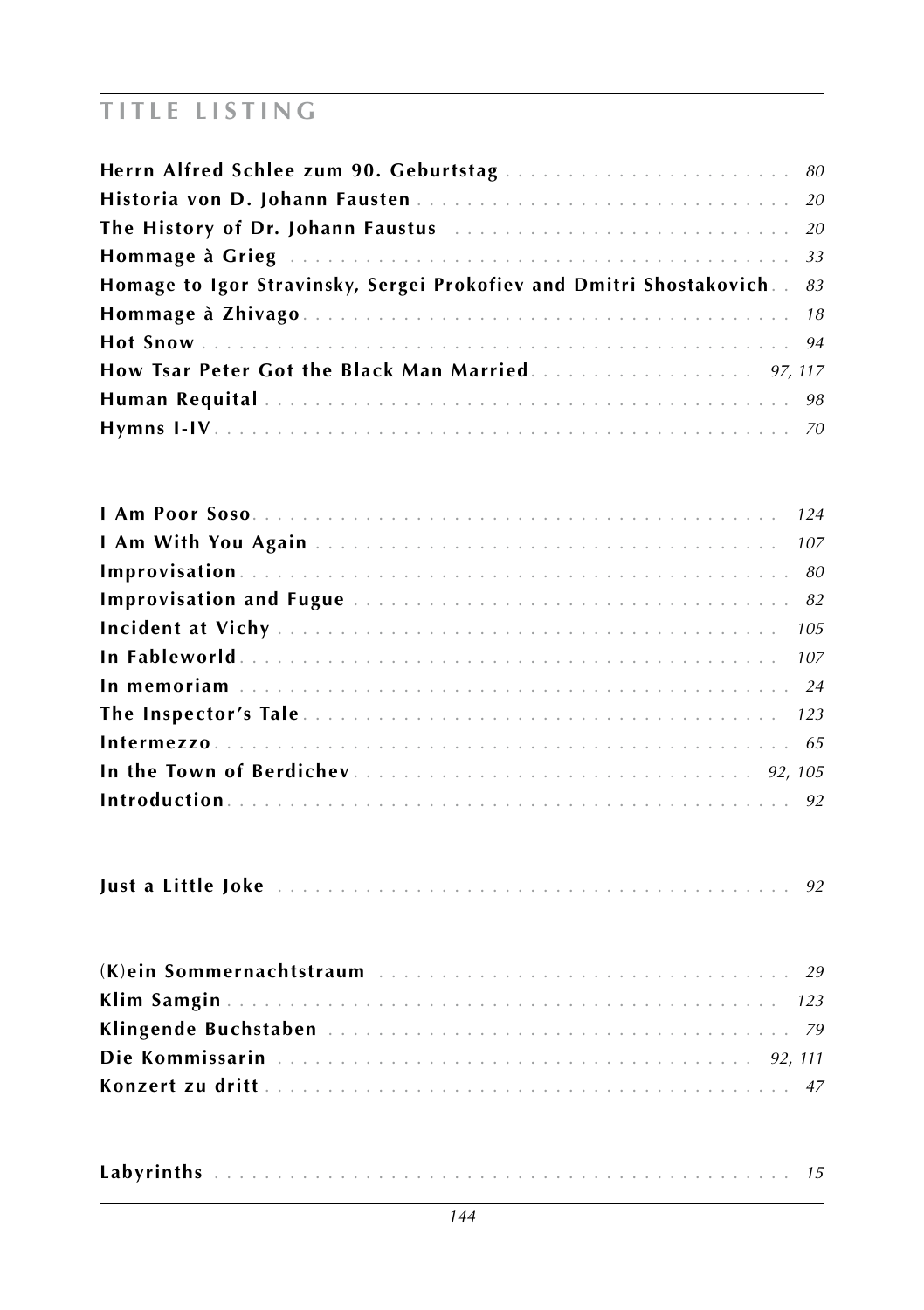# TITLE LISTING

**Herrn Alfred Schlee zum 90. Geburtstag** . . . . . . . . . . . . . . . . . . . . . . . *80*
**Historia von D. Johann Fausten** . . . . . . . . . . . . . . . . . . . . . . . . . . . . . *20*
**The History of Dr. Johann Faustus** . . . . . . . . . . . . . . . . . . . . . . . . . . *20*
**Hommage à Grieg** . . . . . . . . . . . . . . . . . . . . . . . . . . . . . . . . . . . . . *33*
**Homage to Igor Stravinsky, Sergei Prokofiev and Dmitri Shostakovich** . . *83*
**Hommage à Zhivago** . . . . . . . . . . . . . . . . . . . . . . . . . . . . . . . . . . . . *18*
**Hot Snow** . . . . . . . . . . . . . . . . . . . . . . . . . . . . . . . . . . . . . . . . . . *94*
**How Tsar Peter Got the Black Man Married** . . . . . . . . . . . . . . . . . . *97, 117*
**Human Requital** . . . . . . . . . . . . . . . . . . . . . . . . . . . . . . . . . . . . . . *98*
**Hymns I-IV** . . . . . . . . . . . . . . . . . . . . . . . . . . . . . . . . . . . . . . . . *70*

**I Am Poor Soso** . . . . . . . . . . . . . . . . . . . . . . . . . . . . . . . . . . . . . *124*
**I Am With You Again** . . . . . . . . . . . . . . . . . . . . . . . . . . . . . . . . . . *107*
**Improvisation** . . . . . . . . . . . . . . . . . . . . . . . . . . . . . . . . . . . . . . . *80*
**Improvisation and Fugue** . . . . . . . . . . . . . . . . . . . . . . . . . . . . . . . . *82*
**Incident at Vichy** . . . . . . . . . . . . . . . . . . . . . . . . . . . . . . . . . . . . *105*
**In Fableworld** . . . . . . . . . . . . . . . . . . . . . . . . . . . . . . . . . . . . . . *107*
**In memoriam** . . . . . . . . . . . . . . . . . . . . . . . . . . . . . . . . . . . . . . . *24*
**The Inspector's Tale** . . . . . . . . . . . . . . . . . . . . . . . . . . . . . . . . . . *123*
**Intermezzo** . . . . . . . . . . . . . . . . . . . . . . . . . . . . . . . . . . . . . . . . . *65*
**In the Town of Berdichev** . . . . . . . . . . . . . . . . . . . . . . . . . . . . . *92, 105*
**Introduction** . . . . . . . . . . . . . . . . . . . . . . . . . . . . . . . . . . . . . . . . *92*

**Just a Little Joke** . . . . . . . . . . . . . . . . . . . . . . . . . . . . . . . . . . . . *92*

**(K)ein Sommernachtstraum** . . . . . . . . . . . . . . . . . . . . . . . . . . . . . . . *29*
**Klim Samgin** . . . . . . . . . . . . . . . . . . . . . . . . . . . . . . . . . . . . . . . *123*
**Klingende Buchstaben** . . . . . . . . . . . . . . . . . . . . . . . . . . . . . . . . . . *79*
**Die Kommissarin** . . . . . . . . . . . . . . . . . . . . . . . . . . . . . . . . . . . *92, 111*
**Konzert zu dritt** . . . . . . . . . . . . . . . . . . . . . . . . . . . . . . . . . . . . . . *47*

**Labyrinths** . . . . . . . . . . . . . . . . . . . . . . . . . . . . . . . . . . . . . . . . . *15*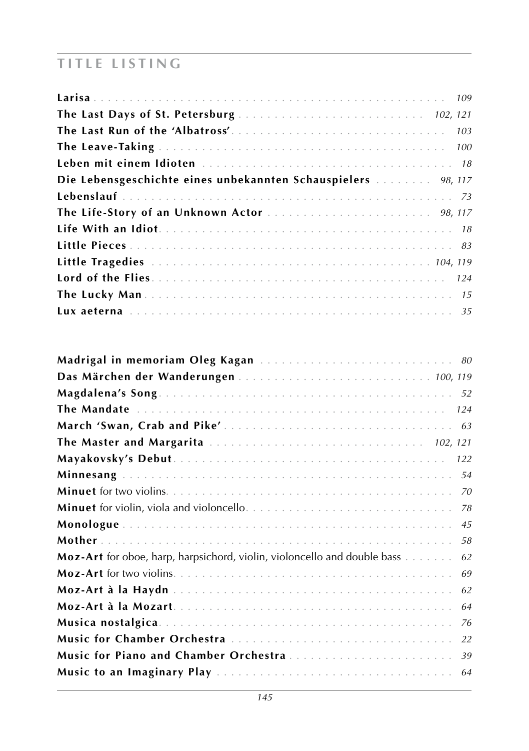## TITLE LISTING

**Larisa** . . . *109*
**The Last Days of St. Petersburg** . . . *102, 121*
**The Last Run of the 'Albatross'** . . . *103*
**The Leave-Taking** . . . *100*
**Leben mit einem Idioten** . . . *18*
**Die Lebensgeschichte eines unbekannten Schauspielers** . . . *98, 117*
**Lebenslauf** . . . *73*
**The Life-Story of an Unknown Actor** . . . *98, 117*
**Life With an Idiot** . . . *18*
**Little Pieces** . . . *83*
**Little Tragedies** . . . *104, 119*
**Lord of the Flies** . . . *124*
**The Lucky Man** . . . *15*
**Lux aeterna** . . . *35*

**Madrigal in memoriam Oleg Kagan** . . . *80*
**Das Märchen der Wanderungen** . . . *100, 119*
**Magdalena's Song** . . . *52*
**The Mandate** . . . *124*
**March 'Swan, Crab and Pike'** . . . *63*
**The Master and Margarita** . . . *102, 121*
**Mayakovsky's Debut** . . . *122*
**Minnesang** . . . *54*
**Minuet** for two violins . . . *70*
**Minuet** for violin, viola and violoncello . . . *78*
**Monologue** . . . *45*
**Mother** . . . *58*
**Moz-Art** for oboe, harp, harpsichord, violin, violoncello and double bass . . . *62*
**Moz-Art** for two violins . . . *69*
**Moz-Art à la Haydn** . . . *62*
**Moz-Art à la Mozart** . . . *64*
**Musica nostalgica** . . . *76*
**Music for Chamber Orchestra** . . . *22*
**Music for Piano and Chamber Orchestra** . . . *39*
**Music to an Imaginary Play** . . . *64*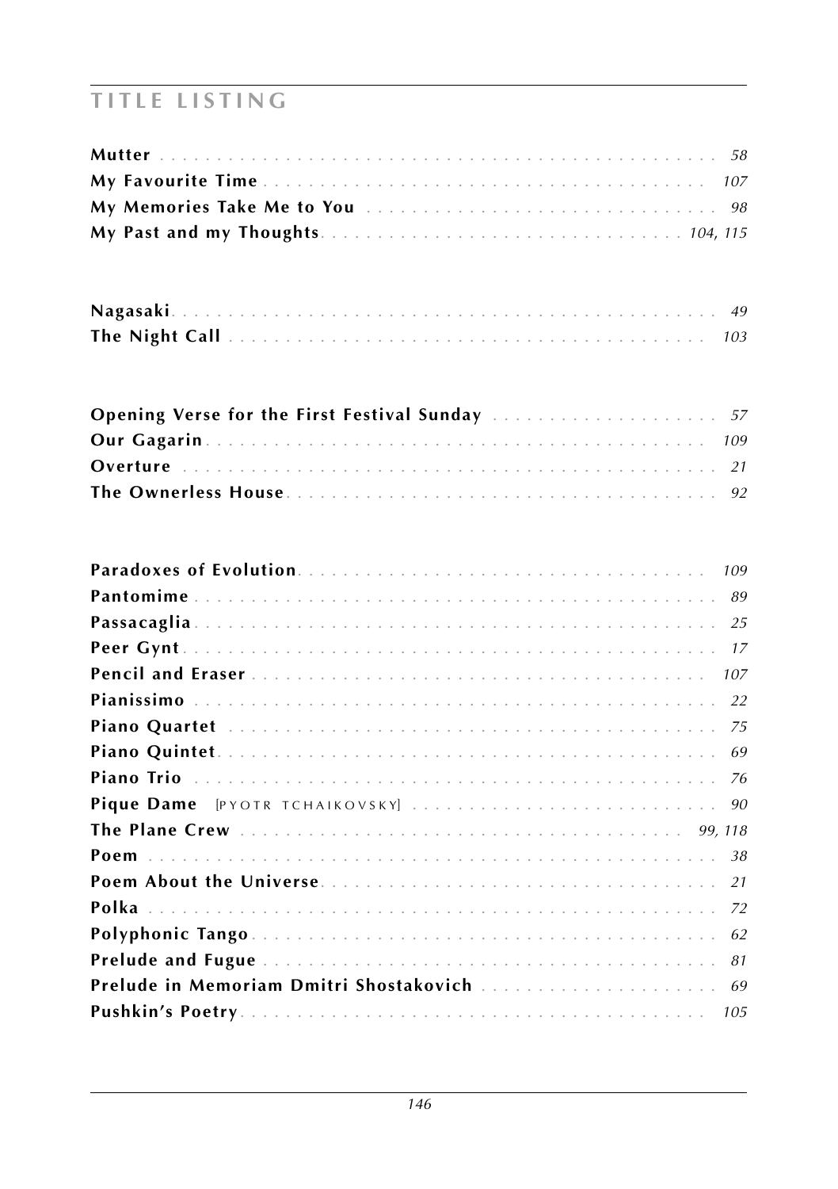## TITLE LISTING

**Mutter** . . . . . . . . . . . . . . . . . . . . . . . . . . . . . . . . . . . . . . . . . . . *58*
**My Favourite Time** . . . . . . . . . . . . . . . . . . . . . . . . . . . . . . . . . . . . *107*
**My Memories Take Me to You** . . . . . . . . . . . . . . . . . . . . . . . . . . . . . *98*
**My Past and my Thoughts**. . . . . . . . . . . . . . . . . . . . . . . . . . . . . . *104, 115*

**Nagasaki**. . . . . . . . . . . . . . . . . . . . . . . . . . . . . . . . . . . . . . . . . . . *49*
**The Night Call** . . . . . . . . . . . . . . . . . . . . . . . . . . . . . . . . . . . . . . *103*

**Opening Verse for the First Festival Sunday** . . . . . . . . . . . . . . . . . . . *57*
**Our Gagarin**. . . . . . . . . . . . . . . . . . . . . . . . . . . . . . . . . . . . . . . . *109*
**Overture** . . . . . . . . . . . . . . . . . . . . . . . . . . . . . . . . . . . . . . . . . . *21*
**The Ownerless House**. . . . . . . . . . . . . . . . . . . . . . . . . . . . . . . . . . *92*

**Paradoxes of Evolution**. . . . . . . . . . . . . . . . . . . . . . . . . . . . . . . . *109*
**Pantomime** . . . . . . . . . . . . . . . . . . . . . . . . . . . . . . . . . . . . . . . . . *89*
**Passacaglia**. . . . . . . . . . . . . . . . . . . . . . . . . . . . . . . . . . . . . . . . . *25*
**Peer Gynt**. . . . . . . . . . . . . . . . . . . . . . . . . . . . . . . . . . . . . . . . . . *17*
**Pencil and Eraser** . . . . . . . . . . . . . . . . . . . . . . . . . . . . . . . . . . . *107*
**Pianissimo** . . . . . . . . . . . . . . . . . . . . . . . . . . . . . . . . . . . . . . . . . *22*
**Piano Quartet** . . . . . . . . . . . . . . . . . . . . . . . . . . . . . . . . . . . . . . *75*
**Piano Quintet**. . . . . . . . . . . . . . . . . . . . . . . . . . . . . . . . . . . . . . . *69*
**Piano Trio** . . . . . . . . . . . . . . . . . . . . . . . . . . . . . . . . . . . . . . . . . *76*
**Pique Dame** [PYOTR TCHAIKOVSKY] . . . . . . . . . . . . . . . . . . . . . . . . *90*
**The Plane Crew** . . . . . . . . . . . . . . . . . . . . . . . . . . . . . . . . . . . *99, 118*
**Poem** . . . . . . . . . . . . . . . . . . . . . . . . . . . . . . . . . . . . . . . . . . . . *38*
**Poem About the Universe**. . . . . . . . . . . . . . . . . . . . . . . . . . . . . . . . *21*
**Polka** . . . . . . . . . . . . . . . . . . . . . . . . . . . . . . . . . . . . . . . . . . . . *72*
**Polyphonic Tango**. . . . . . . . . . . . . . . . . . . . . . . . . . . . . . . . . . . . . *62*
**Prelude and Fugue** . . . . . . . . . . . . . . . . . . . . . . . . . . . . . . . . . . . . *81*
**Prelude in Memoriam Dmitri Shostakovich** . . . . . . . . . . . . . . . . . . . . *69*
**Pushkin's Poetry**. . . . . . . . . . . . . . . . . . . . . . . . . . . . . . . . . . . . *105*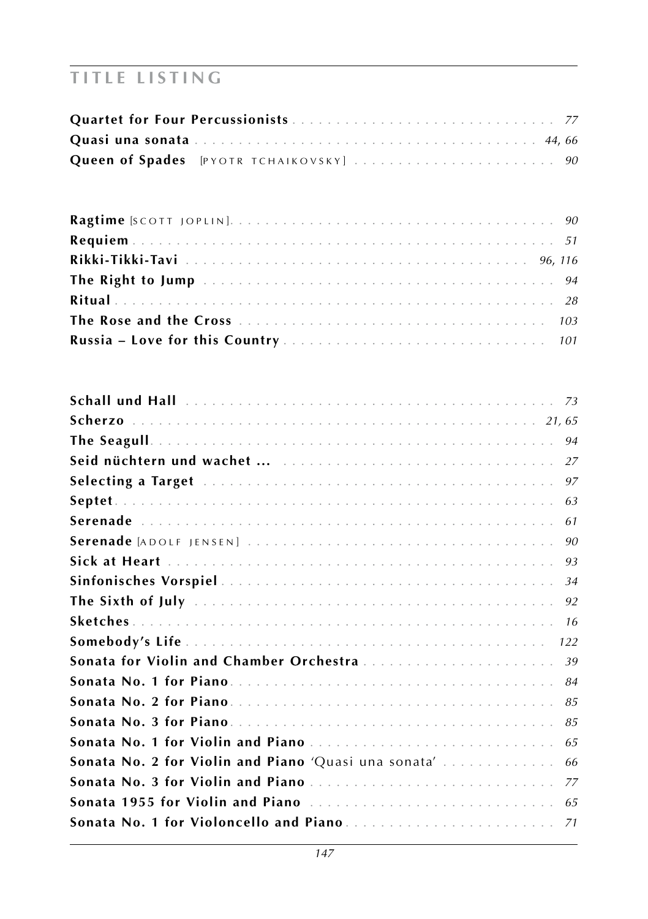# TITLE LISTING

**Quartet for Four Percussionists** . . . . . . . . . . 77
**Quasi una sonata** . . . . . . . . . . 44, 66
**Queen of Spades** [PYOTR TCHAIKOVSKY] . . . . . . . . . . 90

**Ragtime** [SCOTT JOPLIN]. . . . . . . . . . 90
**Requiem** . . . . . . . . . . 51
**Rikki-Tikki-Tavi** . . . . . . . . . . 96, 116
**The Right to Jump** . . . . . . . . . . 94
**Ritual** . . . . . . . . . . 28
**The Rose and the Cross** . . . . . . . . . . 103
**Russia – Love for this Country** . . . . . . . . . . 101

**Schall und Hall** . . . . . . . . . . 73
**Scherzo** . . . . . . . . . . 21, 65
**The Seagull**. . . . . . . . . . 94
**Seid nüchtern und wachet ...** . . . . . . . . . . 27
**Selecting a Target** . . . . . . . . . . 97
**Septet**. . . . . . . . . . 63
**Serenade** . . . . . . . . . . 61
**Serenade** [ADOLF JENSEN] . . . . . . . . . . 90
**Sick at Heart** . . . . . . . . . . 93
**Sinfonisches Vorspiel** . . . . . . . . . . 34
**The Sixth of July** . . . . . . . . . . 92
**Sketches**. . . . . . . . . . 16
**Somebody's Life** . . . . . . . . . . 122
**Sonata for Violin and Chamber Orchestra** . . . . . . . . . . 39
**Sonata No. 1 for Piano**. . . . . . . . . . 84
**Sonata No. 2 for Piano**. . . . . . . . . . 85
**Sonata No. 3 for Piano**. . . . . . . . . . 85
**Sonata No. 1 for Violin and Piano** . . . . . . . . . . 65
**Sonata No. 2 for Violin and Piano** 'Quasi una sonata' . . . . . . . . . . 66
**Sonata No. 3 for Violin and Piano** . . . . . . . . . . 77
**Sonata 1955 for Violin and Piano** . . . . . . . . . . 65
**Sonata No. 1 for Violoncello and Piano**. . . . . . . . . . 71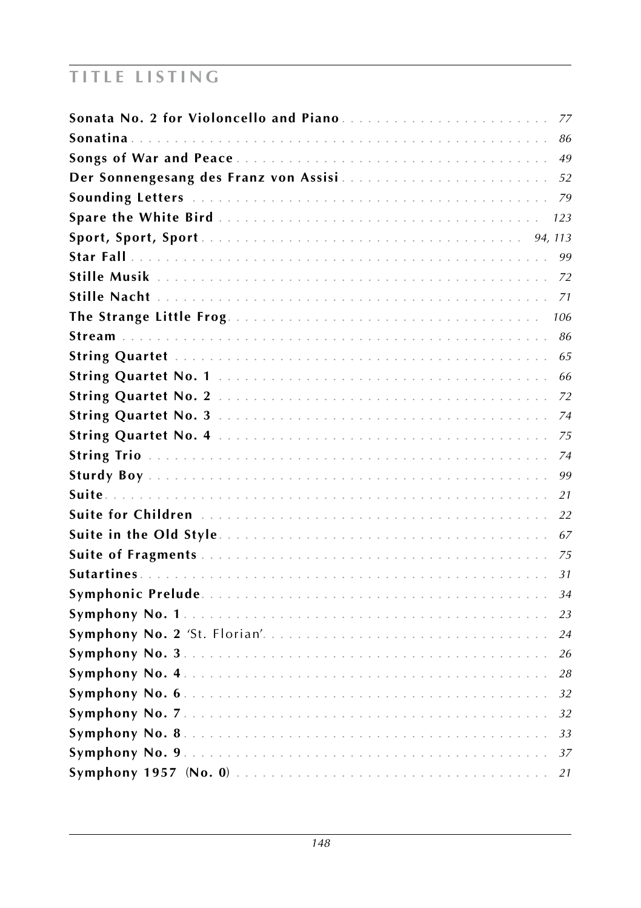# TITLE LISTING

**Sonata No. 2 for Violoncello and Piano** . . . . . . . . . . 77
**Sonatina** . . . . . . . . . . 86
**Songs of War and Peace** . . . . . . . . . . 49
**Der Sonnengesang des Franz von Assisi** . . . . . . . . . . 52
**Sounding Letters** . . . . . . . . . . 79
**Spare the White Bird** . . . . . . . . . . 123
**Sport, Sport, Sport** . . . . . . . . . . 94, 113
**Star Fall** . . . . . . . . . . 99
**Stille Musik** . . . . . . . . . . 72
**Stille Nacht** . . . . . . . . . . 71
**The Strange Little Frog** . . . . . . . . . . 106
**Stream** . . . . . . . . . . 86
**String Quartet** . . . . . . . . . . 65
**String Quartet No. 1** . . . . . . . . . . 66
**String Quartet No. 2** . . . . . . . . . . 72
**String Quartet No. 3** . . . . . . . . . . 74
**String Quartet No. 4** . . . . . . . . . . 75
**String Trio** . . . . . . . . . . 74
**Sturdy Boy** . . . . . . . . . . 99
**Suite** . . . . . . . . . . 21
**Suite for Children** . . . . . . . . . . 22
**Suite in the Old Style** . . . . . . . . . . 67
**Suite of Fragments** . . . . . . . . . . 75
**Sutartines** . . . . . . . . . . 31
**Symphonic Prelude** . . . . . . . . . . 34
**Symphony No. 1** . . . . . . . . . . 23
**Symphony No. 2** 'St. Florian' . . . . . . . . . . 24
**Symphony No. 3** . . . . . . . . . . 26
**Symphony No. 4** . . . . . . . . . . 28
**Symphony No. 6** . . . . . . . . . . 32
**Symphony No. 7** . . . . . . . . . . 32
**Symphony No. 8** . . . . . . . . . . 33
**Symphony No. 9** . . . . . . . . . . 37
**Symphony 1957 (No. 0)** . . . . . . . . . . 21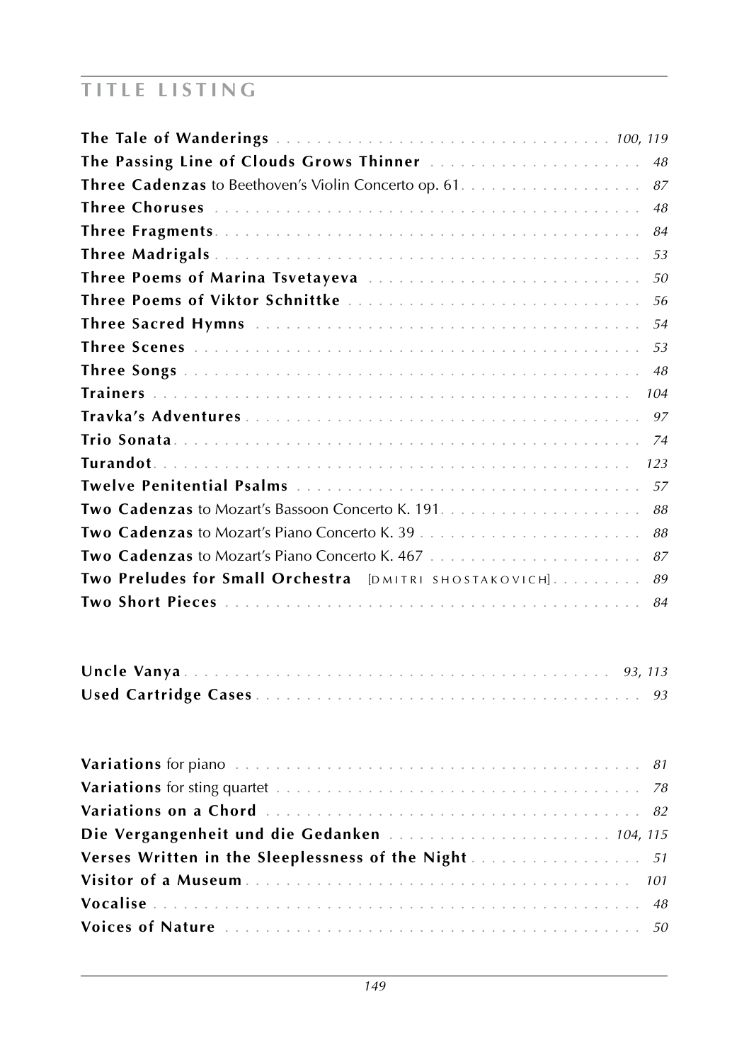## TITLE LISTING

**The Tale of Wanderings** . . . . . . . . . . . . . . . . . . . . . . . . . . . . . . . . *100, 119*
**The Passing Line of Clouds Grows Thinner** . . . . . . . . . . . . . . . . . . . . . *48*
**Three Cadenzas** to Beethoven's Violin Concerto op. 61. . . . . . . . . . . . . . . . . . *87*
**Three Choruses** . . . . . . . . . . . . . . . . . . . . . . . . . . . . . . . . . . . . . . *48*
**Three Fragments**. . . . . . . . . . . . . . . . . . . . . . . . . . . . . . . . . . . . . . *84*
**Three Madrigals** . . . . . . . . . . . . . . . . . . . . . . . . . . . . . . . . . . . . . *53*
**Three Poems of Marina Tsvetayeva** . . . . . . . . . . . . . . . . . . . . . . . . . . *50*
**Three Poems of Viktor Schnittke** . . . . . . . . . . . . . . . . . . . . . . . . . . . *56*
**Three Sacred Hymns** . . . . . . . . . . . . . . . . . . . . . . . . . . . . . . . . . . . *54*
**Three Scenes** . . . . . . . . . . . . . . . . . . . . . . . . . . . . . . . . . . . . . . . *53*
**Three Songs** . . . . . . . . . . . . . . . . . . . . . . . . . . . . . . . . . . . . . . . *48*
**Trainers** . . . . . . . . . . . . . . . . . . . . . . . . . . . . . . . . . . . . . . . . . *104*
**Travka's Adventures** . . . . . . . . . . . . . . . . . . . . . . . . . . . . . . . . . . . *97*
**Trio Sonata**. . . . . . . . . . . . . . . . . . . . . . . . . . . . . . . . . . . . . . . . *74*
**Turandot**. . . . . . . . . . . . . . . . . . . . . . . . . . . . . . . . . . . . . . . . . *123*
**Twelve Penitential Psalms** . . . . . . . . . . . . . . . . . . . . . . . . . . . . . . . *57*
**Two Cadenzas** to Mozart's Bassoon Concerto K. 191. . . . . . . . . . . . . . . . . . . . *88*
**Two Cadenzas** to Mozart's Piano Concerto K. 39 . . . . . . . . . . . . . . . . . . . . . *88*
**Two Cadenzas** to Mozart's Piano Concerto K. 467 . . . . . . . . . . . . . . . . . . . . *87*
**Two Preludes for Small Orchestra** [DMITRI SHOSTAKOVICH]. . . . . . . . . *89*
**Two Short Pieces** . . . . . . . . . . . . . . . . . . . . . . . . . . . . . . . . . . . . . *84*

**Uncle Vanya**. . . . . . . . . . . . . . . . . . . . . . . . . . . . . . . . . . . . . . . *93, 113*
**Used Cartridge Cases**. . . . . . . . . . . . . . . . . . . . . . . . . . . . . . . . . . . *93*

**Variations** for piano . . . . . . . . . . . . . . . . . . . . . . . . . . . . . . . . . . . *81*
**Variations** for sting quartet . . . . . . . . . . . . . . . . . . . . . . . . . . . . . . . *78*
**Variations on a Chord** . . . . . . . . . . . . . . . . . . . . . . . . . . . . . . . . . . *82*
**Die Vergangenheit und die Gedanken** . . . . . . . . . . . . . . . . . . . . . . *104, 115*
**Verses Written in the Sleeplessness of the Night**. . . . . . . . . . . . . . . . . *51*
**Visitor of a Museum**. . . . . . . . . . . . . . . . . . . . . . . . . . . . . . . . . . . *101*
**Vocalise** . . . . . . . . . . . . . . . . . . . . . . . . . . . . . . . . . . . . . . . . . . *48*
**Voices of Nature** . . . . . . . . . . . . . . . . . . . . . . . . . . . . . . . . . . . . . *50*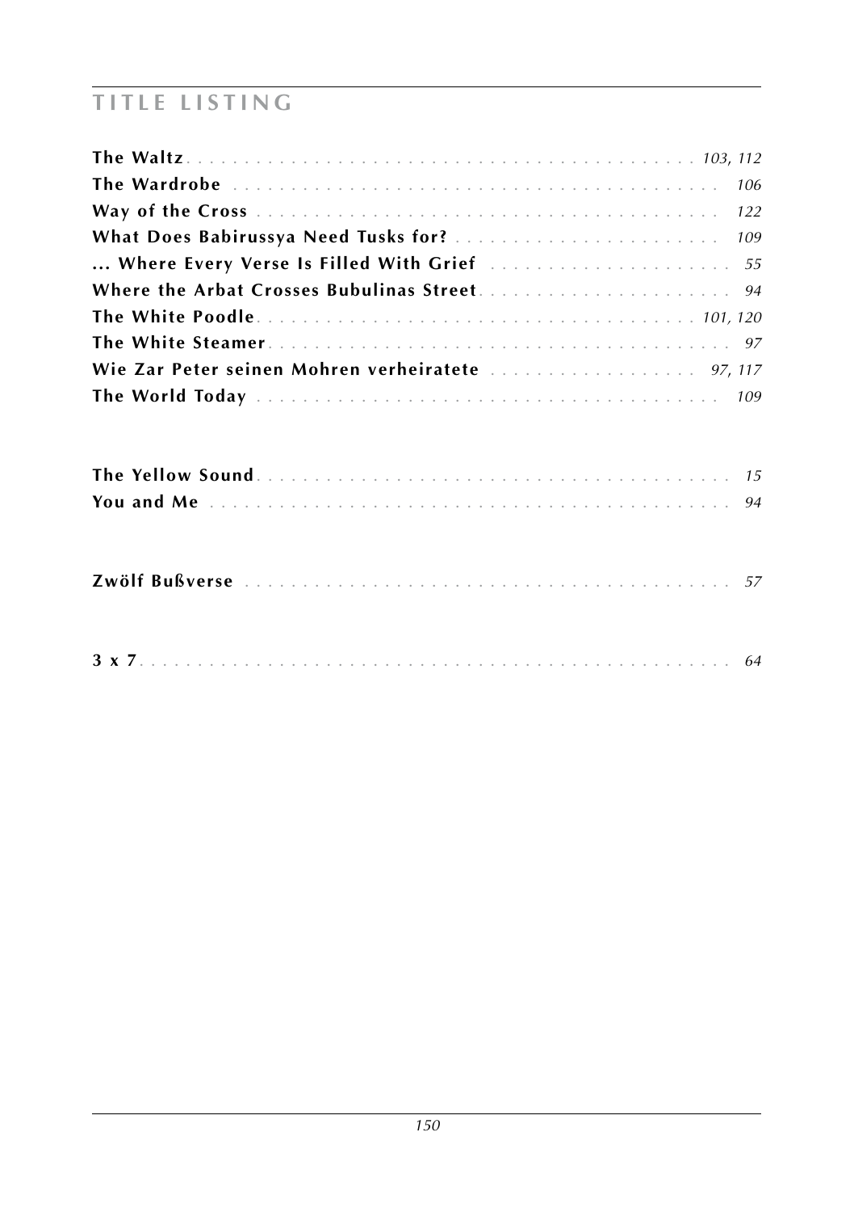## TITLE LISTING

**The Waltz** . . . *103, 112*
**The Wardrobe** . . . *106*
**Way of the Cross** . . . *122*
**What Does Babirussya Need Tusks for?** . . . *109*
**... Where Every Verse Is Filled With Grief** . . . *55*
**Where the Arbat Crosses Bubulinas Street** . . . *94*
**The White Poodle** . . . *101, 120*
**The White Steamer** . . . *97*
**Wie Zar Peter seinen Mohren verheiratete** . . . *97, 117*
**The World Today** . . . *109*

**The Yellow Sound** . . . *15*
**You and Me** . . . *94*

**Zwölf Bußverse** . . . *57*

**3 x 7** . . . *64*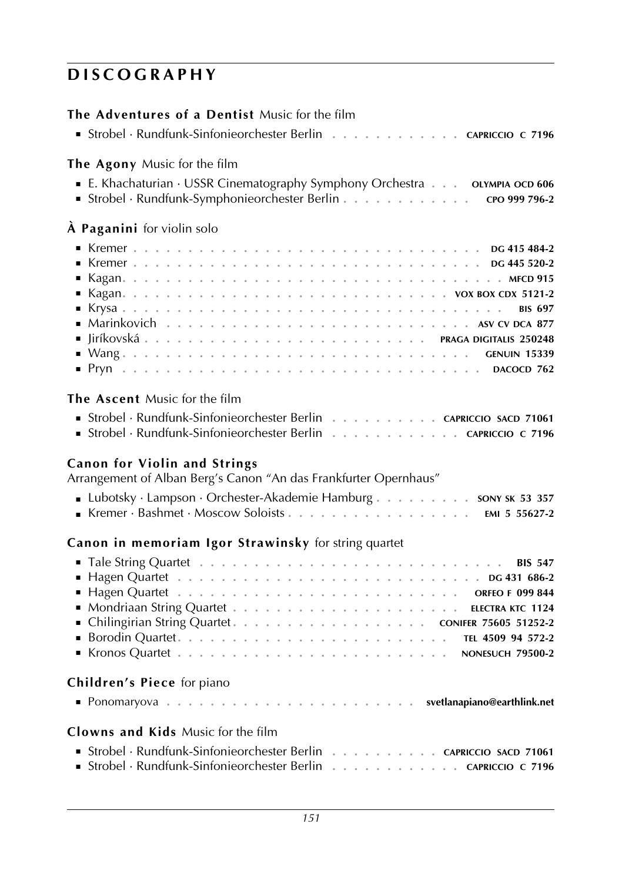# DISCOGRAPHY

**The Adventures of a Dentist** Music for the film

- Strobel · Rundfunk-Sinfonieorchester Berlin . . . . . . . . . . . . CAPRICCIO C 7196

**The Agony** Music for the film

- E. Khachaturian · USSR Cinematography Symphony Orchestra . . . OLYMPIA OCD 606
- Strobel · Rundfunk-Symphonieorchester Berlin . . . . . . . . . . . . CPO 999 796-2

**À Paganini** for violin solo

- Kremer . . . . . . . . . . . . . . . . . . . . . . . . . . . . . . DG 415 484-2
- Kremer . . . . . . . . . . . . . . . . . . . . . . . . . . . . . . DG 445 520-2
- Kagan. . . . . . . . . . . . . . . . . . . . . . . . . . . . . . . MFCD 915
- Kagan. . . . . . . . . . . . . . . . . . . . . . . . . . . VOX BOX CDX 5121-2
- Krysa . . . . . . . . . . . . . . . . . . . . . . . . . . . . . . . . BIS 697
- Marinkovich . . . . . . . . . . . . . . . . . . . . . . . . . . ASV CV DCA 877
- Jiríkovská . . . . . . . . . . . . . . . . . . . . . . . . PRAGA DIGITALIS 250248
- Wang . . . . . . . . . . . . . . . . . . . . . . . . . . . . . . GENUIN 15339
- Pryn . . . . . . . . . . . . . . . . . . . . . . . . . . . . . . . DACOCD 762

**The Ascent** Music for the film

- Strobel · Rundfunk-Sinfonieorchester Berlin . . . . . . . . . . CAPRICCIO SACD 71061
- Strobel · Rundfunk-Sinfonieorchester Berlin . . . . . . . . . . . . CAPRICCIO C 7196

**Canon for Violin and Strings**
Arrangement of Alban Berg's Canon "An das Frankfurter Opernhaus"

- Lubotsky · Lampson · Orchester-Akademie Hamburg . . . . . . . . . SONY SK 53 357
- Kremer · Bashmet · Moscow Soloists . . . . . . . . . . . . . . . . . EMI 5 55627-2

**Canon in memoriam Igor Strawinsky** for string quartet

- Tale String Quartet . . . . . . . . . . . . . . . . . . . . . . . . . . . BIS 547
- Hagen Quartet . . . . . . . . . . . . . . . . . . . . . . . . . . . DG 431 686-2
- Hagen Quartet . . . . . . . . . . . . . . . . . . . . . . . . . ORFEO F 099 844
- Mondriaan String Quartet . . . . . . . . . . . . . . . . . . . . . ELECTRA KTC 1124
- Chilingirian String Quartet. . . . . . . . . . . . . . . . . . CONIFER 75605 51252-2
- Borodin Quartet. . . . . . . . . . . . . . . . . . . . . . . . . TEL 4509 94 572-2
- Kronos Quartet . . . . . . . . . . . . . . . . . . . . . . . . . NONESUCH 79500-2

**Children's Piece** for piano

- Ponomaryova . . . . . . . . . . . . . . . . . . . . . . . svetlanapiano@earthlink.net

**Clowns and Kids** Music for the film

- Strobel · Rundfunk-Sinfonieorchester Berlin . . . . . . . . . . CAPRICCIO SACD 71061
- Strobel · Rundfunk-Sinfonieorchester Berlin . . . . . . . . . . . . CAPRICCIO C 7196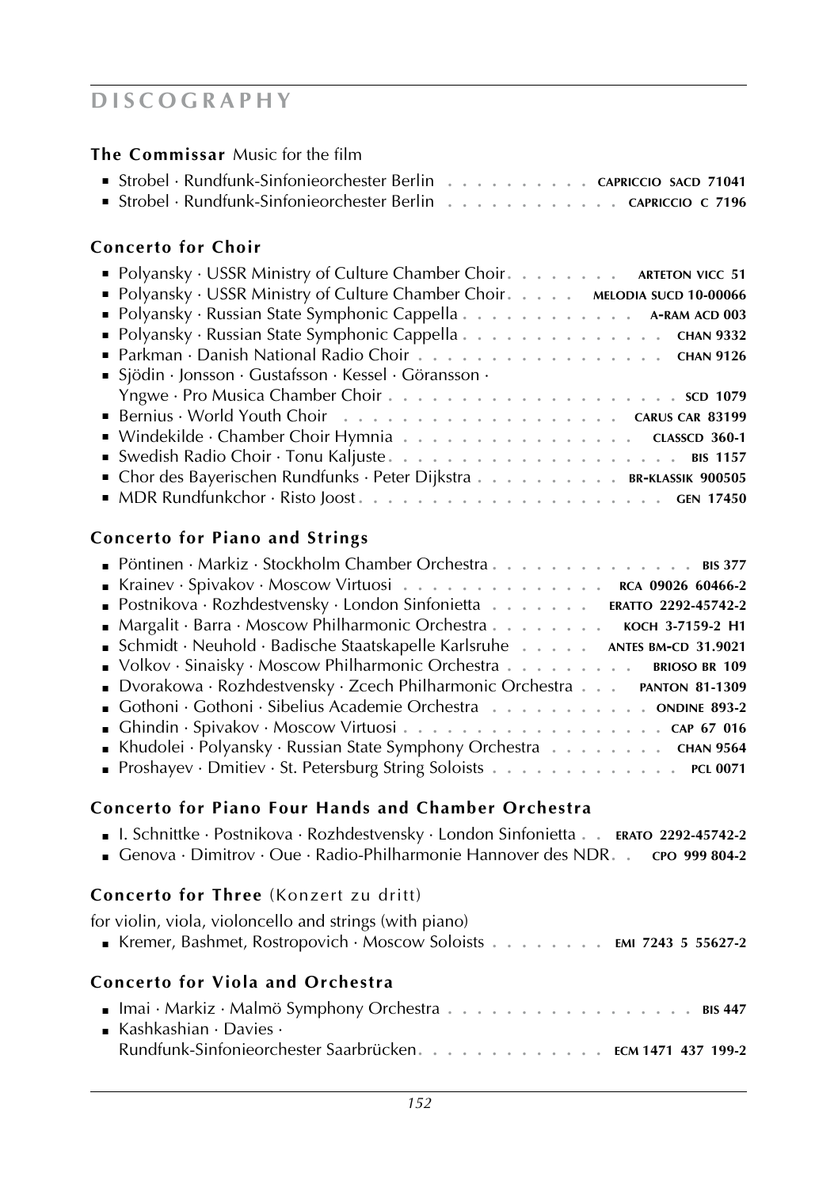# DISCOGRAPHY

### **The Commissar** Music for the film

- Strobel · Rundfunk-Sinfonieorchester Berlin . . . . . . . . . . CAPRICCIO SACD 71041
- Strobel · Rundfunk-Sinfonieorchester Berlin . . . . . . . . . . . . CAPRICCIO C 7196

### **Concerto for Choir**

- Polyansky · USSR Ministry of Culture Chamber Choir. . . . . . . . ARTETON VICC 51
- Polyansky · USSR Ministry of Culture Chamber Choir. . . . . MELODIA SUCD 10-00066
- Polyansky · Russian State Symphonic Cappella . . . . . . . . . . . . A-RAM ACD 003
- Polyansky · Russian State Symphonic Cappella . . . . . . . . . . . . . . CHAN 9332
- Parkman · Danish National Radio Choir . . . . . . . . . . . . . . . . . CHAN 9126
- Sjödin · Jonsson · Gustafsson · Kessel · Göransson · Yngwe · Pro Musica Chamber Choir . . . . . . . . . . . . . . . . . . . . SCD 1079
- Bernius · World Youth Choir . . . . . . . . . . . . . . . . . . CARUS CAR 83199
- Windekilde · Chamber Choir Hymnia . . . . . . . . . . . . . . . . CLASSCD 360-1
- Swedish Radio Choir · Tonu Kaljuste. . . . . . . . . . . . . . . . . . . . BIS 1157
- Chor des Bayerischen Rundfunks · Peter Dijkstra . . . . . . . . . . BR-KLASSIK 900505
- MDR Rundfunkchor · Risto Joost. . . . . . . . . . . . . . . . . . . . . GEN 17450

### **Concerto for Piano and Strings**

- Pöntinen · Markiz · Stockholm Chamber Orchestra . . . . . . . . . . . . . . BIS 377
- Krainev · Spivakov · Moscow Virtuosi . . . . . . . . . . . . . RCA 09026 60466-2
- Postnikova · Rozhdestvensky · London Sinfonietta . . . . . . . ERATTO 2292-45742-2
- Margalit · Barra · Moscow Philharmonic Orchestra . . . . . . . . KOCH 3-7159-2 H1
- Schmidt · Neuhold · Badische Staatskapelle Karlsruhe . . . . . ANTES BM-CD 31.9021
- Volkov · Sinaisky · Moscow Philharmonic Orchestra . . . . . . . . . BRIOSO BR 109
- Dvorakowa · Rozhdestvensky · Zcech Philharmonic Orchestra . . . PANTON 81-1309
- Gothoni · Gothoni · Sibelius Academie Orchestra . . . . . . . . . . . ONDINE 893-2
- Ghindin · Spivakov · Moscow Virtuosi . . . . . . . . . . . . . . . . . . CAP 67 016
- Khudolei · Polyansky · Russian State Symphony Orchestra . . . . . . . . . CHAN 9564
- Proshayev · Dmitiev · St. Petersburg String Soloists . . . . . . . . . . . . . PCL 0071

### **Concerto for Piano Four Hands and Chamber Orchestra**

- I. Schnittke · Postnikova · Rozhdestvensky · London Sinfonietta . . ERATO 2292-45742-2
- Genova · Dimitrov · Oue · Radio-Philharmonie Hannover des NDR. . CPO 999 804-2

### **Concerto for Three** (Konzert zu dritt)

for violin, viola, violoncello and strings (with piano)

- Kremer, Bashmet, Rostropovich · Moscow Soloists . . . . . . . . EMI 7243 5 55627-2

### **Concerto for Viola and Orchestra**

- Imai · Markiz · Malmö Symphony Orchestra . . . . . . . . . . . . . . . . . BIS 447
- Kashkashian · Davies · Rundfunk-Sinfonieorchester Saarbrücken. . . . . . . . . . . . . ECM 1471 437 199-2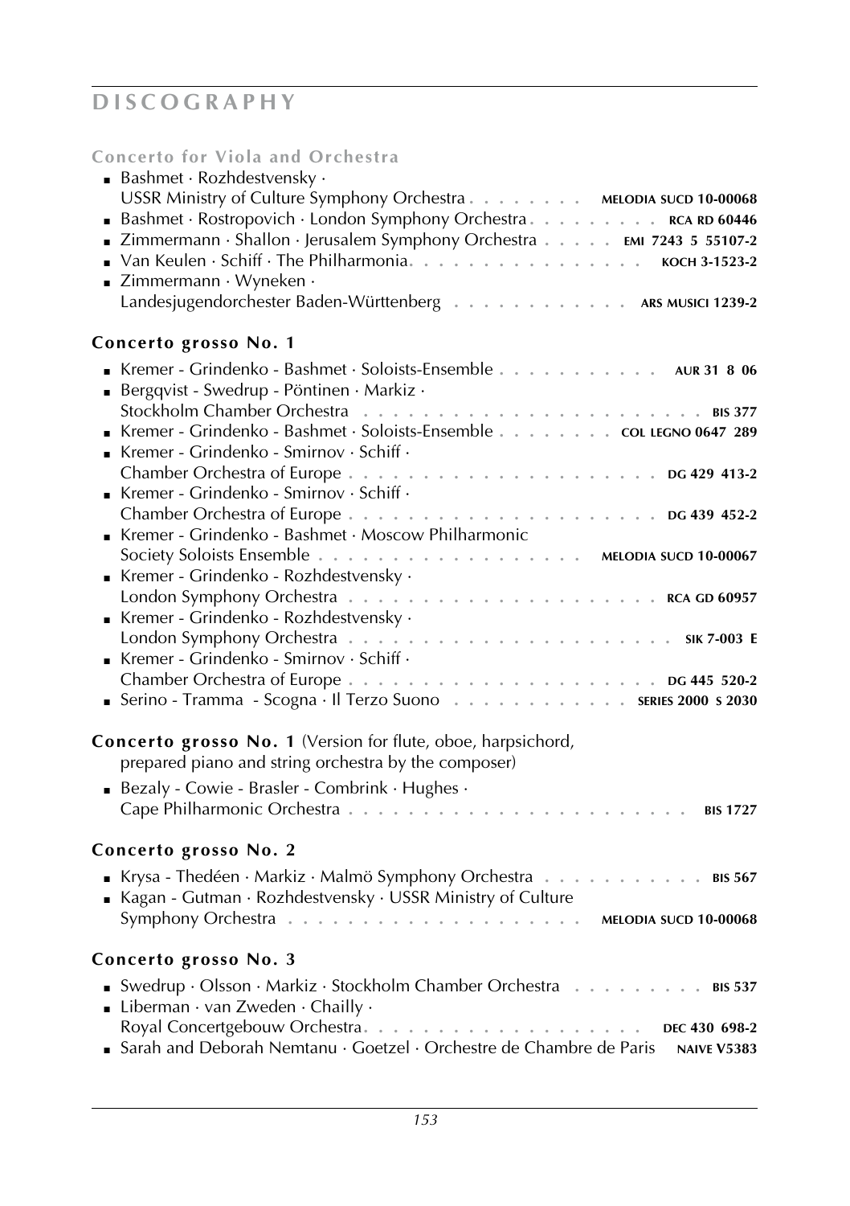# DISCOGRAPHY

### Concerto for Viola and Orchestra

- Bashmet · Rozhdestvensky · USSR Ministry of Culture Symphony Orchestra . . . . . . . . **MELODIA SUCD 10-00068**
- Bashmet · Rostropovich · London Symphony Orchestra . . . . . . . . . **RCA RD 60446**
- Zimmermann · Shallon · Jerusalem Symphony Orchestra . . . . . **EMI 7243 5 55107-2**
- Van Keulen · Schiff · The Philharmonia. . . . . . . . . . . . . . . . **KOCH 3-1523-2**
- Zimmermann · Wyneken · Landesjugendorchester Baden-Württenberg . . . . . . . . . . . . **ARS MUSICI 1239-2**

### Concerto grosso No. 1

- Kremer - Grindenko - Bashmet · Soloists-Ensemble . . . . . . . . . . . **AUR 31 8 06**
- Bergqvist - Swedrup - Pöntinen · Markiz · Stockholm Chamber Orchestra . . . . . . . . . . . . . . . . . . . . . . **BIS 377**
- Kremer - Grindenko - Bashmet · Soloists-Ensemble . . . . . . . . **COL LEGNO 0647 289**
- Kremer - Grindenko - Smirnov · Schiff · Chamber Orchestra of Europe . . . . . . . . . . . . . . . . . . . . . **DG 429 413-2**
- Kremer - Grindenko - Smirnov · Schiff · Chamber Orchestra of Europe . . . . . . . . . . . . . . . . . . . . . **DG 439 452-2**
- Kremer - Grindenko - Bashmet · Moscow Philharmonic Society Soloists Ensemble . . . . . . . . . . . . . . . . . . **MELODIA SUCD 10-00067**
- Kremer - Grindenko - Rozhdestvensky · London Symphony Orchestra . . . . . . . . . . . . . . . . . . . . . **RCA GD 60957**
- Kremer - Grindenko - Rozhdestvensky · London Symphony Orchestra . . . . . . . . . . . . . . . . . . . . . **SIK 7-003 E**
- Kremer - Grindenko - Smirnov · Schiff · Chamber Orchestra of Europe . . . . . . . . . . . . . . . . . . . . . **DG 445 520-2**
- Serino - Tramma - Scogna · Il Terzo Suono . . . . . . . . . . . . **SERIES 2000 S 2030**

### Concerto grosso No. 1 (Version for flute, oboe, harpsichord, prepared piano and string orchestra by the composer)

- Bezaly - Cowie - Brasler - Combrink · Hughes · Cape Philharmonic Orchestra . . . . . . . . . . . . . . . . . . . . . . **BIS 1727**

### Concerto grosso No. 2

- Krysa - Thedéen · Markiz · Malmö Symphony Orchestra . . . . . . . . . . . **BIS 567**
- Kagan - Gutman · Rozhdestvensky · USSR Ministry of Culture Symphony Orchestra . . . . . . . . . . . . . . . . . . . **MELODIA SUCD 10-00068**

### Concerto grosso No. 3

- Swedrup · Olsson · Markiz · Stockholm Chamber Orchestra . . . . . . . . . **BIS 537**
- Liberman · van Zweden · Chailly · Royal Concertgebouw Orchestra. . . . . . . . . . . . . . . . . . . **DEC 430 698-2**
- Sarah and Deborah Nemtanu · Goetzel · Orchestre de Chambre de Paris **NAIVE V5383**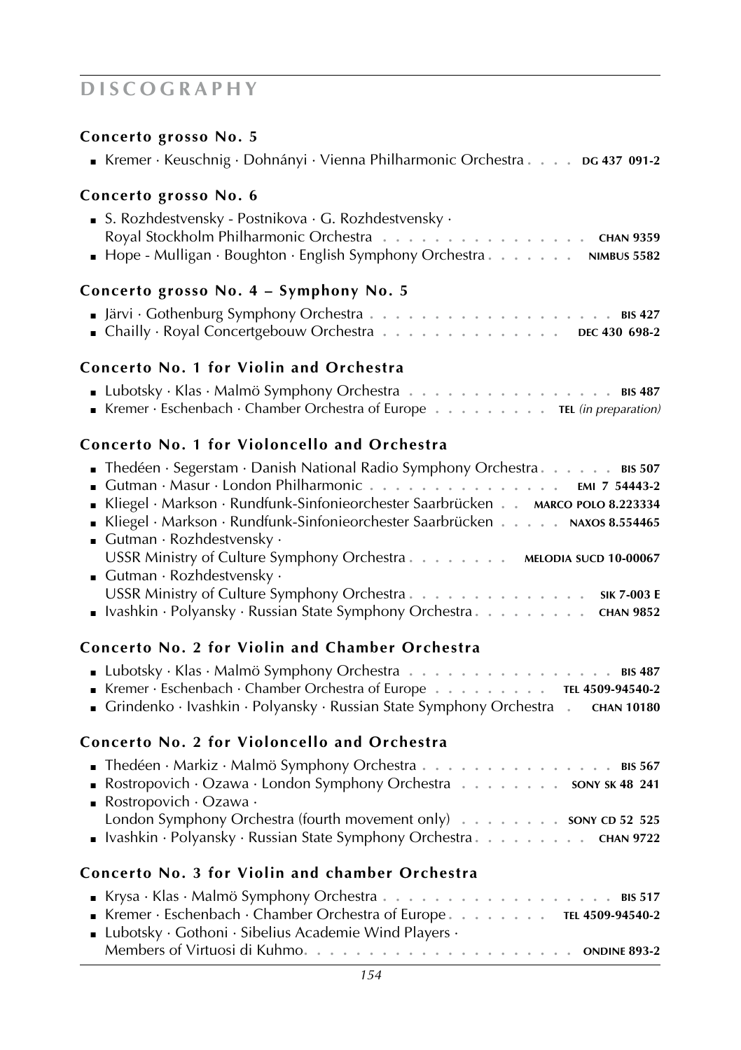# DISCOGRAPHY

### Concerto grosso No. 5

- Kremer · Keuschnig · Dohnányi · Vienna Philharmonic Orchestra . . . . **DG 437 091-2**

### Concerto grosso No. 6

- S. Rozhdestvensky - Postnikova · G. Rozhdestvensky · Royal Stockholm Philharmonic Orchestra . . . . . . . . . . . . . . . . **CHAN 9359**
- Hope - Mulligan · Boughton · English Symphony Orchestra . . . . . . . **NIMBUS 5582**

### Concerto grosso No. 4 – Symphony No. 5

- Järvi · Gothenburg Symphony Orchestra . . . . . . . . . . . . . . . . . . . **BIS 427**
- Chailly · Royal Concertgebouw Orchestra . . . . . . . . . . . . . . **DEC 430 698-2**

### Concerto No. 1 for Violin and Orchestra

- Lubotsky · Klas · Malmö Symphony Orchestra . . . . . . . . . . . . . . . . **BIS 487**
- Kremer · Eschenbach · Chamber Orchestra of Europe . . . . . . . . . . **TEL** *(in preparation)*

### Concerto No. 1 for Violoncello and Orchestra

- Thedéen · Segerstam · Danish National Radio Symphony Orchestra . . . . . . **BIS 507**
- Gutman · Masur · London Philharmonic . . . . . . . . . . . . . . **EMI 7 54443-2**
- Kliegel · Markson · Rundfunk-Sinfonieorchester Saarbrücken . . **MARCO POLO 8.223334**
- Kliegel · Markson · Rundfunk-Sinfonieorchester Saarbrücken . . . . . **NAXOS 8.554465**
- Gutman · Rozhdestvensky · USSR Ministry of Culture Symphony Orchestra . . . . . . . . **MELODIA SUCD 10-00067**
- Gutman · Rozhdestvensky · USSR Ministry of Culture Symphony Orchestra . . . . . . . . . . . . . . **SIK 7-003 E**
- Ivashkin · Polyansky · Russian State Symphony Orchestra . . . . . . . . . **CHAN 9852**

### Concerto No. 2 for Violin and Chamber Orchestra

- Lubotsky · Klas · Malmö Symphony Orchestra . . . . . . . . . . . . . . . . **BIS 487**
- Kremer · Eschenbach · Chamber Orchestra of Europe . . . . . . . . . **TEL 4509-94540-2**
- Grindenko · Ivashkin · Polyansky · Russian State Symphony Orchestra . **CHAN 10180**

### Concerto No. 2 for Violoncello and Orchestra

- Thedéen · Markiz · Malmö Symphony Orchestra . . . . . . . . . . . . . . . **BIS 567**
- Rostropovich · Ozawa · London Symphony Orchestra . . . . . . . . **SONY SK 48 241**
- Rostropovich · Ozawa · London Symphony Orchestra (fourth movement only) . . . . . . . . **SONY CD 52 525**
- Ivashkin · Polyansky · Russian State Symphony Orchestra . . . . . . . . . **CHAN 9722**

### Concerto No. 3 for Violin and chamber Orchestra

- Krysa · Klas · Malmö Symphony Orchestra . . . . . . . . . . . . . . . . . . **BIS 517**
- Kremer · Eschenbach · Chamber Orchestra of Europe . . . . . . . . **TEL 4509-94540-2**
- Lubotsky · Gothoni · Sibelius Academie Wind Players · Members of Virtuosi di Kuhmo. . . . . . . . . . . . . . . . . . . . . **ONDINE 893-2**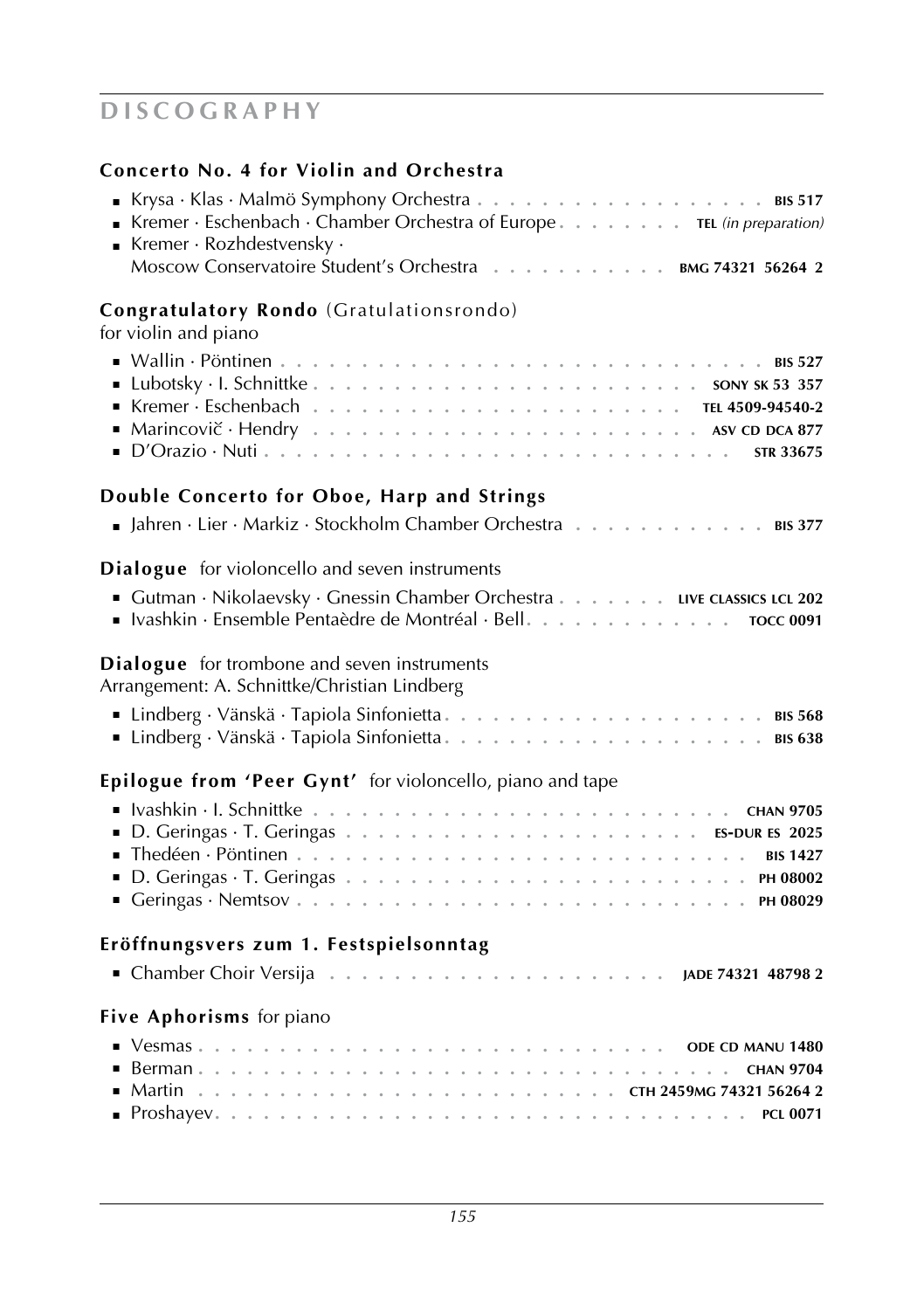# DISCOGRAPHY

### Concerto No. 4 for Violin and Orchestra

- Krysa · Klas · Malmö Symphony Orchestra . . . . . . . . . . . . . . . . . . . **BIS 517**
- Kremer · Eschenbach · Chamber Orchestra of Europe . . . . . . . . **TEL** *(in preparation)*
- Kremer · Rozhdestvensky · Moscow Conservatoire Student's Orchestra . . . . . . . . . . . **BMG 74321 56264 2**

### Congratulatory Rondo (Gratulationsrondo)
for violin and piano

- Wallin · Pöntinen . . . . . . . . . . . . . . . . . . . . . . . . . . . . **BIS 527**
- Lubotsky · I. Schnittke . . . . . . . . . . . . . . . . . . . . . . . . **SONY SK 53 357**
- Kremer · Eschenbach . . . . . . . . . . . . . . . . . . . . . . . **TEL 4509-94540-2**
- Marincovič · Hendry . . . . . . . . . . . . . . . . . . . . . . . **ASV CD DCA 877**
- D'Orazio · Nuti . . . . . . . . . . . . . . . . . . . . . . . . . . . **STR 33675**

### Double Concerto for Oboe, Harp and Strings

- Jahren · Lier · Markiz · Stockholm Chamber Orchestra . . . . . . . . . . . . **BIS 377**

### Dialogue for violoncello and seven instruments

- Gutman · Nikolaevsky · Gnessin Chamber Orchestra . . . . . . . **LIVE CLASSICS LCL 202**
- Ivashkin · Ensemble Pentaèdre de Montréal · Bell . . . . . . . . . . . . . **TOCC 0091**

### Dialogue for trombone and seven instruments
Arrangement: A. Schnittke/Christian Lindberg

- Lindberg · Vänskä · Tapiola Sinfonietta . . . . . . . . . . . . . . . . . . . . **BIS 568**
- Lindberg · Vänskä · Tapiola Sinfonietta . . . . . . . . . . . . . . . . . . . . **BIS 638**

### Epilogue from 'Peer Gynt' for violoncello, piano and tape

- Ivashkin · I. Schnittke . . . . . . . . . . . . . . . . . . . . . . . . . . **CHAN 9705**
- D. Geringas · T. Geringas . . . . . . . . . . . . . . . . . . . . . . . **ES-DUR ES 2025**
- Thedéen · Pöntinen . . . . . . . . . . . . . . . . . . . . . . . . . . . . **BIS 1427**
- D. Geringas · T. Geringas . . . . . . . . . . . . . . . . . . . . . . . . . **PH 08002**
- Geringas · Nemtsov . . . . . . . . . . . . . . . . . . . . . . . . . . . **PH 08029**

### Eröffnungsvers zum 1. Festspielsonntag

- Chamber Choir Versija . . . . . . . . . . . . . . . . . . . . . **JADE 74321 48798 2**

### Five Aphorisms for piano

- Vesmas . . . . . . . . . . . . . . . . . . . . . . . . . . . . . **ODE CD MANU 1480**
- Berman . . . . . . . . . . . . . . . . . . . . . . . . . . . . . . . . . **CHAN 9704**
- Martin . . . . . . . . . . . . . . . . . . . . . . . . . . **CTH 2459MG 74321 56264 2**
- Proshayev . . . . . . . . . . . . . . . . . . . . . . . . . . . . . . . . **PCL 0071**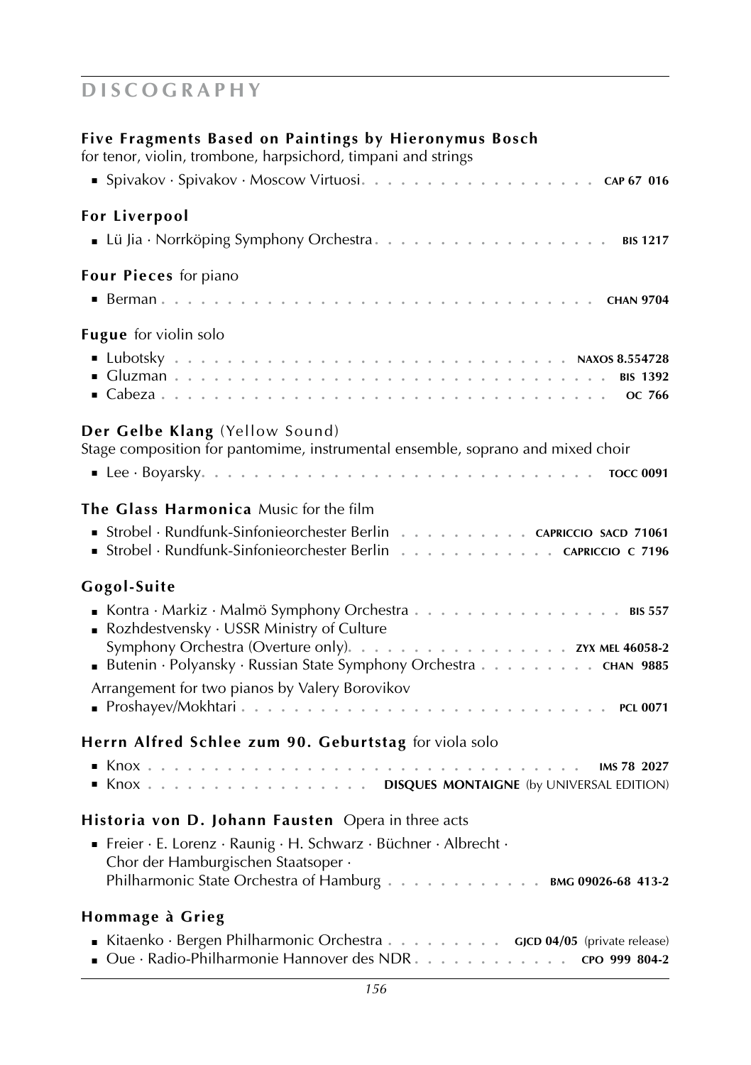# DISCOGRAPHY

**Five Fragments Based on Paintings by Hieronymus Bosch**
for tenor, violin, trombone, harpsichord, timpani and strings

- Spivakov · Spivakov · Moscow Virtuosi . . . . . . . . . . . . . . . . . . **CAP 67 016**

**For Liverpool**

- Lü Jia · Norrköping Symphony Orchestra . . . . . . . . . . . . . . . . . . **BIS 1217**

**Four Pieces** for piano

- Berman . . . . . . . . . . . . . . . . . . . . . . . . . . . . . . . . **CHAN 9704**

**Fugue** for violin solo

- Lubotsky . . . . . . . . . . . . . . . . . . . . . . . . . . . . . **NAXOS 8.554728**
- Gluzman . . . . . . . . . . . . . . . . . . . . . . . . . . . . . . . . **BIS 1392**
- Cabeza . . . . . . . . . . . . . . . . . . . . . . . . . . . . . . . . **OC 766**

**Der Gelbe Klang** (Yellow Sound)
Stage composition for pantomime, instrumental ensemble, soprano and mixed choir

- Lee · Boyarsky . . . . . . . . . . . . . . . . . . . . . . . . . . . . **TOCC 0091**

**The Glass Harmonica** Music for the film

- Strobel · Rundfunk-Sinfonieorchester Berlin . . . . . . . . . . **CAPRICCIO SACD 71061**
- Strobel · Rundfunk-Sinfonieorchester Berlin . . . . . . . . . . . . **CAPRICCIO C 7196**

**Gogol-Suite**

- Kontra · Markiz · Malmö Symphony Orchestra . . . . . . . . . . . . . . . . **BIS 557**
- Rozhdestvensky · USSR Ministry of Culture
  Symphony Orchestra (Overture only) . . . . . . . . . . . . . . . . **ZYX MEL 46058-2**
- Butenin · Polyansky · Russian State Symphony Orchestra . . . . . . . . . **CHAN 9885**

Arrangement for two pianos by Valery Borovikov

- Proshayev/Mokhtari . . . . . . . . . . . . . . . . . . . . . . . . . . . **PCL 0071**

**Herrn Alfred Schlee zum 90. Geburtstag** for viola solo

- Knox . . . . . . . . . . . . . . . . . . . . . . . . . . . . . . . . **IMS 78 2027**
- Knox . . . . . . . . . . . . . . . . . . **DISQUES MONTAIGNE** (by UNIVERSAL EDITION)

**Historia von D. Johann Fausten** Opera in three acts

- Freier · E. Lorenz · Raunig · H. Schwarz · Büchner · Albrecht ·
  Chor der Hamburgischen Staatsoper ·
  Philharmonic State Orchestra of Hamburg . . . . . . . . . . . . **BMG 09026-68 413-2**

**Hommage à Grieg**

- Kitaenko · Bergen Philharmonic Orchestra . . . . . . . . . **GJCD 04/05** (private release)
- Oue · Radio-Philharmonie Hannover des NDR . . . . . . . . . . . . . **CPO 999 804-2**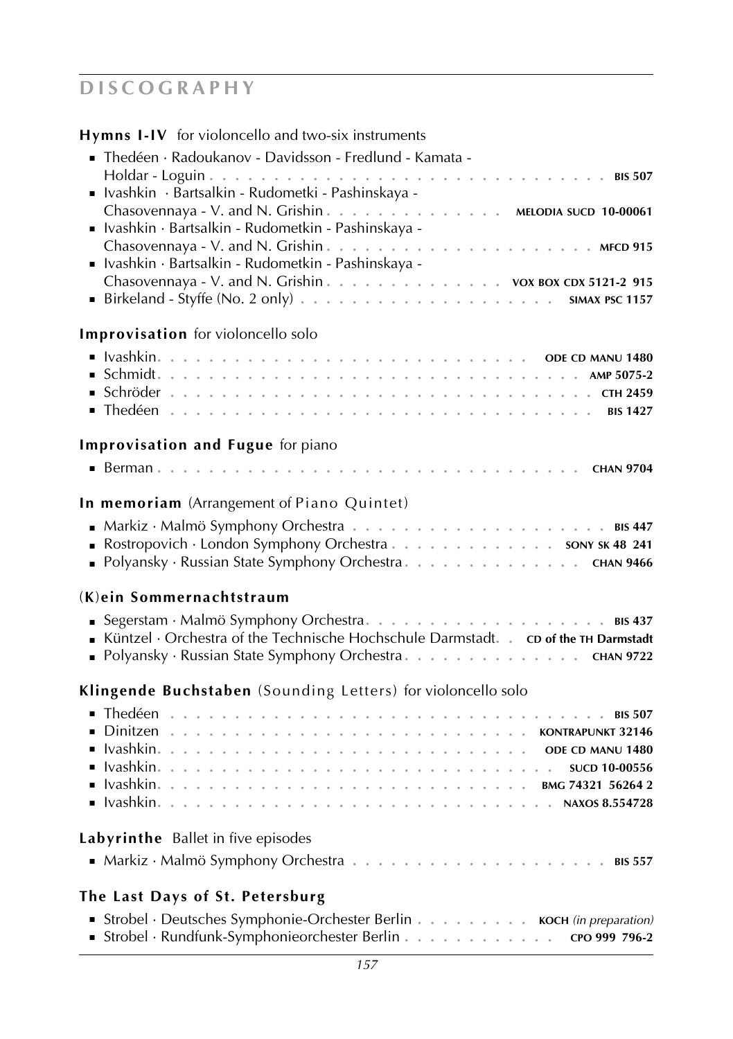# DISCOGRAPHY

**Hymns I-IV** for violoncello and two-six instruments

- Thedéen · Radoukanov - Davidsson - Fredlund - Kamata - Holdar - Loguin . . . . . . . . . . **BIS 507**
- Ivashkin · Bartsalkin - Rudometki - Pashinskaya - Chasovennaya - V. and N. Grishin . . . . . . **MELODIA SUCD 10-00061**
- Ivashkin · Bartsalkin - Rudometkin - Pashinskaya - Chasovennaya - V. and N. Grishin . . . . . . **MFCD 915**
- Ivashkin · Bartsalkin - Rudometkin - Pashinskaya - Chasovennaya - V. and N. Grishin . . . . . . **VOX BOX CDX 5121-2 915**
- Birkeland - Styffe (No. 2 only) . . . . . . **SIMAX PSC 1157**

**Improvisation** for violoncello solo

- Ivashkin. . . . . . **ODE CD MANU 1480**
- Schmidt. . . . . . **AMP 5075-2**
- Schröder . . . . . . **CTH 2459**
- Thedéen . . . . . . **BIS 1427**

**Improvisation and Fugue** for piano

- Berman . . . . . . **CHAN 9704**

**In memoriam** (Arrangement of Piano Quintet)

- Markiz · Malmö Symphony Orchestra . . . . . . **BIS 447**
- Rostropovich · London Symphony Orchestra . . . . . . **SONY SK 48 241**
- Polyansky · Russian State Symphony Orchestra . . . . . . **CHAN 9466**

**(K)ein Sommernachtstraum**

- Segerstam · Malmö Symphony Orchestra. . . . . . **BIS 437**
- Küntzel · Orchestra of the Technische Hochschule Darmstadt. . **CD of the TH Darmstadt**
- Polyansky · Russian State Symphony Orchestra . . . . . . **CHAN 9722**

**Klingende Buchstaben** (Sounding Letters) for violoncello solo

- Thedéen . . . . . . **BIS 507**
- Dinitzen . . . . . . **KONTRAPUNKT 32146**
- Ivashkin. . . . . . **ODE CD MANU 1480**
- Ivashkin. . . . . . **SUCD 10-00556**
- Ivashkin. . . . . . **BMG 74321 56264 2**
- Ivashkin. . . . . . **NAXOS 8.554728**

**Labyrinthe** Ballet in five episodes

- Markiz · Malmö Symphony Orchestra . . . . . . **BIS 557**

**The Last Days of St. Petersburg**

- Strobel · Deutsches Symphonie-Orchester Berlin . . . . . . **KOCH** *(in preparation)*
- Strobel · Rundfunk-Symphonieorchester Berlin . . . . . . **CPO 999 796-2**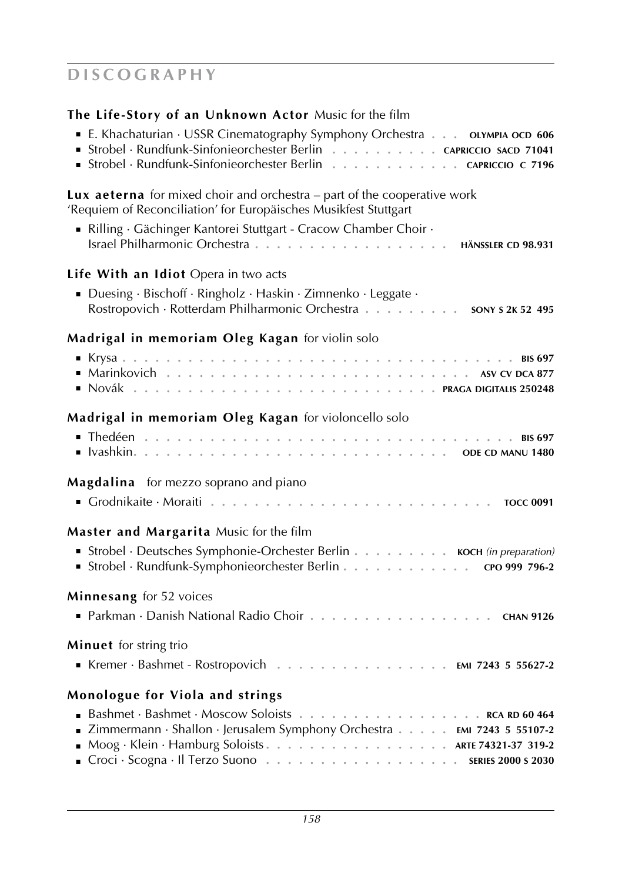# DISCOGRAPHY

**The Life-Story of an Unknown Actor** Music for the film

- E. Khachaturian · USSR Cinematography Symphony Orchestra . . . **OLYMPIA OCD 606**
- Strobel · Rundfunk-Sinfonieorchester Berlin . . . . . . . . . . **CAPRICCIO SACD 71041**
- Strobel · Rundfunk-Sinfonieorchester Berlin . . . . . . . . . . . . **CAPRICCIO C 7196**

**Lux aeterna** for mixed choir and orchestra – part of the cooperative work 'Requiem of Reconciliation' for Europäisches Musikfest Stuttgart

- Rilling · Gächinger Kantorei Stuttgart - Cracow Chamber Choir · Israel Philharmonic Orchestra . . . . . . . . . . . . . . . . . . **HÄNSSLER CD 98.931**

**Life With an Idiot** Opera in two acts

- Duesing · Bischoff · Ringholz · Haskin · Zimnenko · Leggate · Rostropovich · Rotterdam Philharmonic Orchestra . . . . . . . . . **SONY S 2K 52 495**

**Madrigal in memoriam Oleg Kagan** for violin solo

- Krysa . . . . . . . . . . . . . . . . . . . . . . . . . . . . . . . . . . . **BIS 697**
- Marinkovich . . . . . . . . . . . . . . . . . . . . . . . . . . . **ASV CV DCA 877**
- Novák . . . . . . . . . . . . . . . . . . . . . . . . . . . **PRAGA DIGITALIS 250248**

**Madrigal in memoriam Oleg Kagan** for violoncello solo

- Thedéen . . . . . . . . . . . . . . . . . . . . . . . . . . . . . . . . . **BIS 697**
- Ivashkin. . . . . . . . . . . . . . . . . . . . . . . . . . . . **ODE CD MANU 1480**

**Magdalina** for mezzo soprano and piano

- Grodnikaite · Moraiti . . . . . . . . . . . . . . . . . . . . . . . . . **TOCC 0091**

**Master and Margarita** Music for the film

- Strobel · Deutsches Symphonie-Orchester Berlin . . . . . . . . . **KOCH** *(in preparation)*
- Strobel · Rundfunk-Symphonieorchester Berlin . . . . . . . . . . . . **CPO 999 796-2**

**Minnesang** for 52 voices

- Parkman · Danish National Radio Choir . . . . . . . . . . . . . . . . . **CHAN 9126**

**Minuet** for string trio

- Kremer · Bashmet - Rostropovich . . . . . . . . . . . . . . . . **EMI 7243 5 55627-2**

**Monologue for Viola and strings**

- Bashmet · Bashmet · Moscow Soloists . . . . . . . . . . . . . . . . . **RCA RD 60 464**
- Zimmermann · Shallon · Jerusalem Symphony Orchestra . . . . . **EMI 7243 5 55107-2**
- Moog · Klein · Hamburg Soloists. . . . . . . . . . . . . . . . . **ARTE 74321-37 319-2**
- Croci · Scogna · Il Terzo Suono . . . . . . . . . . . . . . . . . . **SERIES 2000 S 2030**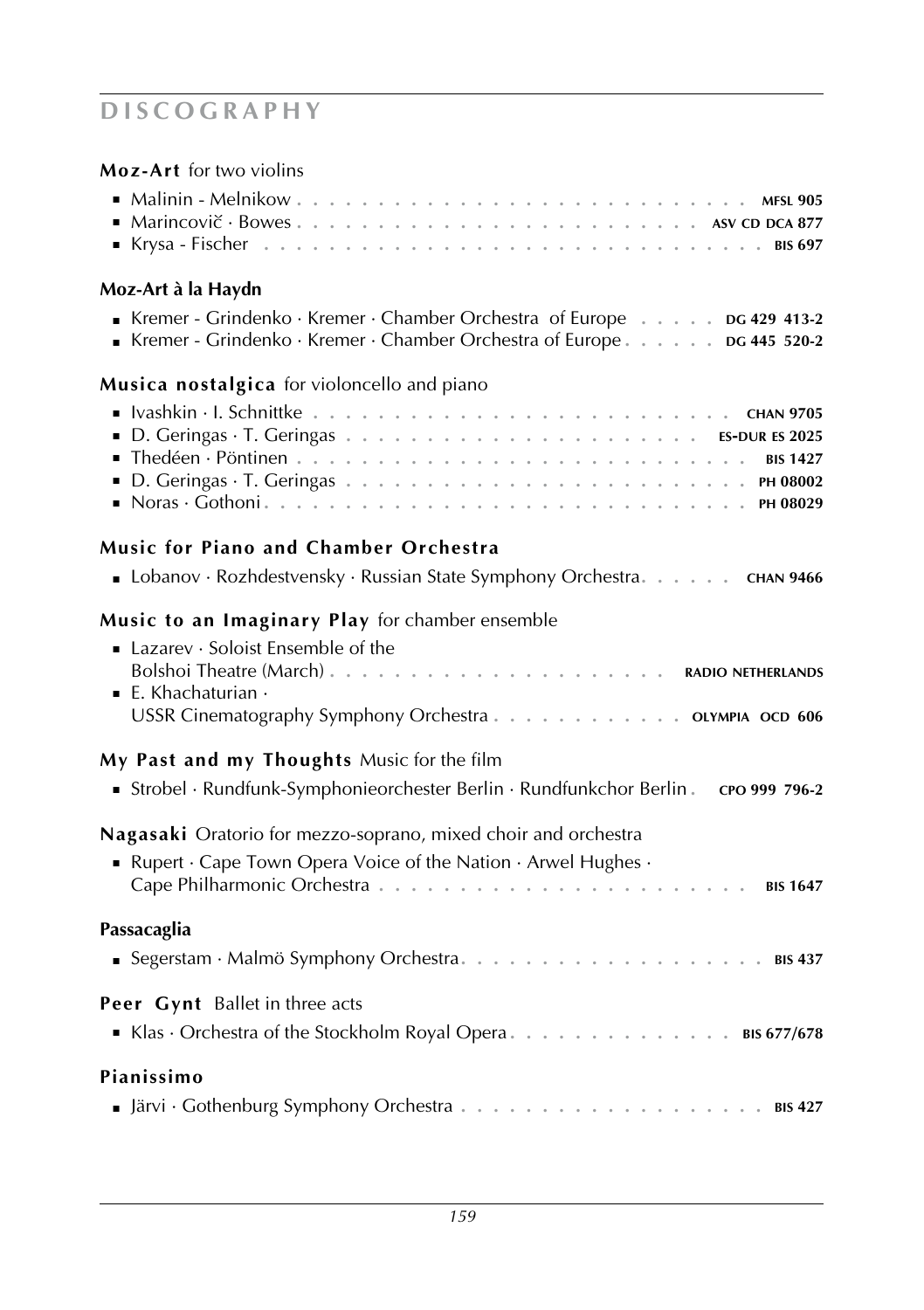# DISCOGRAPHY

**Moz-Art** for two violins

- Malinin - Melnikow . . . . . . . . . . . . . . . . . . . . . . . . . . . MFSL 905
- Marincovič · Bowes . . . . . . . . . . . . . . . . . . . . . . . . ASV CD DCA 877
- Krysa - Fischer . . . . . . . . . . . . . . . . . . . . . . . . . . . . BIS 697

**Moz-Art à la Haydn**

- Kremer - Grindenko · Kremer · Chamber Orchestra of Europe . . . . . DG 429 413-2
- Kremer - Grindenko · Kremer · Chamber Orchestra of Europe . . . . . . DG 445 520-2

**Musica nostalgica** for violoncello and piano

- Ivashkin · I. Schnittke . . . . . . . . . . . . . . . . . . . . . . . . . CHAN 9705
- D. Geringas · T. Geringas . . . . . . . . . . . . . . . . . . . . . ES-DUR ES 2025
- Thedéen · Pöntinen . . . . . . . . . . . . . . . . . . . . . . . . . . . BIS 1427
- D. Geringas · T. Geringas . . . . . . . . . . . . . . . . . . . . . . . PH 08002
- Noras · Gothoni . . . . . . . . . . . . . . . . . . . . . . . . . . . . PH 08029

**Music for Piano and Chamber Orchestra**

- Lobanov · Rozhdestvensky · Russian State Symphony Orchestra. . . . . . CHAN 9466

**Music to an Imaginary Play** for chamber ensemble

- Lazarev · Soloist Ensemble of the Bolshoi Theatre (March) . . . . . . . . . . . . . . . . . . . . RADIO NETHERLANDS
- E. Khachaturian · USSR Cinematography Symphony Orchestra . . . . . . . . . . . . OLYMPIA OCD 606

**My Past and my Thoughts** Music for the film

- Strobel · Rundfunk-Symphonieorchester Berlin · Rundfunkchor Berlin . CPO 999 796-2

**Nagasaki** Oratorio for mezzo-soprano, mixed choir and orchestra

- Rupert · Cape Town Opera Voice of the Nation · Arwel Hughes · Cape Philharmonic Orchestra . . . . . . . . . . . . . . . . . . . . . . BIS 1647

**Passacaglia**

- Segerstam · Malmö Symphony Orchestra. . . . . . . . . . . . . . . . . . . BIS 437

**Peer Gynt** Ballet in three acts

- Klas · Orchestra of the Stockholm Royal Opera . . . . . . . . . . . . . . BIS 677/678

**Pianissimo**

- Järvi · Gothenburg Symphony Orchestra . . . . . . . . . . . . . . . . . . BIS 427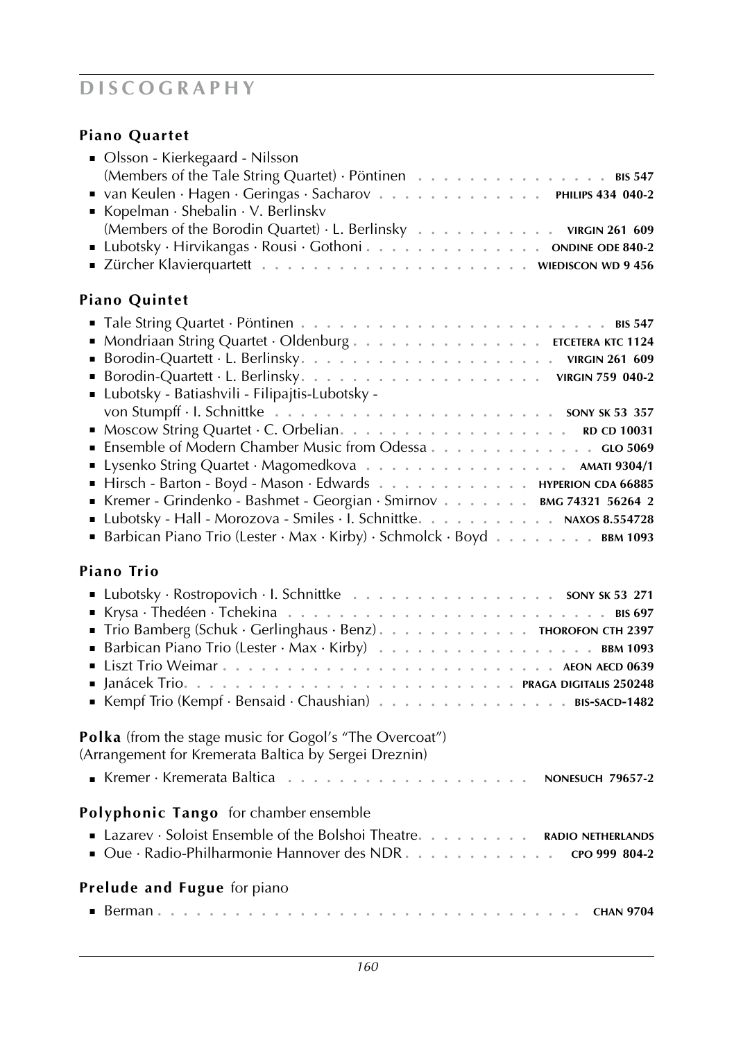# DISCOGRAPHY

**Piano Quartet**

- Olsson - Kierkegaard - Nilsson (Members of the Tale String Quartet) · Pöntinen . . . . . . . . . . . . . . . . **BIS 547**
- van Keulen · Hagen · Geringas · Sacharov . . . . . . . . . . . . . . **PHILIPS 434 040-2**
- Kopelman · Shebalin · V. Berlinskv (Members of the Borodin Quartet) · L. Berlinsky . . . . . . . . . . . . **VIRGIN 261 609**
- Lubotsky · Hirvikangas · Rousi · Gothoni . . . . . . . . . . . . . . **ONDINE ODE 840-2**
- Zürcher Klavierquartett . . . . . . . . . . . . . . . . . . . . **WIEDISCON WD 9 456**

**Piano Quintet**

- Tale String Quartet · Pöntinen . . . . . . . . . . . . . . . . . . . . . . . **BIS 547**
- Mondriaan String Quartet · Oldenburg . . . . . . . . . . . . . . . **ETCETERA KTC 1124**
- Borodin-Quartett · L. Berlinsky. . . . . . . . . . . . . . . . . . . . **VIRGIN 261 609**
- Borodin-Quartett · L. Berlinsky. . . . . . . . . . . . . . . . . . . . **VIRGIN 759 040-2**
- Lubotsky - Batiashvili - Filipajtis-Lubotsky - von Stumpff · I. Schnittke . . . . . . . . . . . . . . . . . . . . . . **SONY SK 53 357**
- Moscow String Quartet · C. Orbelian. . . . . . . . . . . . . . . . . . **RD CD 10031**
- Ensemble of Modern Chamber Music from Odessa . . . . . . . . . . . . . **GLO 5069**
- Lysenko String Quartet · Magomedkova . . . . . . . . . . . . . . . . **AMATI 9304/1**
- Hirsch - Barton - Boyd - Mason · Edwards . . . . . . . . . . . . **HYPERION CDA 66885**
- Kremer - Grindenko - Bashmet - Georgian · Smirnov . . . . . . . . **BMG 74321 56264 2**
- Lubotsky - Hall - Morozova - Smiles · I. Schnittke. . . . . . . . . . . . **NAXOS 8.554728**
- Barbican Piano Trio (Lester · Max · Kirby) · Schmolck · Boyd . . . . . . . . . **BBM 1093**

**Piano Trio**

- Lubotsky · Rostropovich · I. Schnittke . . . . . . . . . . . . . . . . . **SONY SK 53 271**
- Krysa · Thedéen · Tchekina . . . . . . . . . . . . . . . . . . . . . . . . . **BIS 697**
- Trio Bamberg (Schuk · Gerlinghaus · Benz). . . . . . . . . . . . . **THOROFON CTH 2397**
- Barbican Piano Trio (Lester · Max · Kirby) . . . . . . . . . . . . . . . . . . **BBM 1093**
- Liszt Trio Weimar . . . . . . . . . . . . . . . . . . . . . . . . . . **AEON AECD 0639**
- Janácek Trio. . . . . . . . . . . . . . . . . . . . . . . . . . . **PRAGA DIGITALIS 250248**
- Kempf Trio (Kempf · Bensaid · Chaushian) . . . . . . . . . . . . . . . **BIS-SACD-1482**

**Polka** (from the stage music for Gogol's "The Overcoat")
(Arrangement for Kremerata Baltica by Sergei Dreznin)

- Kremer · Kremerata Baltica . . . . . . . . . . . . . . . . . . . **NONESUCH 79657-2**

**Polyphonic Tango** for chamber ensemble

- Lazarev · Soloist Ensemble of the Bolshoi Theatre. . . . . . . . . . **RADIO NETHERLANDS**
- Oue · Radio-Philharmonie Hannover des NDR . . . . . . . . . . . . **CPO 999 804-2**

**Prelude and Fugue** for piano

- Berman . . . . . . . . . . . . . . . . . . . . . . . . . . . . . . . . **CHAN 9704**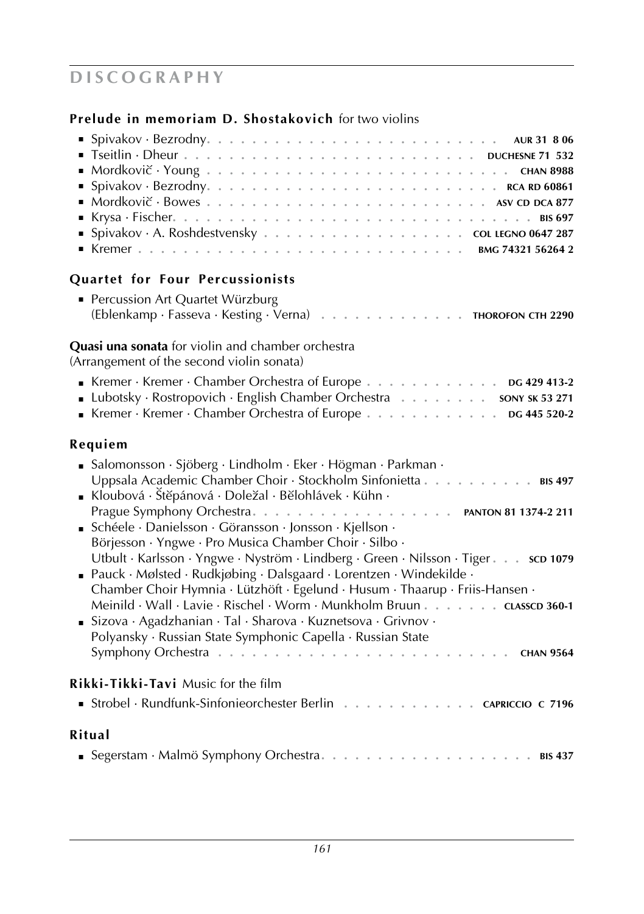# DISCOGRAPHY

### **Prelude in memoriam D. Shostakovich** for two violins

- Spivakov · Bezrodny . . . . . . . . . . . . . . . . . . . . . . . . . . **AUR 31 8 06**
- Tseitlin · Dheur . . . . . . . . . . . . . . . . . . . . . . . . . . **DUCHESNE 71 532**
- Mordkovič · Young . . . . . . . . . . . . . . . . . . . . . . . . . . **CHAN 8988**
- Spivakov · Bezrodny . . . . . . . . . . . . . . . . . . . . . . . . . . **RCA RD 60861**
- Mordkovič · Bowes . . . . . . . . . . . . . . . . . . . . . . . . . . **ASV CD DCA 877**
- Krysa · Fischer . . . . . . . . . . . . . . . . . . . . . . . . . . **BIS 697**
- Spivakov · A. Roshdestvensky . . . . . . . . . . . . . . . . . . **COL LEGNO 0647 287**
- Kremer . . . . . . . . . . . . . . . . . . . . . . . . . . **BMG 74321 56264 2**

### **Quartet for Four Percussionists**

- Percussion Art Quartet Würzburg
  (Eblenkamp · Fasseva · Kesting · Verna) . . . . . . . . . . . . . **THOROFON CTH 2290**

### **Quasi una sonata** for violin and chamber orchestra
(Arrangement of the second violin sonata)

- Kremer · Kremer · Chamber Orchestra of Europe . . . . . . . . . . . . **DG 429 413-2**
- Lubotsky · Rostropovich · English Chamber Orchestra . . . . . . . . **SONY SK 53 271**
- Kremer · Kremer · Chamber Orchestra of Europe . . . . . . . . . . . . **DG 445 520-2**

### **Requiem**

- Salomonsson · Sjöberg · Lindholm · Eker · Högman · Parkman ·
  Uppsala Academic Chamber Choir · Stockholm Sinfonietta . . . . . . . . . . **BIS 497**
- Kloubová · Štěpánová · Doležal · Bělohlávek · Kühn ·
  Prague Symphony Orchestra . . . . . . . . . . . . . . . . . . **PANTON 81 1374-2 211**
- Schéele · Danielsson · Göransson · Jonsson · Kjellson ·
  Börjesson · Yngwe · Pro Musica Chamber Choir · Silbo ·
  Utbult · Karlsson · Yngwe · Nyström · Lindberg · Green · Nilsson · Tiger . . . **SCD 1079**
- Pauck · Mølsted · Rudkjøbing · Dalsgaard · Lorentzen · Windekilde ·
  Chamber Choir Hymnia · Lützhöft · Egelund · Husum · Thaarup · Friis-Hansen ·
  Meinild · Wall · Lavie · Rischel · Worm · Munkholm Bruun . . . . . . . **CLASSCD 360-1**
- Sizova · Agadzhanian · Tal · Sharova · Kuznetsova · Grivnov ·
  Polyansky · Russian State Symphonic Capella · Russian State
  Symphony Orchestra . . . . . . . . . . . . . . . . . . . . . . . . **CHAN 9564**

### **Rikki-Tikki-Tavi** Music for the film

- Strobel · Rundfunk-Sinfonieorchester Berlin . . . . . . . . . . . . **CAPRICCIO C 7196**

### **Ritual**

- Segerstam · Malmö Symphony Orchestra . . . . . . . . . . . . . . . . . . **BIS 437**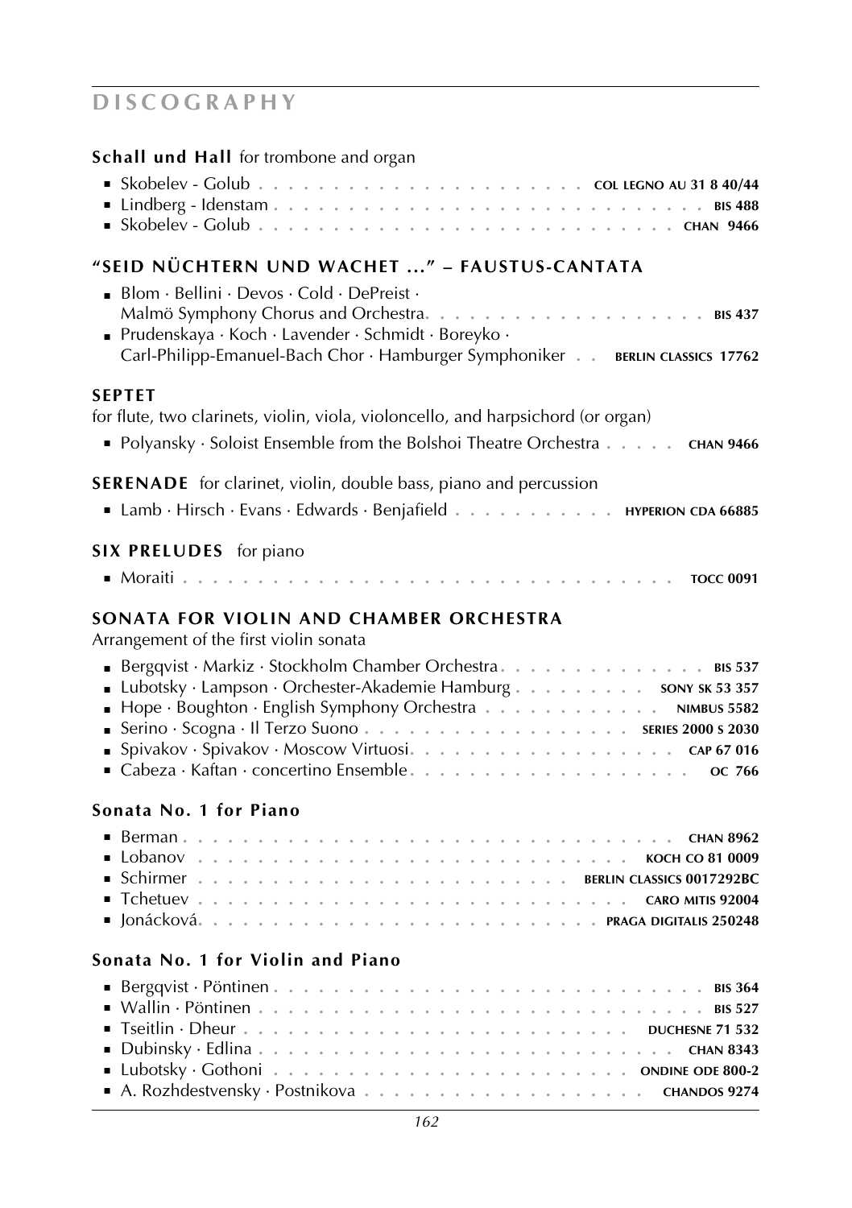# DISCOGRAPHY

**Schall und Hall** for trombone and organ

- Skobelev - Golub . . . . . . . . . . . . . . . . . . . . . . . COL LEGNO AU 31 8 40/44
- Lindberg - Idenstam . . . . . . . . . . . . . . . . . . . . . . . . . . . . BIS 488
- Skobelev - Golub . . . . . . . . . . . . . . . . . . . . . . . . . . . CHAN 9466

**"SEID NÜCHTERN UND WACHET ..." – FAUSTUS-CANTATA**

- Blom · Bellini · Devos · Cold · DePreist · Malmö Symphony Chorus and Orchestra. . . . . . . . . . . . . . . . . . . BIS 437
- Prudenskaya · Koch · Lavender · Schmidt · Boreyko · Carl-Philipp-Emanuel-Bach Chor · Hamburger Symphoniker . . BERLIN CLASSICS 17762

**SEPTET**

for flute, two clarinets, violin, viola, violoncello, and harpsichord (or organ)

- Polyansky · Soloist Ensemble from the Bolshoi Theatre Orchestra . . . . . CHAN 9466

**SERENADE** for clarinet, violin, double bass, piano and percussion

- Lamb · Hirsch · Evans · Edwards · Benjafield . . . . . . . . . . . HYPERION CDA 66885

**SIX PRELUDES** for piano

- Moraiti . . . . . . . . . . . . . . . . . . . . . . . . . . . . . . . TOCC 0091

**SONATA FOR VIOLIN AND CHAMBER ORCHESTRA**

Arrangement of the first violin sonata

- Bergqvist · Markiz · Stockholm Chamber Orchestra. . . . . . . . . . . . . . BIS 537
- Lubotsky · Lampson · Orchester-Akademie Hamburg . . . . . . . . . SONY SK 53 357
- Hope · Boughton · English Symphony Orchestra . . . . . . . . . . . . NIMBUS 5582
- Serino · Scogna · Il Terzo Suono . . . . . . . . . . . . . . . . . . SERIES 2000 S 2030
- Spivakov · Spivakov · Moscow Virtuosi. . . . . . . . . . . . . . . . . . CAP 67 016
- Cabeza · Kaftan · concertino Ensemble. . . . . . . . . . . . . . . . . . . . OC 766

**Sonata No. 1 for Piano**

- Berman . . . . . . . . . . . . . . . . . . . . . . . . . . . . . . . . CHAN 8962
- Lobanov . . . . . . . . . . . . . . . . . . . . . . . . . . . . KOCH CO 81 0009
- Schirmer . . . . . . . . . . . . . . . . . . . . . . . . BERLIN CLASSICS 0017292BC
- Tchetuev . . . . . . . . . . . . . . . . . . . . . . . . . . . CARO MITIS 92004
- Jonácková. . . . . . . . . . . . . . . . . . . . . . . . . PRAGA DIGITALIS 250248

**Sonata No. 1 for Violin and Piano**

- Bergqvist · Pöntinen . . . . . . . . . . . . . . . . . . . . . . . . . . . BIS 364
- Wallin · Pöntinen . . . . . . . . . . . . . . . . . . . . . . . . . . . . . BIS 527
- Tseitlin · Dheur . . . . . . . . . . . . . . . . . . . . . . . . . . DUCHESNE 71 532
- Dubinsky · Edlina . . . . . . . . . . . . . . . . . . . . . . . . . . . . CHAN 8343
- Lubotsky · Gothoni . . . . . . . . . . . . . . . . . . . . . . . . ONDINE ODE 800-2
- A. Rozhdestvensky · Postnikova . . . . . . . . . . . . . . . . . . . CHANDOS 9274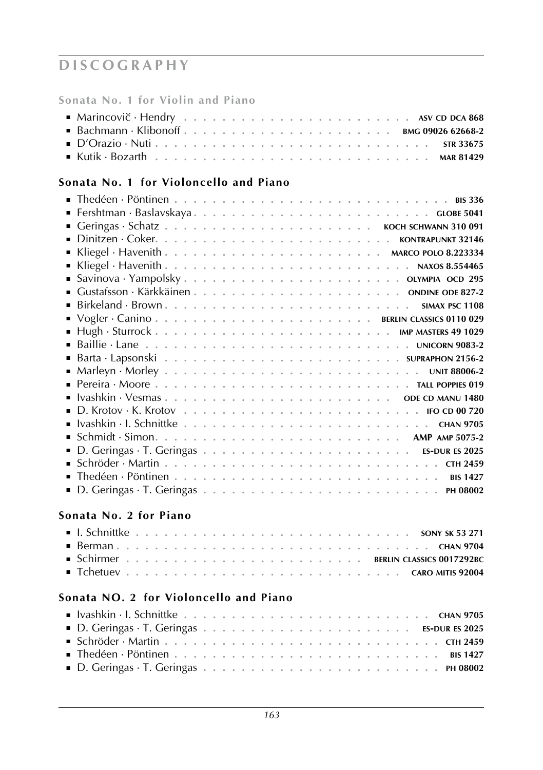# DISCOGRAPHY

### Sonata No. 1 for Violin and Piano

- Marincovič · Hendry . . . . . . . . . . . . . . . . . . . . . . . **ASV CD DCA 868**
- Bachmann · Klibonoff . . . . . . . . . . . . . . . . . . . . . **BMG 09026 62668-2**
- D'Orazio · Nuti . . . . . . . . . . . . . . . . . . . . . . . . . **STR 33675**
- Kutik · Bozarth . . . . . . . . . . . . . . . . . . . . . . . . . **MAR 81429**

### Sonata No. 1 for Violoncello and Piano

- Thedéen · Pöntinen . . . . . . . . . . . . . . . . . . . . . . . **BIS 336**
- Fershtman · Baslavskaya . . . . . . . . . . . . . . . . . . . . **GLOBE 5041**
- Geringas · Schatz . . . . . . . . . . . . . . . . . . . . . **KOCH SCHWANN 310 091**
- Dinitzen · Coker. . . . . . . . . . . . . . . . . . . . . . **KONTRAPUNKT 32146**
- Kliegel · Havenith . . . . . . . . . . . . . . . . . . . . . **MARCO POLO 8.223334**
- Kliegel · Havenith . . . . . . . . . . . . . . . . . . . . . . **NAXOS 8.554465**
- Savinova · Yampolsky . . . . . . . . . . . . . . . . . . . . . **OLYMPIA OCD 295**
- Gustafsson · Kärkkäinen . . . . . . . . . . . . . . . . . . . **ONDINE ODE 827-2**
- Birkeland · Brown . . . . . . . . . . . . . . . . . . . . . . . **SIMAX PSC 1108**
- Vogler · Canino . . . . . . . . . . . . . . . . . . . . **BERLIN CLASSICS 0110 029**
- Hugh · Sturrock . . . . . . . . . . . . . . . . . . . . . . **IMP MASTERS 49 1029**
- Baillie · Lane . . . . . . . . . . . . . . . . . . . . . . . . . **UNICORN 9083-2**
- Barta · Lapsonski . . . . . . . . . . . . . . . . . . . . . . . **SUPRAPHON 2156-2**
- Marleyn · Morley . . . . . . . . . . . . . . . . . . . . . . . . **UNIT 88006-2**
- Pereira · Moore . . . . . . . . . . . . . . . . . . . . . . . . **TALL POPPIES 019**
- Ivashkin · Vesmas . . . . . . . . . . . . . . . . . . . . . . **ODE CD MANU 1480**
- D. Krotov · K. Krotov . . . . . . . . . . . . . . . . . . . . . . **IFO CD 00 720**
- Ivashkin · I. Schnittke . . . . . . . . . . . . . . . . . . . . . . . **CHAN 9705**
- Schmidt · Simon. . . . . . . . . . . . . . . . . . . . . . . . **AMP AMP 5075-2**
- D. Geringas · T. Geringas . . . . . . . . . . . . . . . . . . . . **ES-DUR ES 2025**
- Schröder · Martin . . . . . . . . . . . . . . . . . . . . . . . . . **CTH 2459**
- Thedéen · Pöntinen . . . . . . . . . . . . . . . . . . . . . . . . **BIS 1427**
- D. Geringas · T. Geringas . . . . . . . . . . . . . . . . . . . . . **PH 08002**

### Sonata No. 2 for Piano

- I. Schnittke . . . . . . . . . . . . . . . . . . . . . . . . . . **SONY SK 53 271**
- Berman . . . . . . . . . . . . . . . . . . . . . . . . . . . . . **CHAN 9704**
- Schirmer . . . . . . . . . . . . . . . . . . . . . . . **BERLIN CLASSICS 0017292BC**
- Tchetuev . . . . . . . . . . . . . . . . . . . . . . . . . . . **CARO MITIS 92004**

### Sonata NO. 2 for Violoncello and Piano

- Ivashkin · I. Schnittke . . . . . . . . . . . . . . . . . . . . . . . **CHAN 9705**
- D. Geringas · T. Geringas . . . . . . . . . . . . . . . . . . . . **ES-DUR ES 2025**
- Schröder · Martin . . . . . . . . . . . . . . . . . . . . . . . . . **CTH 2459**
- Thedéen · Pöntinen . . . . . . . . . . . . . . . . . . . . . . . . **BIS 1427**
- D. Geringas · T. Geringas . . . . . . . . . . . . . . . . . . . . . **PH 08002**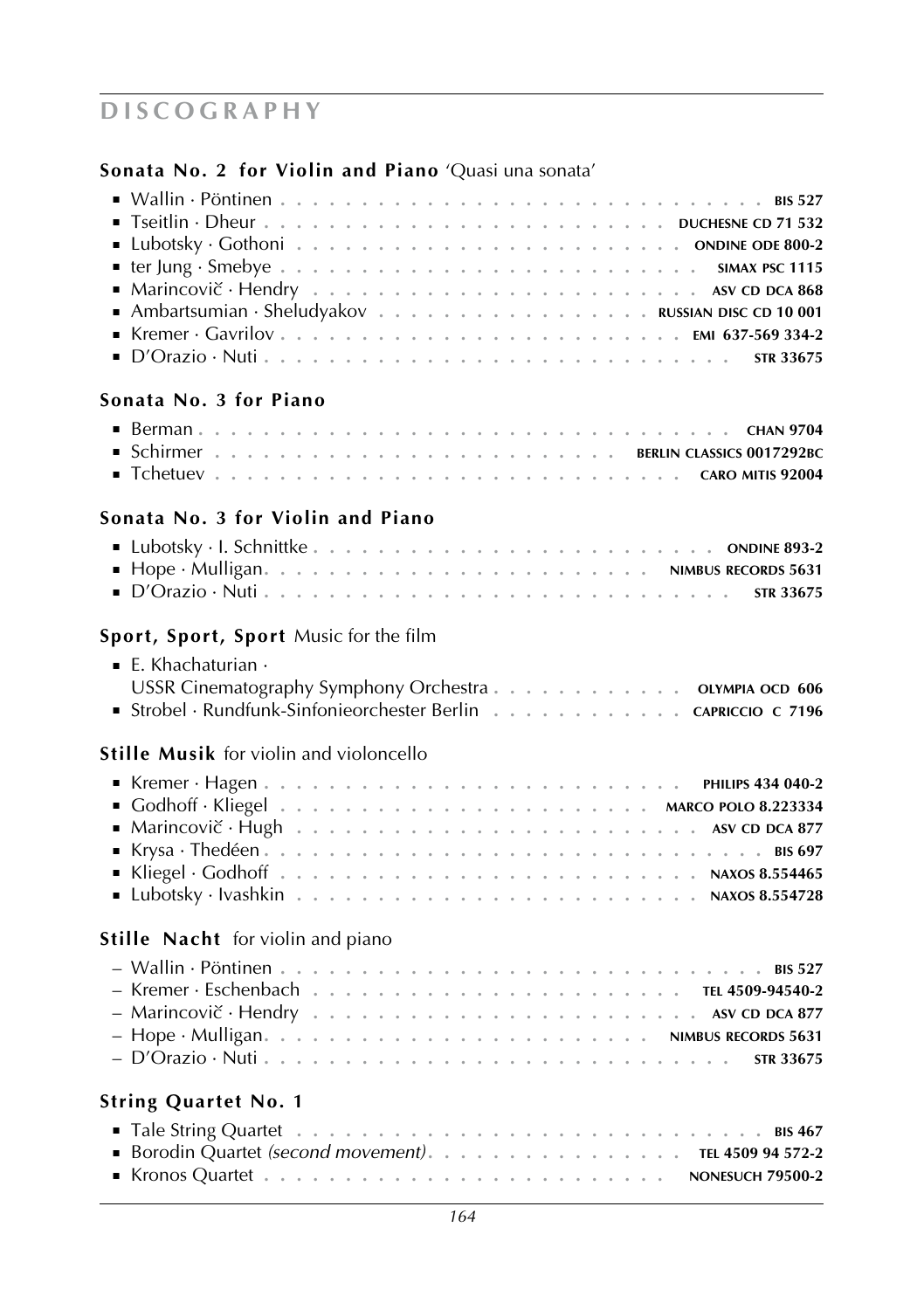# DISCOGRAPHY

## Sonata No. 2 for Violin and Piano 'Quasi una sonata'

- Wallin · Pöntinen . . . . . . . . . . BIS 527
- Tseitlin · Dheur . . . . . . . . . . DUCHESNE CD 71 532
- Lubotsky · Gothoni . . . . . . . . . . ONDINE ODE 800-2
- ter Jung · Smebye . . . . . . . . . . SIMAX PSC 1115
- Marincovič · Hendry . . . . . . . . . . ASV CD DCA 868
- Ambartsumian · Sheludyakov . . . . . . . . . . RUSSIAN DISC CD 10 001
- Kremer · Gavrilov . . . . . . . . . . EMI 637-569 334-2
- D'Orazio · Nuti . . . . . . . . . . STR 33675

## Sonata No. 3 for Piano

- Berman . . . . . . . . . . CHAN 9704
- Schirmer . . . . . . . . . . BERLIN CLASSICS 0017292BC
- Tchetuev . . . . . . . . . . CARO MITIS 92004

## Sonata No. 3 for Violin and Piano

- Lubotsky · I. Schnittke . . . . . . . . . . ONDINE 893-2
- Hope · Mulligan. . . . . . . . . . . NIMBUS RECORDS 5631
- D'Orazio · Nuti . . . . . . . . . . STR 33675

## Sport, Sport, Sport Music for the film

- E. Khachaturian · USSR Cinematography Symphony Orchestra . . . . . . . . . . OLYMPIA OCD 606
- Strobel · Rundfunk-Sinfonieorchester Berlin . . . . . . . . . . CAPRICCIO C 7196

## Stille Musik for violin and violoncello

- Kremer · Hagen . . . . . . . . . . PHILIPS 434 040-2
- Godhoff · Kliegel . . . . . . . . . . MARCO POLO 8.223334
- Marincovič · Hugh . . . . . . . . . . ASV CD DCA 877
- Krysa · Thedéen . . . . . . . . . . BIS 697
- Kliegel · Godhoff . . . . . . . . . . NAXOS 8.554465
- Lubotsky · Ivashkin . . . . . . . . . . NAXOS 8.554728

## Stille Nacht for violin and piano

– Wallin · Pöntinen . . . . . . . . . . BIS 527
– Kremer · Eschenbach . . . . . . . . . . TEL 4509-94540-2
– Marincovič · Hendry . . . . . . . . . . ASV CD DCA 877
– Hope · Mulligan. . . . . . . . . . . NIMBUS RECORDS 5631
– D'Orazio · Nuti . . . . . . . . . . STR 33675

## String Quartet No. 1

- Tale String Quartet . . . . . . . . . . BIS 467
- Borodin Quartet *(second movement)*. . . . . . . . . . . TEL 4509 94 572-2
- Kronos Quartet . . . . . . . . . . NONESUCH 79500-2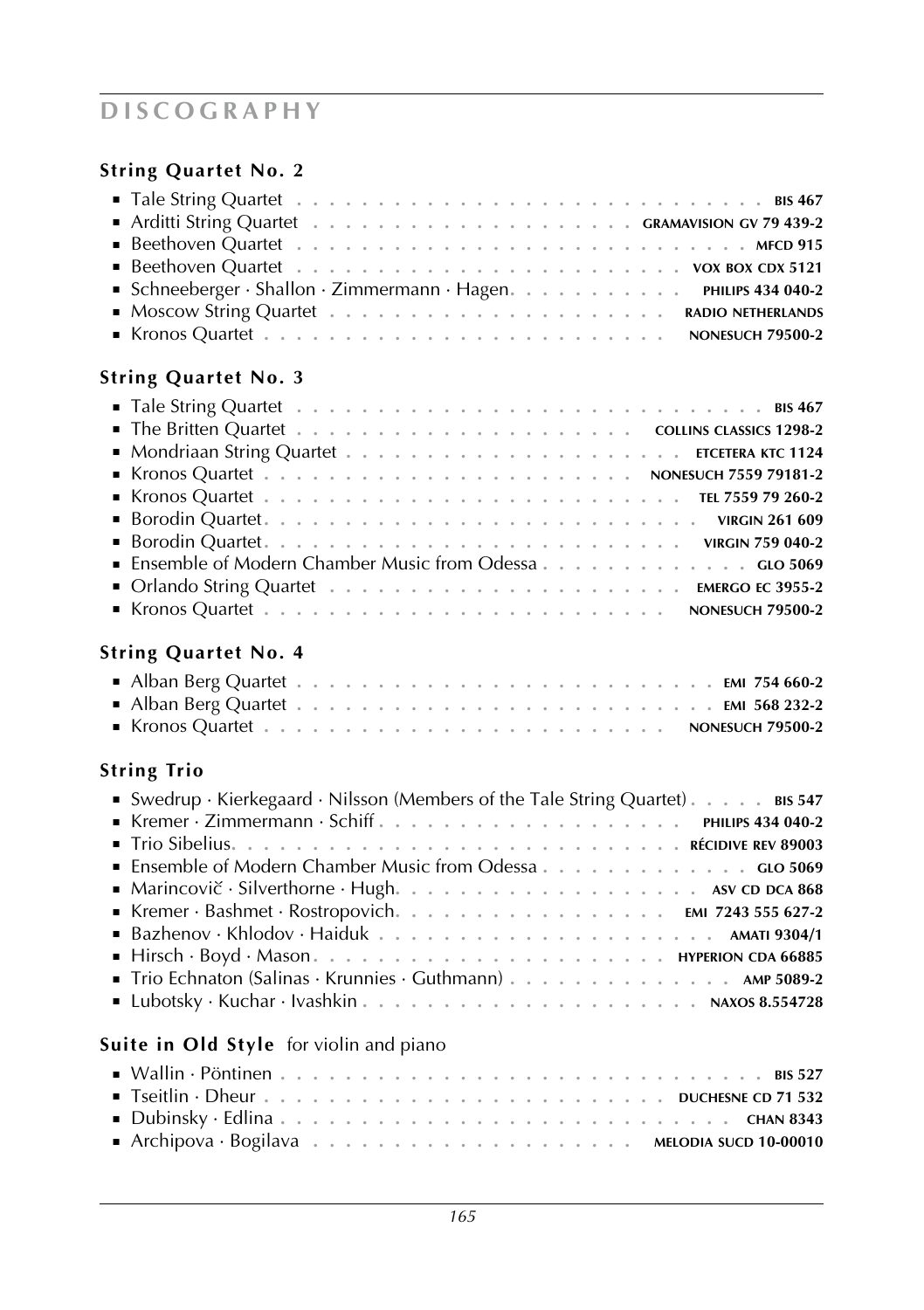# DISCOGRAPHY

### String Quartet No. 2

- Tale String Quartet . . . . . . . . . . . . . . . . . . . . . . . . . . **BIS 467**
- Arditti String Quartet . . . . . . . . . . . . . . . . . . . . **GRAMAVISION GV 79 439-2**
- Beethoven Quartet . . . . . . . . . . . . . . . . . . . . . . . . . **MFCD 915**
- Beethoven Quartet . . . . . . . . . . . . . . . . . . . . . . **VOX BOX CDX 5121**
- Schneeberger · Shallon · Zimmermann · Hagen. . . . . . . . . . . **PHILIPS 434 040-2**
- Moscow String Quartet . . . . . . . . . . . . . . . . . . . . **RADIO NETHERLANDS**
- Kronos Quartet . . . . . . . . . . . . . . . . . . . . . . . **NONESUCH 79500-2**

### String Quartet No. 3

- Tale String Quartet . . . . . . . . . . . . . . . . . . . . . . . . . . **BIS 467**
- The Britten Quartet . . . . . . . . . . . . . . . . . . . . **COLLINS CLASSICS 1298-2**
- Mondriaan String Quartet . . . . . . . . . . . . . . . . . . . . **ETCETERA KTC 1124**
- Kronos Quartet . . . . . . . . . . . . . . . . . . . . . **NONESUCH 7559 79181-2**
- Kronos Quartet . . . . . . . . . . . . . . . . . . . . . . . **TEL 7559 79 260-2**
- Borodin Quartet. . . . . . . . . . . . . . . . . . . . . . . . . **VIRGIN 261 609**
- Borodin Quartet. . . . . . . . . . . . . . . . . . . . . . . . **VIRGIN 759 040-2**
- Ensemble of Modern Chamber Music from Odessa . . . . . . . . . . . . . **GLO 5069**
- Orlando String Quartet . . . . . . . . . . . . . . . . . . . . **EMERGO EC 3955-2**
- Kronos Quartet . . . . . . . . . . . . . . . . . . . . . . . **NONESUCH 79500-2**

### String Quartet No. 4

- Alban Berg Quartet . . . . . . . . . . . . . . . . . . . . . . . . **EMI 754 660-2**
- Alban Berg Quartet . . . . . . . . . . . . . . . . . . . . . . . . **EMI 568 232-2**
- Kronos Quartet . . . . . . . . . . . . . . . . . . . . . . . **NONESUCH 79500-2**

### String Trio

- Swedrup · Kierkegaard · Nilsson (Members of the Tale String Quartet) . . . . . **BIS 547**
- Kremer · Zimmermann · Schiff . . . . . . . . . . . . . . . . . . **PHILIPS 434 040-2**
- Trio Sibelius. . . . . . . . . . . . . . . . . . . . . . . . . . **RÉCIDIVE REV 89003**
- Ensemble of Modern Chamber Music from Odessa . . . . . . . . . . . . . **GLO 5069**
- Marincovič · Silverthorne · Hugh. . . . . . . . . . . . . . . . . . **ASV CD DCA 868**
- Kremer · Bashmet · Rostropovich. . . . . . . . . . . . . . . . **EMI 7243 555 627-2**
- Bazhenov · Khlodov · Haiduk . . . . . . . . . . . . . . . . . . . . . . **AMATI 9304/1**
- Hirsch · Boyd · Mason. . . . . . . . . . . . . . . . . . . . . . **HYPERION CDA 66885**
- Trio Echnaton (Salinas · Krunnies · Guthmann) . . . . . . . . . . . . . . **AMP 5089-2**
- Lubotsky · Kuchar · Ivashkin . . . . . . . . . . . . . . . . . . . . . **NAXOS 8.554728**

### Suite in Old Style for violin and piano

- Wallin · Pöntinen . . . . . . . . . . . . . . . . . . . . . . . . . . . . **BIS 527**
- Tseitlin · Dheur . . . . . . . . . . . . . . . . . . . . . . . . **DUCHESNE CD 71 532**
- Dubinsky · Edlina . . . . . . . . . . . . . . . . . . . . . . . . . . . . **CHAN 8343**
- Archipova · Bogilava . . . . . . . . . . . . . . . . . . . . . **MELODIA SUCD 10-00010**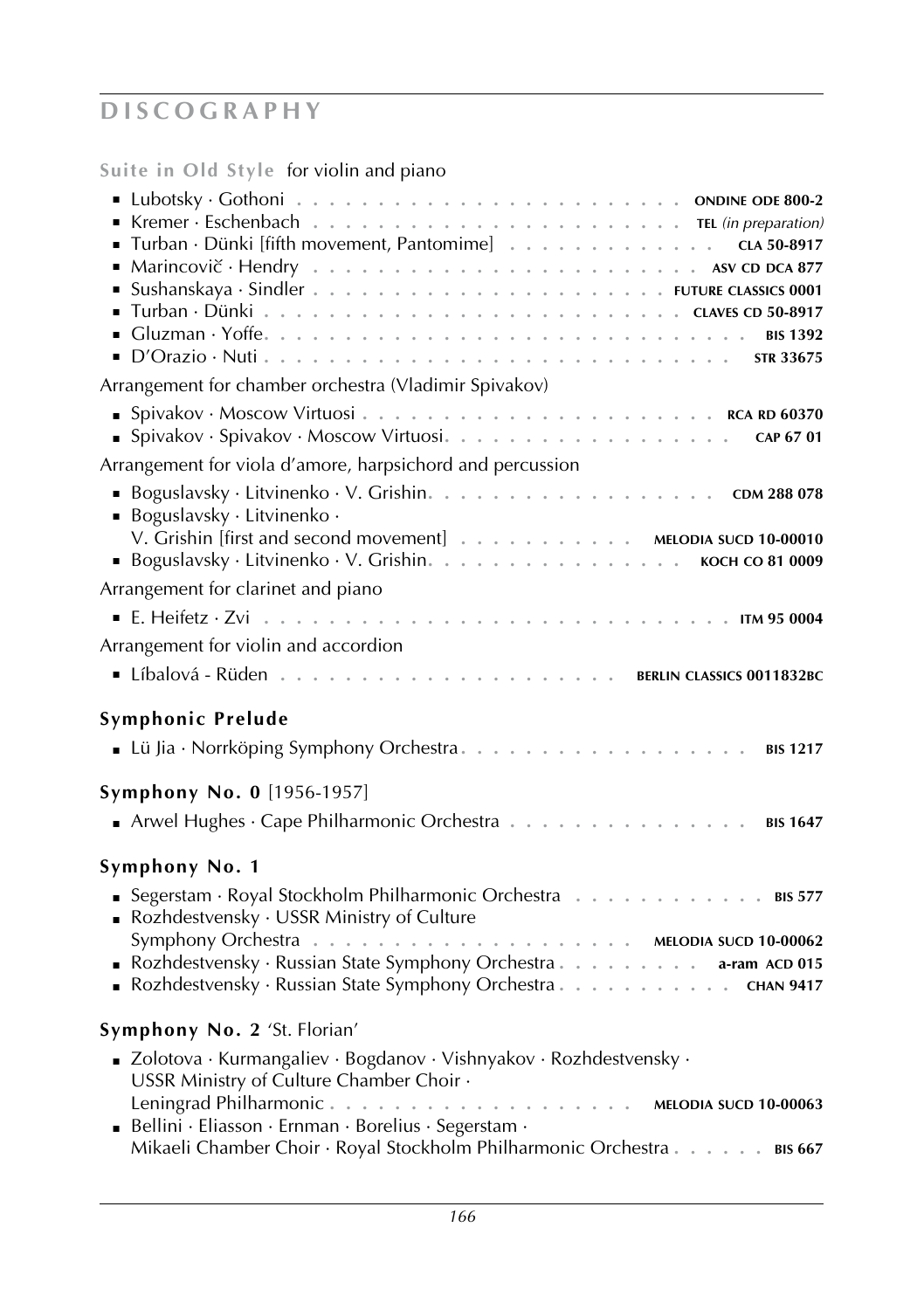# DISCOGRAPHY

**Suite in Old Style** for violin and piano

- Lubotsky · Gothoni . . . . . . . . . . . . . . . . . . . . . . . . ONDINE ODE 800-2
- Kremer · Eschenbach . . . . . . . . . . . . . . . . . . . . . . . TEL *(in preparation)*
- Turban · Dünki [fifth movement, Pantomime] . . . . . . . . . . . . CLA 50-8917
- Marincovič · Hendry . . . . . . . . . . . . . . . . . . . . . . . ASV CD DCA 877
- Sushanskaya · Sindler . . . . . . . . . . . . . . . . . . . . FUTURE CLASSICS 0001
- Turban · Dünki . . . . . . . . . . . . . . . . . . . . . . . . . CLAVES CD 50-8917
- Gluzman · Yoffe. . . . . . . . . . . . . . . . . . . . . . . . . . . BIS 1392
- D'Orazio · Nuti . . . . . . . . . . . . . . . . . . . . . . . . . . STR 33675

Arrangement for chamber orchestra (Vladimir Spivakov)

- Spivakov · Moscow Virtuosi . . . . . . . . . . . . . . . . . . . . . RCA RD 60370
- Spivakov · Spivakov · Moscow Virtuosi. . . . . . . . . . . . . . . . . . CAP 67 01

Arrangement for viola d'amore, harpsichord and percussion

- Boguslavsky · Litvinenko · V. Grishin. . . . . . . . . . . . . . . . . . CDM 288 078
- Boguslavsky · Litvinenko · V. Grishin [first and second movement] . . . . . . . . . . . MELODIA SUCD 10-00010
- Boguslavsky · Litvinenko · V. Grishin. . . . . . . . . . . . . . . . KOCH CO 81 0009

Arrangement for clarinet and piano

- E. Heifetz · Zvi . . . . . . . . . . . . . . . . . . . . . . . . . . . ITM 95 0004

Arrangement for violin and accordion

- Líbalová - Rüden . . . . . . . . . . . . . . . . . . . . BERLIN CLASSICS 0011832BC

**Symphonic Prelude**

- Lü Jia · Norrköping Symphony Orchestra. . . . . . . . . . . . . . . . . . BIS 1217

**Symphony No. 0** [1956-1957]

- Arwel Hughes · Cape Philharmonic Orchestra . . . . . . . . . . . . . . . BIS 1647

**Symphony No. 1**

- Segerstam · Royal Stockholm Philharmonic Orchestra . . . . . . . . . . . . BIS 577
- Rozhdestvensky · USSR Ministry of Culture Symphony Orchestra . . . . . . . . . . . . . . . . . . . MELODIA SUCD 10-00062
- Rozhdestvensky · Russian State Symphony Orchestra . . . . . . . . . . a-ram ACD 015
- Rozhdestvensky · Russian State Symphony Orchestra . . . . . . . . . . . . CHAN 9417

**Symphony No. 2** 'St. Florian'

- Zolotova · Kurmangaliev · Bogdanov · Vishnyakov · Rozhdestvensky · USSR Ministry of Culture Chamber Choir · Leningrad Philharmonic . . . . . . . . . . . . . . . . . . . MELODIA SUCD 10-00063
- Bellini · Eliasson · Ernman · Borelius · Segerstam · Mikaeli Chamber Choir · Royal Stockholm Philharmonic Orchestra . . . . . . BIS 667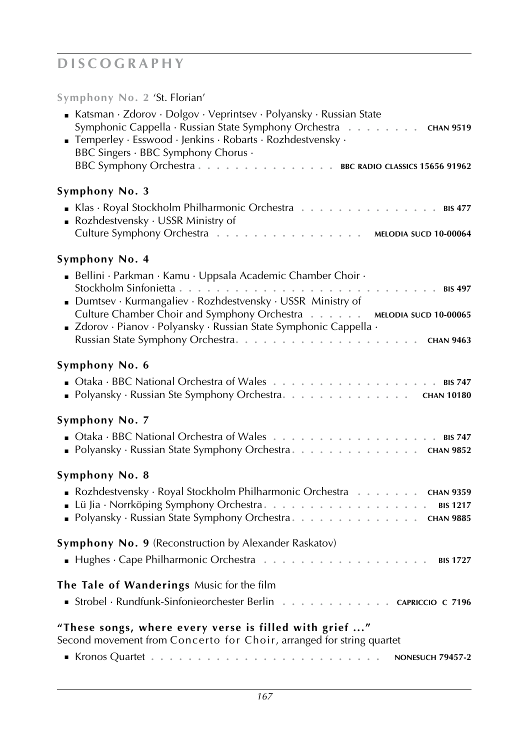# DISCOGRAPHY

**Symphony No. 2** 'St. Florian'

- Katsman · Zdorov · Dolgov · Veprintsev · Polyansky · Russian State Symphonic Cappella · Russian State Symphony Orchestra . . . . . . . . **CHAN 9519**
- Temperley · Esswood · Jenkins · Robarts · Rozhdestvensky · BBC Singers · BBC Symphony Chorus · BBC Symphony Orchestra . . . . . . . . . . . . . . . **BBC RADIO CLASSICS 15656 91962**

## Symphony No. 3

- Klas · Royal Stockholm Philharmonic Orchestra . . . . . . . . . . . . . . . **BIS 477**
- Rozhdestvensky · USSR Ministry of Culture Symphony Orchestra . . . . . . . . . . . . . . . **MELODIA SUCD 10-00064**

## Symphony No. 4

- Bellini · Parkman · Kamu · Uppsala Academic Chamber Choir · Stockholm Sinfonietta . . . . . . . . . . . . . . . . . . . . . . . . . . . **BIS 497**
- Dumtsev · Kurmangaliev · Rozhdestvensky · USSR Ministry of Culture Chamber Choir and Symphony Orchestra . . . . . . **MELODIA SUCD 10-00065**
- Zdorov · Pianov · Polyansky · Russian State Symphonic Cappella · Russian State Symphony Orchestra. . . . . . . . . . . . . . . . . . . **CHAN 9463**

## Symphony No. 6

- Otaka · BBC National Orchestra of Wales . . . . . . . . . . . . . . . . . . **BIS 747**
- Polyansky · Russian Ste Symphony Orchestra. . . . . . . . . . . . . . **CHAN 10180**

## Symphony No. 7

- Otaka · BBC National Orchestra of Wales . . . . . . . . . . . . . . . . . . **BIS 747**
- Polyansky · Russian State Symphony Orchestra. . . . . . . . . . . . . . **CHAN 9852**

## Symphony No. 8

- Rozhdestvensky · Royal Stockholm Philharmonic Orchestra . . . . . . . **CHAN 9359**
- Lü Jia · Norrköping Symphony Orchestra. . . . . . . . . . . . . . . . . . **BIS 1217**
- Polyansky · Russian State Symphony Orchestra. . . . . . . . . . . . . . **CHAN 9885**

**Symphony No. 9** (Reconstruction by Alexander Raskatov)

- Hughes · Cape Philharmonic Orchestra . . . . . . . . . . . . . . . . . . **BIS 1727**

**The Tale of Wanderings** Music for the film

- Strobel · Rundfunk-Sinfonieorchester Berlin . . . . . . . . . . . . **CAPRICCIO C 7196**

**"These songs, where every verse is filled with grief ..."**
Second movement from Concerto for Choir, arranged for string quartet

- Kronos Quartet . . . . . . . . . . . . . . . . . . . . . . . . **NONESUCH 79457-2**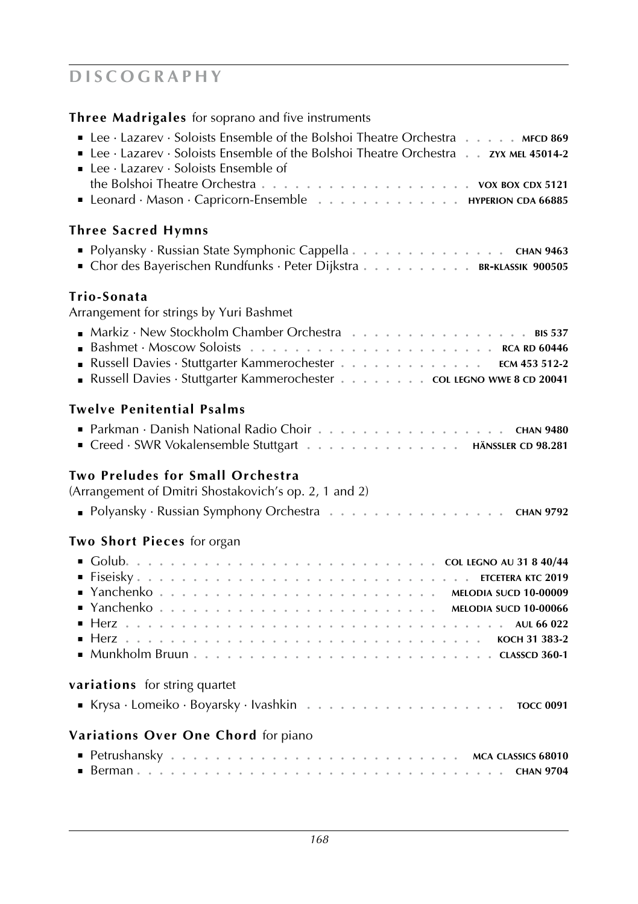# DISCOGRAPHY

### **Three Madrigals** for soprano and five instruments

- Lee · Lazarev · Soloists Ensemble of the Bolshoi Theatre Orchestra . . . . . **MFCD 869**
- Lee · Lazarev · Soloists Ensemble of the Bolshoi Theatre Orchestra . . **ZYX MEL 45014-2**
- Lee · Lazarev · Soloists Ensemble of the Bolshoi Theatre Orchestra . . . . . . . . . . . . . . . . . **VOX BOX CDX 5121**
- Leonard · Mason · Capricorn-Ensemble . . . . . . . . . . . . . **HYPERION CDA 66885**

### **Three Sacred Hymns**

- Polyansky · Russian State Symphonic Cappella . . . . . . . . . . . . . . **CHAN 9463**
- Chor des Bayerischen Rundfunks · Peter Dijkstra . . . . . . . . . . **BR-KLASSIK 900505**

### **Trio-Sonata**

Arrangement for strings by Yuri Bashmet

- Markiz · New Stockholm Chamber Orchestra . . . . . . . . . . . . . . . . **BIS 537**
- Bashmet · Moscow Soloists . . . . . . . . . . . . . . . . . . . . . **RCA RD 60446**
- Russell Davies · Stuttgarter Kammerochester . . . . . . . . . . . . **ECM 453 512-2**
- Russell Davies · Stuttgarter Kammerochester . . . . . . . . **COL LEGNO WWE 8 CD 20041**

### **Twelve Penitential Psalms**

- Parkman · Danish National Radio Choir . . . . . . . . . . . . . . . . . **CHAN 9480**
- Creed · SWR Vokalensemble Stuttgart . . . . . . . . . . . . . **HÄNSSLER CD 98.281**

### **Two Preludes for Small Orchestra**

(Arrangement of Dmitri Shostakovich's op. 2, 1 and 2)

- Polyansky · Russian Symphony Orchestra . . . . . . . . . . . . . . . . **CHAN 9792**

### **Two Short Pieces** for organ

- Golub. . . . . . . . . . . . . . . . . . . . . . . . . . **COL LEGNO AU 31 8 40/44**
- Fiseisky . . . . . . . . . . . . . . . . . . . . . . . . . . . . **ETCETERA KTC 2019**
- Yanchenko . . . . . . . . . . . . . . . . . . . . . . . **MELODIA SUCD 10-00009**
- Yanchenko . . . . . . . . . . . . . . . . . . . . . . . **MELODIA SUCD 10-00066**
- Herz . . . . . . . . . . . . . . . . . . . . . . . . . . . . . . . **AUL 66 022**
- Herz . . . . . . . . . . . . . . . . . . . . . . . . . . . . . **KOCH 31 383-2**
- Munkholm Bruun . . . . . . . . . . . . . . . . . . . . . . . . . **CLASSCD 360-1**

### **variations** for string quartet

- Krysa · Lomeiko · Boyarsky · Ivashkin . . . . . . . . . . . . . . . . . . **TOCC 0091**

### **Variations Over One Chord** for piano

- Petrushansky . . . . . . . . . . . . . . . . . . . . . . . . **MCA CLASSICS 68010**
- Berman . . . . . . . . . . . . . . . . . . . . . . . . . . . . . . . **CHAN 9704**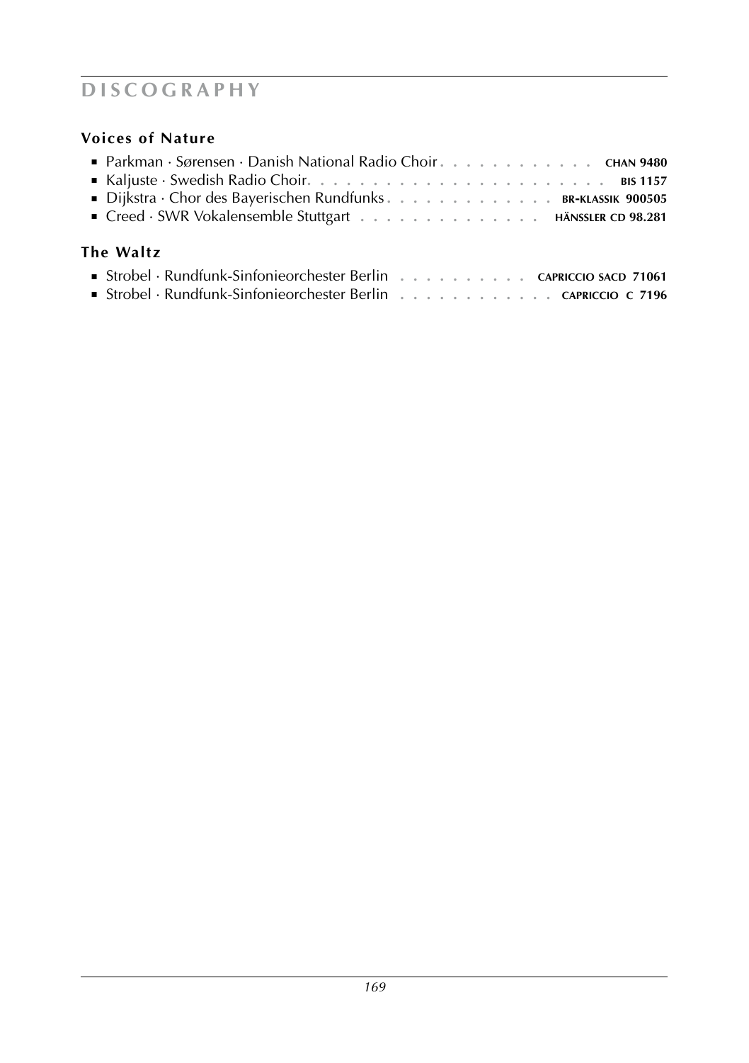# DISCOGRAPHY

### Voices of Nature

- Parkman · Sørensen · Danish National Radio Choir . . . . . . . . . . . . **CHAN 9480**
- Kaljuste · Swedish Radio Choir. . . . . . . . . . . . . . . . . . . . . . **BIS 1157**
- Dijkstra · Chor des Bayerischen Rundfunks . . . . . . . . . . . . . **BR-KLASSIK 900505**
- Creed · SWR Vokalensemble Stuttgart . . . . . . . . . . . . . . **HÄNSSLER CD 98.281**

### The Waltz

- Strobel · Rundfunk-Sinfonieorchester Berlin . . . . . . . . . . . **CAPRICCIO SACD 71061**
- Strobel · Rundfunk-Sinfonieorchester Berlin . . . . . . . . . . . . **CAPRICCIO C 7196**